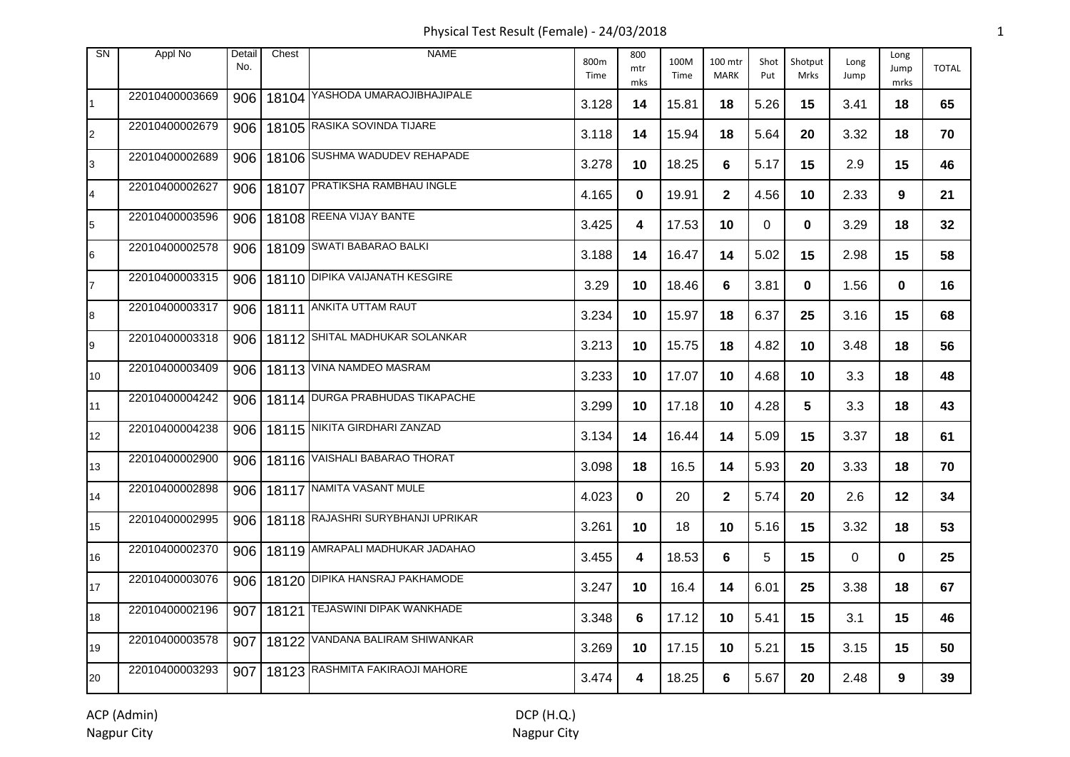# Physical Test Result (Female) - 24/03/2018

| SN | Appl No | Detail No. | Chest | NAME | 800m Time | 800 mtr mks | 100M Time | 100 mtr MARK | Shot Put | Shotput Mrks | Long Jump | Long Jump mrks | TOTAL |
|---|---|---|---|---|---|---|---|---|---|---|---|---|---|
| 1 | 22010400003669 | 906 | 18104 | YASHODA UMARAOJIBHAJIPALE | 3.128 | **14** | 15.81 | **18** | 5.26 | **15** | 3.41 | **18** | **65** |
| 2 | 22010400002679 | 906 | 18105 | RASIKA SOVINDA TIJARE | 3.118 | **14** | 15.94 | **18** | 5.64 | **20** | 3.32 | **18** | **70** |
| 3 | 22010400002689 | 906 | 18106 | SUSHMA WADUDEV REHAPADE | 3.278 | **10** | 18.25 | **6** | 5.17 | **15** | 2.9 | **15** | **46** |
| 4 | 22010400002627 | 906 | 18107 | PRATIKSHA RAMBHAU INGLE | 4.165 | **0** | 19.91 | **2** | 4.56 | **10** | 2.33 | **9** | **21** |
| 5 | 22010400003596 | 906 | 18108 | REENA VIJAY BANTE | 3.425 | **4** | 17.53 | **10** | 0 | **0** | 3.29 | **18** | **32** |
| 6 | 22010400002578 | 906 | 18109 | SWATI BABARAO BALKI | 3.188 | **14** | 16.47 | **14** | 5.02 | **15** | 2.98 | **15** | **58** |
| 7 | 22010400003315 | 906 | 18110 | DIPIKA VAIJANATH KESGIRE | 3.29 | **10** | 18.46 | **6** | 3.81 | **0** | 1.56 | **0** | **16** |
| 8 | 22010400003317 | 906 | 18111 | ANKITA UTTAM RAUT | 3.234 | **10** | 15.97 | **18** | 6.37 | **25** | 3.16 | **15** | **68** |
| 9 | 22010400003318 | 906 | 18112 | SHITAL MADHUKAR SOLANKAR | 3.213 | **10** | 15.75 | **18** | 4.82 | **10** | 3.48 | **18** | **56** |
| 10 | 22010400003409 | 906 | 18113 | VINA NAMDEO MASRAM | 3.233 | **10** | 17.07 | **10** | 4.68 | **10** | 3.3 | **18** | **48** |
| 11 | 22010400004242 | 906 | 18114 | DURGA PRABHUDAS TIKAPACHE | 3.299 | **10** | 17.18 | **10** | 4.28 | **5** | 3.3 | **18** | **43** |
| 12 | 22010400004238 | 906 | 18115 | NIKITA GIRDHARI ZANZAD | 3.134 | **14** | 16.44 | **14** | 5.09 | **15** | 3.37 | **18** | **61** |
| 13 | 22010400002900 | 906 | 18116 | VAISHALI BABARAO THORAT | 3.098 | **18** | 16.5 | **14** | 5.93 | **20** | 3.33 | **18** | **70** |
| 14 | 22010400002898 | 906 | 18117 | NAMITA VASANT MULE | 4.023 | **0** | 20 | **2** | 5.74 | **20** | 2.6 | **12** | **34** |
| 15 | 22010400002995 | 906 | 18118 | RAJASHRI SURYBHANJI UPRIKAR | 3.261 | **10** | 18 | **10** | 5.16 | **15** | 3.32 | **18** | **53** |
| 16 | 22010400002370 | 906 | 18119 | AMRAPALI MADHUKAR JADAHAO | 3.455 | **4** | 18.53 | **6** | 5 | **15** | 0 | **0** | **25** |
| 17 | 22010400003076 | 906 | 18120 | DIPIKA HANSRAJ PAKHAMODE | 3.247 | **10** | 16.4 | **14** | 6.01 | **25** | 3.38 | **18** | **67** |
| 18 | 22010400002196 | 907 | 18121 | TEJASWINI DIPAK WANKHADE | 3.348 | **6** | 17.12 | **10** | 5.41 | **15** | 3.1 | **15** | **46** |
| 19 | 22010400003578 | 907 | 18122 | VANDANA BALIRAM SHIWANKAR | 3.269 | **10** | 17.15 | **10** | 5.21 | **15** | 3.15 | **15** | **50** |
| 20 | 22010400003293 | 907 | 18123 | RASHMITA FAKIRAOJI MAHORE | 3.474 | **4** | 18.25 | **6** | 5.67 | **20** | 2.48 | **9** | **39** |

ACP (Admin)
Nagpur City

DCP (H.Q.)
Nagpur City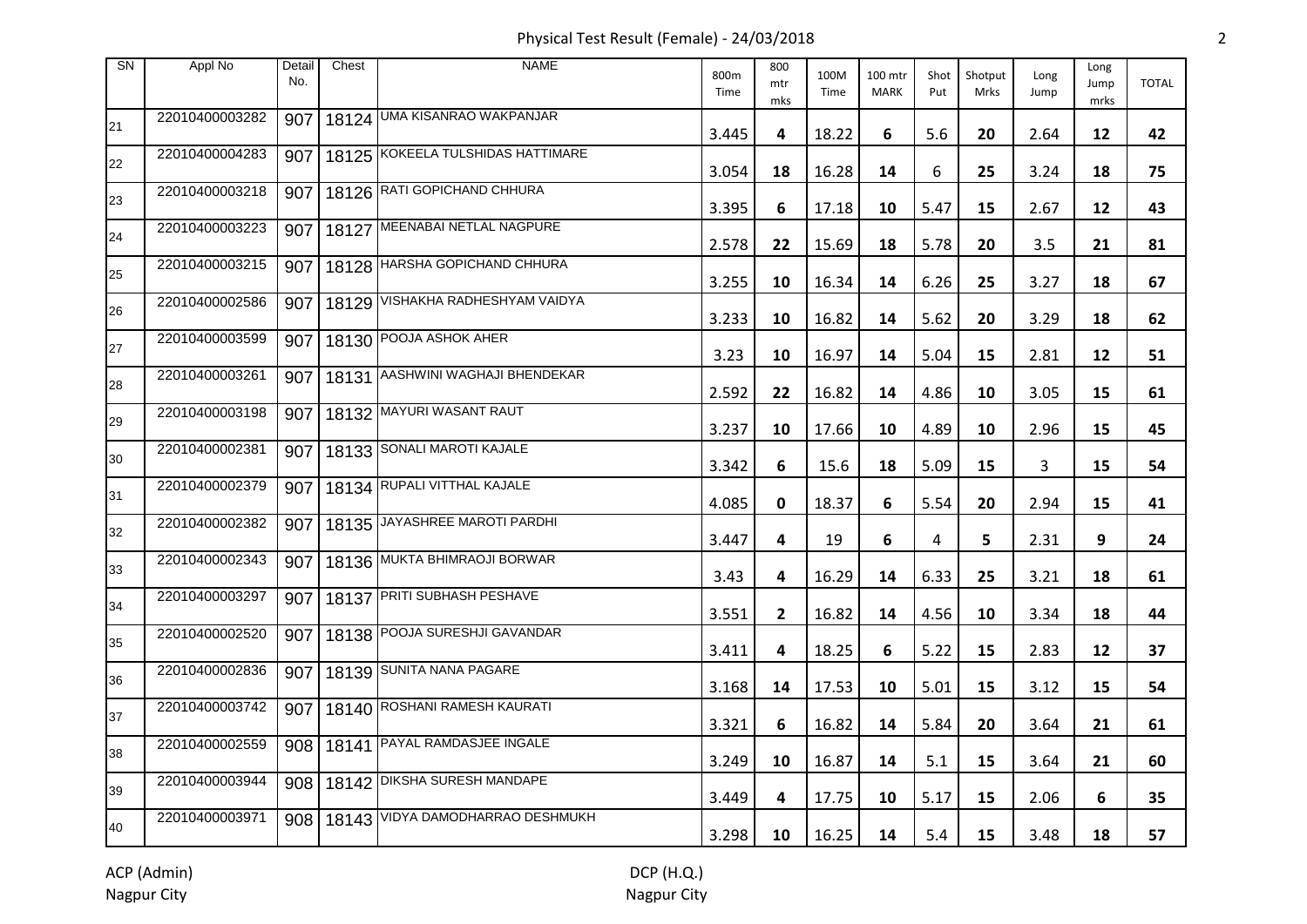# Physical Test Result (Female) - 24/03/2018

| SN | Appl No | Detail No. | Chest | NAME | 800m Time | 800 mtr mks | 100M Time | 100 mtr MARK | Shot Put | Shotput Mrks | Long Jump | Long Jump mrks | TOTAL |
|---|---|---|---|---|---|---|---|---|---|---|---|---|---|
| 21 | 22010400003282 | 907 | 18124 | UMA KISANRAO WAKPANJAR | 3.445 | 4 | 18.22 | 6 | 5.6 | 20 | 2.64 | 12 | 42 |
| 22 | 22010400004283 | 907 | 18125 | KOKEELA TULSHIDAS HATTIMARE | 3.054 | 18 | 16.28 | 14 | 6 | 25 | 3.24 | 18 | 75 |
| 23 | 22010400003218 | 907 | 18126 | RATI GOPICHAND CHHURA | 3.395 | 6 | 17.18 | 10 | 5.47 | 15 | 2.67 | 12 | 43 |
| 24 | 22010400003223 | 907 | 18127 | MEENABAI NETLAL NAGPURE | 2.578 | 22 | 15.69 | 18 | 5.78 | 20 | 3.5 | 21 | 81 |
| 25 | 22010400003215 | 907 | 18128 | HARSHA GOPICHAND CHHURA | 3.255 | 10 | 16.34 | 14 | 6.26 | 25 | 3.27 | 18 | 67 |
| 26 | 22010400002586 | 907 | 18129 | VISHAKHA RADHESHYAM VAIDYA | 3.233 | 10 | 16.82 | 14 | 5.62 | 20 | 3.29 | 18 | 62 |
| 27 | 22010400003599 | 907 | 18130 | POOJA ASHOK AHER | 3.23 | 10 | 16.97 | 14 | 5.04 | 15 | 2.81 | 12 | 51 |
| 28 | 22010400003261 | 907 | 18131 | AASHWINI WAGHAJI BHENDEKAR | 2.592 | 22 | 16.82 | 14 | 4.86 | 10 | 3.05 | 15 | 61 |
| 29 | 22010400003198 | 907 | 18132 | MAYURI WASANT RAUT | 3.237 | 10 | 17.66 | 10 | 4.89 | 10 | 2.96 | 15 | 45 |
| 30 | 22010400002381 | 907 | 18133 | SONALI MAROTI KAJALE | 3.342 | 6 | 15.6 | 18 | 5.09 | 15 | 3 | 15 | 54 |
| 31 | 22010400002379 | 907 | 18134 | RUPALI VITTHAL KAJALE | 4.085 | 0 | 18.37 | 6 | 5.54 | 20 | 2.94 | 15 | 41 |
| 32 | 22010400002382 | 907 | 18135 | JAYASHREE MAROTI PARDHI | 3.447 | 4 | 19 | 6 | 4 | 5 | 2.31 | 9 | 24 |
| 33 | 22010400002343 | 907 | 18136 | MUKTA BHIMRAOJI BORWAR | 3.43 | 4 | 16.29 | 14 | 6.33 | 25 | 3.21 | 18 | 61 |
| 34 | 22010400003297 | 907 | 18137 | PRITI SUBHASH PESHAVE | 3.551 | 2 | 16.82 | 14 | 4.56 | 10 | 3.34 | 18 | 44 |
| 35 | 22010400002520 | 907 | 18138 | POOJA SURESHJI GAVANDAR | 3.411 | 4 | 18.25 | 6 | 5.22 | 15 | 2.83 | 12 | 37 |
| 36 | 22010400002836 | 907 | 18139 | SUNITA NANA PAGARE | 3.168 | 14 | 17.53 | 10 | 5.01 | 15 | 3.12 | 15 | 54 |
| 37 | 22010400003742 | 907 | 18140 | ROSHANI RAMESH KAURATI | 3.321 | 6 | 16.82 | 14 | 5.84 | 20 | 3.64 | 21 | 61 |
| 38 | 22010400002559 | 908 | 18141 | PAYAL RAMDASJEE INGALE | 3.249 | 10 | 16.87 | 14 | 5.1 | 15 | 3.64 | 21 | 60 |
| 39 | 22010400003944 | 908 | 18142 | DIKSHA SURESH MANDAPE | 3.449 | 4 | 17.75 | 10 | 5.17 | 15 | 2.06 | 6 | 35 |
| 40 | 22010400003971 | 908 | 18143 | VIDYA DAMODHARRAO DESHMUKH | 3.298 | 10 | 16.25 | 14 | 5.4 | 15 | 3.48 | 18 | 57 |

ACP (Admin)
Nagpur City

DCP (H.Q.)
Nagpur City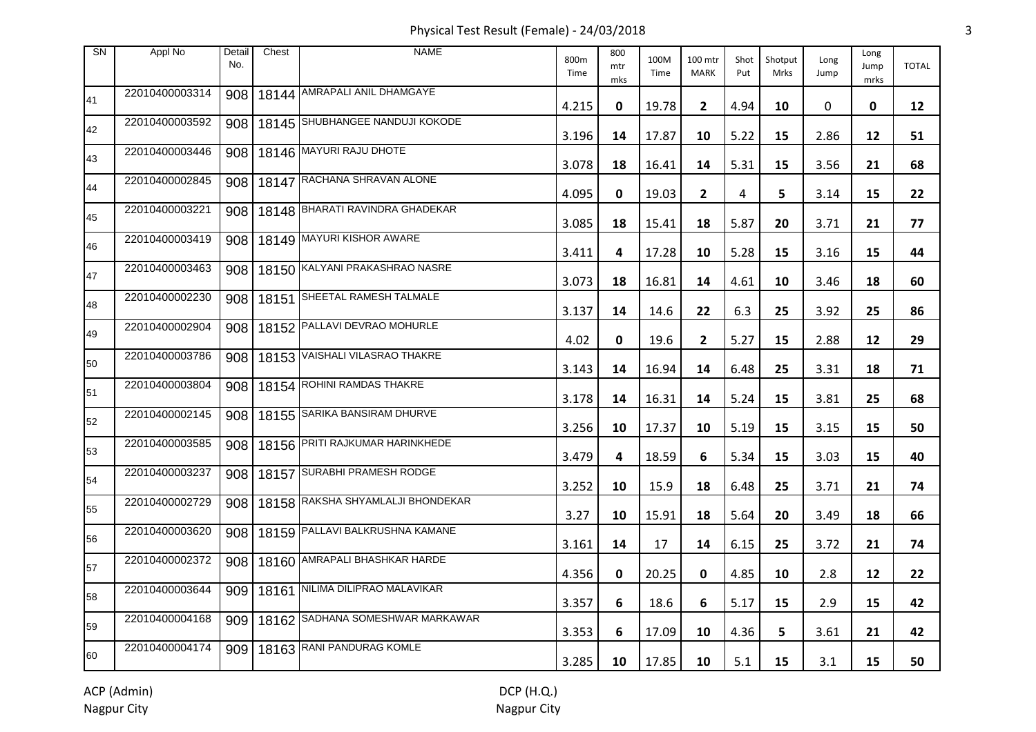# Physical Test Result (Female) - 24/03/2018

| SN | Appl No | Detail No. | Chest | NAME | 800m Time | 800 mtr mks | 100M Time | 100 mtr MARK | Shot Put | Shotput Mrks | Long Jump | Long Jump mrks | TOTAL |
|---|---|---|---|---|---|---|---|---|---|---|---|---|---|
| 41 | 22010400003314 | 908 | 18144 | AMRAPALI ANIL DHAMGAYE | 4.215 | 0 | 19.78 | 2 | 4.94 | 10 | 0 | 0 | 12 |
| 42 | 22010400003592 | 908 | 18145 | SHUBHANGEE NANDUJI KOKODE | 3.196 | 14 | 17.87 | 10 | 5.22 | 15 | 2.86 | 12 | 51 |
| 43 | 22010400003446 | 908 | 18146 | MAYURI RAJU DHOTE | 3.078 | 18 | 16.41 | 14 | 5.31 | 15 | 3.56 | 21 | 68 |
| 44 | 22010400002845 | 908 | 18147 | RACHANA SHRAVAN ALONE | 4.095 | 0 | 19.03 | 2 | 4 | 5 | 3.14 | 15 | 22 |
| 45 | 22010400003221 | 908 | 18148 | BHARATI RAVINDRA GHADEKAR | 3.085 | 18 | 15.41 | 18 | 5.87 | 20 | 3.71 | 21 | 77 |
| 46 | 22010400003419 | 908 | 18149 | MAYURI KISHOR AWARE | 3.411 | 4 | 17.28 | 10 | 5.28 | 15 | 3.16 | 15 | 44 |
| 47 | 22010400003463 | 908 | 18150 | KALYANI PRAKASHRAO NASRE | 3.073 | 18 | 16.81 | 14 | 4.61 | 10 | 3.46 | 18 | 60 |
| 48 | 22010400002230 | 908 | 18151 | SHEETAL RAMESH TALMALE | 3.137 | 14 | 14.6 | 22 | 6.3 | 25 | 3.92 | 25 | 86 |
| 49 | 22010400002904 | 908 | 18152 | PALLAVI DEVRAO MOHURLE | 4.02 | 0 | 19.6 | 2 | 5.27 | 15 | 2.88 | 12 | 29 |
| 50 | 22010400003786 | 908 | 18153 | VAISHALI VILASRAO THAKRE | 3.143 | 14 | 16.94 | 14 | 6.48 | 25 | 3.31 | 18 | 71 |
| 51 | 22010400003804 | 908 | 18154 | ROHINI RAMDAS THAKRE | 3.178 | 14 | 16.31 | 14 | 5.24 | 15 | 3.81 | 25 | 68 |
| 52 | 22010400002145 | 908 | 18155 | SARIKA BANSIRAM DHURVE | 3.256 | 10 | 17.37 | 10 | 5.19 | 15 | 3.15 | 15 | 50 |
| 53 | 22010400003585 | 908 | 18156 | PRITI RAJKUMAR HARINKHEDE | 3.479 | 4 | 18.59 | 6 | 5.34 | 15 | 3.03 | 15 | 40 |
| 54 | 22010400003237 | 908 | 18157 | SURABHI PRAMESH RODGE | 3.252 | 10 | 15.9 | 18 | 6.48 | 25 | 3.71 | 21 | 74 |
| 55 | 22010400002729 | 908 | 18158 | RAKSHA SHYAMLALJI BHONDEKAR | 3.27 | 10 | 15.91 | 18 | 5.64 | 20 | 3.49 | 18 | 66 |
| 56 | 22010400003620 | 908 | 18159 | PALLAVI BALKRUSHNA KAMANE | 3.161 | 14 | 17 | 14 | 6.15 | 25 | 3.72 | 21 | 74 |
| 57 | 22010400002372 | 908 | 18160 | AMRAPALI BHASHKAR HARDE | 4.356 | 0 | 20.25 | 0 | 4.85 | 10 | 2.8 | 12 | 22 |
| 58 | 22010400003644 | 909 | 18161 | NILIMA DILIPRAO MALAVIKAR | 3.357 | 6 | 18.6 | 6 | 5.17 | 15 | 2.9 | 15 | 42 |
| 59 | 22010400004168 | 909 | 18162 | SADHANA SOMESHWAR MARKAWAR | 3.353 | 6 | 17.09 | 10 | 4.36 | 5 | 3.61 | 21 | 42 |
| 60 | 22010400004174 | 909 | 18163 | RANI PANDURAG KOMLE | 3.285 | 10 | 17.85 | 10 | 5.1 | 15 | 3.1 | 15 | 50 |

ACP (Admin)
Nagpur City

DCP (H.Q.)
Nagpur City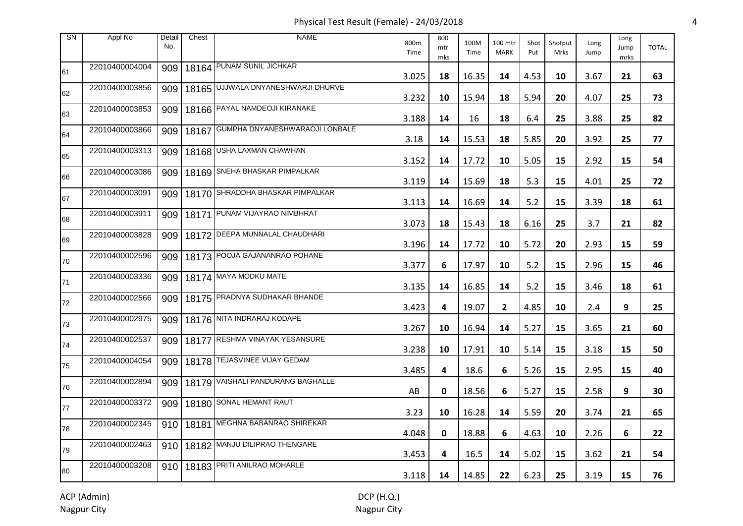Physical Test Result (Female) - 24/03/2018

| SN | Appl No | Detail No. | Chest | NAME | 800m Time | 800 mtr mks | 100M Time | 100 mtr MARK | Shot Put | Shotput Mrks | Long Jump | Long Jump mrks | TOTAL |
|---|---|---|---|---|---|---|---|---|---|---|---|---|---|
| 61 | 22010400004004 | 909 | 18164 | PUNAM SUNIL JICHKAR | 3.025 | 18 | 16.35 | 14 | 4.53 | 10 | 3.67 | 21 | 63 |
| 62 | 22010400003856 | 909 | 18165 | UJJWALA DNYANESHWARJI DHURVE | 3.232 | 10 | 15.94 | 18 | 5.94 | 20 | 4.07 | 25 | 73 |
| 63 | 22010400003853 | 909 | 18166 | PAYAL NAMDEOJI KIRANAKE | 3.188 | 14 | 16 | 18 | 6.4 | 25 | 3.88 | 25 | 82 |
| 64 | 22010400003866 | 909 | 18167 | GUMPHA DNYANESHWARAOJI LONBALE | 3.18 | 14 | 15.53 | 18 | 5.85 | 20 | 3.92 | 25 | 77 |
| 65 | 22010400003313 | 909 | 18168 | USHA LAXMAN CHAWHAN | 3.152 | 14 | 17.72 | 10 | 5.05 | 15 | 2.92 | 15 | 54 |
| 66 | 22010400003086 | 909 | 18169 | SNEHA BHASKAR PIMPALKAR | 3.119 | 14 | 15.69 | 18 | 5.3 | 15 | 4.01 | 25 | 72 |
| 67 | 22010400003091 | 909 | 18170 | SHRADDHA BHASKAR PIMPALKAR | 3.113 | 14 | 16.69 | 14 | 5.2 | 15 | 3.39 | 18 | 61 |
| 68 | 22010400003911 | 909 | 18171 | PUNAM VIJAYRAO NIMBHRAT | 3.073 | 18 | 15.43 | 18 | 6.16 | 25 | 3.7 | 21 | 82 |
| 69 | 22010400003828 | 909 | 18172 | DEEPA MUNNALAL CHAUDHARI | 3.196 | 14 | 17.72 | 10 | 5.72 | 20 | 2.93 | 15 | 59 |
| 70 | 22010400002596 | 909 | 18173 | POOJA GAJANANRAO POHANE | 3.377 | 6 | 17.97 | 10 | 5.2 | 15 | 2.96 | 15 | 46 |
| 71 | 22010400003336 | 909 | 18174 | MAYA MODKU MATE | 3.135 | 14 | 16.85 | 14 | 5.2 | 15 | 3.46 | 18 | 61 |
| 72 | 22010400002566 | 909 | 18175 | PRADNYA SUDHAKAR BHANDE | 3.423 | 4 | 19.07 | 2 | 4.85 | 10 | 2.4 | 9 | 25 |
| 73 | 22010400002975 | 909 | 18176 | NITA INDRARAJ KODAPE | 3.267 | 10 | 16.94 | 14 | 5.27 | 15 | 3.65 | 21 | 60 |
| 74 | 22010400002537 | 909 | 18177 | RESHMA VINAYAK YESANSURE | 3.238 | 10 | 17.91 | 10 | 5.14 | 15 | 3.18 | 15 | 50 |
| 75 | 22010400004054 | 909 | 18178 | TEJASVINEE VIJAY GEDAM | 3.485 | 4 | 18.6 | 6 | 5.26 | 15 | 2.95 | 15 | 40 |
| 76 | 22010400002894 | 909 | 18179 | VAISHALI PANDURANG BAGHALLE | AB | 0 | 18.56 | 6 | 5.27 | 15 | 2.58 | 9 | 30 |
| 77 | 22010400003372 | 909 | 18180 | SONAL HEMANT RAUT | 3.23 | 10 | 16.28 | 14 | 5.59 | 20 | 3.74 | 21 | 65 |
| 78 | 22010400002345 | 910 | 18181 | MEGHNA BABANRAO SHIREKAR | 4.048 | 0 | 18.88 | 6 | 4.63 | 10 | 2.26 | 6 | 22 |
| 79 | 22010400002463 | 910 | 18182 | MANJU DILIPRAO THENGARE | 3.453 | 4 | 16.5 | 14 | 5.02 | 15 | 3.62 | 21 | 54 |
| 80 | 22010400003208 | 910 | 18183 | PRITI ANILRAO MOHARLE | 3.118 | 14 | 14.85 | 22 | 6.23 | 25 | 3.19 | 15 | 76 |

ACP (Admin)
Nagpur City

DCP (H.Q.)
Nagpur City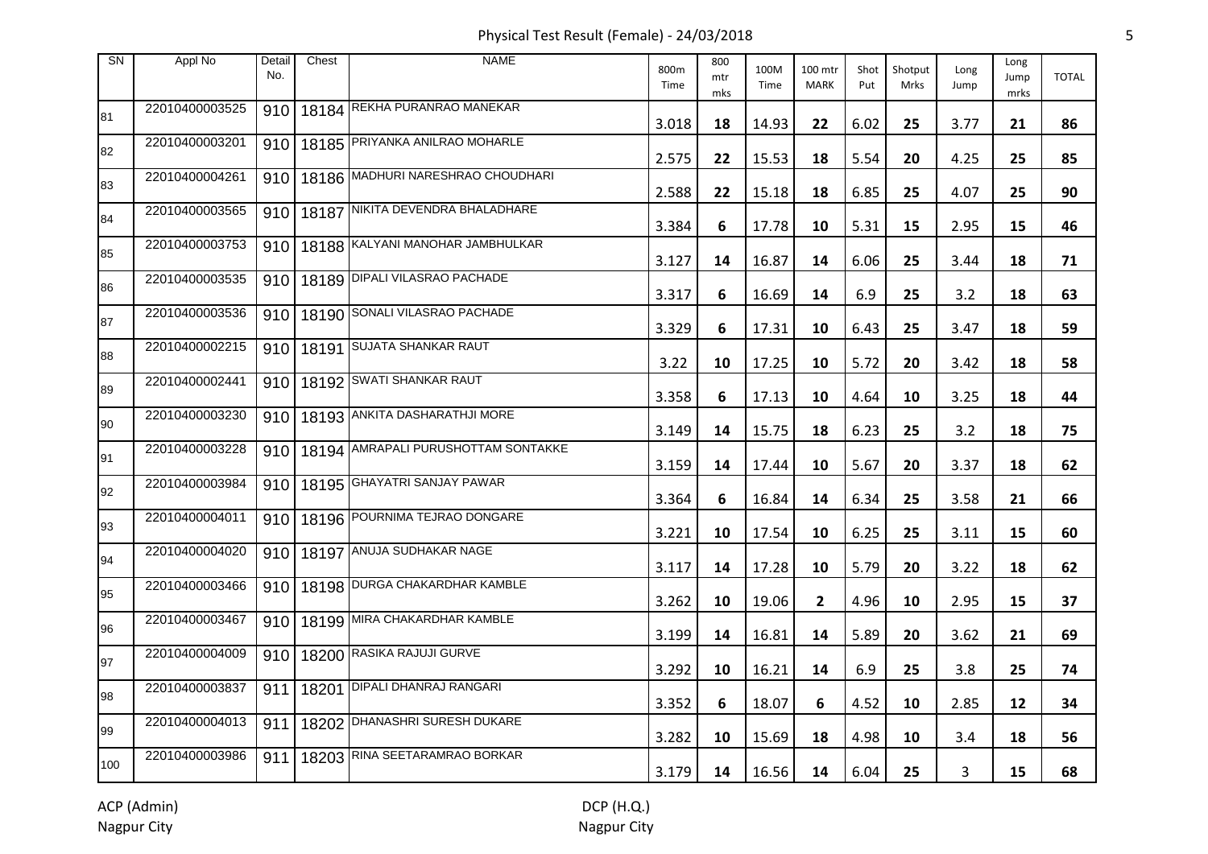Physical Test Result (Female) - 24/03/2018

| SN | Appl No | Detail No. | Chest | NAME | 800m Time | 800 mtr mks | 100M Time | 100 mtr MARK | Shot Put | Shotput Mrks | Long Jump | Long Jump mrks | TOTAL |
|---|---|---|---|---|---|---|---|---|---|---|---|---|---|
| 81 | 22010400003525 | 910 | 18184 | REKHA PURANRAO MANEKAR | 3.018 | **18** | 14.93 | **22** | 6.02 | **25** | 3.77 | **21** | **86** |
| 82 | 22010400003201 | 910 | 18185 | PRIYANKA ANILRAO MOHARLE | 2.575 | **22** | 15.53 | **18** | 5.54 | **20** | 4.25 | **25** | **85** |
| 83 | 22010400004261 | 910 | 18186 | MADHURI NARESHRAO CHOUDHARI | 2.588 | **22** | 15.18 | **18** | 6.85 | **25** | 4.07 | **25** | **90** |
| 84 | 22010400003565 | 910 | 18187 | NIKITA DEVENDRA BHALADHARE | 3.384 | **6** | 17.78 | **10** | 5.31 | **15** | 2.95 | **15** | **46** |
| 85 | 22010400003753 | 910 | 18188 | KALYANI MANOHAR JAMBHULKAR | 3.127 | **14** | 16.87 | **14** | 6.06 | **25** | 3.44 | **18** | **71** |
| 86 | 22010400003535 | 910 | 18189 | DIPALI VILASRAO PACHADE | 3.317 | **6** | 16.69 | **14** | 6.9 | **25** | 3.2 | **18** | **63** |
| 87 | 22010400003536 | 910 | 18190 | SONALI VILASRAO PACHADE | 3.329 | **6** | 17.31 | **10** | 6.43 | **25** | 3.47 | **18** | **59** |
| 88 | 22010400002215 | 910 | 18191 | SUJATA SHANKAR RAUT | 3.22 | **10** | 17.25 | **10** | 5.72 | **20** | 3.42 | **18** | **58** |
| 89 | 22010400002441 | 910 | 18192 | SWATI SHANKAR RAUT | 3.358 | **6** | 17.13 | **10** | 4.64 | **10** | 3.25 | **18** | **44** |
| 90 | 22010400003230 | 910 | 18193 | ANKITA DASHARATHJI MORE | 3.149 | **14** | 15.75 | **18** | 6.23 | **25** | 3.2 | **18** | **75** |
| 91 | 22010400003228 | 910 | 18194 | AMRAPALI PURUSHOTTAM SONTAKKE | 3.159 | **14** | 17.44 | **10** | 5.67 | **20** | 3.37 | **18** | **62** |
| 92 | 22010400003984 | 910 | 18195 | GHAYATRI SANJAY PAWAR | 3.364 | **6** | 16.84 | **14** | 6.34 | **25** | 3.58 | **21** | **66** |
| 93 | 22010400004011 | 910 | 18196 | POURNIMA TEJRAO DONGARE | 3.221 | **10** | 17.54 | **10** | 6.25 | **25** | 3.11 | **15** | **60** |
| 94 | 22010400004020 | 910 | 18197 | ANUJA SUDHAKAR NAGE | 3.117 | **14** | 17.28 | **10** | 5.79 | **20** | 3.22 | **18** | **62** |
| 95 | 22010400003466 | 910 | 18198 | DURGA CHAKARDHAR KAMBLE | 3.262 | **10** | 19.06 | **2** | 4.96 | **10** | 2.95 | **15** | **37** |
| 96 | 22010400003467 | 910 | 18199 | MIRA CHAKARDHAR KAMBLE | 3.199 | **14** | 16.81 | **14** | 5.89 | **20** | 3.62 | **21** | **69** |
| 97 | 22010400004009 | 910 | 18200 | RASIKA RAJUJI GURVE | 3.292 | **10** | 16.21 | **14** | 6.9 | **25** | 3.8 | **25** | **74** |
| 98 | 22010400003837 | 911 | 18201 | DIPALI DHANRAJ RANGARI | 3.352 | **6** | 18.07 | **6** | 4.52 | **10** | 2.85 | **12** | **34** |
| 99 | 22010400004013 | 911 | 18202 | DHANASHRI SURESH DUKARE | 3.282 | **10** | 15.69 | **18** | 4.98 | **10** | 3.4 | **18** | **56** |
| 100 | 22010400003986 | 911 | 18203 | RINA SEETARAMRAO BORKAR | 3.179 | **14** | 16.56 | **14** | 6.04 | **25** | 3 | **15** | **68** |

ACP (Admin)
Nagpur City

DCP (H.Q.)
Nagpur City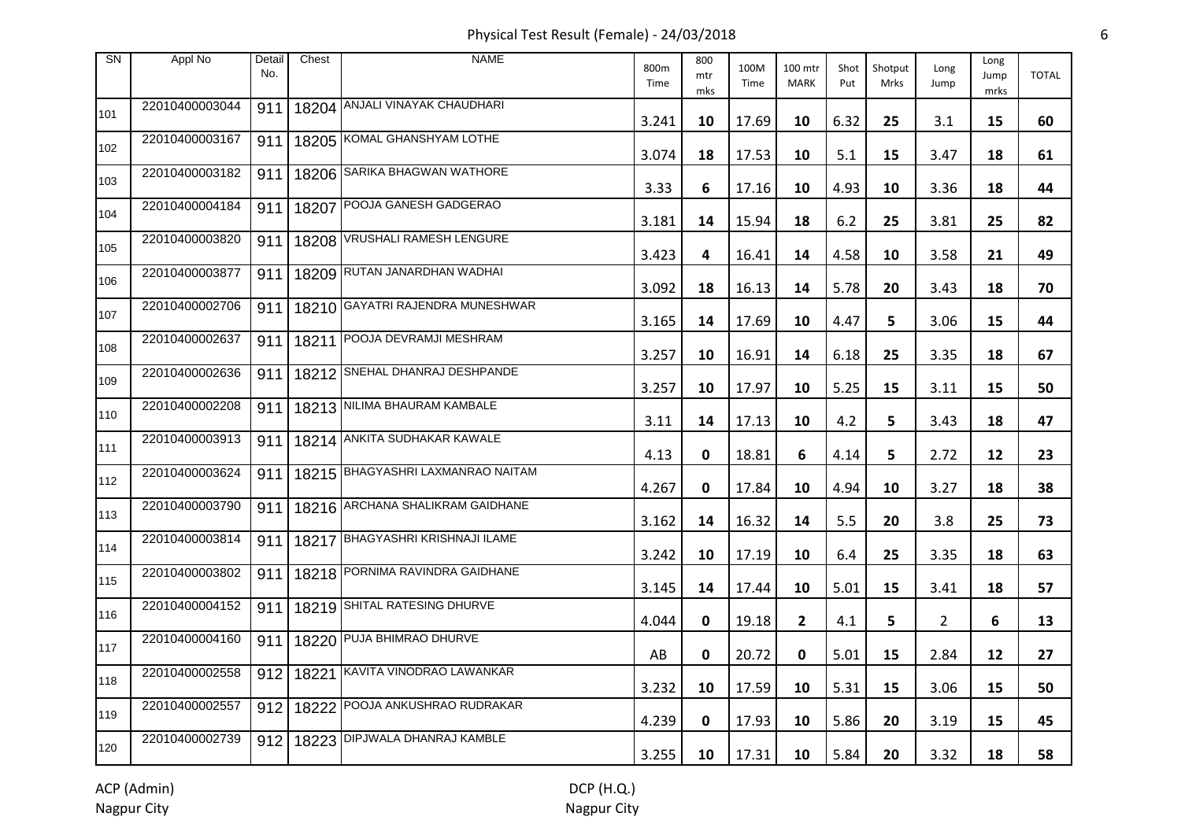# Physical Test Result (Female) - 24/03/2018

| SN | Appl No | Detail No. | Chest | NAME | 800m Time | 800 mtr mks | 100M Time | 100 mtr MARK | Shot Put | Shotput Mrks | Long Jump | Long Jump mrks | TOTAL |
|---|---|---|---|---|---|---|---|---|---|---|---|---|---|
| 101 | 22010400003044 | 911 | 18204 | ANJALI VINAYAK CHAUDHARI | 3.241 | 10 | 17.69 | 10 | 6.32 | 25 | 3.1 | 15 | 60 |
| 102 | 22010400003167 | 911 | 18205 | KOMAL GHANSHYAM LOTHE | 3.074 | 18 | 17.53 | 10 | 5.1 | 15 | 3.47 | 18 | 61 |
| 103 | 22010400003182 | 911 | 18206 | SARIKA BHAGWAN WATHORE | 3.33 | 6 | 17.16 | 10 | 4.93 | 10 | 3.36 | 18 | 44 |
| 104 | 22010400004184 | 911 | 18207 | POOJA GANESH GADGERAO | 3.181 | 14 | 15.94 | 18 | 6.2 | 25 | 3.81 | 25 | 82 |
| 105 | 22010400003820 | 911 | 18208 | VRUSHALI RAMESH LENGURE | 3.423 | 4 | 16.41 | 14 | 4.58 | 10 | 3.58 | 21 | 49 |
| 106 | 22010400003877 | 911 | 18209 | RUTAN JANARDHAN WADHAI | 3.092 | 18 | 16.13 | 14 | 5.78 | 20 | 3.43 | 18 | 70 |
| 107 | 22010400002706 | 911 | 18210 | GAYATRI RAJENDRA MUNESHWAR | 3.165 | 14 | 17.69 | 10 | 4.47 | 5 | 3.06 | 15 | 44 |
| 108 | 22010400002637 | 911 | 18211 | POOJA DEVRAMJI MESHRAM | 3.257 | 10 | 16.91 | 14 | 6.18 | 25 | 3.35 | 18 | 67 |
| 109 | 22010400002636 | 911 | 18212 | SNEHAL DHANRAJ DESHPANDE | 3.257 | 10 | 17.97 | 10 | 5.25 | 15 | 3.11 | 15 | 50 |
| 110 | 22010400002208 | 911 | 18213 | NILIMA BHAURAM KAMBALE | 3.11 | 14 | 17.13 | 10 | 4.2 | 5 | 3.43 | 18 | 47 |
| 111 | 22010400003913 | 911 | 18214 | ANKITA SUDHAKAR KAWALE | 4.13 | 0 | 18.81 | 6 | 4.14 | 5 | 2.72 | 12 | 23 |
| 112 | 22010400003624 | 911 | 18215 | BHAGYASHRI LAXMANRAO NAITAM | 4.267 | 0 | 17.84 | 10 | 4.94 | 10 | 3.27 | 18 | 38 |
| 113 | 22010400003790 | 911 | 18216 | ARCHANA SHALIKRAM GAIDHANE | 3.162 | 14 | 16.32 | 14 | 5.5 | 20 | 3.8 | 25 | 73 |
| 114 | 22010400003814 | 911 | 18217 | BHAGYASHRI KRISHNAJI ILAME | 3.242 | 10 | 17.19 | 10 | 6.4 | 25 | 3.35 | 18 | 63 |
| 115 | 22010400003802 | 911 | 18218 | PORNIMA RAVINDRA GAIDHANE | 3.145 | 14 | 17.44 | 10 | 5.01 | 15 | 3.41 | 18 | 57 |
| 116 | 22010400004152 | 911 | 18219 | SHITAL RATESING DHURVE | 4.044 | 0 | 19.18 | 2 | 4.1 | 5 | 2 | 6 | 13 |
| 117 | 22010400004160 | 911 | 18220 | PUJA BHIMRAO DHURVE | AB | 0 | 20.72 | 0 | 5.01 | 15 | 2.84 | 12 | 27 |
| 118 | 22010400002558 | 912 | 18221 | KAVITA VINODRAO LAWANKAR | 3.232 | 10 | 17.59 | 10 | 5.31 | 15 | 3.06 | 15 | 50 |
| 119 | 22010400002557 | 912 | 18222 | POOJA ANKUSHRAO RUDRAKAR | 4.239 | 0 | 17.93 | 10 | 5.86 | 20 | 3.19 | 15 | 45 |
| 120 | 22010400002739 | 912 | 18223 | DIPJWALA DHANRAJ KAMBLE | 3.255 | 10 | 17.31 | 10 | 5.84 | 20 | 3.32 | 18 | 58 |

ACP (Admin)
Nagpur City

DCP (H.Q.)
Nagpur City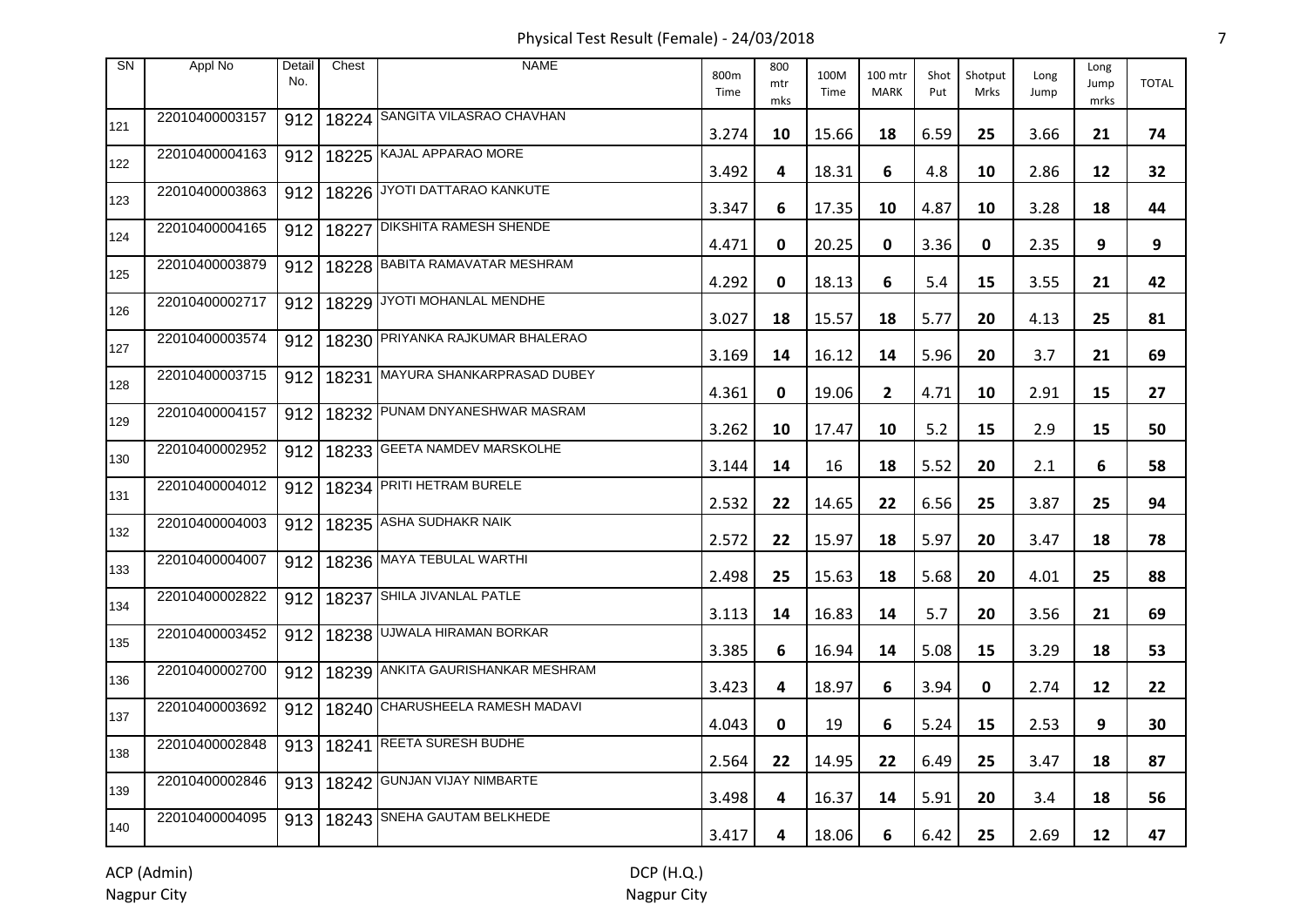# Physical Test Result (Female) - 24/03/2018

| SN | Appl No | Detail No. | Chest | NAME | 800m Time | 800 mtr mks | 100M Time | 100 mtr MARK | Shot Put | Shotput Mrks | Long Jump | Long Jump mrks | TOTAL |
|---|---|---|---|---|---|---|---|---|---|---|---|---|---|
| 121 | 22010400003157 | 912 | 18224 | SANGITA VILASRAO CHAVHAN | 3.274 | 10 | 15.66 | 18 | 6.59 | 25 | 3.66 | 21 | 74 |
| 122 | 22010400004163 | 912 | 18225 | KAJAL APPARAO MORE | 3.492 | 4 | 18.31 | 6 | 4.8 | 10 | 2.86 | 12 | 32 |
| 123 | 22010400003863 | 912 | 18226 | JYOTI DATTARAO KANKUTE | 3.347 | 6 | 17.35 | 10 | 4.87 | 10 | 3.28 | 18 | 44 |
| 124 | 22010400004165 | 912 | 18227 | DIKSHITA RAMESH SHENDE | 4.471 | 0 | 20.25 | 0 | 3.36 | 0 | 2.35 | 9 | 9 |
| 125 | 22010400003879 | 912 | 18228 | BABITA RAMAVATAR MESHRAM | 4.292 | 0 | 18.13 | 6 | 5.4 | 15 | 3.55 | 21 | 42 |
| 126 | 22010400002717 | 912 | 18229 | JYOTI MOHANLAL MENDHE | 3.027 | 18 | 15.57 | 18 | 5.77 | 20 | 4.13 | 25 | 81 |
| 127 | 22010400003574 | 912 | 18230 | PRIYANKA RAJKUMAR BHALERAO | 3.169 | 14 | 16.12 | 14 | 5.96 | 20 | 3.7 | 21 | 69 |
| 128 | 22010400003715 | 912 | 18231 | MAYURA SHANKARPRASAD DUBEY | 4.361 | 0 | 19.06 | 2 | 4.71 | 10 | 2.91 | 15 | 27 |
| 129 | 22010400004157 | 912 | 18232 | PUNAM DNYANESHWAR MASRAM | 3.262 | 10 | 17.47 | 10 | 5.2 | 15 | 2.9 | 15 | 50 |
| 130 | 22010400002952 | 912 | 18233 | GEETA NAMDEV MARSKOLHE | 3.144 | 14 | 16 | 18 | 5.52 | 20 | 2.1 | 6 | 58 |
| 131 | 22010400004012 | 912 | 18234 | PRITI HETRAM BURELE | 2.532 | 22 | 14.65 | 22 | 6.56 | 25 | 3.87 | 25 | 94 |
| 132 | 22010400004003 | 912 | 18235 | ASHA SUDHAKR NAIK | 2.572 | 22 | 15.97 | 18 | 5.97 | 20 | 3.47 | 18 | 78 |
| 133 | 22010400004007 | 912 | 18236 | MAYA TEBULAL WARTHI | 2.498 | 25 | 15.63 | 18 | 5.68 | 20 | 4.01 | 25 | 88 |
| 134 | 22010400002822 | 912 | 18237 | SHILA JIVANLAL PATLE | 3.113 | 14 | 16.83 | 14 | 5.7 | 20 | 3.56 | 21 | 69 |
| 135 | 22010400003452 | 912 | 18238 | UJWALA HIRAMAN BORKAR | 3.385 | 6 | 16.94 | 14 | 5.08 | 15 | 3.29 | 18 | 53 |
| 136 | 22010400002700 | 912 | 18239 | ANKITA GAURISHANKAR MESHRAM | 3.423 | 4 | 18.97 | 6 | 3.94 | 0 | 2.74 | 12 | 22 |
| 137 | 22010400003692 | 912 | 18240 | CHARUSHEELA RAMESH MADAVI | 4.043 | 0 | 19 | 6 | 5.24 | 15 | 2.53 | 9 | 30 |
| 138 | 22010400002848 | 913 | 18241 | REETA SURESH BUDHE | 2.564 | 22 | 14.95 | 22 | 6.49 | 25 | 3.47 | 18 | 87 |
| 139 | 22010400002846 | 913 | 18242 | GUNJAN VIJAY NIMBARTE | 3.498 | 4 | 16.37 | 14 | 5.91 | 20 | 3.4 | 18 | 56 |
| 140 | 22010400004095 | 913 | 18243 | SNEHA GAUTAM BELKHEDE | 3.417 | 4 | 18.06 | 6 | 6.42 | 25 | 2.69 | 12 | 47 |

ACP (Admin)
Nagpur City

DCP (H.Q.)
Nagpur City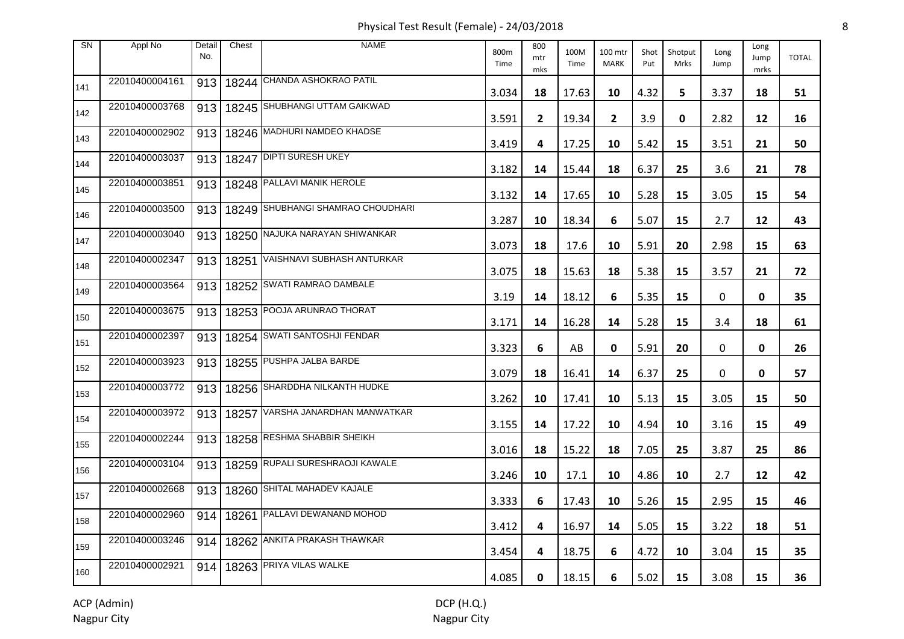# Physical Test Result (Female) - 24/03/2018

| SN | Appl No | Detail No. | Chest | NAME | 800m Time | 800 mtr mks | 100M Time | 100 mtr MARK | Shot Put | Shotput Mrks | Long Jump | Long Jump mrks | TOTAL |
|---|---|---|---|---|---|---|---|---|---|---|---|---|---|
| 141 | 22010400004161 | 913 | 18244 | CHANDA ASHOKRAO PATIL | 3.034 | **18** | 17.63 | **10** | 4.32 | **5** | 3.37 | **18** | **51** |
| 142 | 22010400003768 | 913 | 18245 | SHUBHANGI UTTAM GAIKWAD | 3.591 | **2** | 19.34 | **2** | 3.9 | **0** | 2.82 | **12** | **16** |
| 143 | 22010400002902 | 913 | 18246 | MADHURI NAMDEO KHADSE | 3.419 | **4** | 17.25 | **10** | 5.42 | **15** | 3.51 | **21** | **50** |
| 144 | 22010400003037 | 913 | 18247 | DIPTI SURESH UKEY | 3.182 | **14** | 15.44 | **18** | 6.37 | **25** | 3.6 | **21** | **78** |
| 145 | 22010400003851 | 913 | 18248 | PALLAVI MANIK HEROLE | 3.132 | **14** | 17.65 | **10** | 5.28 | **15** | 3.05 | **15** | **54** |
| 146 | 22010400003500 | 913 | 18249 | SHUBHANGI SHAMRAO CHOUDHARI | 3.287 | **10** | 18.34 | **6** | 5.07 | **15** | 2.7 | **12** | **43** |
| 147 | 22010400003040 | 913 | 18250 | NAJUKA NARAYAN SHIWANKAR | 3.073 | **18** | 17.6 | **10** | 5.91 | **20** | 2.98 | **15** | **63** |
| 148 | 22010400002347 | 913 | 18251 | VAISHNAVI SUBHASH ANTURKAR | 3.075 | **18** | 15.63 | **18** | 5.38 | **15** | 3.57 | **21** | **72** |
| 149 | 22010400003564 | 913 | 18252 | SWATI RAMRAO DAMBALE | 3.19 | **14** | 18.12 | **6** | 5.35 | **15** | 0 | **0** | **35** |
| 150 | 22010400003675 | 913 | 18253 | POOJA ARUNRAO THORAT | 3.171 | **14** | 16.28 | **14** | 5.28 | **15** | 3.4 | **18** | **61** |
| 151 | 22010400002397 | 913 | 18254 | SWATI SANTOSHJI FENDAR | 3.323 | **6** | AB | **0** | 5.91 | **20** | 0 | **0** | **26** |
| 152 | 22010400003923 | 913 | 18255 | PUSHPA JALBA BARDE | 3.079 | **18** | 16.41 | **14** | 6.37 | **25** | 0 | **0** | **57** |
| 153 | 22010400003772 | 913 | 18256 | SHARDDHA NILKANTH HUDKE | 3.262 | **10** | 17.41 | **10** | 5.13 | **15** | 3.05 | **15** | **50** |
| 154 | 22010400003972 | 913 | 18257 | VARSHA JANARDHAN MANWATKAR | 3.155 | **14** | 17.22 | **10** | 4.94 | **10** | 3.16 | **15** | **49** |
| 155 | 22010400002244 | 913 | 18258 | RESHMA SHABBIR SHEIKH | 3.016 | **18** | 15.22 | **18** | 7.05 | **25** | 3.87 | **25** | **86** |
| 156 | 22010400003104 | 913 | 18259 | RUPALI SURESHRAOJI KAWALE | 3.246 | **10** | 17.1 | **10** | 4.86 | **10** | 2.7 | **12** | **42** |
| 157 | 22010400002668 | 913 | 18260 | SHITAL MAHADEV KAJALE | 3.333 | **6** | 17.43 | **10** | 5.26 | **15** | 2.95 | **15** | **46** |
| 158 | 22010400002960 | 914 | 18261 | PALLAVI DEWANAND MOHOD | 3.412 | **4** | 16.97 | **14** | 5.05 | **15** | 3.22 | **18** | **51** |
| 159 | 22010400003246 | 914 | 18262 | ANKITA PRAKASH THAWKAR | 3.454 | **4** | 18.75 | **6** | 4.72 | **10** | 3.04 | **15** | **35** |
| 160 | 22010400002921 | 914 | 18263 | PRIYA VILAS WALKE | 4.085 | **0** | 18.15 | **6** | 5.02 | **15** | 3.08 | **15** | **36** |

ACP (Admin)
Nagpur City

DCP (H.Q.)
Nagpur City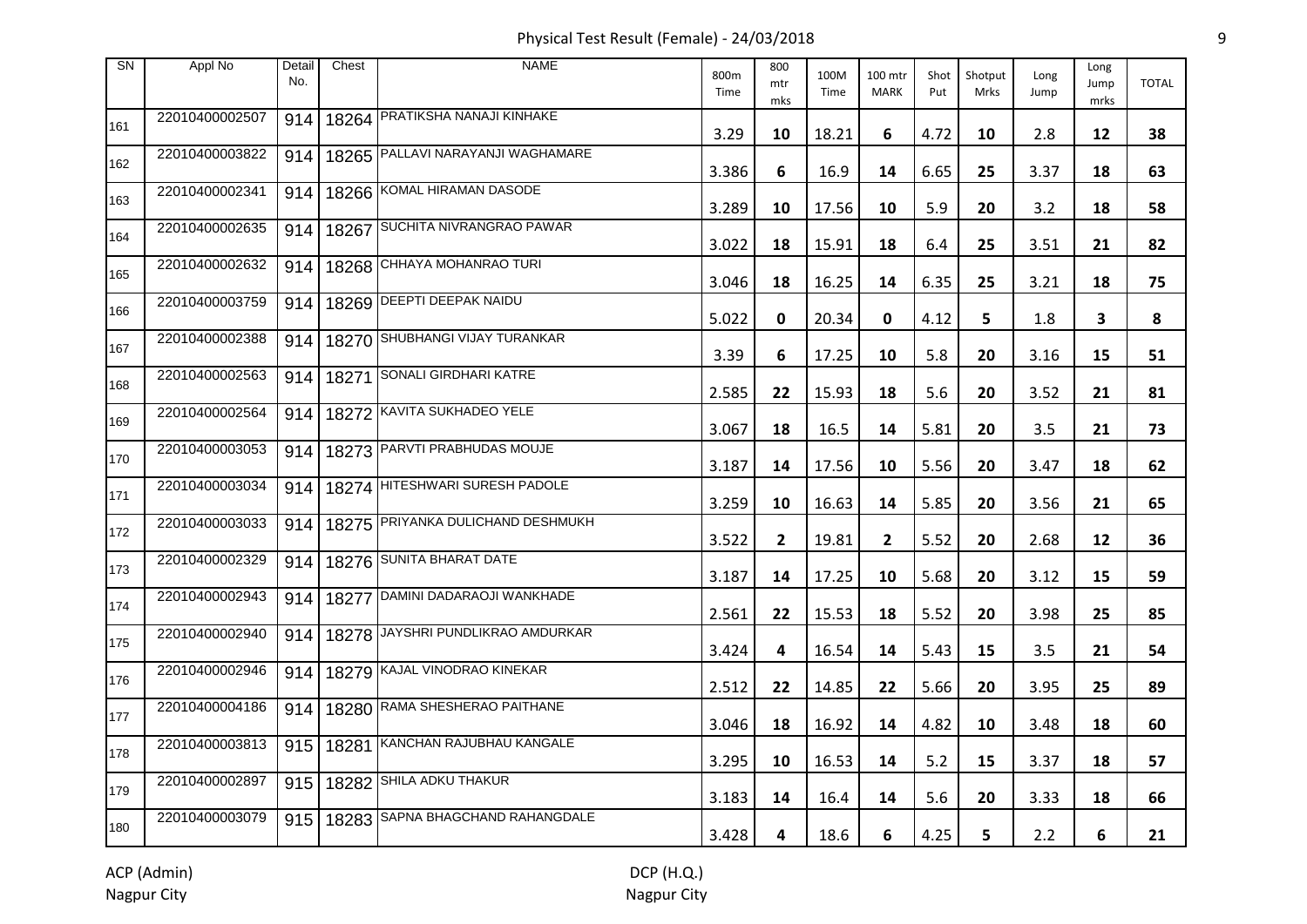# Physical Test Result (Female) - 24/03/2018

| SN | Appl No | Detail No. | Chest | NAME | 800m Time | 800 mtr mks | 100M Time | 100 mtr MARK | Shot Put | Shotput Mrks | Long Jump | Long Jump mrks | TOTAL |
|---|---|---|---|---|---|---|---|---|---|---|---|---|---|
| 161 | 22010400002507 | 914 | 18264 | PRATIKSHA NANAJI KINHAKE | 3.29 | 10 | 18.21 | 6 | 4.72 | 10 | 2.8 | 12 | 38 |
| 162 | 22010400003822 | 914 | 18265 | PALLAVI NARAYANJI WAGHAMARE | 3.386 | 6 | 16.9 | 14 | 6.65 | 25 | 3.37 | 18 | 63 |
| 163 | 22010400002341 | 914 | 18266 | KOMAL HIRAMAN DASODE | 3.289 | 10 | 17.56 | 10 | 5.9 | 20 | 3.2 | 18 | 58 |
| 164 | 22010400002635 | 914 | 18267 | SUCHITA NIVRANGRAO PAWAR | 3.022 | 18 | 15.91 | 18 | 6.4 | 25 | 3.51 | 21 | 82 |
| 165 | 22010400002632 | 914 | 18268 | CHHAYA MOHANRAO TURI | 3.046 | 18 | 16.25 | 14 | 6.35 | 25 | 3.21 | 18 | 75 |
| 166 | 22010400003759 | 914 | 18269 | DEEPTI DEEPAK NAIDU | 5.022 | 0 | 20.34 | 0 | 4.12 | 5 | 1.8 | 3 | 8 |
| 167 | 22010400002388 | 914 | 18270 | SHUBHANGI VIJAY TURANKAR | 3.39 | 6 | 17.25 | 10 | 5.8 | 20 | 3.16 | 15 | 51 |
| 168 | 22010400002563 | 914 | 18271 | SONALI GIRDHARI KATRE | 2.585 | 22 | 15.93 | 18 | 5.6 | 20 | 3.52 | 21 | 81 |
| 169 | 22010400002564 | 914 | 18272 | KAVITA SUKHADEO YELE | 3.067 | 18 | 16.5 | 14 | 5.81 | 20 | 3.5 | 21 | 73 |
| 170 | 22010400003053 | 914 | 18273 | PARVTI PRABHUDAS MOUJE | 3.187 | 14 | 17.56 | 10 | 5.56 | 20 | 3.47 | 18 | 62 |
| 171 | 22010400003034 | 914 | 18274 | HITESHWARI SURESH PADOLE | 3.259 | 10 | 16.63 | 14 | 5.85 | 20 | 3.56 | 21 | 65 |
| 172 | 22010400003033 | 914 | 18275 | PRIYANKA DULICHAND DESHMUKH | 3.522 | 2 | 19.81 | 2 | 5.52 | 20 | 2.68 | 12 | 36 |
| 173 | 22010400002329 | 914 | 18276 | SUNITA BHARAT DATE | 3.187 | 14 | 17.25 | 10 | 5.68 | 20 | 3.12 | 15 | 59 |
| 174 | 22010400002943 | 914 | 18277 | DAMINI DADARAOJI WANKHADE | 2.561 | 22 | 15.53 | 18 | 5.52 | 20 | 3.98 | 25 | 85 |
| 175 | 22010400002940 | 914 | 18278 | JAYSHRI PUNDLIKRAO AMDURKAR | 3.424 | 4 | 16.54 | 14 | 5.43 | 15 | 3.5 | 21 | 54 |
| 176 | 22010400002946 | 914 | 18279 | KAJAL VINODRAO KINEKAR | 2.512 | 22 | 14.85 | 22 | 5.66 | 20 | 3.95 | 25 | 89 |
| 177 | 22010400004186 | 914 | 18280 | RAMA SHESHERAO PAITHANE | 3.046 | 18 | 16.92 | 14 | 4.82 | 10 | 3.48 | 18 | 60 |
| 178 | 22010400003813 | 915 | 18281 | KANCHAN RAJUBHAU KANGALE | 3.295 | 10 | 16.53 | 14 | 5.2 | 15 | 3.37 | 18 | 57 |
| 179 | 22010400002897 | 915 | 18282 | SHILA ADKU THAKUR | 3.183 | 14 | 16.4 | 14 | 5.6 | 20 | 3.33 | 18 | 66 |
| 180 | 22010400003079 | 915 | 18283 | SAPNA BHAGCHAND RAHANGDALE | 3.428 | 4 | 18.6 | 6 | 4.25 | 5 | 2.2 | 6 | 21 |

ACP (Admin)
Nagpur City

DCP (H.Q.)
Nagpur City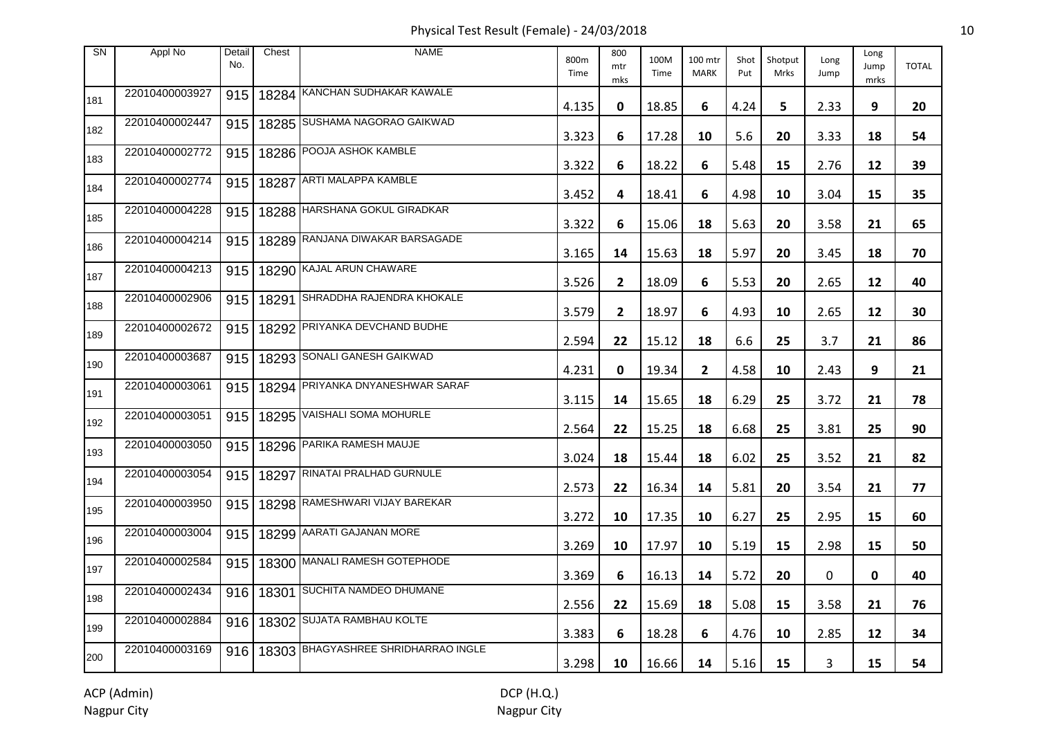# Physical Test Result (Female) - 24/03/2018

| SN | Appl No | Detail No. | Chest | NAME | 800m Time | 800 mtr mks | 100M Time | 100 mtr MARK | Shot Put | Shotput Mrks | Long Jump | Long Jump mrks | TOTAL |
|---|---|---|---|---|---|---|---|---|---|---|---|---|---|
| 181 | 22010400003927 | 915 | 18284 | KANCHAN SUDHAKAR KAWALE | 4.135 | **0** | 18.85 | **6** | 4.24 | **5** | 2.33 | **9** | **20** |
| 182 | 22010400002447 | 915 | 18285 | SUSHAMA NAGORAO GAIKWAD | 3.323 | **6** | 17.28 | **10** | 5.6 | **20** | 3.33 | **18** | **54** |
| 183 | 22010400002772 | 915 | 18286 | POOJA ASHOK KAMBLE | 3.322 | **6** | 18.22 | **6** | 5.48 | **15** | 2.76 | **12** | **39** |
| 184 | 22010400002774 | 915 | 18287 | ARTI MALAPPA KAMBLE | 3.452 | **4** | 18.41 | **6** | 4.98 | **10** | 3.04 | **15** | **35** |
| 185 | 22010400004228 | 915 | 18288 | HARSHANA GOKUL GIRADKAR | 3.322 | **6** | 15.06 | **18** | 5.63 | **20** | 3.58 | **21** | **65** |
| 186 | 22010400004214 | 915 | 18289 | RANJANA DIWAKAR BARSAGADE | 3.165 | **14** | 15.63 | **18** | 5.97 | **20** | 3.45 | **18** | **70** |
| 187 | 22010400004213 | 915 | 18290 | KAJAL ARUN CHAWARE | 3.526 | **2** | 18.09 | **6** | 5.53 | **20** | 2.65 | **12** | **40** |
| 188 | 22010400002906 | 915 | 18291 | SHRADDHA RAJENDRA KHOKALE | 3.579 | **2** | 18.97 | **6** | 4.93 | **10** | 2.65 | **12** | **30** |
| 189 | 22010400002672 | 915 | 18292 | PRIYANKA DEVCHAND BUDHE | 2.594 | **22** | 15.12 | **18** | 6.6 | **25** | 3.7 | **21** | **86** |
| 190 | 22010400003687 | 915 | 18293 | SONALI GANESH GAIKWAD | 4.231 | **0** | 19.34 | **2** | 4.58 | **10** | 2.43 | **9** | **21** |
| 191 | 22010400003061 | 915 | 18294 | PRIYANKA DNYANESHWAR SARAF | 3.115 | **14** | 15.65 | **18** | 6.29 | **25** | 3.72 | **21** | **78** |
| 192 | 22010400003051 | 915 | 18295 | VAISHALI SOMA MOHURLE | 2.564 | **22** | 15.25 | **18** | 6.68 | **25** | 3.81 | **25** | **90** |
| 193 | 22010400003050 | 915 | 18296 | PARIKA RAMESH MAUJE | 3.024 | **18** | 15.44 | **18** | 6.02 | **25** | 3.52 | **21** | **82** |
| 194 | 22010400003054 | 915 | 18297 | RINATAI PRALHAD GURNULE | 2.573 | **22** | 16.34 | **14** | 5.81 | **20** | 3.54 | **21** | **77** |
| 195 | 22010400003950 | 915 | 18298 | RAMESHWARI VIJAY BAREKAR | 3.272 | **10** | 17.35 | **10** | 6.27 | **25** | 2.95 | **15** | **60** |
| 196 | 22010400003004 | 915 | 18299 | AARATI GAJANAN MORE | 3.269 | **10** | 17.97 | **10** | 5.19 | **15** | 2.98 | **15** | **50** |
| 197 | 22010400002584 | 915 | 18300 | MANALI RAMESH GOTEPHODE | 3.369 | **6** | 16.13 | **14** | 5.72 | **20** | 0 | **0** | **40** |
| 198 | 22010400002434 | 916 | 18301 | SUCHITA NAMDEO DHUMANE | 2.556 | **22** | 15.69 | **18** | 5.08 | **15** | 3.58 | **21** | **76** |
| 199 | 22010400002884 | 916 | 18302 | SUJATA RAMBHAU KOLTE | 3.383 | **6** | 18.28 | **6** | 4.76 | **10** | 2.85 | **12** | **34** |
| 200 | 22010400003169 | 916 | 18303 | BHAGYASHREE SHRIDHARRAO INGLE | 3.298 | **10** | 16.66 | **14** | 5.16 | **15** | 3 | **15** | **54** |

ACP (Admin)
Nagpur City

DCP (H.Q.)
Nagpur City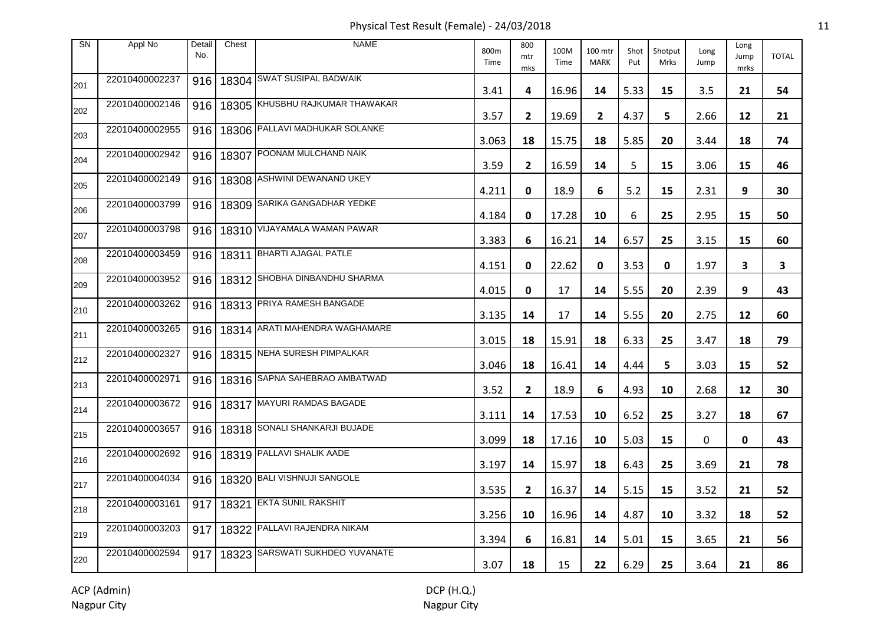# Physical Test Result (Female) - 24/03/2018

| SN | Appl No | Detail No. | Chest | NAME | 800m Time | 800 mtr mks | 100M Time | 100 mtr MARK | Shot Put | Shotput Mrks | Long Jump | Long Jump mrks | TOTAL |
|---|---|---|---|---|---|---|---|---|---|---|---|---|---|
| 201 | 22010400002237 | 916 | 18304 | SWAT SUSIPAL BADWAIK | 3.41 | 4 | 16.96 | 14 | 5.33 | 15 | 3.5 | 21 | 54 |
| 202 | 22010400002146 | 916 | 18305 | KHUSBHU RAJKUMAR THAWAKAR | 3.57 | 2 | 19.69 | 2 | 4.37 | 5 | 2.66 | 12 | 21 |
| 203 | 22010400002955 | 916 | 18306 | PALLAVI MADHUKAR SOLANKE | 3.063 | 18 | 15.75 | 18 | 5.85 | 20 | 3.44 | 18 | 74 |
| 204 | 22010400002942 | 916 | 18307 | POONAM MULCHAND NAIK | 3.59 | 2 | 16.59 | 14 | 5 | 15 | 3.06 | 15 | 46 |
| 205 | 22010400002149 | 916 | 18308 | ASHWINI DEWANAND UKEY | 4.211 | 0 | 18.9 | 6 | 5.2 | 15 | 2.31 | 9 | 30 |
| 206 | 22010400003799 | 916 | 18309 | SARIKA GANGADHAR YEDKE | 4.184 | 0 | 17.28 | 10 | 6 | 25 | 2.95 | 15 | 50 |
| 207 | 22010400003798 | 916 | 18310 | VIJAYAMALA WAMAN PAWAR | 3.383 | 6 | 16.21 | 14 | 6.57 | 25 | 3.15 | 15 | 60 |
| 208 | 22010400003459 | 916 | 18311 | BHARTI AJAGAL PATLE | 4.151 | 0 | 22.62 | 0 | 3.53 | 0 | 1.97 | 3 | 3 |
| 209 | 22010400003952 | 916 | 18312 | SHOBHA DINBANDHU SHARMA | 4.015 | 0 | 17 | 14 | 5.55 | 20 | 2.39 | 9 | 43 |
| 210 | 22010400003262 | 916 | 18313 | PRIYA RAMESH BANGADE | 3.135 | 14 | 17 | 14 | 5.55 | 20 | 2.75 | 12 | 60 |
| 211 | 22010400003265 | 916 | 18314 | ARATI MAHENDRA WAGHAMARE | 3.015 | 18 | 15.91 | 18 | 6.33 | 25 | 3.47 | 18 | 79 |
| 212 | 22010400002327 | 916 | 18315 | NEHA SURESH PIMPALKAR | 3.046 | 18 | 16.41 | 14 | 4.44 | 5 | 3.03 | 15 | 52 |
| 213 | 22010400002971 | 916 | 18316 | SAPNA SAHEBRAO AMBATWAD | 3.52 | 2 | 18.9 | 6 | 4.93 | 10 | 2.68 | 12 | 30 |
| 214 | 22010400003672 | 916 | 18317 | MAYURI RAMDAS BAGADE | 3.111 | 14 | 17.53 | 10 | 6.52 | 25 | 3.27 | 18 | 67 |
| 215 | 22010400003657 | 916 | 18318 | SONALI SHANKARJI BUJADE | 3.099 | 18 | 17.16 | 10 | 5.03 | 15 | 0 | 0 | 43 |
| 216 | 22010400002692 | 916 | 18319 | PALLAVI SHALIK AADE | 3.197 | 14 | 15.97 | 18 | 6.43 | 25 | 3.69 | 21 | 78 |
| 217 | 22010400004034 | 916 | 18320 | BALI VISHNUJI SANGOLE | 3.535 | 2 | 16.37 | 14 | 5.15 | 15 | 3.52 | 21 | 52 |
| 218 | 22010400003161 | 917 | 18321 | EKTA SUNIL RAKSHIT | 3.256 | 10 | 16.96 | 14 | 4.87 | 10 | 3.32 | 18 | 52 |
| 219 | 22010400003203 | 917 | 18322 | PALLAVI RAJENDRA NIKAM | 3.394 | 6 | 16.81 | 14 | 5.01 | 15 | 3.65 | 21 | 56 |
| 220 | 22010400002594 | 917 | 18323 | SARSWATI SUKHDEO YUVANATE | 3.07 | 18 | 15 | 22 | 6.29 | 25 | 3.64 | 21 | 86 |

ACP (Admin)
Nagpur City

DCP (H.Q.)
Nagpur City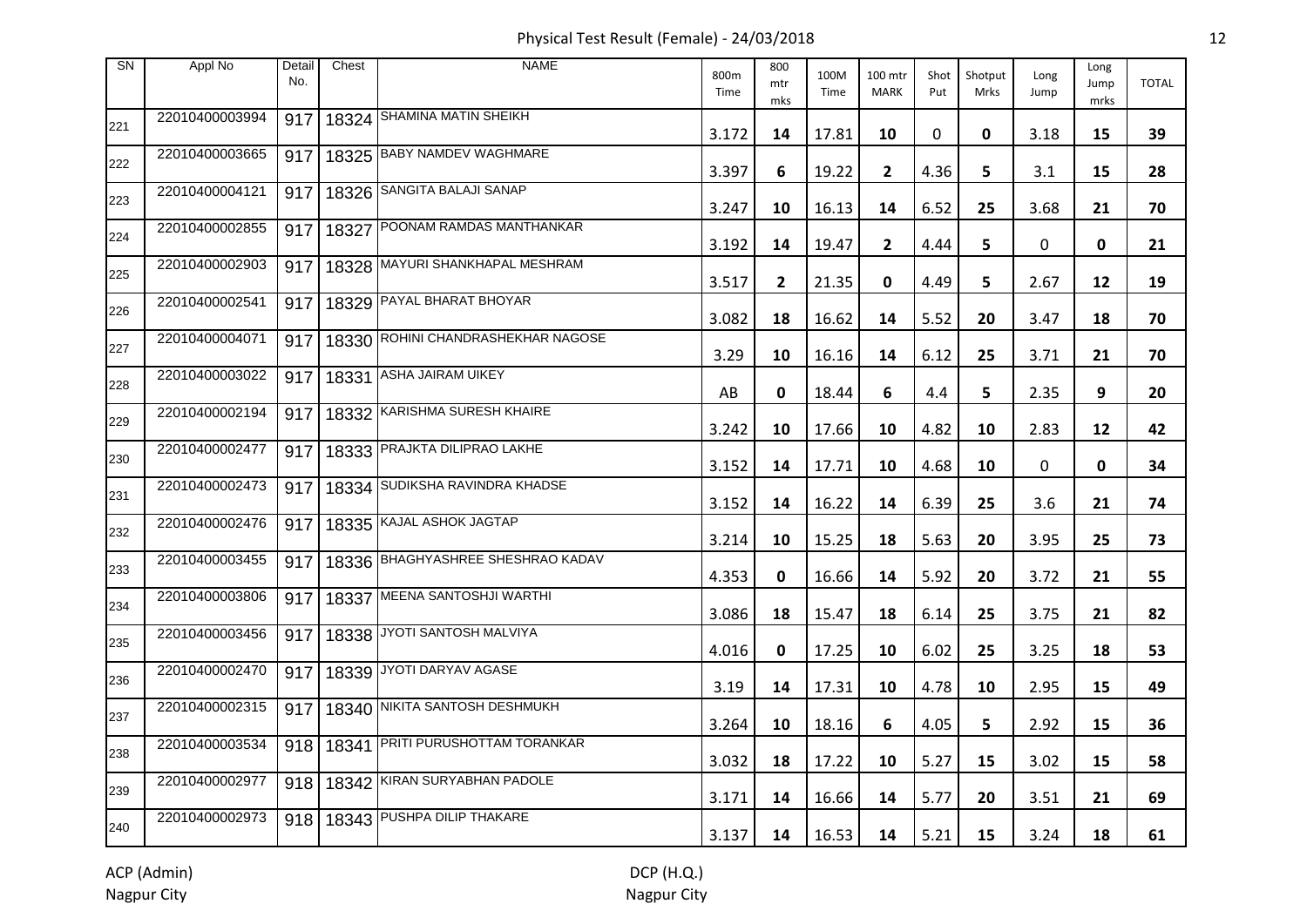Physical Test Result (Female) - 24/03/2018

| SN | Appl No | Detail No. | Chest | NAME | 800m Time | 800 mtr mks | 100M Time | 100 mtr MARK | Shot Put | Shotput Mrks | Long Jump | Long Jump mrks | TOTAL |
|---|---|---|---|---|---|---|---|---|---|---|---|---|---|
| 221 | 22010400003994 | 917 | 18324 | SHAMINA MATIN SHEIKH | 3.172 | **14** | 17.81 | **10** | 0 | **0** | 3.18 | **15** | **39** |
| 222 | 22010400003665 | 917 | 18325 | BABY NAMDEV WAGHMARE | 3.397 | **6** | 19.22 | **2** | 4.36 | **5** | 3.1 | **15** | **28** |
| 223 | 22010400004121 | 917 | 18326 | SANGITA BALAJI SANAP | 3.247 | **10** | 16.13 | **14** | 6.52 | **25** | 3.68 | **21** | **70** |
| 224 | 22010400002855 | 917 | 18327 | POONAM RAMDAS MANTHANKAR | 3.192 | **14** | 19.47 | **2** | 4.44 | **5** | 0 | **0** | **21** |
| 225 | 22010400002903 | 917 | 18328 | MAYURI SHANKHAPAL MESHRAM | 3.517 | **2** | 21.35 | **0** | 4.49 | **5** | 2.67 | **12** | **19** |
| 226 | 22010400002541 | 917 | 18329 | PAYAL BHARAT BHOYAR | 3.082 | **18** | 16.62 | **14** | 5.52 | **20** | 3.47 | **18** | **70** |
| 227 | 22010400004071 | 917 | 18330 | ROHINI CHANDRASHEKHAR NAGOSE | 3.29 | **10** | 16.16 | **14** | 6.12 | **25** | 3.71 | **21** | **70** |
| 228 | 22010400003022 | 917 | 18331 | ASHA JAIRAM UIKEY | AB | **0** | 18.44 | **6** | 4.4 | **5** | 2.35 | **9** | **20** |
| 229 | 22010400002194 | 917 | 18332 | KARISHMA SURESH KHAIRE | 3.242 | **10** | 17.66 | **10** | 4.82 | **10** | 2.83 | **12** | **42** |
| 230 | 22010400002477 | 917 | 18333 | PRAJKTA DILIPRAO LAKHE | 3.152 | **14** | 17.71 | **10** | 4.68 | **10** | 0 | **0** | **34** |
| 231 | 22010400002473 | 917 | 18334 | SUDIKSHA RAVINDRA KHADSE | 3.152 | **14** | 16.22 | **14** | 6.39 | **25** | 3.6 | **21** | **74** |
| 232 | 22010400002476 | 917 | 18335 | KAJAL ASHOK JAGTAP | 3.214 | **10** | 15.25 | **18** | 5.63 | **20** | 3.95 | **25** | **73** |
| 233 | 22010400003455 | 917 | 18336 | BHAGHYASHREE SHESHRAO KADAV | 4.353 | **0** | 16.66 | **14** | 5.92 | **20** | 3.72 | **21** | **55** |
| 234 | 22010400003806 | 917 | 18337 | MEENA SANTOSHJI WARTHI | 3.086 | **18** | 15.47 | **18** | 6.14 | **25** | 3.75 | **21** | **82** |
| 235 | 22010400003456 | 917 | 18338 | JYOTI SANTOSH MALVIYA | 4.016 | **0** | 17.25 | **10** | 6.02 | **25** | 3.25 | **18** | **53** |
| 236 | 22010400002470 | 917 | 18339 | JYOTI DARYAV AGASE | 3.19 | **14** | 17.31 | **10** | 4.78 | **10** | 2.95 | **15** | **49** |
| 237 | 22010400002315 | 917 | 18340 | NIKITA SANTOSH DESHMUKH | 3.264 | **10** | 18.16 | **6** | 4.05 | **5** | 2.92 | **15** | **36** |
| 238 | 22010400003534 | 918 | 18341 | PRITI PURUSHOTTAM TORANKAR | 3.032 | **18** | 17.22 | **10** | 5.27 | **15** | 3.02 | **15** | **58** |
| 239 | 22010400002977 | 918 | 18342 | KIRAN SURYABHAN PADOLE | 3.171 | **14** | 16.66 | **14** | 5.77 | **20** | 3.51 | **21** | **69** |
| 240 | 22010400002973 | 918 | 18343 | PUSHPA DILIP THAKARE | 3.137 | **14** | 16.53 | **14** | 5.21 | **15** | 3.24 | **18** | **61** |

ACP (Admin)
Nagpur City

DCP (H.Q.)
Nagpur City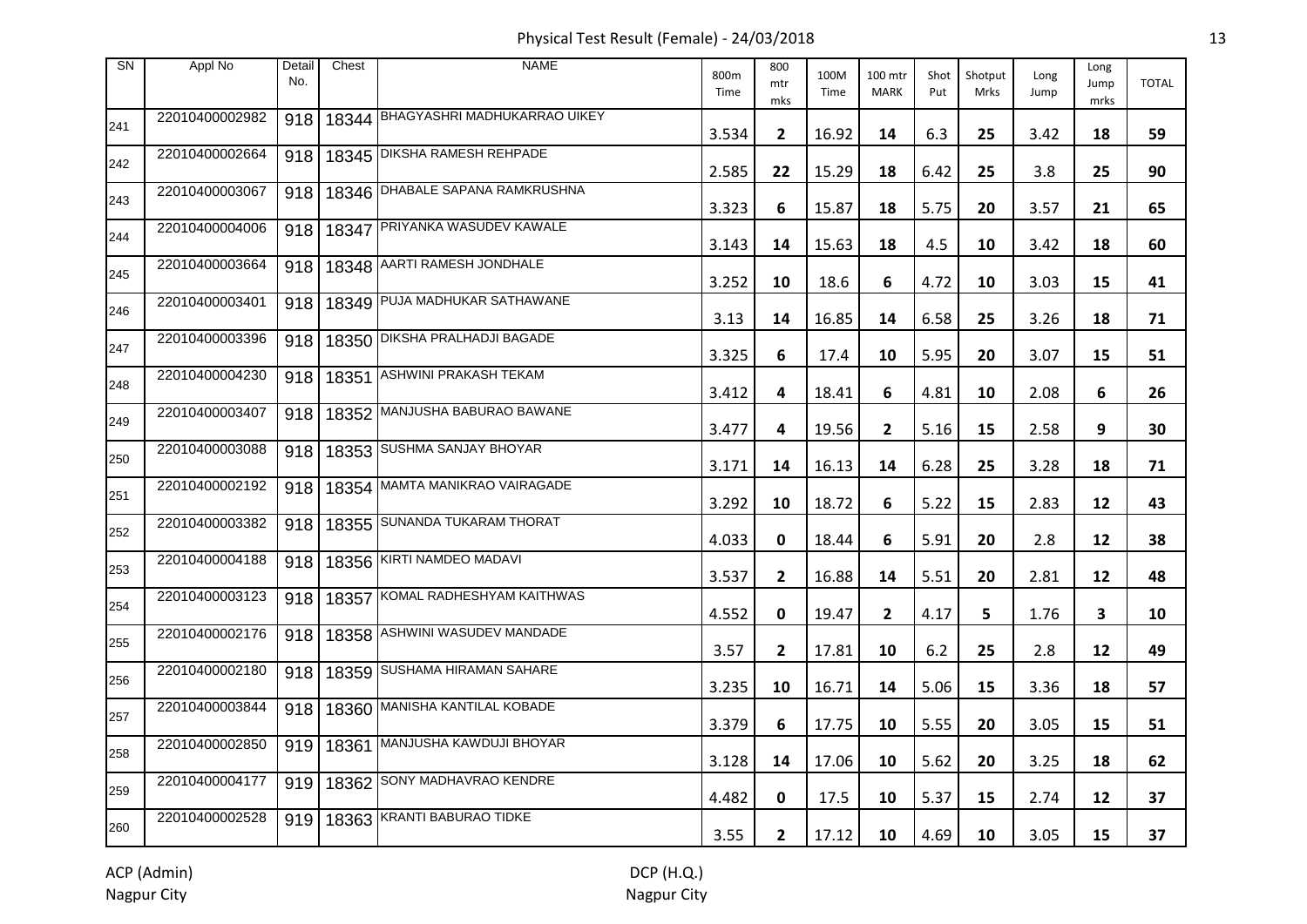# Physical Test Result (Female) - 24/03/2018

| SN | Appl No | Detail No. | Chest | NAME | 800m Time | 800 mtr mks | 100M Time | 100 mtr MARK | Shot Put | Shotput Mrks | Long Jump | Long Jump mrks | TOTAL |
|---|---|---|---|---|---|---|---|---|---|---|---|---|---|
| 241 | 22010400002982 | 918 | 18344 | BHAGYASHRI MADHUKARRAO UIKEY | 3.534 | 2 | 16.92 | 14 | 6.3 | 25 | 3.42 | 18 | 59 |
| 242 | 22010400002664 | 918 | 18345 | DIKSHA RAMESH REHPADE | 2.585 | 22 | 15.29 | 18 | 6.42 | 25 | 3.8 | 25 | 90 |
| 243 | 22010400003067 | 918 | 18346 | DHABALE SAPANA RAMKRUSHNA | 3.323 | 6 | 15.87 | 18 | 5.75 | 20 | 3.57 | 21 | 65 |
| 244 | 22010400004006 | 918 | 18347 | PRIYANKA WASUDEV KAWALE | 3.143 | 14 | 15.63 | 18 | 4.5 | 10 | 3.42 | 18 | 60 |
| 245 | 22010400003664 | 918 | 18348 | AARTI RAMESH JONDHALE | 3.252 | 10 | 18.6 | 6 | 4.72 | 10 | 3.03 | 15 | 41 |
| 246 | 22010400003401 | 918 | 18349 | PUJA MADHUKAR SATHAWANE | 3.13 | 14 | 16.85 | 14 | 6.58 | 25 | 3.26 | 18 | 71 |
| 247 | 22010400003396 | 918 | 18350 | DIKSHA PRALHADJI BAGADE | 3.325 | 6 | 17.4 | 10 | 5.95 | 20 | 3.07 | 15 | 51 |
| 248 | 22010400004230 | 918 | 18351 | ASHWINI PRAKASH TEKAM | 3.412 | 4 | 18.41 | 6 | 4.81 | 10 | 2.08 | 6 | 26 |
| 249 | 22010400003407 | 918 | 18352 | MANJUSHA BABURAO BAWANE | 3.477 | 4 | 19.56 | 2 | 5.16 | 15 | 2.58 | 9 | 30 |
| 250 | 22010400003088 | 918 | 18353 | SUSHMA SANJAY BHOYAR | 3.171 | 14 | 16.13 | 14 | 6.28 | 25 | 3.28 | 18 | 71 |
| 251 | 22010400002192 | 918 | 18354 | MAMTA MANIKRAO VAIRAGADE | 3.292 | 10 | 18.72 | 6 | 5.22 | 15 | 2.83 | 12 | 43 |
| 252 | 22010400003382 | 918 | 18355 | SUNANDA TUKARAM THORAT | 4.033 | 0 | 18.44 | 6 | 5.91 | 20 | 2.8 | 12 | 38 |
| 253 | 22010400004188 | 918 | 18356 | KIRTI NAMDEO MADAVI | 3.537 | 2 | 16.88 | 14 | 5.51 | 20 | 2.81 | 12 | 48 |
| 254 | 22010400003123 | 918 | 18357 | KOMAL RADHESHYAM KAITHWAS | 4.552 | 0 | 19.47 | 2 | 4.17 | 5 | 1.76 | 3 | 10 |
| 255 | 22010400002176 | 918 | 18358 | ASHWINI WASUDEV MANDADE | 3.57 | 2 | 17.81 | 10 | 6.2 | 25 | 2.8 | 12 | 49 |
| 256 | 22010400002180 | 918 | 18359 | SUSHAMA HIRAMAN SAHARE | 3.235 | 10 | 16.71 | 14 | 5.06 | 15 | 3.36 | 18 | 57 |
| 257 | 22010400003844 | 918 | 18360 | MANISHA KANTILAL KOBADE | 3.379 | 6 | 17.75 | 10 | 5.55 | 20 | 3.05 | 15 | 51 |
| 258 | 22010400002850 | 919 | 18361 | MANJUSHA KAWDUJI BHOYAR | 3.128 | 14 | 17.06 | 10 | 5.62 | 20 | 3.25 | 18 | 62 |
| 259 | 22010400004177 | 919 | 18362 | SONY MADHAVRAO KENDRE | 4.482 | 0 | 17.5 | 10 | 5.37 | 15 | 2.74 | 12 | 37 |
| 260 | 22010400002528 | 919 | 18363 | KRANTI BABURAO TIDKE | 3.55 | 2 | 17.12 | 10 | 4.69 | 10 | 3.05 | 15 | 37 |

ACP (Admin)
Nagpur City

DCP (H.Q.)
Nagpur City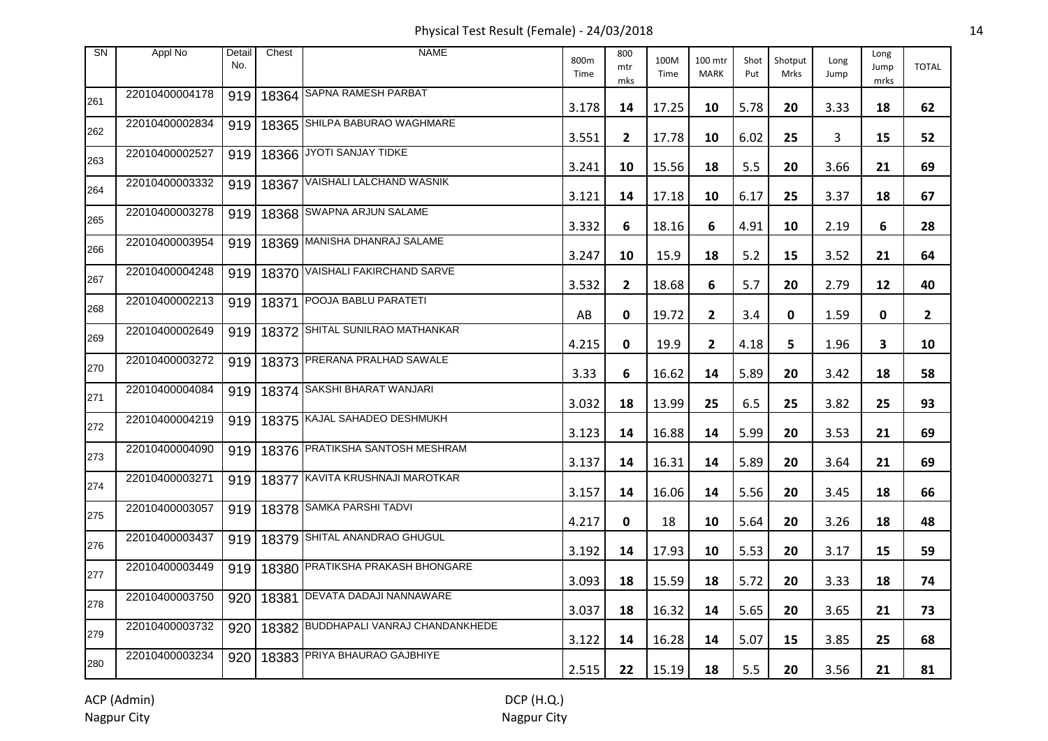# Physical Test Result (Female) - 24/03/2018

| SN | Appl No | Detail No. | Chest | NAME | 800m Time | 800 mtr mks | 100M Time | 100 mtr MARK | Shot Put | Shotput Mrks | Long Jump | Long Jump mrks | TOTAL |
|---|---|---|---|---|---|---|---|---|---|---|---|---|---|
| 261 | 22010400004178 | 919 | 18364 | SAPNA RAMESH PARBAT | 3.178 | **14** | 17.25 | **10** | 5.78 | **20** | 3.33 | **18** | **62** |
| 262 | 22010400002834 | 919 | 18365 | SHILPA BABURAO WAGHMARE | 3.551 | **2** | 17.78 | **10** | 6.02 | **25** | 3 | **15** | **52** |
| 263 | 22010400002527 | 919 | 18366 | JYOTI SANJAY TIDKE | 3.241 | **10** | 15.56 | **18** | 5.5 | **20** | 3.66 | **21** | **69** |
| 264 | 22010400003332 | 919 | 18367 | VAISHALI LALCHAND WASNIK | 3.121 | **14** | 17.18 | **10** | 6.17 | **25** | 3.37 | **18** | **67** |
| 265 | 22010400003278 | 919 | 18368 | SWAPNA ARJUN SALAME | 3.332 | **6** | 18.16 | **6** | 4.91 | **10** | 2.19 | **6** | **28** |
| 266 | 22010400003954 | 919 | 18369 | MANISHA DHANRAJ SALAME | 3.247 | **10** | 15.9 | **18** | 5.2 | **15** | 3.52 | **21** | **64** |
| 267 | 22010400004248 | 919 | 18370 | VAISHALI FAKIRCHAND SARVE | 3.532 | **2** | 18.68 | **6** | 5.7 | **20** | 2.79 | **12** | **40** |
| 268 | 22010400002213 | 919 | 18371 | POOJA BABLU PARATETI | AB | **0** | 19.72 | **2** | 3.4 | **0** | 1.59 | **0** | **2** |
| 269 | 22010400002649 | 919 | 18372 | SHITAL SUNILRAO MATHANKAR | 4.215 | **0** | 19.9 | **2** | 4.18 | **5** | 1.96 | **3** | **10** |
| 270 | 22010400003272 | 919 | 18373 | PRERANA PRALHAD SAWALE | 3.33 | **6** | 16.62 | **14** | 5.89 | **20** | 3.42 | **18** | **58** |
| 271 | 22010400004084 | 919 | 18374 | SAKSHI BHARAT WANJARI | 3.032 | **18** | 13.99 | **25** | 6.5 | **25** | 3.82 | **25** | **93** |
| 272 | 22010400004219 | 919 | 18375 | KAJAL SAHADEO DESHMUKH | 3.123 | **14** | 16.88 | **14** | 5.99 | **20** | 3.53 | **21** | **69** |
| 273 | 22010400004090 | 919 | 18376 | PRATIKSHA SANTOSH MESHRAM | 3.137 | **14** | 16.31 | **14** | 5.89 | **20** | 3.64 | **21** | **69** |
| 274 | 22010400003271 | 919 | 18377 | KAVITA KRUSHNAJI MAROTKAR | 3.157 | **14** | 16.06 | **14** | 5.56 | **20** | 3.45 | **18** | **66** |
| 275 | 22010400003057 | 919 | 18378 | SAMKA PARSHI TADVI | 4.217 | **0** | 18 | **10** | 5.64 | **20** | 3.26 | **18** | **48** |
| 276 | 22010400003437 | 919 | 18379 | SHITAL ANANDRAO GHUGUL | 3.192 | **14** | 17.93 | **10** | 5.53 | **20** | 3.17 | **15** | **59** |
| 277 | 22010400003449 | 919 | 18380 | PRATIKSHA PRAKASH BHONGARE | 3.093 | **18** | 15.59 | **18** | 5.72 | **20** | 3.33 | **18** | **74** |
| 278 | 22010400003750 | 920 | 18381 | DEVATA DADAJI NANNAWARE | 3.037 | **18** | 16.32 | **14** | 5.65 | **20** | 3.65 | **21** | **73** |
| 279 | 22010400003732 | 920 | 18382 | BUDDHAPALI VANRAJ CHANDANKHEDE | 3.122 | **14** | 16.28 | **14** | 5.07 | **15** | 3.85 | **25** | **68** |
| 280 | 22010400003234 | 920 | 18383 | PRIYA BHAURAO GAJBHIYE | 2.515 | **22** | 15.19 | **18** | 5.5 | **20** | 3.56 | **21** | **81** |

ACP (Admin)
Nagpur City

DCP (H.Q.)
Nagpur City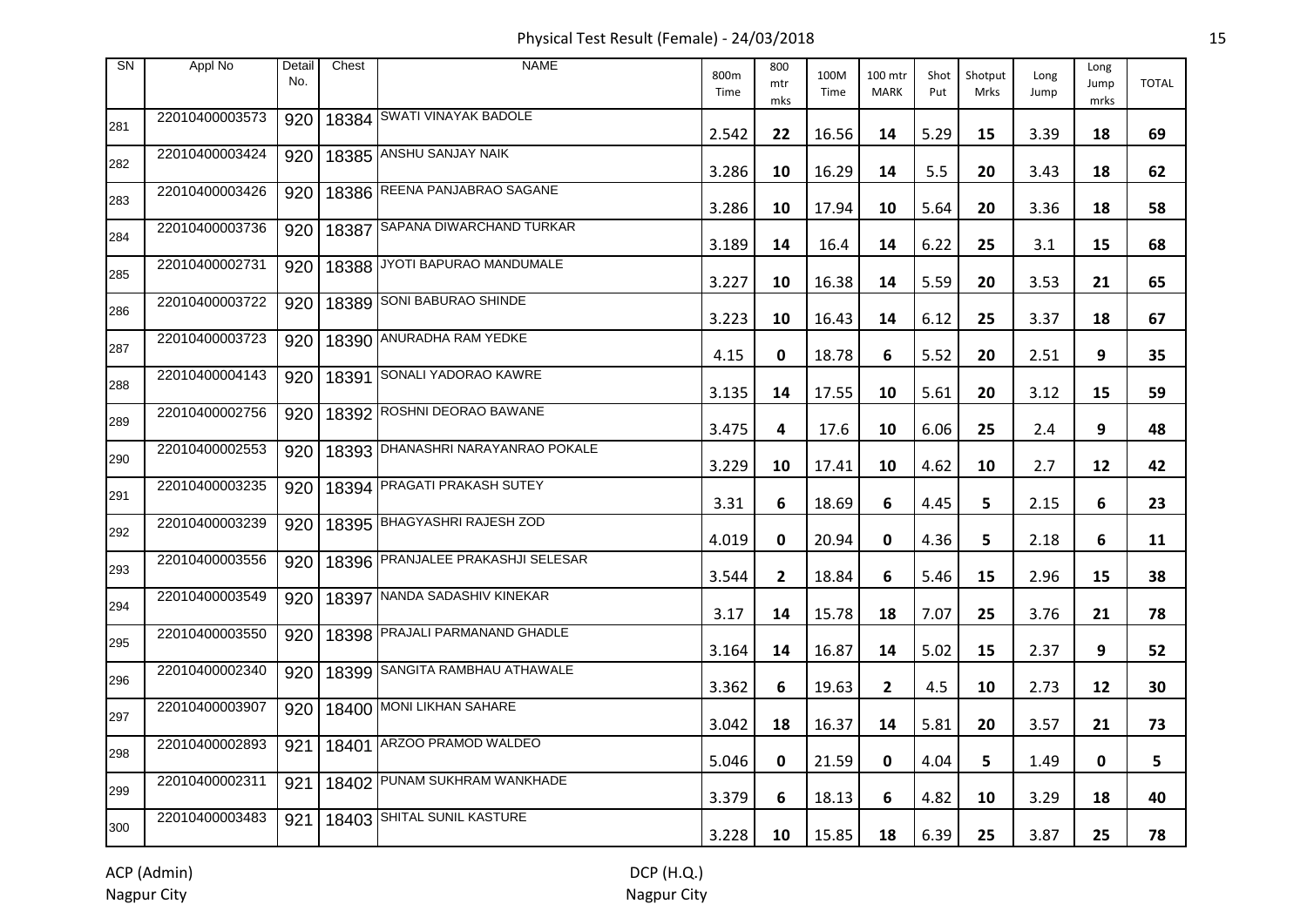# Physical Test Result (Female) - 24/03/2018

| SN | Appl No | Detail No. | Chest | NAME | 800m Time | 800 mtr mks | 100M Time | 100 mtr MARK | Shot Put | Shotput Mrks | Long Jump | Long Jump mrks | TOTAL |
|---|---|---|---|---|---|---|---|---|---|---|---|---|---|
| 281 | 22010400003573 | 920 | 18384 | SWATI VINAYAK BADOLE | 2.542 | 22 | 16.56 | 14 | 5.29 | 15 | 3.39 | 18 | 69 |
| 282 | 22010400003424 | 920 | 18385 | ANSHU SANJAY NAIK | 3.286 | 10 | 16.29 | 14 | 5.5 | 20 | 3.43 | 18 | 62 |
| 283 | 22010400003426 | 920 | 18386 | REENA PANJABRAO SAGANE | 3.286 | 10 | 17.94 | 10 | 5.64 | 20 | 3.36 | 18 | 58 |
| 284 | 22010400003736 | 920 | 18387 | SAPANA DIWARCHAND TURKAR | 3.189 | 14 | 16.4 | 14 | 6.22 | 25 | 3.1 | 15 | 68 |
| 285 | 22010400002731 | 920 | 18388 | JYOTI BAPURAO MANDUMALE | 3.227 | 10 | 16.38 | 14 | 5.59 | 20 | 3.53 | 21 | 65 |
| 286 | 22010400003722 | 920 | 18389 | SONI BABURAO SHINDE | 3.223 | 10 | 16.43 | 14 | 6.12 | 25 | 3.37 | 18 | 67 |
| 287 | 22010400003723 | 920 | 18390 | ANURADHA RAM YEDKE | 4.15 | 0 | 18.78 | 6 | 5.52 | 20 | 2.51 | 9 | 35 |
| 288 | 22010400004143 | 920 | 18391 | SONALI YADORAO KAWRE | 3.135 | 14 | 17.55 | 10 | 5.61 | 20 | 3.12 | 15 | 59 |
| 289 | 22010400002756 | 920 | 18392 | ROSHNI DEORAO BAWANE | 3.475 | 4 | 17.6 | 10 | 6.06 | 25 | 2.4 | 9 | 48 |
| 290 | 22010400002553 | 920 | 18393 | DHANASHRI NARAYANRAO POKALE | 3.229 | 10 | 17.41 | 10 | 4.62 | 10 | 2.7 | 12 | 42 |
| 291 | 22010400003235 | 920 | 18394 | PRAGATI PRAKASH SUTEY | 3.31 | 6 | 18.69 | 6 | 4.45 | 5 | 2.15 | 6 | 23 |
| 292 | 22010400003239 | 920 | 18395 | BHAGYASHRI RAJESH ZOD | 4.019 | 0 | 20.94 | 0 | 4.36 | 5 | 2.18 | 6 | 11 |
| 293 | 22010400003556 | 920 | 18396 | PRANJALEE PRAKASHJI SELESAR | 3.544 | 2 | 18.84 | 6 | 5.46 | 15 | 2.96 | 15 | 38 |
| 294 | 22010400003549 | 920 | 18397 | NANDA SADASHIV KINEKAR | 3.17 | 14 | 15.78 | 18 | 7.07 | 25 | 3.76 | 21 | 78 |
| 295 | 22010400003550 | 920 | 18398 | PRAJALI PARMANAND GHADLE | 3.164 | 14 | 16.87 | 14 | 5.02 | 15 | 2.37 | 9 | 52 |
| 296 | 22010400002340 | 920 | 18399 | SANGITA RAMBHAU ATHAWALE | 3.362 | 6 | 19.63 | 2 | 4.5 | 10 | 2.73 | 12 | 30 |
| 297 | 22010400003907 | 920 | 18400 | MONI LIKHAN SAHARE | 3.042 | 18 | 16.37 | 14 | 5.81 | 20 | 3.57 | 21 | 73 |
| 298 | 22010400002893 | 921 | 18401 | ARZOO PRAMOD WALDEO | 5.046 | 0 | 21.59 | 0 | 4.04 | 5 | 1.49 | 0 | 5 |
| 299 | 22010400002311 | 921 | 18402 | PUNAM SUKHRAM WANKHADE | 3.379 | 6 | 18.13 | 6 | 4.82 | 10 | 3.29 | 18 | 40 |
| 300 | 22010400003483 | 921 | 18403 | SHITAL SUNIL KASTURE | 3.228 | 10 | 15.85 | 18 | 6.39 | 25 | 3.87 | 25 | 78 |

ACP (Admin)
Nagpur City

DCP (H.Q.)
Nagpur City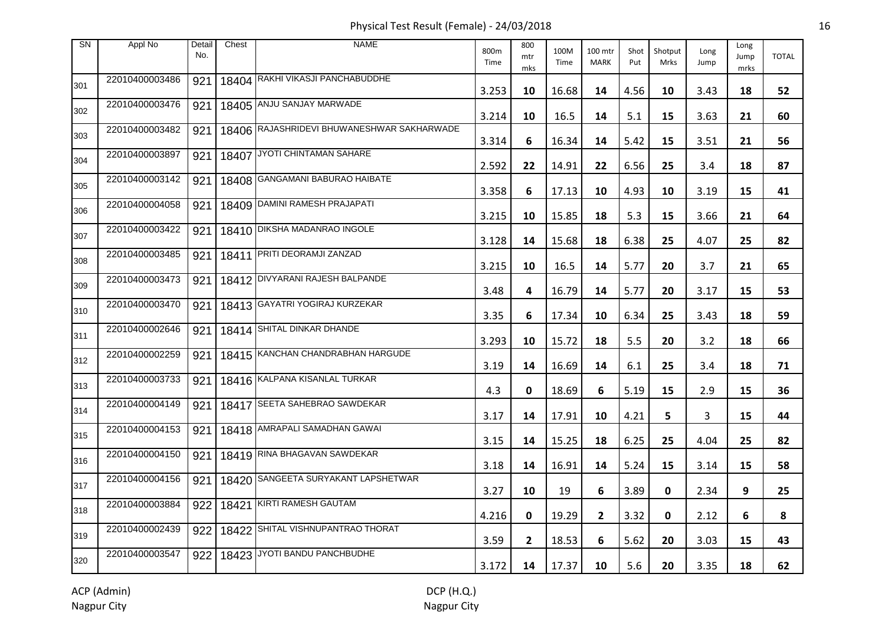# Physical Test Result (Female) - 24/03/2018

| SN | Appl No | Detail No. | Chest | NAME | 800m Time | 800 mtr mks | 100M Time | 100 mtr MARK | Shot Put | Shotput Mrks | Long Jump | Long Jump mrks | TOTAL |
|---|---|---|---|---|---|---|---|---|---|---|---|---|---|
| 301 | 22010400003486 | 921 | 18404 | RAKHI VIKASJI PANCHABUDDHE | 3.253 | **10** | 16.68 | **14** | 4.56 | **10** | 3.43 | **18** | **52** |
| 302 | 22010400003476 | 921 | 18405 | ANJU SANJAY MARWADE | 3.214 | **10** | 16.5 | **14** | 5.1 | **15** | 3.63 | **21** | **60** |
| 303 | 22010400003482 | 921 | 18406 | RAJASHRIDEVI BHUWANESHWAR SAKHARWADE | 3.314 | **6** | 16.34 | **14** | 5.42 | **15** | 3.51 | **21** | **56** |
| 304 | 22010400003897 | 921 | 18407 | JYOTI CHINTAMAN SAHARE | 2.592 | **22** | 14.91 | **22** | 6.56 | **25** | 3.4 | **18** | **87** |
| 305 | 22010400003142 | 921 | 18408 | GANGAMANI BABURAO HAIBATE | 3.358 | **6** | 17.13 | **10** | 4.93 | **10** | 3.19 | **15** | **41** |
| 306 | 22010400004058 | 921 | 18409 | DAMINI RAMESH PRAJAPATI | 3.215 | **10** | 15.85 | **18** | 5.3 | **15** | 3.66 | **21** | **64** |
| 307 | 22010400003422 | 921 | 18410 | DIKSHA MADANRAO INGOLE | 3.128 | **14** | 15.68 | **18** | 6.38 | **25** | 4.07 | **25** | **82** |
| 308 | 22010400003485 | 921 | 18411 | PRITI DEORAMJI ZANZAD | 3.215 | **10** | 16.5 | **14** | 5.77 | **20** | 3.7 | **21** | **65** |
| 309 | 22010400003473 | 921 | 18412 | DIVYARANI RAJESH BALPANDE | 3.48 | **4** | 16.79 | **14** | 5.77 | **20** | 3.17 | **15** | **53** |
| 310 | 22010400003470 | 921 | 18413 | GAYATRI YOGIRAJ KURZEKAR | 3.35 | **6** | 17.34 | **10** | 6.34 | **25** | 3.43 | **18** | **59** |
| 311 | 22010400002646 | 921 | 18414 | SHITAL DINKAR DHANDE | 3.293 | **10** | 15.72 | **18** | 5.5 | **20** | 3.2 | **18** | **66** |
| 312 | 22010400002259 | 921 | 18415 | KANCHAN CHANDRABHAN HARGUDE | 3.19 | **14** | 16.69 | **14** | 6.1 | **25** | 3.4 | **18** | **71** |
| 313 | 22010400003733 | 921 | 18416 | KALPANA KISANLAL TURKAR | 4.3 | **0** | 18.69 | **6** | 5.19 | **15** | 2.9 | **15** | **36** |
| 314 | 22010400004149 | 921 | 18417 | SEETA SAHEBRAO SAWDEKAR | 3.17 | **14** | 17.91 | **10** | 4.21 | **5** | 3 | **15** | **44** |
| 315 | 22010400004153 | 921 | 18418 | AMRAPALI SAMADHAN GAWAI | 3.15 | **14** | 15.25 | **18** | 6.25 | **25** | 4.04 | **25** | **82** |
| 316 | 22010400004150 | 921 | 18419 | RINA BHAGAVAN SAWDEKAR | 3.18 | **14** | 16.91 | **14** | 5.24 | **15** | 3.14 | **15** | **58** |
| 317 | 22010400004156 | 921 | 18420 | SANGEETA SURYAKANT LAPSHETWAR | 3.27 | **10** | 19 | **6** | 3.89 | **0** | 2.34 | **9** | **25** |
| 318 | 22010400003884 | 922 | 18421 | KIRTI RAMESH GAUTAM | 4.216 | **0** | 19.29 | **2** | 3.32 | **0** | 2.12 | **6** | **8** |
| 319 | 22010400002439 | 922 | 18422 | SHITAL VISHNUPANTRAO THORAT | 3.59 | **2** | 18.53 | **6** | 5.62 | **20** | 3.03 | **15** | **43** |
| 320 | 22010400003547 | 922 | 18423 | JYOTI BANDU PANCHBUDHE | 3.172 | **14** | 17.37 | **10** | 5.6 | **20** | 3.35 | **18** | **62** |

ACP (Admin)
Nagpur City

DCP (H.Q.)
Nagpur City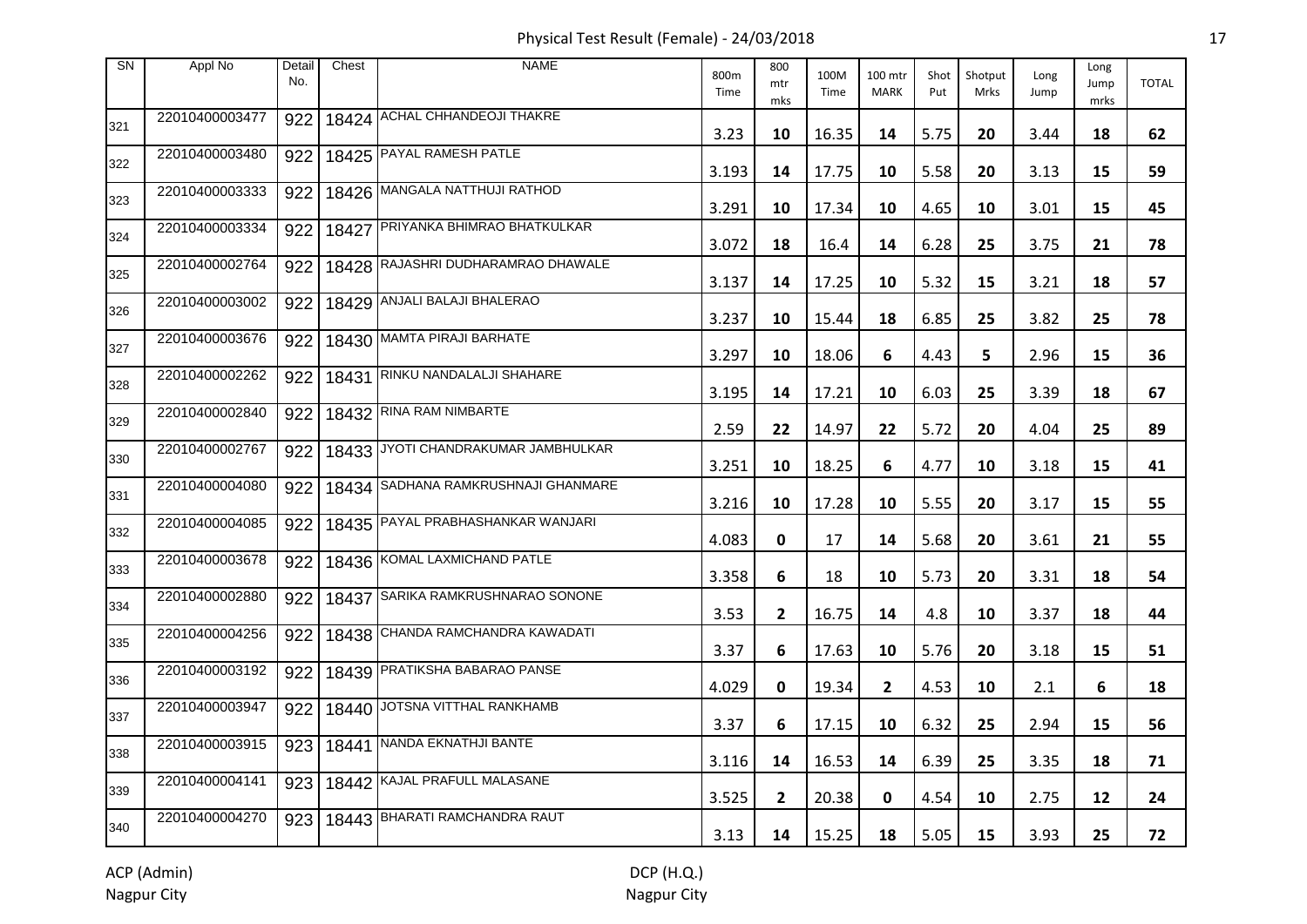# Physical Test Result (Female) - 24/03/2018

| SN | Appl No | Detail No. | Chest | NAME | 800m Time | 800 mtr mks | 100M Time | 100 mtr MARK | Shot Put | Shotput Mrks | Long Jump | Long Jump mrks | TOTAL |
|---|---|---|---|---|---|---|---|---|---|---|---|---|---|
| 321 | 22010400003477 | 922 | 18424 | ACHAL CHHANDEOJI THAKRE | 3.23 | 10 | 16.35 | 14 | 5.75 | 20 | 3.44 | 18 | 62 |
| 322 | 22010400003480 | 922 | 18425 | PAYAL RAMESH PATLE | 3.193 | 14 | 17.75 | 10 | 5.58 | 20 | 3.13 | 15 | 59 |
| 323 | 22010400003333 | 922 | 18426 | MANGALA NATTHUJI RATHOD | 3.291 | 10 | 17.34 | 10 | 4.65 | 10 | 3.01 | 15 | 45 |
| 324 | 22010400003334 | 922 | 18427 | PRIYANKA BHIMRAO BHATKULKAR | 3.072 | 18 | 16.4 | 14 | 6.28 | 25 | 3.75 | 21 | 78 |
| 325 | 22010400002764 | 922 | 18428 | RAJASHRI DUDHARAMRAO DHAWALE | 3.137 | 14 | 17.25 | 10 | 5.32 | 15 | 3.21 | 18 | 57 |
| 326 | 22010400003002 | 922 | 18429 | ANJALI BALAJI BHALERAO | 3.237 | 10 | 15.44 | 18 | 6.85 | 25 | 3.82 | 25 | 78 |
| 327 | 22010400003676 | 922 | 18430 | MAMTA PIRAJI BARHATE | 3.297 | 10 | 18.06 | 6 | 4.43 | 5 | 2.96 | 15 | 36 |
| 328 | 22010400002262 | 922 | 18431 | RINKU NANDALALJI SHAHARE | 3.195 | 14 | 17.21 | 10 | 6.03 | 25 | 3.39 | 18 | 67 |
| 329 | 22010400002840 | 922 | 18432 | RINA RAM NIMBARTE | 2.59 | 22 | 14.97 | 22 | 5.72 | 20 | 4.04 | 25 | 89 |
| 330 | 22010400002767 | 922 | 18433 | JYOTI CHANDRAKUMAR JAMBHULKAR | 3.251 | 10 | 18.25 | 6 | 4.77 | 10 | 3.18 | 15 | 41 |
| 331 | 22010400004080 | 922 | 18434 | SADHANA RAMKRUSHNAJI GHANMARE | 3.216 | 10 | 17.28 | 10 | 5.55 | 20 | 3.17 | 15 | 55 |
| 332 | 22010400004085 | 922 | 18435 | PAYAL PRABHASHANKAR WANJARI | 4.083 | 0 | 17 | 14 | 5.68 | 20 | 3.61 | 21 | 55 |
| 333 | 22010400003678 | 922 | 18436 | KOMAL LAXMICHAND PATLE | 3.358 | 6 | 18 | 10 | 5.73 | 20 | 3.31 | 18 | 54 |
| 334 | 22010400002880 | 922 | 18437 | SARIKA RAMKRUSHNARAO SONONE | 3.53 | 2 | 16.75 | 14 | 4.8 | 10 | 3.37 | 18 | 44 |
| 335 | 22010400004256 | 922 | 18438 | CHANDA RAMCHANDRA KAWADATI | 3.37 | 6 | 17.63 | 10 | 5.76 | 20 | 3.18 | 15 | 51 |
| 336 | 22010400003192 | 922 | 18439 | PRATIKSHA BABARAO PANSE | 4.029 | 0 | 19.34 | 2 | 4.53 | 10 | 2.1 | 6 | 18 |
| 337 | 22010400003947 | 922 | 18440 | JOTSNA VITTHAL RANKHAMB | 3.37 | 6 | 17.15 | 10 | 6.32 | 25 | 2.94 | 15 | 56 |
| 338 | 22010400003915 | 923 | 18441 | NANDA EKNATHJI BANTE | 3.116 | 14 | 16.53 | 14 | 6.39 | 25 | 3.35 | 18 | 71 |
| 339 | 22010400004141 | 923 | 18442 | KAJAL PRAFULL MALASANE | 3.525 | 2 | 20.38 | 0 | 4.54 | 10 | 2.75 | 12 | 24 |
| 340 | 22010400004270 | 923 | 18443 | BHARATI RAMCHANDRA RAUT | 3.13 | 14 | 15.25 | 18 | 5.05 | 15 | 3.93 | 25 | 72 |

ACP (Admin)
Nagpur City

DCP (H.Q.)
Nagpur City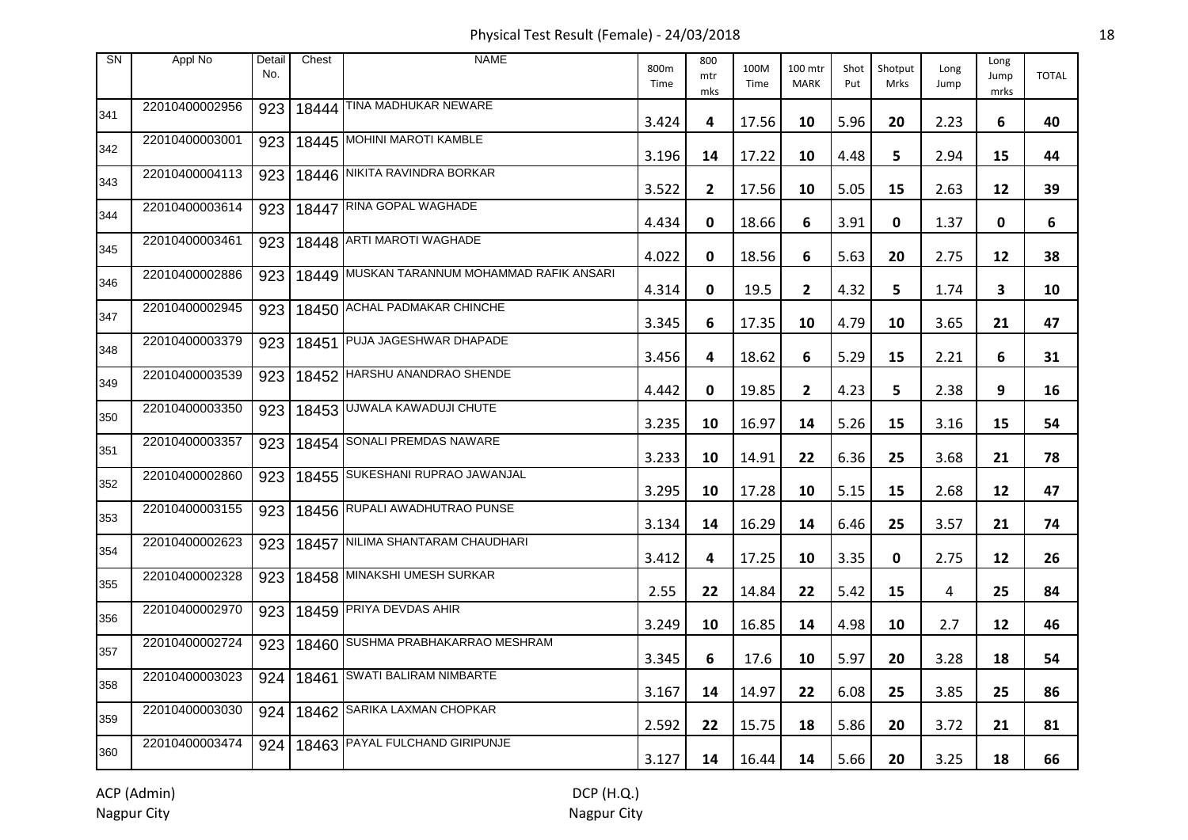# Physical Test Result (Female) - 24/03/2018

| SN | Appl No | Detail No. | Chest | NAME | 800m Time | 800 mtr mks | 100M Time | 100 mtr MARK | Shot Put | Shotput Mrks | Long Jump | Long Jump mrks | TOTAL |
|---|---|---|---|---|---|---|---|---|---|---|---|---|---|
| 341 | 22010400002956 | 923 | 18444 | TINA MADHUKAR NEWARE | 3.424 | 4 | 17.56 | 10 | 5.96 | 20 | 2.23 | 6 | 40 |
| 342 | 22010400003001 | 923 | 18445 | MOHINI MAROTI KAMBLE | 3.196 | 14 | 17.22 | 10 | 4.48 | 5 | 2.94 | 15 | 44 |
| 343 | 22010400004113 | 923 | 18446 | NIKITA RAVINDRA BORKAR | 3.522 | 2 | 17.56 | 10 | 5.05 | 15 | 2.63 | 12 | 39 |
| 344 | 22010400003614 | 923 | 18447 | RINA GOPAL WAGHADE | 4.434 | 0 | 18.66 | 6 | 3.91 | 0 | 1.37 | 0 | 6 |
| 345 | 22010400003461 | 923 | 18448 | ARTI MAROTI WAGHADE | 4.022 | 0 | 18.56 | 6 | 5.63 | 20 | 2.75 | 12 | 38 |
| 346 | 22010400002886 | 923 | 18449 | MUSKAN TARANNUM MOHAMMAD RAFIK ANSARI | 4.314 | 0 | 19.5 | 2 | 4.32 | 5 | 1.74 | 3 | 10 |
| 347 | 22010400002945 | 923 | 18450 | ACHAL PADMAKAR CHINCHE | 3.345 | 6 | 17.35 | 10 | 4.79 | 10 | 3.65 | 21 | 47 |
| 348 | 22010400003379 | 923 | 18451 | PUJA JAGESHWAR DHAPADE | 3.456 | 4 | 18.62 | 6 | 5.29 | 15 | 2.21 | 6 | 31 |
| 349 | 22010400003539 | 923 | 18452 | HARSHU ANANDRAO SHENDE | 4.442 | 0 | 19.85 | 2 | 4.23 | 5 | 2.38 | 9 | 16 |
| 350 | 22010400003350 | 923 | 18453 | UJWALA KAWADUJI CHUTE | 3.235 | 10 | 16.97 | 14 | 5.26 | 15 | 3.16 | 15 | 54 |
| 351 | 22010400003357 | 923 | 18454 | SONALI PREMDAS NAWARE | 3.233 | 10 | 14.91 | 22 | 6.36 | 25 | 3.68 | 21 | 78 |
| 352 | 22010400002860 | 923 | 18455 | SUKESHANI RUPRAO JAWANJAL | 3.295 | 10 | 17.28 | 10 | 5.15 | 15 | 2.68 | 12 | 47 |
| 353 | 22010400003155 | 923 | 18456 | RUPALI AWADHUTRAO PUNSE | 3.134 | 14 | 16.29 | 14 | 6.46 | 25 | 3.57 | 21 | 74 |
| 354 | 22010400002623 | 923 | 18457 | NILIMA SHANTARAM CHAUDHARI | 3.412 | 4 | 17.25 | 10 | 3.35 | 0 | 2.75 | 12 | 26 |
| 355 | 22010400002328 | 923 | 18458 | MINAKSHI UMESH SURKAR | 2.55 | 22 | 14.84 | 22 | 5.42 | 15 | 4 | 25 | 84 |
| 356 | 22010400002970 | 923 | 18459 | PRIYA DEVDAS AHIR | 3.249 | 10 | 16.85 | 14 | 4.98 | 10 | 2.7 | 12 | 46 |
| 357 | 22010400002724 | 923 | 18460 | SUSHMA PRABHAKARRAO MESHRAM | 3.345 | 6 | 17.6 | 10 | 5.97 | 20 | 3.28 | 18 | 54 |
| 358 | 22010400003023 | 924 | 18461 | SWATI BALIRAM NIMBARTE | 3.167 | 14 | 14.97 | 22 | 6.08 | 25 | 3.85 | 25 | 86 |
| 359 | 22010400003030 | 924 | 18462 | SARIKA LAXMAN CHOPKAR | 2.592 | 22 | 15.75 | 18 | 5.86 | 20 | 3.72 | 21 | 81 |
| 360 | 22010400003474 | 924 | 18463 | PAYAL FULCHAND GIRIPUNJE | 3.127 | 14 | 16.44 | 14 | 5.66 | 20 | 3.25 | 18 | 66 |

ACP (Admin)
Nagpur City

DCP (H.Q.)
Nagpur City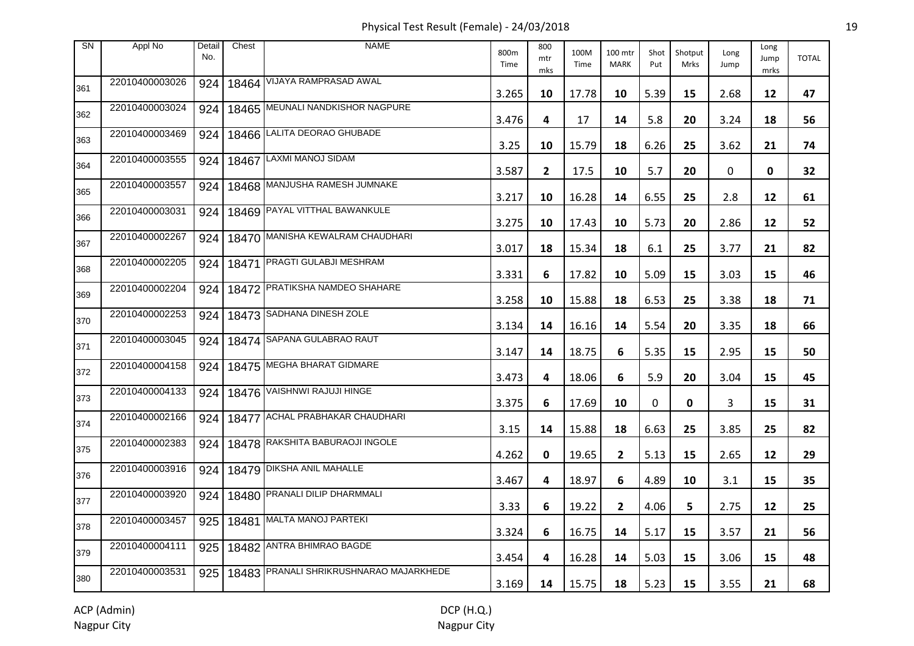# Physical Test Result (Female) - 24/03/2018

| SN | Appl No | Detail No. | Chest | NAME | 800m Time | 800 mtr mks | 100M Time | 100 mtr MARK | Shot Put | Shotput Mrks | Long Jump | Long Jump mrks | TOTAL |
|---|---|---|---|---|---|---|---|---|---|---|---|---|---|
| 361 | 22010400003026 | 924 | 18464 | VIJAYA RAMPRASAD AWAL | 3.265 | 10 | 17.78 | 10 | 5.39 | 15 | 2.68 | 12 | 47 |
| 362 | 22010400003024 | 924 | 18465 | MEUNALI NANDKISHOR NAGPURE | 3.476 | 4 | 17 | 14 | 5.8 | 20 | 3.24 | 18 | 56 |
| 363 | 22010400003469 | 924 | 18466 | LALITA DEORAO GHUBADE | 3.25 | 10 | 15.79 | 18 | 6.26 | 25 | 3.62 | 21 | 74 |
| 364 | 22010400003555 | 924 | 18467 | LAXMI MANOJ SIDAM | 3.587 | 2 | 17.5 | 10 | 5.7 | 20 | 0 | 0 | 32 |
| 365 | 22010400003557 | 924 | 18468 | MANJUSHA RAMESH JUMNAKE | 3.217 | 10 | 16.28 | 14 | 6.55 | 25 | 2.8 | 12 | 61 |
| 366 | 22010400003031 | 924 | 18469 | PAYAL VITTHAL BAWANKULE | 3.275 | 10 | 17.43 | 10 | 5.73 | 20 | 2.86 | 12 | 52 |
| 367 | 22010400002267 | 924 | 18470 | MANISHA KEWALRAM CHAUDHARI | 3.017 | 18 | 15.34 | 18 | 6.1 | 25 | 3.77 | 21 | 82 |
| 368 | 22010400002205 | 924 | 18471 | PRAGTI GULABJI MESHRAM | 3.331 | 6 | 17.82 | 10 | 5.09 | 15 | 3.03 | 15 | 46 |
| 369 | 22010400002204 | 924 | 18472 | PRATIKSHA NAMDEO SHAHARE | 3.258 | 10 | 15.88 | 18 | 6.53 | 25 | 3.38 | 18 | 71 |
| 370 | 22010400002253 | 924 | 18473 | SADHANA DINESH ZOLE | 3.134 | 14 | 16.16 | 14 | 5.54 | 20 | 3.35 | 18 | 66 |
| 371 | 22010400003045 | 924 | 18474 | SAPANA GULABRAO RAUT | 3.147 | 14 | 18.75 | 6 | 5.35 | 15 | 2.95 | 15 | 50 |
| 372 | 22010400004158 | 924 | 18475 | MEGHA BHARAT GIDMARE | 3.473 | 4 | 18.06 | 6 | 5.9 | 20 | 3.04 | 15 | 45 |
| 373 | 22010400004133 | 924 | 18476 | VAISHNWI RAJUJI HINGE | 3.375 | 6 | 17.69 | 10 | 0 | 0 | 3 | 15 | 31 |
| 374 | 22010400002166 | 924 | 18477 | ACHAL PRABHAKAR CHAUDHARI | 3.15 | 14 | 15.88 | 18 | 6.63 | 25 | 3.85 | 25 | 82 |
| 375 | 22010400002383 | 924 | 18478 | RAKSHITA BABURAOJI INGOLE | 4.262 | 0 | 19.65 | 2 | 5.13 | 15 | 2.65 | 12 | 29 |
| 376 | 22010400003916 | 924 | 18479 | DIKSHA ANIL MAHALLE | 3.467 | 4 | 18.97 | 6 | 4.89 | 10 | 3.1 | 15 | 35 |
| 377 | 22010400003920 | 924 | 18480 | PRANALI DILIP DHARMMALI | 3.33 | 6 | 19.22 | 2 | 4.06 | 5 | 2.75 | 12 | 25 |
| 378 | 22010400003457 | 925 | 18481 | MALTA MANOJ PARTEKI | 3.324 | 6 | 16.75 | 14 | 5.17 | 15 | 3.57 | 21 | 56 |
| 379 | 22010400004111 | 925 | 18482 | ANTRA BHIMRAO BAGDE | 3.454 | 4 | 16.28 | 14 | 5.03 | 15 | 3.06 | 15 | 48 |
| 380 | 22010400003531 | 925 | 18483 | PRANALI SHRIKRUSHNARAO MAJARKHEDE | 3.169 | 14 | 15.75 | 18 | 5.23 | 15 | 3.55 | 21 | 68 |

ACP (Admin)
Nagpur City

DCP (H.Q.)
Nagpur City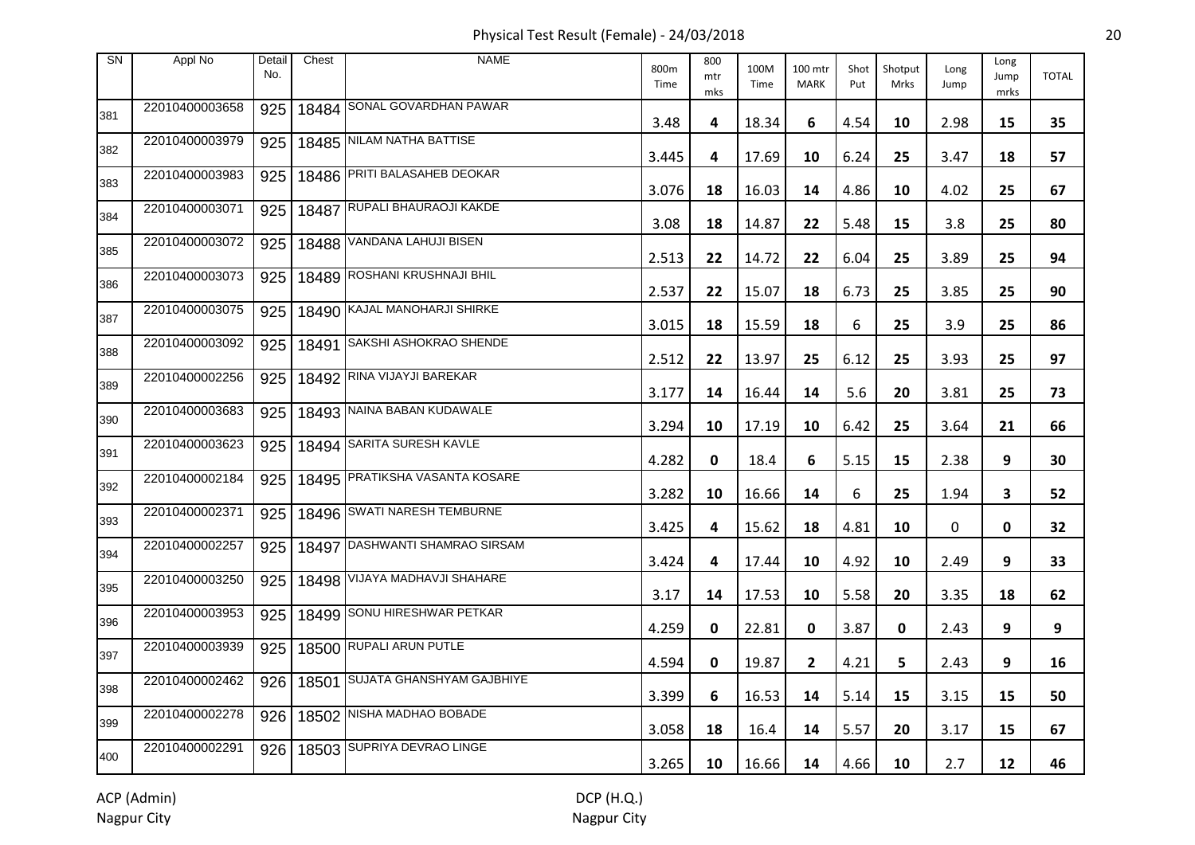# Physical Test Result (Female) - 24/03/2018

| SN | Appl No | Detail No. | Chest | NAME | 800m Time | 800 mtr mks | 100M Time | 100 mtr MARK | Shot Put | Shotput Mrks | Long Jump | Long Jump mrks | TOTAL |
|---|---|---|---|---|---|---|---|---|---|---|---|---|---|
| 381 | 22010400003658 | 925 | 18484 | SONAL GOVARDHAN PAWAR | 3.48 | 4 | 18.34 | 6 | 4.54 | 10 | 2.98 | 15 | 35 |
| 382 | 22010400003979 | 925 | 18485 | NILAM NATHA BATTISE | 3.445 | 4 | 17.69 | 10 | 6.24 | 25 | 3.47 | 18 | 57 |
| 383 | 22010400003983 | 925 | 18486 | PRITI BALASAHEB DEOKAR | 3.076 | 18 | 16.03 | 14 | 4.86 | 10 | 4.02 | 25 | 67 |
| 384 | 22010400003071 | 925 | 18487 | RUPALI BHAURAOJI KAKDE | 3.08 | 18 | 14.87 | 22 | 5.48 | 15 | 3.8 | 25 | 80 |
| 385 | 22010400003072 | 925 | 18488 | VANDANA LAHUJI BISEN | 2.513 | 22 | 14.72 | 22 | 6.04 | 25 | 3.89 | 25 | 94 |
| 386 | 22010400003073 | 925 | 18489 | ROSHANI KRUSHNAJI BHIL | 2.537 | 22 | 15.07 | 18 | 6.73 | 25 | 3.85 | 25 | 90 |
| 387 | 22010400003075 | 925 | 18490 | KAJAL MANOHARJI SHIRKE | 3.015 | 18 | 15.59 | 18 | 6 | 25 | 3.9 | 25 | 86 |
| 388 | 22010400003092 | 925 | 18491 | SAKSHI ASHOKRAO SHENDE | 2.512 | 22 | 13.97 | 25 | 6.12 | 25 | 3.93 | 25 | 97 |
| 389 | 22010400002256 | 925 | 18492 | RINA VIJAYJI BAREKAR | 3.177 | 14 | 16.44 | 14 | 5.6 | 20 | 3.81 | 25 | 73 |
| 390 | 22010400003683 | 925 | 18493 | NAINA BABAN KUDAWALE | 3.294 | 10 | 17.19 | 10 | 6.42 | 25 | 3.64 | 21 | 66 |
| 391 | 22010400003623 | 925 | 18494 | SARITA SURESH KAVLE | 4.282 | 0 | 18.4 | 6 | 5.15 | 15 | 2.38 | 9 | 30 |
| 392 | 22010400002184 | 925 | 18495 | PRATIKSHA VASANTA KOSARE | 3.282 | 10 | 16.66 | 14 | 6 | 25 | 1.94 | 3 | 52 |
| 393 | 22010400002371 | 925 | 18496 | SWATI NARESH TEMBURNE | 3.425 | 4 | 15.62 | 18 | 4.81 | 10 | 0 | 0 | 32 |
| 394 | 22010400002257 | 925 | 18497 | DASHWANTI SHAMRAO SIRSAM | 3.424 | 4 | 17.44 | 10 | 4.92 | 10 | 2.49 | 9 | 33 |
| 395 | 22010400003250 | 925 | 18498 | VIJAYA MADHAVJI SHAHARE | 3.17 | 14 | 17.53 | 10 | 5.58 | 20 | 3.35 | 18 | 62 |
| 396 | 22010400003953 | 925 | 18499 | SONU HIRESHWAR PETKAR | 4.259 | 0 | 22.81 | 0 | 3.87 | 0 | 2.43 | 9 | 9 |
| 397 | 22010400003939 | 925 | 18500 | RUPALI ARUN PUTLE | 4.594 | 0 | 19.87 | 2 | 4.21 | 5 | 2.43 | 9 | 16 |
| 398 | 22010400002462 | 926 | 18501 | SUJATA GHANSHYAM GAJBHIYE | 3.399 | 6 | 16.53 | 14 | 5.14 | 15 | 3.15 | 15 | 50 |
| 399 | 22010400002278 | 926 | 18502 | NISHA MADHAO BOBADE | 3.058 | 18 | 16.4 | 14 | 5.57 | 20 | 3.17 | 15 | 67 |
| 400 | 22010400002291 | 926 | 18503 | SUPRIYA DEVRAO LINGE | 3.265 | 10 | 16.66 | 14 | 4.66 | 10 | 2.7 | 12 | 46 |

ACP (Admin)
Nagpur City

DCP (H.Q.)
Nagpur City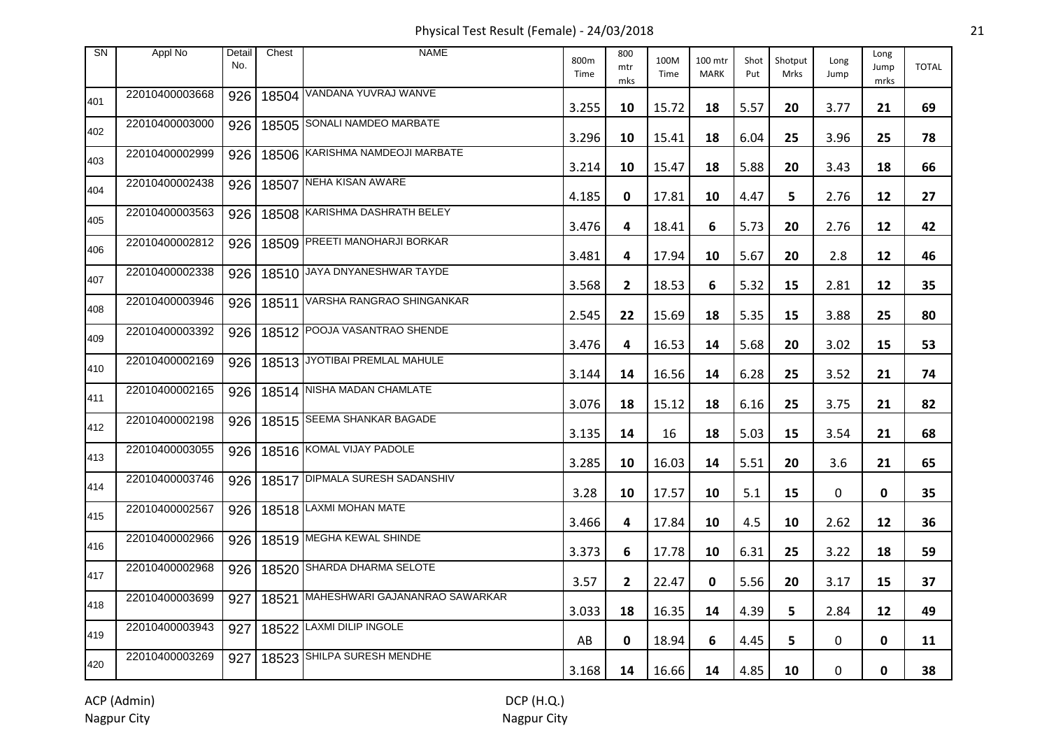Physical Test Result (Female) - 24/03/2018

| SN | Appl No | Detail No. | Chest | NAME | 800m Time | 800 mtr mks | 100M Time | 100 mtr MARK | Shot Put | Shotput Mrks | Long Jump | Long Jump mrks | TOTAL |
|---|---|---|---|---|---|---|---|---|---|---|---|---|---|
| 401 | 22010400003668 | 926 | 18504 | VANDANA YUVRAJ WANVE | 3.255 | **10** | 15.72 | **18** | 5.57 | **20** | 3.77 | **21** | **69** |
| 402 | 22010400003000 | 926 | 18505 | SONALI NAMDEO MARBATE | 3.296 | **10** | 15.41 | **18** | 6.04 | **25** | 3.96 | **25** | **78** |
| 403 | 22010400002999 | 926 | 18506 | KARISHMA NAMDEOJI MARBATE | 3.214 | **10** | 15.47 | **18** | 5.88 | **20** | 3.43 | **18** | **66** |
| 404 | 22010400002438 | 926 | 18507 | NEHA KISAN AWARE | 4.185 | **0** | 17.81 | **10** | 4.47 | **5** | 2.76 | **12** | **27** |
| 405 | 22010400003563 | 926 | 18508 | KARISHMA DASHRATH BELEY | 3.476 | **4** | 18.41 | **6** | 5.73 | **20** | 2.76 | **12** | **42** |
| 406 | 22010400002812 | 926 | 18509 | PREETI MANOHARJI BORKAR | 3.481 | **4** | 17.94 | **10** | 5.67 | **20** | 2.8 | **12** | **46** |
| 407 | 22010400002338 | 926 | 18510 | JAYA DNYANESHWAR TAYDE | 3.568 | **2** | 18.53 | **6** | 5.32 | **15** | 2.81 | **12** | **35** |
| 408 | 22010400003946 | 926 | 18511 | VARSHA RANGRAO SHINGANKAR | 2.545 | **22** | 15.69 | **18** | 5.35 | **15** | 3.88 | **25** | **80** |
| 409 | 22010400003392 | 926 | 18512 | POOJA VASANTRAO SHENDE | 3.476 | **4** | 16.53 | **14** | 5.68 | **20** | 3.02 | **15** | **53** |
| 410 | 22010400002169 | 926 | 18513 | JYOTIBAI PREMLAL MAHULE | 3.144 | **14** | 16.56 | **14** | 6.28 | **25** | 3.52 | **21** | **74** |
| 411 | 22010400002165 | 926 | 18514 | NISHA MADAN CHAMLATE | 3.076 | **18** | 15.12 | **18** | 6.16 | **25** | 3.75 | **21** | **82** |
| 412 | 22010400002198 | 926 | 18515 | SEEMA SHANKAR BAGADE | 3.135 | **14** | 16 | **18** | 5.03 | **15** | 3.54 | **21** | **68** |
| 413 | 22010400003055 | 926 | 18516 | KOMAL VIJAY PADOLE | 3.285 | **10** | 16.03 | **14** | 5.51 | **20** | 3.6 | **21** | **65** |
| 414 | 22010400003746 | 926 | 18517 | DIPMALA SURESH SADANSHIV | 3.28 | **10** | 17.57 | **10** | 5.1 | **15** | 0 | **0** | **35** |
| 415 | 22010400002567 | 926 | 18518 | LAXMI MOHAN MATE | 3.466 | **4** | 17.84 | **10** | 4.5 | **10** | 2.62 | **12** | **36** |
| 416 | 22010400002966 | 926 | 18519 | MEGHA KEWAL SHINDE | 3.373 | **6** | 17.78 | **10** | 6.31 | **25** | 3.22 | **18** | **59** |
| 417 | 22010400002968 | 926 | 18520 | SHARDA DHARMA SELOTE | 3.57 | **2** | 22.47 | **0** | 5.56 | **20** | 3.17 | **15** | **37** |
| 418 | 22010400003699 | 927 | 18521 | MAHESHWARI GAJANANRAO SAWARKAR | 3.033 | **18** | 16.35 | **14** | 4.39 | **5** | 2.84 | **12** | **49** |
| 419 | 22010400003943 | 927 | 18522 | LAXMI DILIP INGOLE | AB | **0** | 18.94 | **6** | 4.45 | **5** | 0 | **0** | **11** |
| 420 | 22010400003269 | 927 | 18523 | SHILPA SURESH MENDHE | 3.168 | **14** | 16.66 | **14** | 4.85 | **10** | 0 | **0** | **38** |

ACP (Admin)
Nagpur City

DCP (H.Q.)
Nagpur City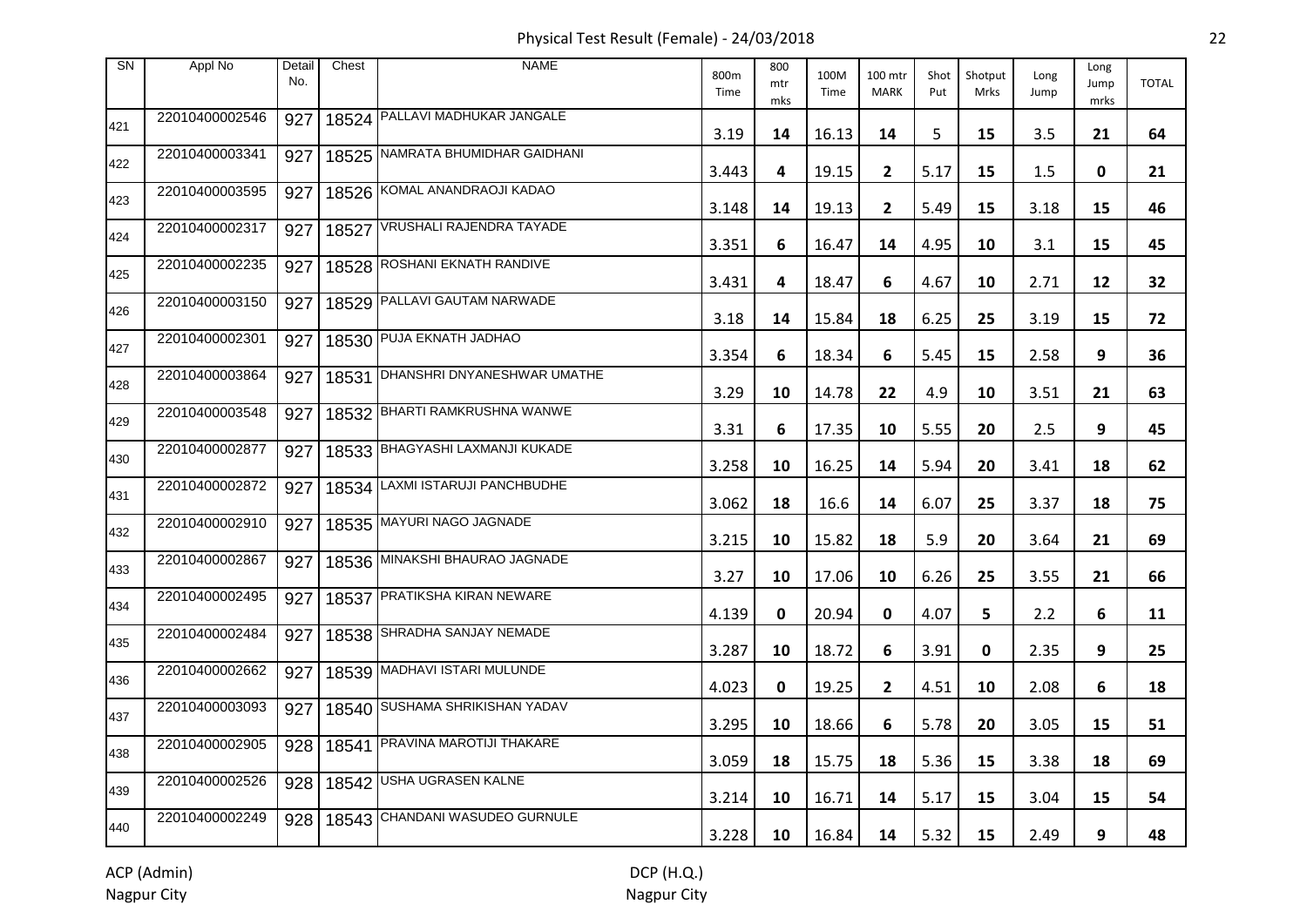# Physical Test Result (Female) - 24/03/2018

| SN | Appl No | Detail No. | Chest | NAME | 800m Time | 800 mtr mks | 100M Time | 100 mtr MARK | Shot Put | Shotput Mrks | Long Jump | Long Jump mrks | TOTAL |
|---|---|---|---|---|---|---|---|---|---|---|---|---|---|
| 421 | 22010400002546 | 927 | 18524 | PALLAVI MADHUKAR JANGALE | 3.19 | 14 | 16.13 | 14 | 5 | 15 | 3.5 | 21 | 64 |
| 422 | 22010400003341 | 927 | 18525 | NAMRATA BHUMIDHAR GAIDHANI | 3.443 | 4 | 19.15 | 2 | 5.17 | 15 | 1.5 | 0 | 21 |
| 423 | 22010400003595 | 927 | 18526 | KOMAL ANANDRAOJI KADAO | 3.148 | 14 | 19.13 | 2 | 5.49 | 15 | 3.18 | 15 | 46 |
| 424 | 22010400002317 | 927 | 18527 | VRUSHALI RAJENDRA TAYADE | 3.351 | 6 | 16.47 | 14 | 4.95 | 10 | 3.1 | 15 | 45 |
| 425 | 22010400002235 | 927 | 18528 | ROSHANI EKNATH RANDIVE | 3.431 | 4 | 18.47 | 6 | 4.67 | 10 | 2.71 | 12 | 32 |
| 426 | 22010400003150 | 927 | 18529 | PALLAVI GAUTAM NARWADE | 3.18 | 14 | 15.84 | 18 | 6.25 | 25 | 3.19 | 15 | 72 |
| 427 | 22010400002301 | 927 | 18530 | PUJA EKNATH JADHAO | 3.354 | 6 | 18.34 | 6 | 5.45 | 15 | 2.58 | 9 | 36 |
| 428 | 22010400003864 | 927 | 18531 | DHANSHRI DNYANESHWAR UMATHE | 3.29 | 10 | 14.78 | 22 | 4.9 | 10 | 3.51 | 21 | 63 |
| 429 | 22010400003548 | 927 | 18532 | BHARTI RAMKRUSHNA WANWE | 3.31 | 6 | 17.35 | 10 | 5.55 | 20 | 2.5 | 9 | 45 |
| 430 | 22010400002877 | 927 | 18533 | BHAGYASHI LAXMANJI KUKADE | 3.258 | 10 | 16.25 | 14 | 5.94 | 20 | 3.41 | 18 | 62 |
| 431 | 22010400002872 | 927 | 18534 | LAXMI ISTARUJI PANCHBUDHE | 3.062 | 18 | 16.6 | 14 | 6.07 | 25 | 3.37 | 18 | 75 |
| 432 | 22010400002910 | 927 | 18535 | MAYURI NAGO JAGNADE | 3.215 | 10 | 15.82 | 18 | 5.9 | 20 | 3.64 | 21 | 69 |
| 433 | 22010400002867 | 927 | 18536 | MINAKSHI BHAURAO JAGNADE | 3.27 | 10 | 17.06 | 10 | 6.26 | 25 | 3.55 | 21 | 66 |
| 434 | 22010400002495 | 927 | 18537 | PRATIKSHA KIRAN NEWARE | 4.139 | 0 | 20.94 | 0 | 4.07 | 5 | 2.2 | 6 | 11 |
| 435 | 22010400002484 | 927 | 18538 | SHRADHA SANJAY NEMADE | 3.287 | 10 | 18.72 | 6 | 3.91 | 0 | 2.35 | 9 | 25 |
| 436 | 22010400002662 | 927 | 18539 | MADHAVI ISTARI MULUNDE | 4.023 | 0 | 19.25 | 2 | 4.51 | 10 | 2.08 | 6 | 18 |
| 437 | 22010400003093 | 927 | 18540 | SUSHAMA SHRIKISHAN YADAV | 3.295 | 10 | 18.66 | 6 | 5.78 | 20 | 3.05 | 15 | 51 |
| 438 | 22010400002905 | 928 | 18541 | PRAVINA MAROTIJI THAKARE | 3.059 | 18 | 15.75 | 18 | 5.36 | 15 | 3.38 | 18 | 69 |
| 439 | 22010400002526 | 928 | 18542 | USHA UGRASEN KALNE | 3.214 | 10 | 16.71 | 14 | 5.17 | 15 | 3.04 | 15 | 54 |
| 440 | 22010400002249 | 928 | 18543 | CHANDANI WASUDEO GURNULE | 3.228 | 10 | 16.84 | 14 | 5.32 | 15 | 2.49 | 9 | 48 |

ACP (Admin)
Nagpur City

DCP (H.Q.)
Nagpur City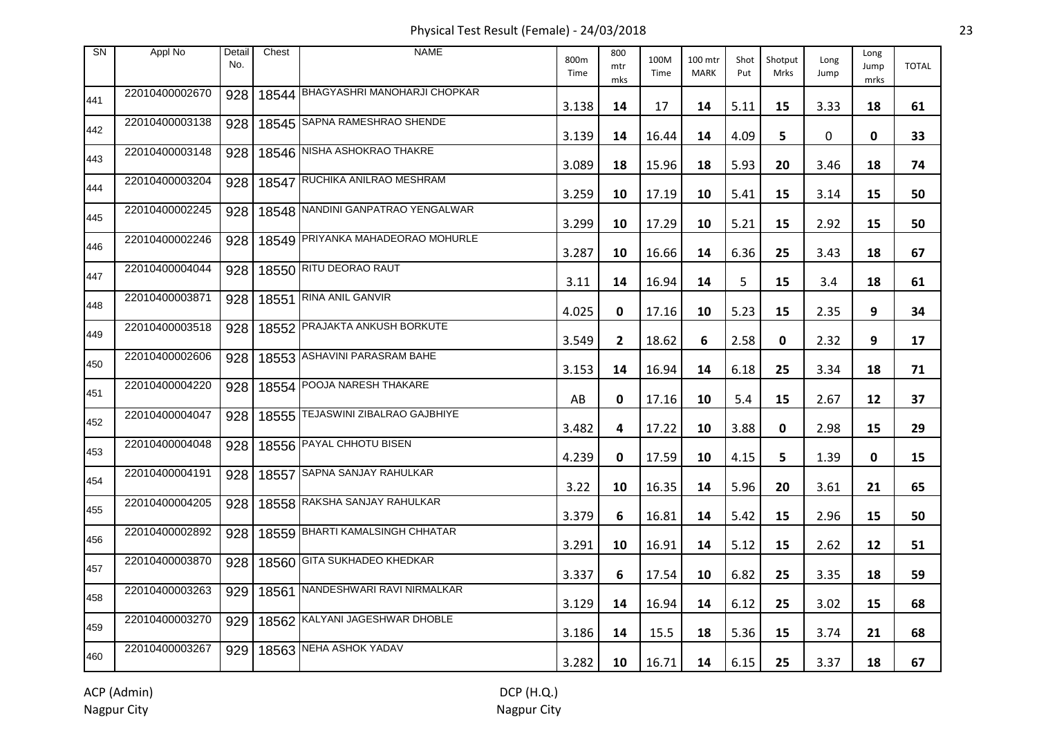# Physical Test Result (Female) - 24/03/2018

| SN | Appl No | Detail No. | Chest | NAME | 800m Time | 800 mtr mks | 100M Time | 100 mtr MARK | Shot Put | Shotput Mrks | Long Jump | Long Jump mrks | TOTAL |
|---|---|---|---|---|---|---|---|---|---|---|---|---|---|
| 441 | 22010400002670 | 928 | 18544 | BHAGYASHRI MANOHARJI CHOPKAR | 3.138 | 14 | 17 | 14 | 5.11 | 15 | 3.33 | 18 | 61 |
| 442 | 22010400003138 | 928 | 18545 | SAPNA RAMESHRAO SHENDE | 3.139 | 14 | 16.44 | 14 | 4.09 | 5 | 0 | 0 | 33 |
| 443 | 22010400003148 | 928 | 18546 | NISHA ASHOKRAO THAKRE | 3.089 | 18 | 15.96 | 18 | 5.93 | 20 | 3.46 | 18 | 74 |
| 444 | 22010400003204 | 928 | 18547 | RUCHIKA ANILRAO MESHRAM | 3.259 | 10 | 17.19 | 10 | 5.41 | 15 | 3.14 | 15 | 50 |
| 445 | 22010400002245 | 928 | 18548 | NANDINI GANPATRAO YENGALWAR | 3.299 | 10 | 17.29 | 10 | 5.21 | 15 | 2.92 | 15 | 50 |
| 446 | 22010400002246 | 928 | 18549 | PRIYANKA MAHADEORAO MOHURLE | 3.287 | 10 | 16.66 | 14 | 6.36 | 25 | 3.43 | 18 | 67 |
| 447 | 22010400004044 | 928 | 18550 | RITU DEORAO RAUT | 3.11 | 14 | 16.94 | 14 | 5 | 15 | 3.4 | 18 | 61 |
| 448 | 22010400003871 | 928 | 18551 | RINA ANIL GANVIR | 4.025 | 0 | 17.16 | 10 | 5.23 | 15 | 2.35 | 9 | 34 |
| 449 | 22010400003518 | 928 | 18552 | PRAJAKTA ANKUSH BORKUTE | 3.549 | 2 | 18.62 | 6 | 2.58 | 0 | 2.32 | 9 | 17 |
| 450 | 22010400002606 | 928 | 18553 | ASHAVINI PARASRAM BAHE | 3.153 | 14 | 16.94 | 14 | 6.18 | 25 | 3.34 | 18 | 71 |
| 451 | 22010400004220 | 928 | 18554 | POOJA NARESH THAKARE | AB | 0 | 17.16 | 10 | 5.4 | 15 | 2.67 | 12 | 37 |
| 452 | 22010400004047 | 928 | 18555 | TEJASWINI ZIBALRAO GAJBHIYE | 3.482 | 4 | 17.22 | 10 | 3.88 | 0 | 2.98 | 15 | 29 |
| 453 | 22010400004048 | 928 | 18556 | PAYAL CHHOTU BISEN | 4.239 | 0 | 17.59 | 10 | 4.15 | 5 | 1.39 | 0 | 15 |
| 454 | 22010400004191 | 928 | 18557 | SAPNA SANJAY RAHULKAR | 3.22 | 10 | 16.35 | 14 | 5.96 | 20 | 3.61 | 21 | 65 |
| 455 | 22010400004205 | 928 | 18558 | RAKSHA SANJAY RAHULKAR | 3.379 | 6 | 16.81 | 14 | 5.42 | 15 | 2.96 | 15 | 50 |
| 456 | 22010400002892 | 928 | 18559 | BHARTI KAMALSINGH CHHATAR | 3.291 | 10 | 16.91 | 14 | 5.12 | 15 | 2.62 | 12 | 51 |
| 457 | 22010400003870 | 928 | 18560 | GITA SUKHADEO KHEDKAR | 3.337 | 6 | 17.54 | 10 | 6.82 | 25 | 3.35 | 18 | 59 |
| 458 | 22010400003263 | 929 | 18561 | NANDESHWARI RAVI NIRMALKAR | 3.129 | 14 | 16.94 | 14 | 6.12 | 25 | 3.02 | 15 | 68 |
| 459 | 22010400003270 | 929 | 18562 | KALYANI JAGESHWAR DHOBLE | 3.186 | 14 | 15.5 | 18 | 5.36 | 15 | 3.74 | 21 | 68 |
| 460 | 22010400003267 | 929 | 18563 | NEHA ASHOK YADAV | 3.282 | 10 | 16.71 | 14 | 6.15 | 25 | 3.37 | 18 | 67 |

ACP (Admin)
Nagpur City

DCP (H.Q.)
Nagpur City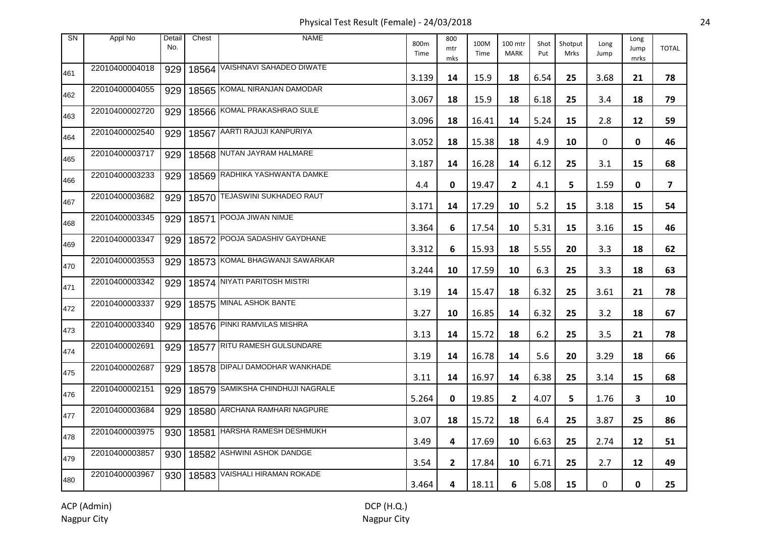# Physical Test Result (Female) - 24/03/2018

| SN | Appl No | Detail No. | Chest | NAME | 800m Time | 800 mtr mks | 100M Time | 100 mtr MARK | Shot Put | Shotput Mrks | Long Jump | Long Jump mrks | TOTAL |
|---|---|---|---|---|---|---|---|---|---|---|---|---|---|
| 461 | 22010400004018 | 929 | 18564 | VAISHNAVI SAHADEO DIWATE | 3.139 | 14 | 15.9 | 18 | 6.54 | 25 | 3.68 | 21 | 78 |
| 462 | 22010400004055 | 929 | 18565 | KOMAL NIRANJAN DAMODAR | 3.067 | 18 | 15.9 | 18 | 6.18 | 25 | 3.4 | 18 | 79 |
| 463 | 22010400002720 | 929 | 18566 | KOMAL PRAKASHRAO SULE | 3.096 | 18 | 16.41 | 14 | 5.24 | 15 | 2.8 | 12 | 59 |
| 464 | 22010400002540 | 929 | 18567 | AARTI RAJUJI KANPURIYA | 3.052 | 18 | 15.38 | 18 | 4.9 | 10 | 0 | 0 | 46 |
| 465 | 22010400003717 | 929 | 18568 | NUTAN JAYRAM HALMARE | 3.187 | 14 | 16.28 | 14 | 6.12 | 25 | 3.1 | 15 | 68 |
| 466 | 22010400003233 | 929 | 18569 | RADHIKA YASHWANTA DAMKE | 4.4 | 0 | 19.47 | 2 | 4.1 | 5 | 1.59 | 0 | 7 |
| 467 | 22010400003682 | 929 | 18570 | TEJASWINI SUKHADEO RAUT | 3.171 | 14 | 17.29 | 10 | 5.2 | 15 | 3.18 | 15 | 54 |
| 468 | 22010400003345 | 929 | 18571 | POOJA JIWAN NIMJE | 3.364 | 6 | 17.54 | 10 | 5.31 | 15 | 3.16 | 15 | 46 |
| 469 | 22010400003347 | 929 | 18572 | POOJA SADASHIV GAYDHANE | 3.312 | 6 | 15.93 | 18 | 5.55 | 20 | 3.3 | 18 | 62 |
| 470 | 22010400003553 | 929 | 18573 | KOMAL BHAGWANJI SAWARKAR | 3.244 | 10 | 17.59 | 10 | 6.3 | 25 | 3.3 | 18 | 63 |
| 471 | 22010400003342 | 929 | 18574 | NIYATI PARITOSH MISTRI | 3.19 | 14 | 15.47 | 18 | 6.32 | 25 | 3.61 | 21 | 78 |
| 472 | 22010400003337 | 929 | 18575 | MINAL ASHOK BANTE | 3.27 | 10 | 16.85 | 14 | 6.32 | 25 | 3.2 | 18 | 67 |
| 473 | 22010400003340 | 929 | 18576 | PINKI RAMVILAS MISHRA | 3.13 | 14 | 15.72 | 18 | 6.2 | 25 | 3.5 | 21 | 78 |
| 474 | 22010400002691 | 929 | 18577 | RITU RAMESH GULSUNDARE | 3.19 | 14 | 16.78 | 14 | 5.6 | 20 | 3.29 | 18 | 66 |
| 475 | 22010400002687 | 929 | 18578 | DIPALI DAMODHAR WANKHADE | 3.11 | 14 | 16.97 | 14 | 6.38 | 25 | 3.14 | 15 | 68 |
| 476 | 22010400002151 | 929 | 18579 | SAMIKSHA CHINDHUJI NAGRALE | 5.264 | 0 | 19.85 | 2 | 4.07 | 5 | 1.76 | 3 | 10 |
| 477 | 22010400003684 | 929 | 18580 | ARCHANA RAMHARI NAGPURE | 3.07 | 18 | 15.72 | 18 | 6.4 | 25 | 3.87 | 25 | 86 |
| 478 | 22010400003975 | 930 | 18581 | HARSHA RAMESH DESHMUKH | 3.49 | 4 | 17.69 | 10 | 6.63 | 25 | 2.74 | 12 | 51 |
| 479 | 22010400003857 | 930 | 18582 | ASHWINI ASHOK DANDGE | 3.54 | 2 | 17.84 | 10 | 6.71 | 25 | 2.7 | 12 | 49 |
| 480 | 22010400003967 | 930 | 18583 | VAISHALI HIRAMAN ROKADE | 3.464 | 4 | 18.11 | 6 | 5.08 | 15 | 0 | 0 | 25 |

ACP (Admin)
Nagpur City

DCP (H.Q.)
Nagpur City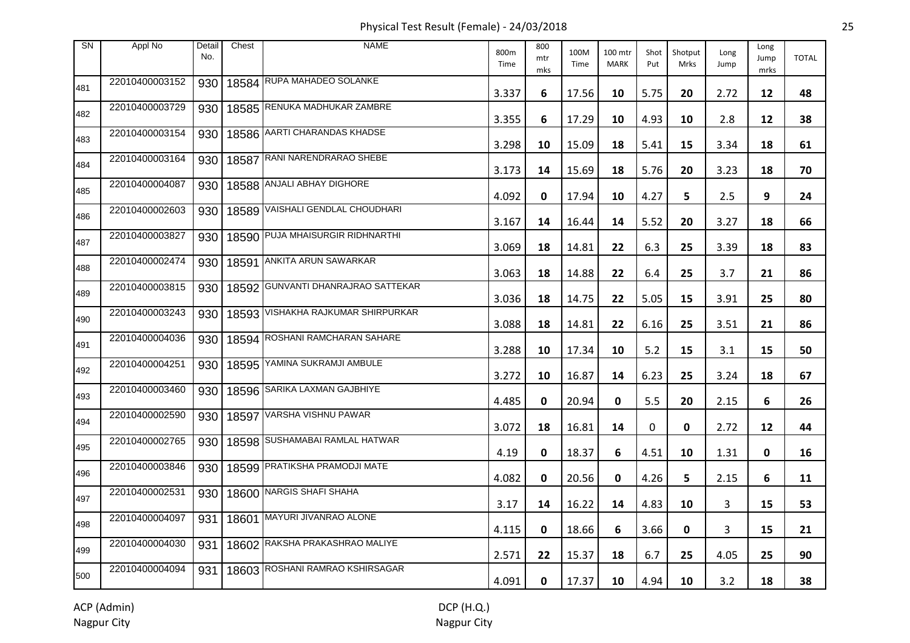# Physical Test Result (Female) - 24/03/2018

| SN | Appl No | Detail No. | Chest | NAME | 800m Time | 800 mtr mks | 100M Time | 100 mtr MARK | Shot Put | Shotput Mrks | Long Jump | Long Jump mrks | TOTAL |
|---|---|---|---|---|---|---|---|---|---|---|---|---|---|
| 481 | 22010400003152 | 930 | 18584 | RUPA MAHADEO SOLANKE | 3.337 | 6 | 17.56 | 10 | 5.75 | 20 | 2.72 | 12 | 48 |
| 482 | 22010400003729 | 930 | 18585 | RENUKA MADHUKAR ZAMBRE | 3.355 | 6 | 17.29 | 10 | 4.93 | 10 | 2.8 | 12 | 38 |
| 483 | 22010400003154 | 930 | 18586 | AARTI CHARANDAS KHADSE | 3.298 | 10 | 15.09 | 18 | 5.41 | 15 | 3.34 | 18 | 61 |
| 484 | 22010400003164 | 930 | 18587 | RANI NARENDRARAO SHEBE | 3.173 | 14 | 15.69 | 18 | 5.76 | 20 | 3.23 | 18 | 70 |
| 485 | 22010400004087 | 930 | 18588 | ANJALI ABHAY DIGHORE | 4.092 | 0 | 17.94 | 10 | 4.27 | 5 | 2.5 | 9 | 24 |
| 486 | 22010400002603 | 930 | 18589 | VAISHALI GENDLAL CHOUDHARI | 3.167 | 14 | 16.44 | 14 | 5.52 | 20 | 3.27 | 18 | 66 |
| 487 | 22010400003827 | 930 | 18590 | PUJA MHAISURGIR RIDHNARTHI | 3.069 | 18 | 14.81 | 22 | 6.3 | 25 | 3.39 | 18 | 83 |
| 488 | 22010400002474 | 930 | 18591 | ANKITA ARUN SAWARKAR | 3.063 | 18 | 14.88 | 22 | 6.4 | 25 | 3.7 | 21 | 86 |
| 489 | 22010400003815 | 930 | 18592 | GUNVANTI DHANRAJRAO SATTEKAR | 3.036 | 18 | 14.75 | 22 | 5.05 | 15 | 3.91 | 25 | 80 |
| 490 | 22010400003243 | 930 | 18593 | VISHAKHA RAJKUMAR SHIRPURKAR | 3.088 | 18 | 14.81 | 22 | 6.16 | 25 | 3.51 | 21 | 86 |
| 491 | 22010400004036 | 930 | 18594 | ROSHANI RAMCHARAN SAHARE | 3.288 | 10 | 17.34 | 10 | 5.2 | 15 | 3.1 | 15 | 50 |
| 492 | 22010400004251 | 930 | 18595 | YAMINA SUKRAMJI AMBULE | 3.272 | 10 | 16.87 | 14 | 6.23 | 25 | 3.24 | 18 | 67 |
| 493 | 22010400003460 | 930 | 18596 | SARIKA LAXMAN GAJBHIYE | 4.485 | 0 | 20.94 | 0 | 5.5 | 20 | 2.15 | 6 | 26 |
| 494 | 22010400002590 | 930 | 18597 | VARSHA VISHNU PAWAR | 3.072 | 18 | 16.81 | 14 | 0 | 0 | 2.72 | 12 | 44 |
| 495 | 22010400002765 | 930 | 18598 | SUSHAMABAI RAMLAL HATWAR | 4.19 | 0 | 18.37 | 6 | 4.51 | 10 | 1.31 | 0 | 16 |
| 496 | 22010400003846 | 930 | 18599 | PRATIKSHA PRAMODJI MATE | 4.082 | 0 | 20.56 | 0 | 4.26 | 5 | 2.15 | 6 | 11 |
| 497 | 22010400002531 | 930 | 18600 | NARGIS SHAFI SHAHA | 3.17 | 14 | 16.22 | 14 | 4.83 | 10 | 3 | 15 | 53 |
| 498 | 22010400004097 | 931 | 18601 | MAYURI JIVANRAO ALONE | 4.115 | 0 | 18.66 | 6 | 3.66 | 0 | 3 | 15 | 21 |
| 499 | 22010400004030 | 931 | 18602 | RAKSHA PRAKASHRAO MALIYE | 2.571 | 22 | 15.37 | 18 | 6.7 | 25 | 4.05 | 25 | 90 |
| 500 | 22010400004094 | 931 | 18603 | ROSHANI RAMRAO KSHIRSAGAR | 4.091 | 0 | 17.37 | 10 | 4.94 | 10 | 3.2 | 18 | 38 |

ACP (Admin)
Nagpur City

DCP (H.Q.)
Nagpur City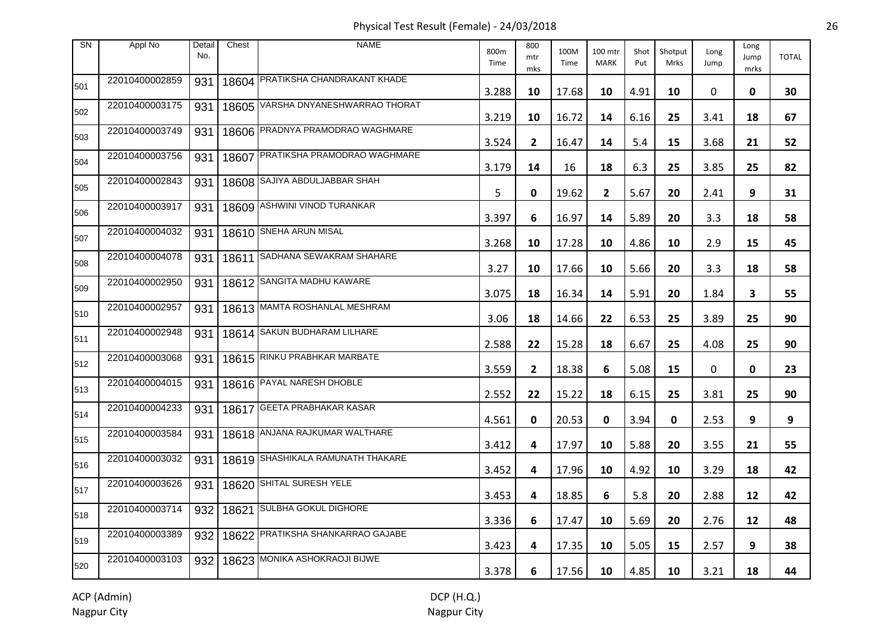# Physical Test Result (Female) - 24/03/2018

| SN | Appl No | Detail No. | Chest | NAME | 800m Time | 800 mtr mks | 100M Time | 100 mtr MARK | Shot Put | Shotput Mrks | Long Jump | Long Jump mrks | TOTAL |
|---|---|---|---|---|---|---|---|---|---|---|---|---|---|
| 501 | 22010400002859 | 931 | 18604 | PRATIKSHA CHANDRAKANT KHADE | 3.288 | 10 | 17.68 | 10 | 4.91 | 10 | 0 | 0 | 30 |
| 502 | 22010400003175 | 931 | 18605 | VARSHA DNYANESHWARRAO THORAT | 3.219 | 10 | 16.72 | 14 | 6.16 | 25 | 3.41 | 18 | 67 |
| 503 | 22010400003749 | 931 | 18606 | PRADNYA PRAMODRAO WAGHMARE | 3.524 | 2 | 16.47 | 14 | 5.4 | 15 | 3.68 | 21 | 52 |
| 504 | 22010400003756 | 931 | 18607 | PRATIKSHA PRAMODRAO WAGHMARE | 3.179 | 14 | 16 | 18 | 6.3 | 25 | 3.85 | 25 | 82 |
| 505 | 22010400002843 | 931 | 18608 | SAJIYA ABDULJABBAR SHAH | 5 | 0 | 19.62 | 2 | 5.67 | 20 | 2.41 | 9 | 31 |
| 506 | 22010400003917 | 931 | 18609 | ASHWINI VINOD TURANKAR | 3.397 | 6 | 16.97 | 14 | 5.89 | 20 | 3.3 | 18 | 58 |
| 507 | 22010400004032 | 931 | 18610 | SNEHA ARUN MISAL | 3.268 | 10 | 17.28 | 10 | 4.86 | 10 | 2.9 | 15 | 45 |
| 508 | 22010400004078 | 931 | 18611 | SADHANA SEWAKRAM SHAHARE | 3.27 | 10 | 17.66 | 10 | 5.66 | 20 | 3.3 | 18 | 58 |
| 509 | 22010400002950 | 931 | 18612 | SANGITA MADHU KAWARE | 3.075 | 18 | 16.34 | 14 | 5.91 | 20 | 1.84 | 3 | 55 |
| 510 | 22010400002957 | 931 | 18613 | MAMTA ROSHANLAL MESHRAM | 3.06 | 18 | 14.66 | 22 | 6.53 | 25 | 3.89 | 25 | 90 |
| 511 | 22010400002948 | 931 | 18614 | SAKUN BUDHARAM LILHARE | 2.588 | 22 | 15.28 | 18 | 6.67 | 25 | 4.08 | 25 | 90 |
| 512 | 22010400003068 | 931 | 18615 | RINKU PRABHKAR MARBATE | 3.559 | 2 | 18.38 | 6 | 5.08 | 15 | 0 | 0 | 23 |
| 513 | 22010400004015 | 931 | 18616 | PAYAL NARESH DHOBLE | 2.552 | 22 | 15.22 | 18 | 6.15 | 25 | 3.81 | 25 | 90 |
| 514 | 22010400004233 | 931 | 18617 | GEETA PRABHAKAR KASAR | 4.561 | 0 | 20.53 | 0 | 3.94 | 0 | 2.53 | 9 | 9 |
| 515 | 22010400003584 | 931 | 18618 | ANJANA RAJKUMAR WALTHARE | 3.412 | 4 | 17.97 | 10 | 5.88 | 20 | 3.55 | 21 | 55 |
| 516 | 22010400003032 | 931 | 18619 | SHASHIKALA RAMUNATH THAKARE | 3.452 | 4 | 17.96 | 10 | 4.92 | 10 | 3.29 | 18 | 42 |
| 517 | 22010400003626 | 931 | 18620 | SHITAL SURESH YELE | 3.453 | 4 | 18.85 | 6 | 5.8 | 20 | 2.88 | 12 | 42 |
| 518 | 22010400003714 | 932 | 18621 | SULBHA GOKUL DIGHORE | 3.336 | 6 | 17.47 | 10 | 5.69 | 20 | 2.76 | 12 | 48 |
| 519 | 22010400003389 | 932 | 18622 | PRATIKSHA SHANKARRAO GAJABE | 3.423 | 4 | 17.35 | 10 | 5.05 | 15 | 2.57 | 9 | 38 |
| 520 | 22010400003103 | 932 | 18623 | MONIKA ASHOKRAOJI BIJWE | 3.378 | 6 | 17.56 | 10 | 4.85 | 10 | 3.21 | 18 | 44 |

ACP (Admin)
Nagpur City

DCP (H.Q.)
Nagpur City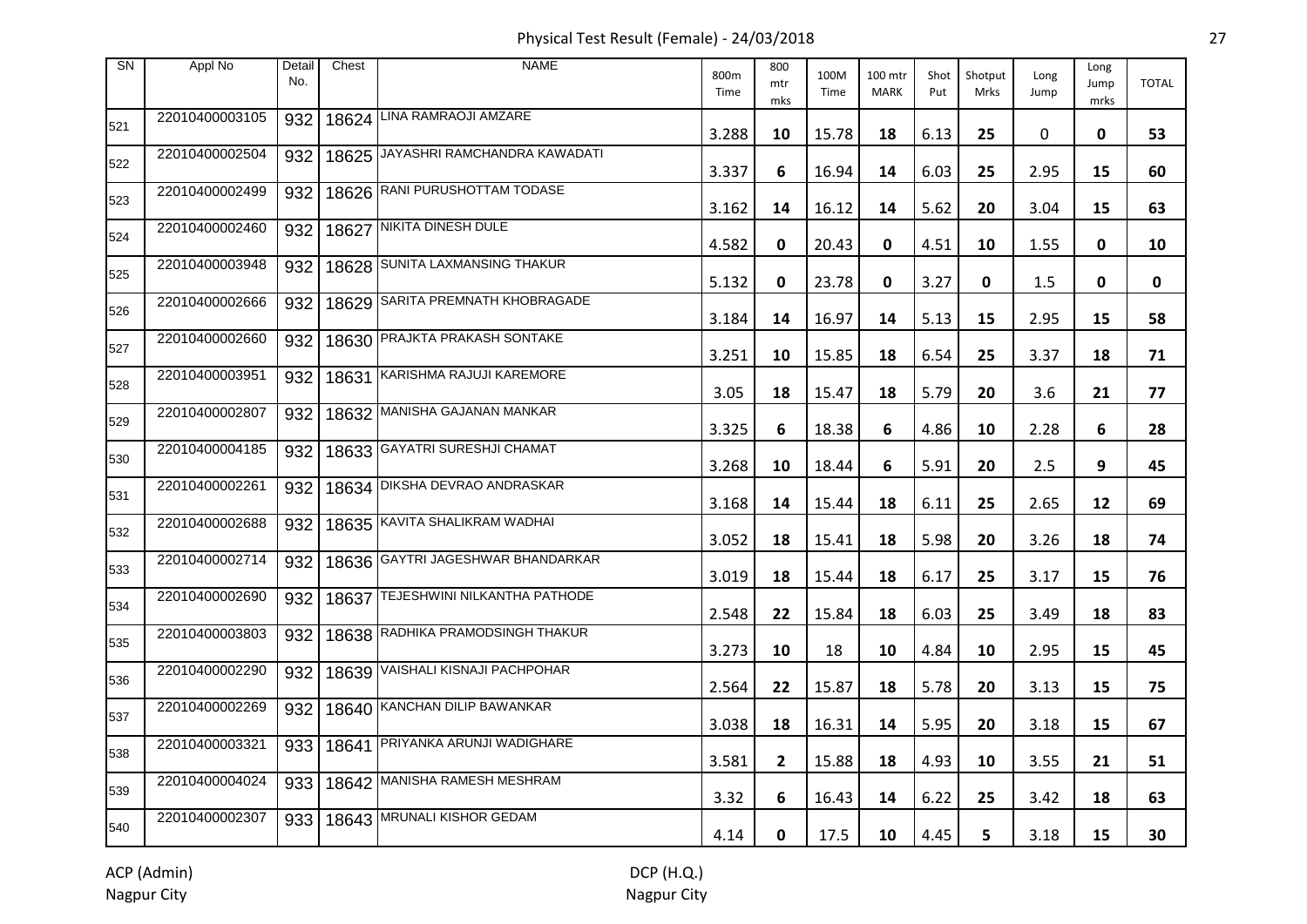# Physical Test Result (Female) - 24/03/2018

| SN | Appl No | Detail No. | Chest | NAME | 800m Time | 800 mtr mks | 100M Time | 100 mtr MARK | Shot Put | Shotput Mrks | Long Jump | Long Jump mrks | TOTAL |
|---|---|---|---|---|---|---|---|---|---|---|---|---|---|
| 521 | 22010400003105 | 932 | 18624 | LINA RAMRAOJI AMZARE | 3.288 | 10 | 15.78 | 18 | 6.13 | 25 | 0 | 0 | 53 |
| 522 | 22010400002504 | 932 | 18625 | JAYASHRI RAMCHANDRA KAWADATI | 3.337 | 6 | 16.94 | 14 | 6.03 | 25 | 2.95 | 15 | 60 |
| 523 | 22010400002499 | 932 | 18626 | RANI PURUSHOTTAM TODASE | 3.162 | 14 | 16.12 | 14 | 5.62 | 20 | 3.04 | 15 | 63 |
| 524 | 22010400002460 | 932 | 18627 | NIKITA DINESH DULE | 4.582 | 0 | 20.43 | 0 | 4.51 | 10 | 1.55 | 0 | 10 |
| 525 | 22010400003948 | 932 | 18628 | SUNITA LAXMANSING THAKUR | 5.132 | 0 | 23.78 | 0 | 3.27 | 0 | 1.5 | 0 | 0 |
| 526 | 22010400002666 | 932 | 18629 | SARITA PREMNATH KHOBRAGADE | 3.184 | 14 | 16.97 | 14 | 5.13 | 15 | 2.95 | 15 | 58 |
| 527 | 22010400002660 | 932 | 18630 | PRAJKTA PRAKASH SONTAKE | 3.251 | 10 | 15.85 | 18 | 6.54 | 25 | 3.37 | 18 | 71 |
| 528 | 22010400003951 | 932 | 18631 | KARISHMA RAJUJI KAREMORE | 3.05 | 18 | 15.47 | 18 | 5.79 | 20 | 3.6 | 21 | 77 |
| 529 | 22010400002807 | 932 | 18632 | MANISHA GAJANAN MANKAR | 3.325 | 6 | 18.38 | 6 | 4.86 | 10 | 2.28 | 6 | 28 |
| 530 | 22010400004185 | 932 | 18633 | GAYATRI SURESHJI CHAMAT | 3.268 | 10 | 18.44 | 6 | 5.91 | 20 | 2.5 | 9 | 45 |
| 531 | 22010400002261 | 932 | 18634 | DIKSHA DEVRAO ANDRASKAR | 3.168 | 14 | 15.44 | 18 | 6.11 | 25 | 2.65 | 12 | 69 |
| 532 | 22010400002688 | 932 | 18635 | KAVITA SHALIKRAM WADHAI | 3.052 | 18 | 15.41 | 18 | 5.98 | 20 | 3.26 | 18 | 74 |
| 533 | 22010400002714 | 932 | 18636 | GAYTRI JAGESHWAR BHANDARKAR | 3.019 | 18 | 15.44 | 18 | 6.17 | 25 | 3.17 | 15 | 76 |
| 534 | 22010400002690 | 932 | 18637 | TEJESHWINI NILKANTHA PATHODE | 2.548 | 22 | 15.84 | 18 | 6.03 | 25 | 3.49 | 18 | 83 |
| 535 | 22010400003803 | 932 | 18638 | RADHIKA PRAMODSINGH THAKUR | 3.273 | 10 | 18 | 10 | 4.84 | 10 | 2.95 | 15 | 45 |
| 536 | 22010400002290 | 932 | 18639 | VAISHALI KISNAJI PACHPOHAR | 2.564 | 22 | 15.87 | 18 | 5.78 | 20 | 3.13 | 15 | 75 |
| 537 | 22010400002269 | 932 | 18640 | KANCHAN DILIP BAWANKAR | 3.038 | 18 | 16.31 | 14 | 5.95 | 20 | 3.18 | 15 | 67 |
| 538 | 22010400003321 | 933 | 18641 | PRIYANKA ARUNJI WADIGHARE | 3.581 | 2 | 15.88 | 18 | 4.93 | 10 | 3.55 | 21 | 51 |
| 539 | 22010400004024 | 933 | 18642 | MANISHA RAMESH MESHRAM | 3.32 | 6 | 16.43 | 14 | 6.22 | 25 | 3.42 | 18 | 63 |
| 540 | 22010400002307 | 933 | 18643 | MRUNALI KISHOR GEDAM | 4.14 | 0 | 17.5 | 10 | 4.45 | 5 | 3.18 | 15 | 30 |

ACP (Admin)
Nagpur City

DCP (H.Q.)
Nagpur City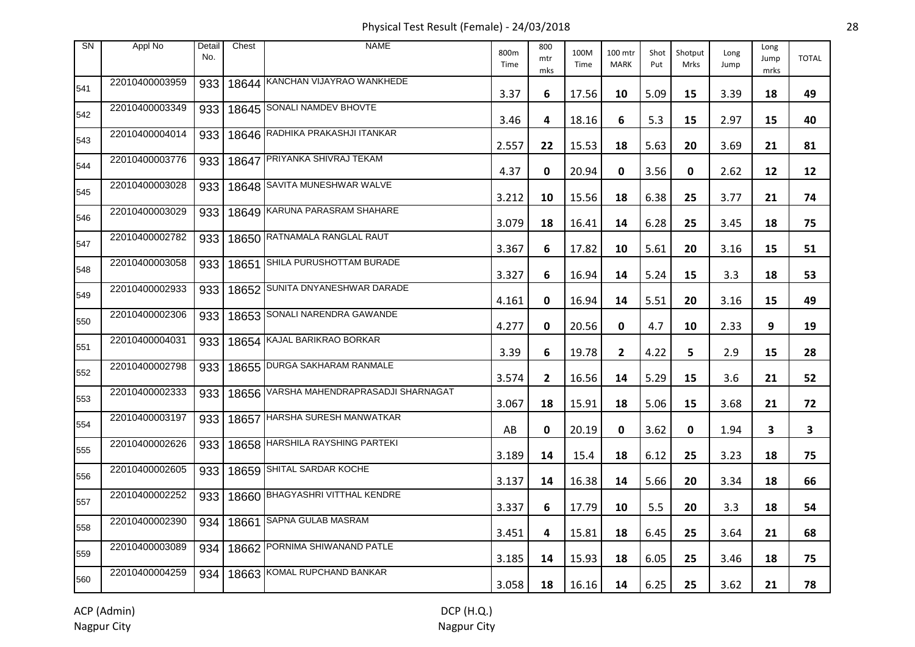Physical Test Result (Female) - 24/03/2018

| SN | Appl No | Detail No. | Chest | NAME | 800m Time | 800 mtr mks | 100M Time | 100 mtr MARK | Shot Put | Shotput Mrks | Long Jump | Long Jump mrks | TOTAL |
|---|---|---|---|---|---|---|---|---|---|---|---|---|---|
| 541 | 22010400003959 | 933 | 18644 | KANCHAN VIJAYRAO WANKHEDE | 3.37 | 6 | 17.56 | 10 | 5.09 | 15 | 3.39 | 18 | 49 |
| 542 | 22010400003349 | 933 | 18645 | SONALI NAMDEV BHOVTE | 3.46 | 4 | 18.16 | 6 | 5.3 | 15 | 2.97 | 15 | 40 |
| 543 | 22010400004014 | 933 | 18646 | RADHIKA PRAKASHJI ITANKAR | 2.557 | 22 | 15.53 | 18 | 5.63 | 20 | 3.69 | 21 | 81 |
| 544 | 22010400003776 | 933 | 18647 | PRIYANKA SHIVRAJ TEKAM | 4.37 | 0 | 20.94 | 0 | 3.56 | 0 | 2.62 | 12 | 12 |
| 545 | 22010400003028 | 933 | 18648 | SAVITA MUNESHWAR WALVE | 3.212 | 10 | 15.56 | 18 | 6.38 | 25 | 3.77 | 21 | 74 |
| 546 | 22010400003029 | 933 | 18649 | KARUNA PARASRAM SHAHARE | 3.079 | 18 | 16.41 | 14 | 6.28 | 25 | 3.45 | 18 | 75 |
| 547 | 22010400002782 | 933 | 18650 | RATNAMALA RANGLAL RAUT | 3.367 | 6 | 17.82 | 10 | 5.61 | 20 | 3.16 | 15 | 51 |
| 548 | 22010400003058 | 933 | 18651 | SHILA PURUSHOTTAM BURADE | 3.327 | 6 | 16.94 | 14 | 5.24 | 15 | 3.3 | 18 | 53 |
| 549 | 22010400002933 | 933 | 18652 | SUNITA DNYANESHWAR DARADE | 4.161 | 0 | 16.94 | 14 | 5.51 | 20 | 3.16 | 15 | 49 |
| 550 | 22010400002306 | 933 | 18653 | SONALI NARENDRA GAWANDE | 4.277 | 0 | 20.56 | 0 | 4.7 | 10 | 2.33 | 9 | 19 |
| 551 | 22010400004031 | 933 | 18654 | KAJAL BARIKRAO BORKAR | 3.39 | 6 | 19.78 | 2 | 4.22 | 5 | 2.9 | 15 | 28 |
| 552 | 22010400002798 | 933 | 18655 | DURGA SAKHARAM RANMALE | 3.574 | 2 | 16.56 | 14 | 5.29 | 15 | 3.6 | 21 | 52 |
| 553 | 22010400002333 | 933 | 18656 | VARSHA MAHENDRAPRASADJI SHARNAGAT | 3.067 | 18 | 15.91 | 18 | 5.06 | 15 | 3.68 | 21 | 72 |
| 554 | 22010400003197 | 933 | 18657 | HARSHA SURESH MANWATKAR | AB | 0 | 20.19 | 0 | 3.62 | 0 | 1.94 | 3 | 3 |
| 555 | 22010400002626 | 933 | 18658 | HARSHILA RAYSHING PARTEKI | 3.189 | 14 | 15.4 | 18 | 6.12 | 25 | 3.23 | 18 | 75 |
| 556 | 22010400002605 | 933 | 18659 | SHITAL SARDAR KOCHE | 3.137 | 14 | 16.38 | 14 | 5.66 | 20 | 3.34 | 18 | 66 |
| 557 | 22010400002252 | 933 | 18660 | BHAGYASHRI VITTHAL KENDRE | 3.337 | 6 | 17.79 | 10 | 5.5 | 20 | 3.3 | 18 | 54 |
| 558 | 22010400002390 | 934 | 18661 | SAPNA GULAB MASRAM | 3.451 | 4 | 15.81 | 18 | 6.45 | 25 | 3.64 | 21 | 68 |
| 559 | 22010400003089 | 934 | 18662 | PORNIMA SHIWANAND PATLE | 3.185 | 14 | 15.93 | 18 | 6.05 | 25 | 3.46 | 18 | 75 |
| 560 | 22010400004259 | 934 | 18663 | KOMAL RUPCHAND BANKAR | 3.058 | 18 | 16.16 | 14 | 6.25 | 25 | 3.62 | 21 | 78 |

ACP (Admin)
Nagpur City

DCP (H.Q.)
Nagpur City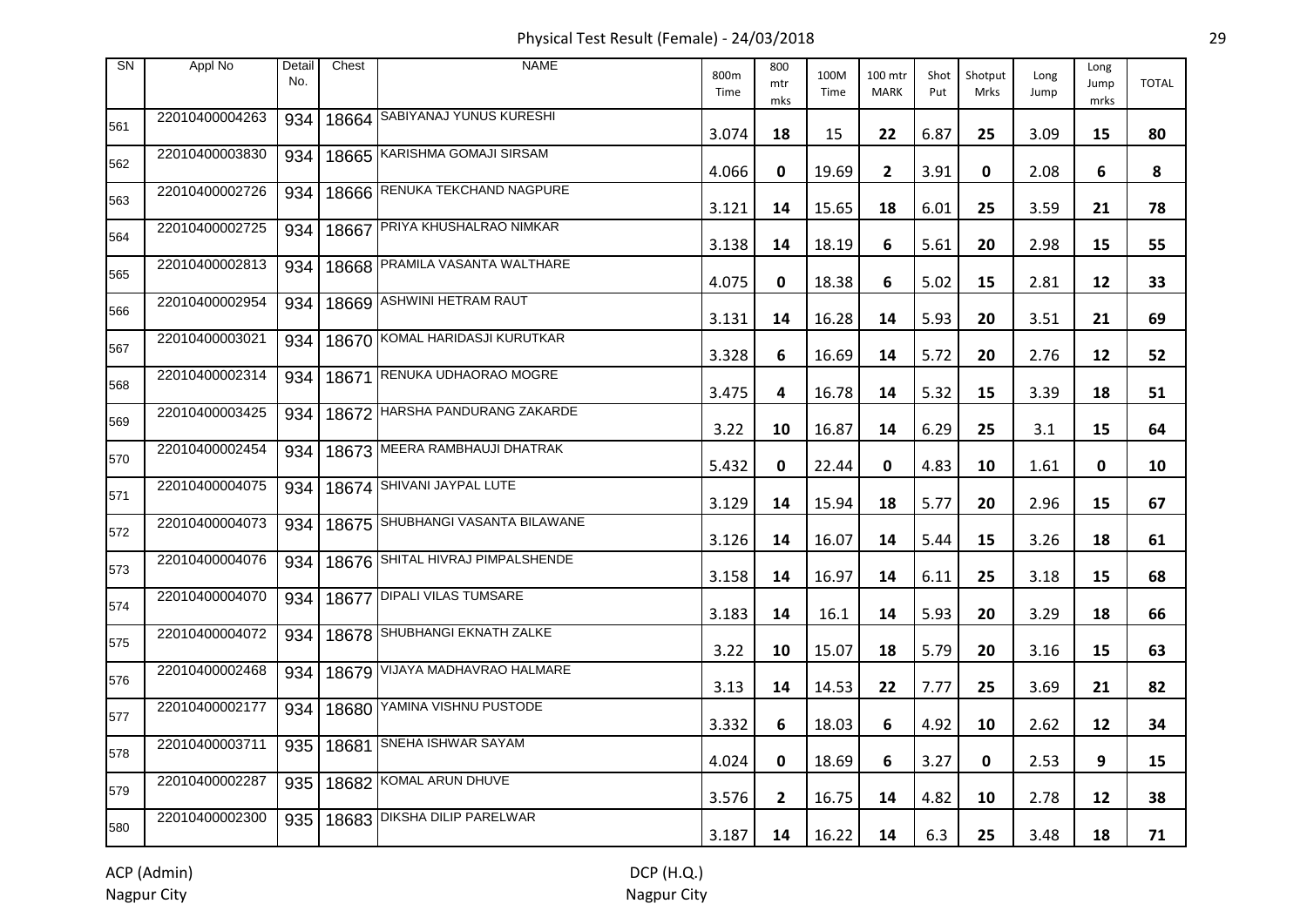# Physical Test Result (Female) - 24/03/2018

| SN | Appl No | Detail No. | Chest | NAME | 800m Time | 800 mtr mks | 100M Time | 100 mtr MARK | Shot Put | Shotput Mrks | Long Jump | Long Jump mrks | TOTAL |
|---|---|---|---|---|---|---|---|---|---|---|---|---|---|
| 561 | 22010400004263 | 934 | 18664 | SABIYANAJ YUNUS KURESHI | 3.074 | 18 | 15 | 22 | 6.87 | 25 | 3.09 | 15 | 80 |
| 562 | 22010400003830 | 934 | 18665 | KARISHMA GOMAJI SIRSAM | 4.066 | 0 | 19.69 | 2 | 3.91 | 0 | 2.08 | 6 | 8 |
| 563 | 22010400002726 | 934 | 18666 | RENUKA TEKCHAND NAGPURE | 3.121 | 14 | 15.65 | 18 | 6.01 | 25 | 3.59 | 21 | 78 |
| 564 | 22010400002725 | 934 | 18667 | PRIYA KHUSHALRAO NIMKAR | 3.138 | 14 | 18.19 | 6 | 5.61 | 20 | 2.98 | 15 | 55 |
| 565 | 22010400002813 | 934 | 18668 | PRAMILA VASANTA WALTHARE | 4.075 | 0 | 18.38 | 6 | 5.02 | 15 | 2.81 | 12 | 33 |
| 566 | 22010400002954 | 934 | 18669 | ASHWINI HETRAM RAUT | 3.131 | 14 | 16.28 | 14 | 5.93 | 20 | 3.51 | 21 | 69 |
| 567 | 22010400003021 | 934 | 18670 | KOMAL HARIDASJI KURUTKAR | 3.328 | 6 | 16.69 | 14 | 5.72 | 20 | 2.76 | 12 | 52 |
| 568 | 22010400002314 | 934 | 18671 | RENUKA UDHAORAO MOGRE | 3.475 | 4 | 16.78 | 14 | 5.32 | 15 | 3.39 | 18 | 51 |
| 569 | 22010400003425 | 934 | 18672 | HARSHA PANDURANG ZAKARDE | 3.22 | 10 | 16.87 | 14 | 6.29 | 25 | 3.1 | 15 | 64 |
| 570 | 22010400002454 | 934 | 18673 | MEERA RAMBHAUJI DHATRAK | 5.432 | 0 | 22.44 | 0 | 4.83 | 10 | 1.61 | 0 | 10 |
| 571 | 22010400004075 | 934 | 18674 | SHIVANI JAYPAL LUTE | 3.129 | 14 | 15.94 | 18 | 5.77 | 20 | 2.96 | 15 | 67 |
| 572 | 22010400004073 | 934 | 18675 | SHUBHANGI VASANTA BILAWANE | 3.126 | 14 | 16.07 | 14 | 5.44 | 15 | 3.26 | 18 | 61 |
| 573 | 22010400004076 | 934 | 18676 | SHITAL HIVRAJ PIMPALSHENDE | 3.158 | 14 | 16.97 | 14 | 6.11 | 25 | 3.18 | 15 | 68 |
| 574 | 22010400004070 | 934 | 18677 | DIPALI VILAS TUMSARE | 3.183 | 14 | 16.1 | 14 | 5.93 | 20 | 3.29 | 18 | 66 |
| 575 | 22010400004072 | 934 | 18678 | SHUBHANGI EKNATH ZALKE | 3.22 | 10 | 15.07 | 18 | 5.79 | 20 | 3.16 | 15 | 63 |
| 576 | 22010400002468 | 934 | 18679 | VIJAYA MADHAVRAO HALMARE | 3.13 | 14 | 14.53 | 22 | 7.77 | 25 | 3.69 | 21 | 82 |
| 577 | 22010400002177 | 934 | 18680 | YAMINA VISHNU PUSTODE | 3.332 | 6 | 18.03 | 6 | 4.92 | 10 | 2.62 | 12 | 34 |
| 578 | 22010400003711 | 935 | 18681 | SNEHA ISHWAR SAYAM | 4.024 | 0 | 18.69 | 6 | 3.27 | 0 | 2.53 | 9 | 15 |
| 579 | 22010400002287 | 935 | 18682 | KOMAL ARUN DHUVE | 3.576 | 2 | 16.75 | 14 | 4.82 | 10 | 2.78 | 12 | 38 |
| 580 | 22010400002300 | 935 | 18683 | DIKSHA DILIP PARELWAR | 3.187 | 14 | 16.22 | 14 | 6.3 | 25 | 3.48 | 18 | 71 |

ACP (Admin)
Nagpur City

DCP (H.Q.)
Nagpur City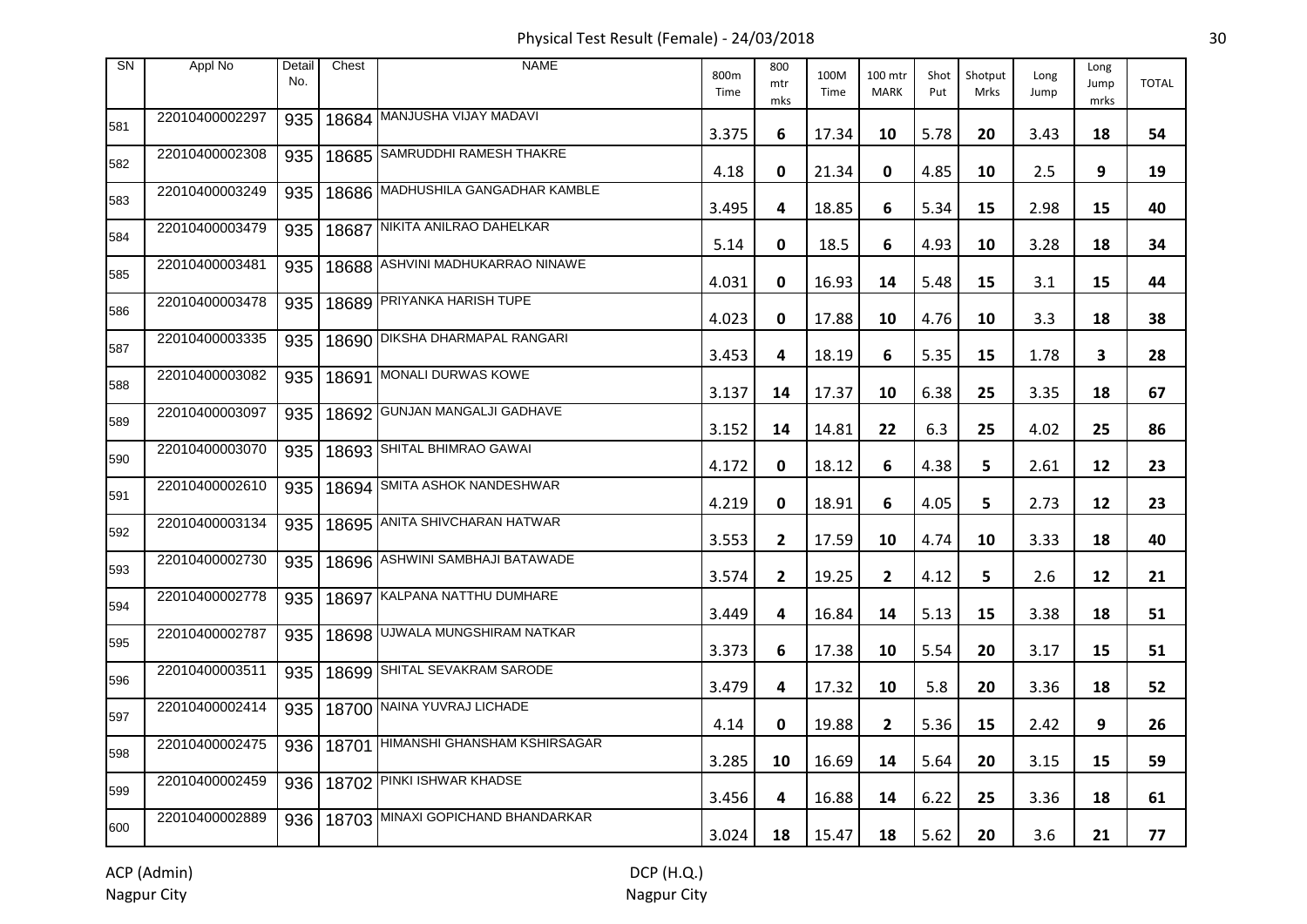Physical Test Result (Female) - 24/03/2018

| SN | Appl No | Detail No. | Chest | NAME | 800m Time | 800 mtr mks | 100M Time | 100 mtr MARK | Shot Put | Shotput Mrks | Long Jump | Long Jump mrks | TOTAL |
|---|---|---|---|---|---|---|---|---|---|---|---|---|---|
| 581 | 22010400002297 | 935 | 18684 | MANJUSHA VIJAY MADAVI | 3.375 | **6** | 17.34 | **10** | 5.78 | **20** | 3.43 | **18** | **54** |
| 582 | 22010400002308 | 935 | 18685 | SAMRUDDHI RAMESH THAKRE | 4.18 | **0** | 21.34 | **0** | 4.85 | **10** | 2.5 | **9** | **19** |
| 583 | 22010400003249 | 935 | 18686 | MADHUSHILA GANGADHAR KAMBLE | 3.495 | **4** | 18.85 | **6** | 5.34 | **15** | 2.98 | **15** | **40** |
| 584 | 22010400003479 | 935 | 18687 | NIKITA ANILRAO DAHELKAR | 5.14 | **0** | 18.5 | **6** | 4.93 | **10** | 3.28 | **18** | **34** |
| 585 | 22010400003481 | 935 | 18688 | ASHVINI MADHUKARRAO NINAWE | 4.031 | **0** | 16.93 | **14** | 5.48 | **15** | 3.1 | **15** | **44** |
| 586 | 22010400003478 | 935 | 18689 | PRIYANKA HARISH TUPE | 4.023 | **0** | 17.88 | **10** | 4.76 | **10** | 3.3 | **18** | **38** |
| 587 | 22010400003335 | 935 | 18690 | DIKSHA DHARMAPAL RANGARI | 3.453 | **4** | 18.19 | **6** | 5.35 | **15** | 1.78 | **3** | **28** |
| 588 | 22010400003082 | 935 | 18691 | MONALI DURWAS KOWE | 3.137 | **14** | 17.37 | **10** | 6.38 | **25** | 3.35 | **18** | **67** |
| 589 | 22010400003097 | 935 | 18692 | GUNJAN MANGALJI GADHAVE | 3.152 | **14** | 14.81 | **22** | 6.3 | **25** | 4.02 | **25** | **86** |
| 590 | 22010400003070 | 935 | 18693 | SHITAL BHIMRAO GAWAI | 4.172 | **0** | 18.12 | **6** | 4.38 | **5** | 2.61 | **12** | **23** |
| 591 | 22010400002610 | 935 | 18694 | SMITA ASHOK NANDESHWAR | 4.219 | **0** | 18.91 | **6** | 4.05 | **5** | 2.73 | **12** | **23** |
| 592 | 22010400003134 | 935 | 18695 | ANITA SHIVCHARAN HATWAR | 3.553 | **2** | 17.59 | **10** | 4.74 | **10** | 3.33 | **18** | **40** |
| 593 | 22010400002730 | 935 | 18696 | ASHWINI SAMBHAJI BATAWADE | 3.574 | **2** | 19.25 | **2** | 4.12 | **5** | 2.6 | **12** | **21** |
| 594 | 22010400002778 | 935 | 18697 | KALPANA NATTHU DUMHARE | 3.449 | **4** | 16.84 | **14** | 5.13 | **15** | 3.38 | **18** | **51** |
| 595 | 22010400002787 | 935 | 18698 | UJWALA MUNGSHIRAM NATKAR | 3.373 | **6** | 17.38 | **10** | 5.54 | **20** | 3.17 | **15** | **51** |
| 596 | 22010400003511 | 935 | 18699 | SHITAL SEVAKRAM SARODE | 3.479 | **4** | 17.32 | **10** | 5.8 | **20** | 3.36 | **18** | **52** |
| 597 | 22010400002414 | 935 | 18700 | NAINA YUVRAJ LICHADE | 4.14 | **0** | 19.88 | **2** | 5.36 | **15** | 2.42 | **9** | **26** |
| 598 | 22010400002475 | 936 | 18701 | HIMANSHI GHANSHAM KSHIRSAGAR | 3.285 | **10** | 16.69 | **14** | 5.64 | **20** | 3.15 | **15** | **59** |
| 599 | 22010400002459 | 936 | 18702 | PINKI ISHWAR KHADSE | 3.456 | **4** | 16.88 | **14** | 6.22 | **25** | 3.36 | **18** | **61** |
| 600 | 22010400002889 | 936 | 18703 | MINAXI GOPICHAND BHANDARKAR | 3.024 | **18** | 15.47 | **18** | 5.62 | **20** | 3.6 | **21** | **77** |

ACP (Admin)
Nagpur City

DCP (H.Q.)
Nagpur City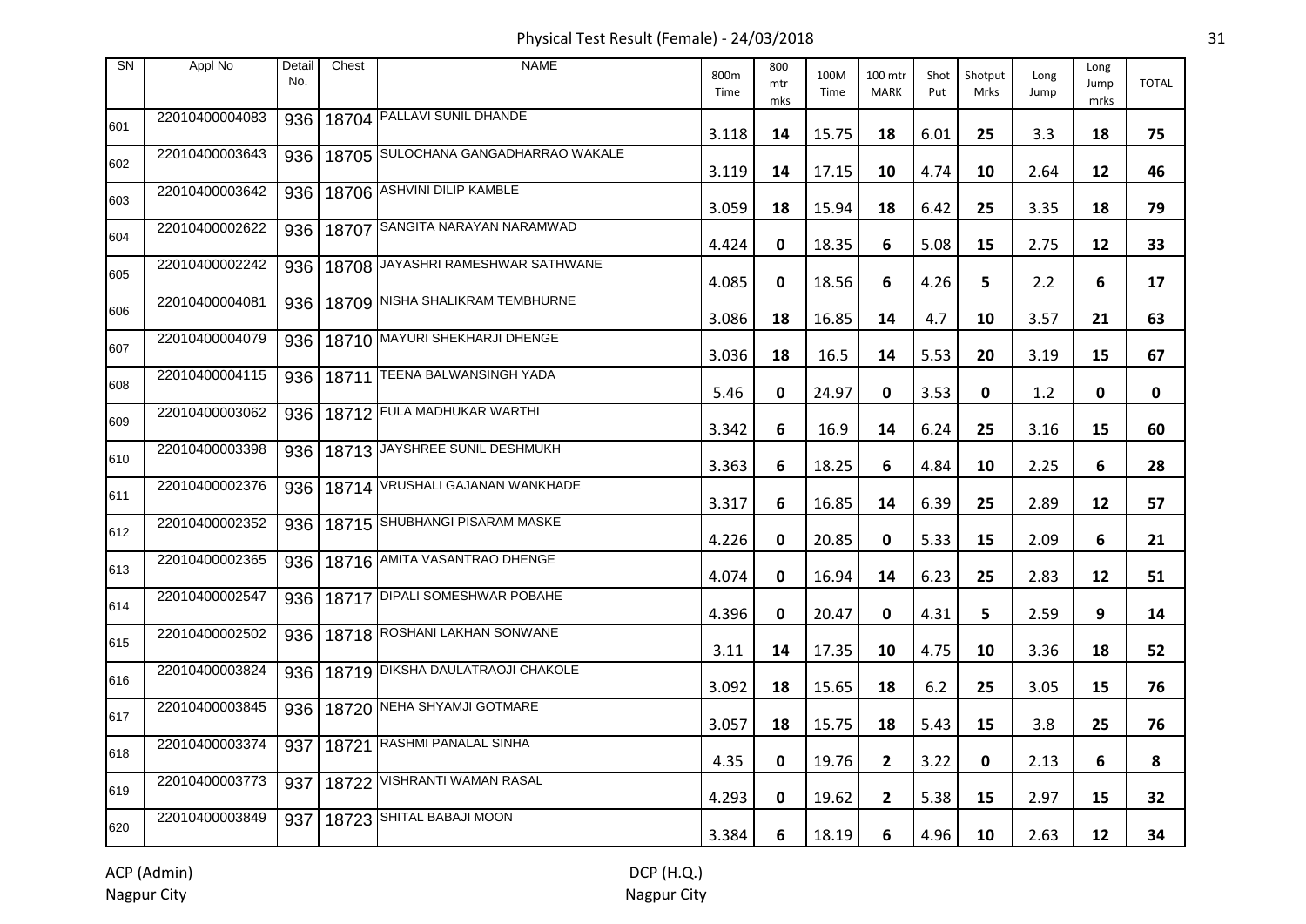# Physical Test Result (Female) - 24/03/2018

| SN | Appl No | Detail No. | Chest | NAME | 800m Time | 800 mtr mks | 100M Time | 100 mtr MARK | Shot Put | Shotput Mrks | Long Jump | Long Jump mrks | TOTAL |
|---|---|---|---|---|---|---|---|---|---|---|---|---|---|
| 601 | 22010400004083 | 936 | 18704 | PALLAVI SUNIL DHANDE | 3.118 | **14** | 15.75 | **18** | 6.01 | **25** | 3.3 | **18** | **75** |
| 602 | 22010400003643 | 936 | 18705 | SULOCHANA GANGADHARRAO WAKALE | 3.119 | **14** | 17.15 | **10** | 4.74 | **10** | 2.64 | **12** | **46** |
| 603 | 22010400003642 | 936 | 18706 | ASHVINI DILIP KAMBLE | 3.059 | **18** | 15.94 | **18** | 6.42 | **25** | 3.35 | **18** | **79** |
| 604 | 22010400002622 | 936 | 18707 | SANGITA NARAYAN NARAMWAD | 4.424 | **0** | 18.35 | **6** | 5.08 | **15** | 2.75 | **12** | **33** |
| 605 | 22010400002242 | 936 | 18708 | JAYASHRI RAMESHWAR SATHWANE | 4.085 | **0** | 18.56 | **6** | 4.26 | **5** | 2.2 | **6** | **17** |
| 606 | 22010400004081 | 936 | 18709 | NISHA SHALIKRAM TEMBHURNE | 3.086 | **18** | 16.85 | **14** | 4.7 | **10** | 3.57 | **21** | **63** |
| 607 | 22010400004079 | 936 | 18710 | MAYURI SHEKHARJI DHENGE | 3.036 | **18** | 16.5 | **14** | 5.53 | **20** | 3.19 | **15** | **67** |
| 608 | 22010400004115 | 936 | 18711 | TEENA BALWANSINGH YADA | 5.46 | **0** | 24.97 | **0** | 3.53 | **0** | 1.2 | **0** | **0** |
| 609 | 22010400003062 | 936 | 18712 | FULA MADHUKAR WARTHI | 3.342 | **6** | 16.9 | **14** | 6.24 | **25** | 3.16 | **15** | **60** |
| 610 | 22010400003398 | 936 | 18713 | JAYSHREE SUNIL DESHMUKH | 3.363 | **6** | 18.25 | **6** | 4.84 | **10** | 2.25 | **6** | **28** |
| 611 | 22010400002376 | 936 | 18714 | VRUSHALI GAJANAN WANKHADE | 3.317 | **6** | 16.85 | **14** | 6.39 | **25** | 2.89 | **12** | **57** |
| 612 | 22010400002352 | 936 | 18715 | SHUBHANGI PISARAM MASKE | 4.226 | **0** | 20.85 | **0** | 5.33 | **15** | 2.09 | **6** | **21** |
| 613 | 22010400002365 | 936 | 18716 | AMITA VASANTRAO DHENGE | 4.074 | **0** | 16.94 | **14** | 6.23 | **25** | 2.83 | **12** | **51** |
| 614 | 22010400002547 | 936 | 18717 | DIPALI SOMESHWAR POBAHE | 4.396 | **0** | 20.47 | **0** | 4.31 | **5** | 2.59 | **9** | **14** |
| 615 | 22010400002502 | 936 | 18718 | ROSHANI LAKHAN SONWANE | 3.11 | **14** | 17.35 | **10** | 4.75 | **10** | 3.36 | **18** | **52** |
| 616 | 22010400003824 | 936 | 18719 | DIKSHA DAULATRAOJI CHAKOLE | 3.092 | **18** | 15.65 | **18** | 6.2 | **25** | 3.05 | **15** | **76** |
| 617 | 22010400003845 | 936 | 18720 | NEHA SHYAMJI GOTMARE | 3.057 | **18** | 15.75 | **18** | 5.43 | **15** | 3.8 | **25** | **76** |
| 618 | 22010400003374 | 937 | 18721 | RASHMI PANALAL SINHA | 4.35 | **0** | 19.76 | **2** | 3.22 | **0** | 2.13 | **6** | **8** |
| 619 | 22010400003773 | 937 | 18722 | VISHRANTI WAMAN RASAL | 4.293 | **0** | 19.62 | **2** | 5.38 | **15** | 2.97 | **15** | **32** |
| 620 | 22010400003849 | 937 | 18723 | SHITAL BABAJI MOON | 3.384 | **6** | 18.19 | **6** | 4.96 | **10** | 2.63 | **12** | **34** |

ACP (Admin)
Nagpur City

DCP (H.Q.)
Nagpur City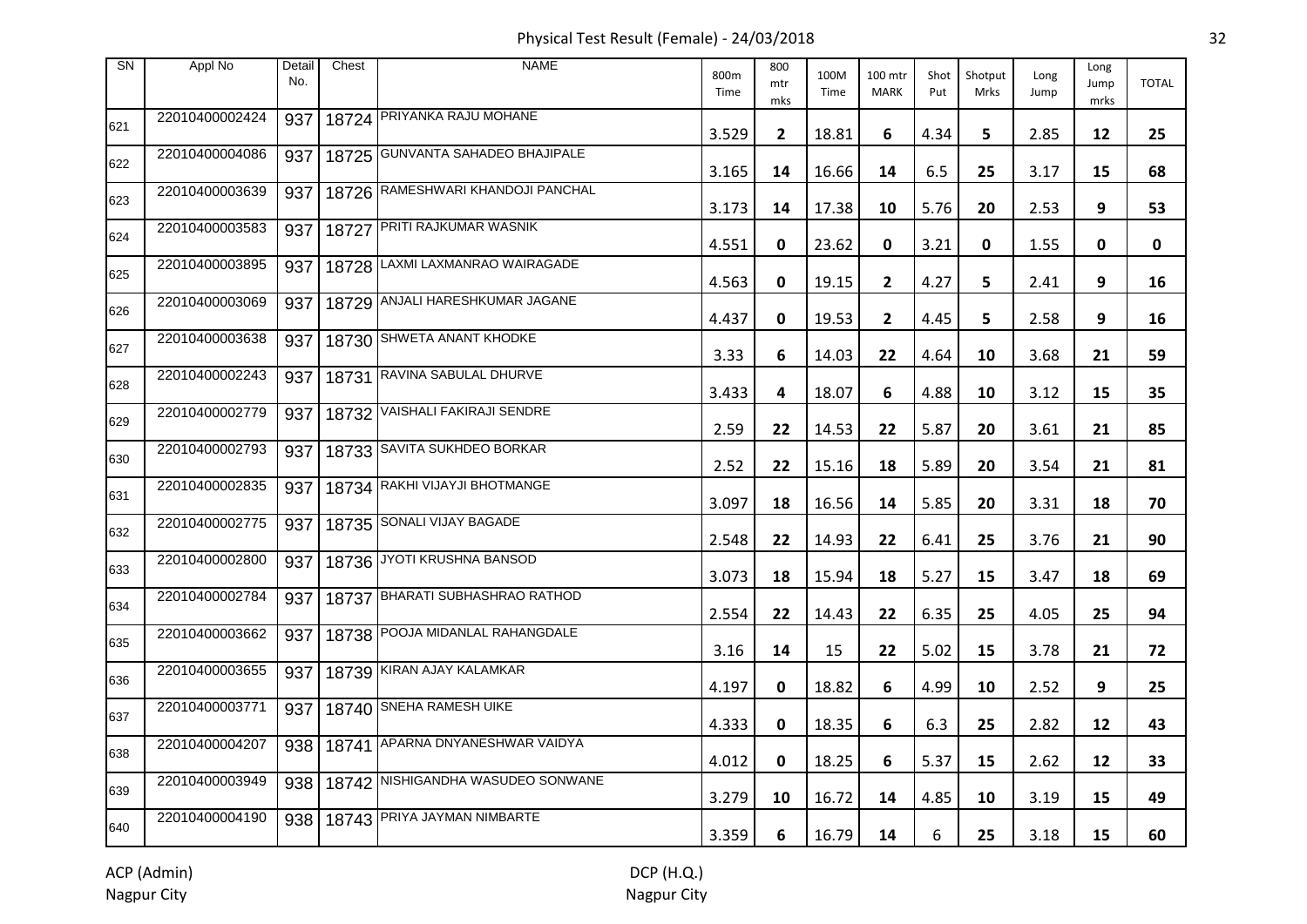Physical Test Result (Female) - 24/03/2018

| SN | Appl No | Detail No. | Chest | NAME | 800m Time | 800 mtr mks | 100M Time | 100 mtr MARK | Shot Put | Shotput Mrks | Long Jump | Long Jump mrks | TOTAL |
|---|---|---|---|---|---|---|---|---|---|---|---|---|---|
| 621 | 22010400002424 | 937 | 18724 | PRIYANKA RAJU MOHANE | 3.529 | 2 | 18.81 | 6 | 4.34 | 5 | 2.85 | 12 | 25 |
| 622 | 22010400004086 | 937 | 18725 | GUNVANTA SAHADEO BHAJIPALE | 3.165 | 14 | 16.66 | 14 | 6.5 | 25 | 3.17 | 15 | 68 |
| 623 | 22010400003639 | 937 | 18726 | RAMESHWARI KHANDOJI PANCHAL | 3.173 | 14 | 17.38 | 10 | 5.76 | 20 | 2.53 | 9 | 53 |
| 624 | 22010400003583 | 937 | 18727 | PRITI RAJKUMAR WASNIK | 4.551 | 0 | 23.62 | 0 | 3.21 | 0 | 1.55 | 0 | 0 |
| 625 | 22010400003895 | 937 | 18728 | LAXMI LAXMANRAO WAIRAGADE | 4.563 | 0 | 19.15 | 2 | 4.27 | 5 | 2.41 | 9 | 16 |
| 626 | 22010400003069 | 937 | 18729 | ANJALI HARESHKUMAR JAGANE | 4.437 | 0 | 19.53 | 2 | 4.45 | 5 | 2.58 | 9 | 16 |
| 627 | 22010400003638 | 937 | 18730 | SHWETA ANANT KHODKE | 3.33 | 6 | 14.03 | 22 | 4.64 | 10 | 3.68 | 21 | 59 |
| 628 | 22010400002243 | 937 | 18731 | RAVINA SABULAL DHURVE | 3.433 | 4 | 18.07 | 6 | 4.88 | 10 | 3.12 | 15 | 35 |
| 629 | 22010400002779 | 937 | 18732 | VAISHALI FAKIRAJI SENDRE | 2.59 | 22 | 14.53 | 22 | 5.87 | 20 | 3.61 | 21 | 85 |
| 630 | 22010400002793 | 937 | 18733 | SAVITA SUKHDEO BORKAR | 2.52 | 22 | 15.16 | 18 | 5.89 | 20 | 3.54 | 21 | 81 |
| 631 | 22010400002835 | 937 | 18734 | RAKHI VIJAYJI BHOTMANGE | 3.097 | 18 | 16.56 | 14 | 5.85 | 20 | 3.31 | 18 | 70 |
| 632 | 22010400002775 | 937 | 18735 | SONALI VIJAY BAGADE | 2.548 | 22 | 14.93 | 22 | 6.41 | 25 | 3.76 | 21 | 90 |
| 633 | 22010400002800 | 937 | 18736 | JYOTI KRUSHNA BANSOD | 3.073 | 18 | 15.94 | 18 | 5.27 | 15 | 3.47 | 18 | 69 |
| 634 | 22010400002784 | 937 | 18737 | BHARATI SUBHASHRAO RATHOD | 2.554 | 22 | 14.43 | 22 | 6.35 | 25 | 4.05 | 25 | 94 |
| 635 | 22010400003662 | 937 | 18738 | POOJA MIDANLAL RAHANGDALE | 3.16 | 14 | 15 | 22 | 5.02 | 15 | 3.78 | 21 | 72 |
| 636 | 22010400003655 | 937 | 18739 | KIRAN AJAY KALAMKAR | 4.197 | 0 | 18.82 | 6 | 4.99 | 10 | 2.52 | 9 | 25 |
| 637 | 22010400003771 | 937 | 18740 | SNEHA RAMESH UIKE | 4.333 | 0 | 18.35 | 6 | 6.3 | 25 | 2.82 | 12 | 43 |
| 638 | 22010400004207 | 938 | 18741 | APARNA DNYANESHWAR VAIDYA | 4.012 | 0 | 18.25 | 6 | 5.37 | 15 | 2.62 | 12 | 33 |
| 639 | 22010400003949 | 938 | 18742 | NISHIGANDHA WASUDEO SONWANE | 3.279 | 10 | 16.72 | 14 | 4.85 | 10 | 3.19 | 15 | 49 |
| 640 | 22010400004190 | 938 | 18743 | PRIYA JAYMAN NIMBARTE | 3.359 | 6 | 16.79 | 14 | 6 | 25 | 3.18 | 15 | 60 |

ACP (Admin)
Nagpur City

DCP (H.Q.)
Nagpur City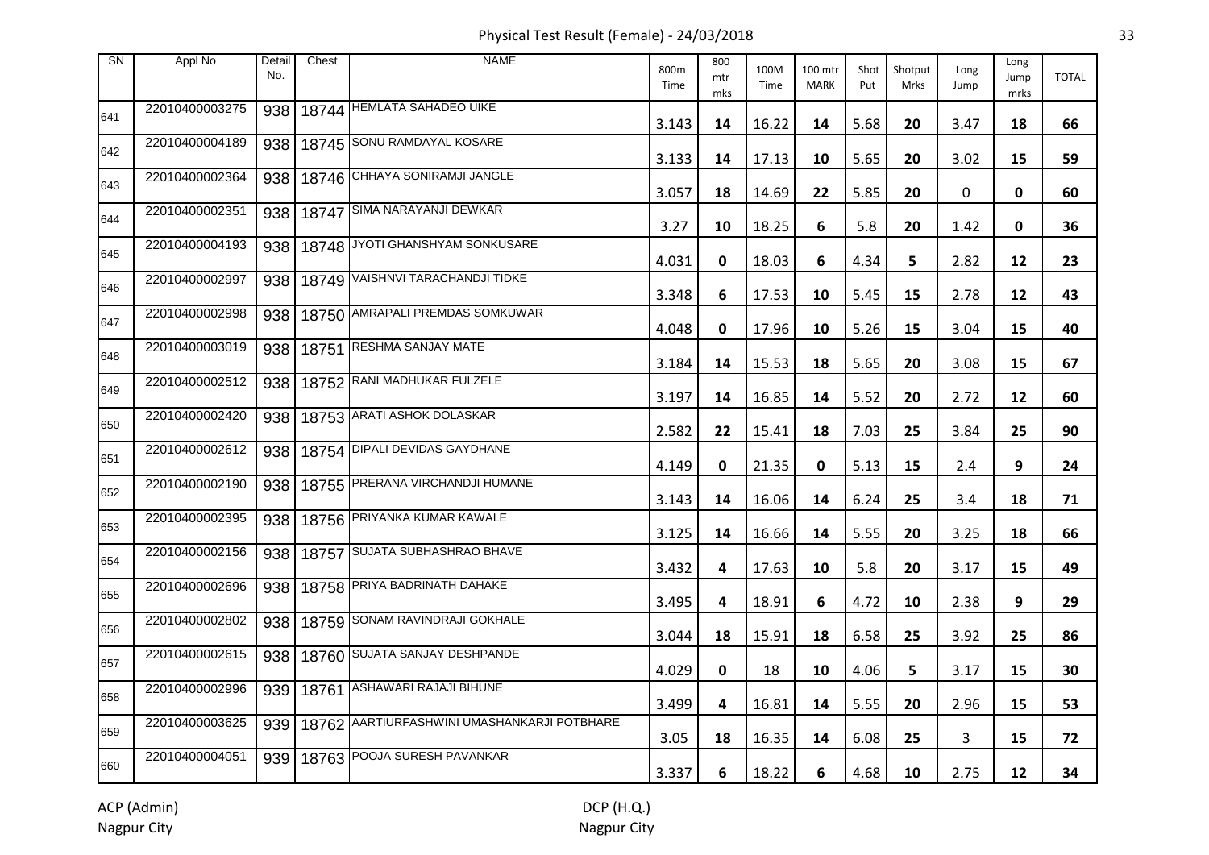# Physical Test Result (Female) - 24/03/2018

| SN | Appl No | Detail No. | Chest | NAME | 800m Time | 800 mtr mks | 100M Time | 100 mtr MARK | Shot Put | Shotput Mrks | Long Jump | Long Jump mrks | TOTAL |
|---|---|---|---|---|---|---|---|---|---|---|---|---|---|
| 641 | 22010400003275 | 938 | 18744 | HEMLATA SAHADEO UIKE | 3.143 | 14 | 16.22 | 14 | 5.68 | 20 | 3.47 | 18 | 66 |
| 642 | 22010400004189 | 938 | 18745 | SONU RAMDAYAL KOSARE | 3.133 | 14 | 17.13 | 10 | 5.65 | 20 | 3.02 | 15 | 59 |
| 643 | 22010400002364 | 938 | 18746 | CHHAYA SONIRAMJI JANGLE | 3.057 | 18 | 14.69 | 22 | 5.85 | 20 | 0 | 0 | 60 |
| 644 | 22010400002351 | 938 | 18747 | SIMA NARAYANJI DEWKAR | 3.27 | 10 | 18.25 | 6 | 5.8 | 20 | 1.42 | 0 | 36 |
| 645 | 22010400004193 | 938 | 18748 | JYOTI GHANSHYAM SONKUSARE | 4.031 | 0 | 18.03 | 6 | 4.34 | 5 | 2.82 | 12 | 23 |
| 646 | 22010400002997 | 938 | 18749 | VAISHNVI TARACHANDJI TIDKE | 3.348 | 6 | 17.53 | 10 | 5.45 | 15 | 2.78 | 12 | 43 |
| 647 | 22010400002998 | 938 | 18750 | AMRAPALI PREMDAS SOMKUWAR | 4.048 | 0 | 17.96 | 10 | 5.26 | 15 | 3.04 | 15 | 40 |
| 648 | 22010400003019 | 938 | 18751 | RESHMA SANJAY MATE | 3.184 | 14 | 15.53 | 18 | 5.65 | 20 | 3.08 | 15 | 67 |
| 649 | 22010400002512 | 938 | 18752 | RANI MADHUKAR FULZELE | 3.197 | 14 | 16.85 | 14 | 5.52 | 20 | 2.72 | 12 | 60 |
| 650 | 22010400002420 | 938 | 18753 | ARATI ASHOK DOLASKAR | 2.582 | 22 | 15.41 | 18 | 7.03 | 25 | 3.84 | 25 | 90 |
| 651 | 22010400002612 | 938 | 18754 | DIPALI DEVIDAS GAYDHANE | 4.149 | 0 | 21.35 | 0 | 5.13 | 15 | 2.4 | 9 | 24 |
| 652 | 22010400002190 | 938 | 18755 | PRERANA VIRCHANDJI HUMANE | 3.143 | 14 | 16.06 | 14 | 6.24 | 25 | 3.4 | 18 | 71 |
| 653 | 22010400002395 | 938 | 18756 | PRIYANKA KUMAR KAWALE | 3.125 | 14 | 16.66 | 14 | 5.55 | 20 | 3.25 | 18 | 66 |
| 654 | 22010400002156 | 938 | 18757 | SUJATA SUBHASHRAO BHAVE | 3.432 | 4 | 17.63 | 10 | 5.8 | 20 | 3.17 | 15 | 49 |
| 655 | 22010400002696 | 938 | 18758 | PRIYA BADRINATH DAHAKE | 3.495 | 4 | 18.91 | 6 | 4.72 | 10 | 2.38 | 9 | 29 |
| 656 | 22010400002802 | 938 | 18759 | SONAM RAVINDRAJI GOKHALE | 3.044 | 18 | 15.91 | 18 | 6.58 | 25 | 3.92 | 25 | 86 |
| 657 | 22010400002615 | 938 | 18760 | SUJATA SANJAY DESHPANDE | 4.029 | 0 | 18 | 10 | 4.06 | 5 | 3.17 | 15 | 30 |
| 658 | 22010400002996 | 939 | 18761 | ASHAWARI RAJAJI BIHUNE | 3.499 | 4 | 16.81 | 14 | 5.55 | 20 | 2.96 | 15 | 53 |
| 659 | 22010400003625 | 939 | 18762 | AARTIURFASHWINI UMASHANKARJI POTBHARE | 3.05 | 18 | 16.35 | 14 | 6.08 | 25 | 3 | 15 | 72 |
| 660 | 22010400004051 | 939 | 18763 | POOJA SURESH PAVANKAR | 3.337 | 6 | 18.22 | 6 | 4.68 | 10 | 2.75 | 12 | 34 |

ACP (Admin)
Nagpur City

DCP (H.Q.)
Nagpur City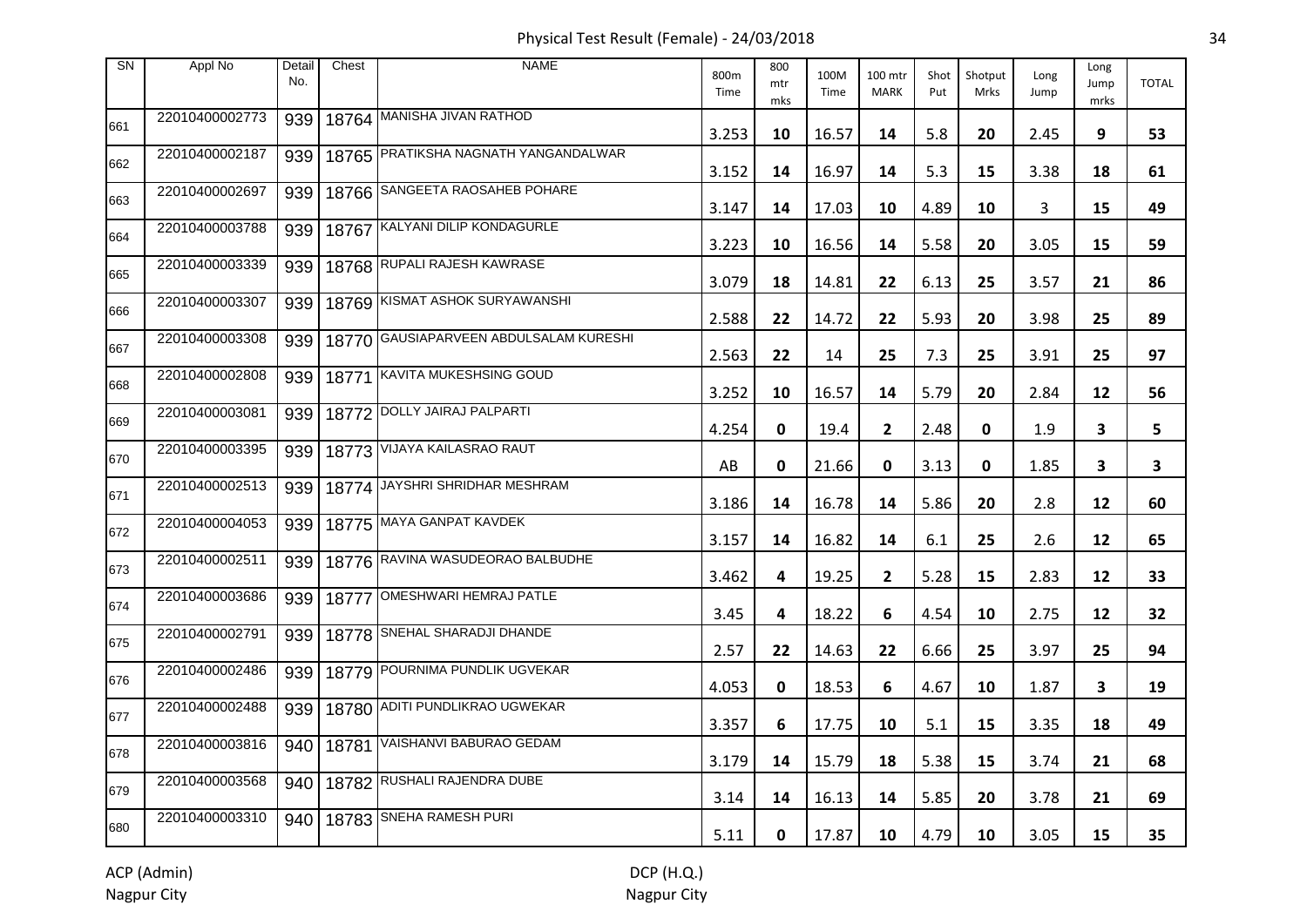| SN | Appl No | Detail No. | Chest | NAME | 800m Time | 800 mtr mks | 100M Time | 100 mtr MARK | Shot Put | Shotput Mrks | Long Jump | Long Jump mrks | TOTAL |
|---|---|---|---|---|---|---|---|---|---|---|---|---|---|
| 661 | 22010400002773 | 939 | 18764 | MANISHA JIVAN RATHOD | 3.253 | 10 | 16.57 | 14 | 5.8 | 20 | 2.45 | 9 | 53 |
| 662 | 22010400002187 | 939 | 18765 | PRATIKSHA NAGNATH YANGANDALWAR | 3.152 | 14 | 16.97 | 14 | 5.3 | 15 | 3.38 | 18 | 61 |
| 663 | 22010400002697 | 939 | 18766 | SANGEETA RAOSAHEB POHARE | 3.147 | 14 | 17.03 | 10 | 4.89 | 10 | 3 | 15 | 49 |
| 664 | 22010400003788 | 939 | 18767 | KALYANI DILIP KONDAGURLE | 3.223 | 10 | 16.56 | 14 | 5.58 | 20 | 3.05 | 15 | 59 |
| 665 | 22010400003339 | 939 | 18768 | RUPALI RAJESH KAWRASE | 3.079 | 18 | 14.81 | 22 | 6.13 | 25 | 3.57 | 21 | 86 |
| 666 | 22010400003307 | 939 | 18769 | KISMAT ASHOK SURYAWANSHI | 2.588 | 22 | 14.72 | 22 | 5.93 | 20 | 3.98 | 25 | 89 |
| 667 | 22010400003308 | 939 | 18770 | GAUSIAPARVEEN ABDULSALAM KURESHI | 2.563 | 22 | 14 | 25 | 7.3 | 25 | 3.91 | 25 | 97 |
| 668 | 22010400002808 | 939 | 18771 | KAVITA MUKESHSING GOUD | 3.252 | 10 | 16.57 | 14 | 5.79 | 20 | 2.84 | 12 | 56 |
| 669 | 22010400003081 | 939 | 18772 | DOLLY JAIRAJ PALPARTI | 4.254 | 0 | 19.4 | 2 | 2.48 | 0 | 1.9 | 3 | 5 |
| 670 | 22010400003395 | 939 | 18773 | VIJAYA KAILASRAO RAUT | AB | 0 | 21.66 | 0 | 3.13 | 0 | 1.85 | 3 | 3 |
| 671 | 22010400002513 | 939 | 18774 | JAYSHRI SHRIDHAR MESHRAM | 3.186 | 14 | 16.78 | 14 | 5.86 | 20 | 2.8 | 12 | 60 |
| 672 | 22010400004053 | 939 | 18775 | MAYA GANPAT KAVDEK | 3.157 | 14 | 16.82 | 14 | 6.1 | 25 | 2.6 | 12 | 65 |
| 673 | 22010400002511 | 939 | 18776 | RAVINA WASUDEORAO BALBUDHE | 3.462 | 4 | 19.25 | 2 | 5.28 | 15 | 2.83 | 12 | 33 |
| 674 | 22010400003686 | 939 | 18777 | OMESHWARI HEMRAJ PATLE | 3.45 | 4 | 18.22 | 6 | 4.54 | 10 | 2.75 | 12 | 32 |
| 675 | 22010400002791 | 939 | 18778 | SNEHAL SHARADJI DHANDE | 2.57 | 22 | 14.63 | 22 | 6.66 | 25 | 3.97 | 25 | 94 |
| 676 | 22010400002486 | 939 | 18779 | POURNIMA PUNDLIK UGVEKAR | 4.053 | 0 | 18.53 | 6 | 4.67 | 10 | 1.87 | 3 | 19 |
| 677 | 22010400002488 | 939 | 18780 | ADITI PUNDLIKRAO UGWEKAR | 3.357 | 6 | 17.75 | 10 | 5.1 | 15 | 3.35 | 18 | 49 |
| 678 | 22010400003816 | 940 | 18781 | VAISHANVI BABURAO GEDAM | 3.179 | 14 | 15.79 | 18 | 5.38 | 15 | 3.74 | 21 | 68 |
| 679 | 22010400003568 | 940 | 18782 | RUSHALI RAJENDRA DUBE | 3.14 | 14 | 16.13 | 14 | 5.85 | 20 | 3.78 | 21 | 69 |
| 680 | 22010400003310 | 940 | 18783 | SNEHA RAMESH PURI | 5.11 | 0 | 17.87 | 10 | 4.79 | 10 | 3.05 | 15 | 35 |

ACP (Admin)
Nagpur City

DCP (H.Q.)
Nagpur City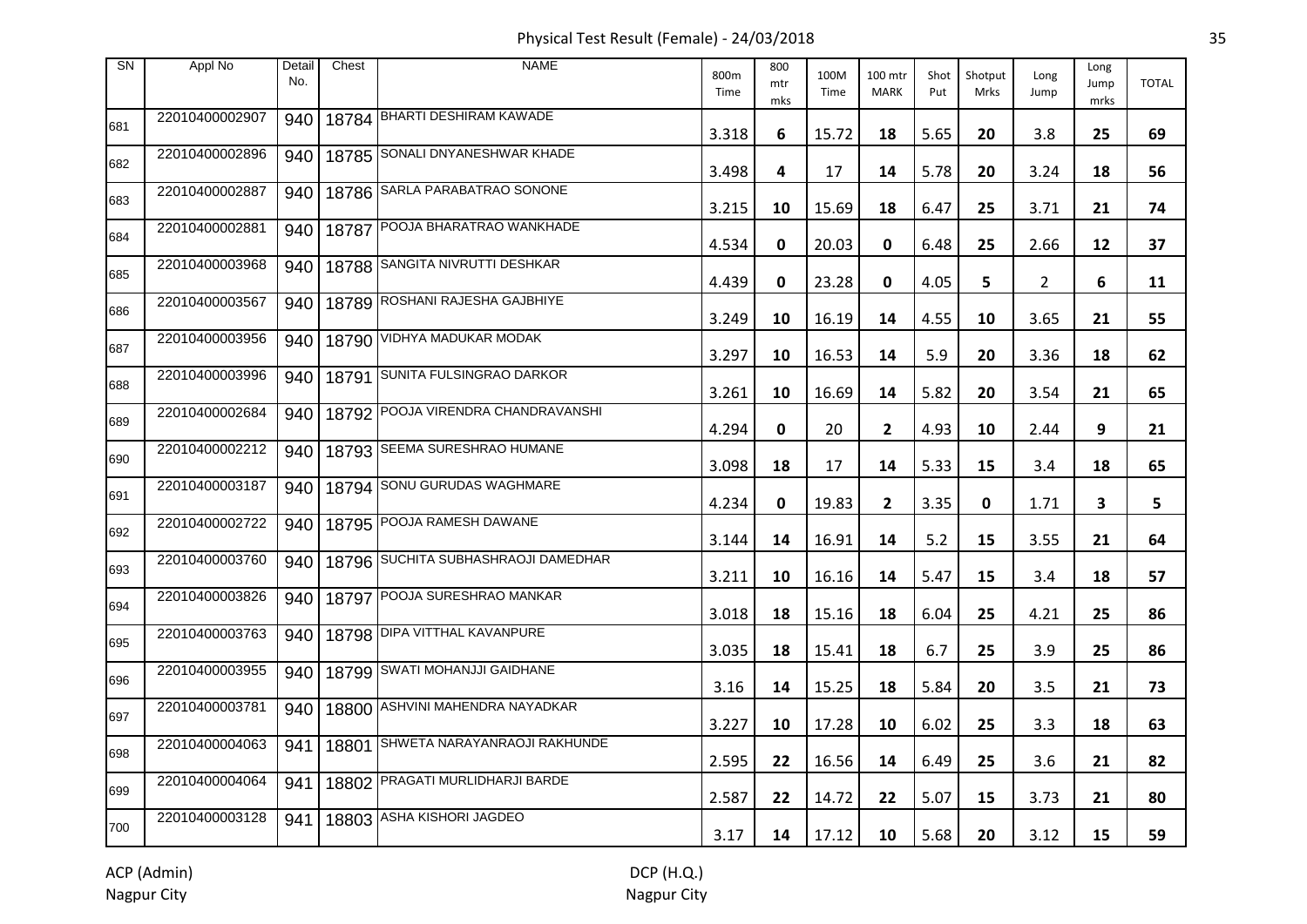Physical Test Result (Female) - 24/03/2018

| SN | Appl No | Detail No. | Chest | NAME | 800m Time | 800 mtr mks | 100M Time | 100 mtr MARK | Shot Put | Shotput Mrks | Long Jump | Long Jump mrks | TOTAL |
|---|---|---|---|---|---|---|---|---|---|---|---|---|---|
| 681 | 22010400002907 | 940 | 18784 | BHARTI DESHIRAM KAWADE | 3.318 | 6 | 15.72 | 18 | 5.65 | 20 | 3.8 | 25 | 69 |
| 682 | 22010400002896 | 940 | 18785 | SONALI DNYANESHWAR KHADE | 3.498 | 4 | 17 | 14 | 5.78 | 20 | 3.24 | 18 | 56 |
| 683 | 22010400002887 | 940 | 18786 | SARLA PARABATRAO SONONE | 3.215 | 10 | 15.69 | 18 | 6.47 | 25 | 3.71 | 21 | 74 |
| 684 | 22010400002881 | 940 | 18787 | POOJA BHARATRAO WANKHADE | 4.534 | 0 | 20.03 | 0 | 6.48 | 25 | 2.66 | 12 | 37 |
| 685 | 22010400003968 | 940 | 18788 | SANGITA NIVRUTTI DESHKAR | 4.439 | 0 | 23.28 | 0 | 4.05 | 5 | 2 | 6 | 11 |
| 686 | 22010400003567 | 940 | 18789 | ROSHANI RAJESHA GAJBHIYE | 3.249 | 10 | 16.19 | 14 | 4.55 | 10 | 3.65 | 21 | 55 |
| 687 | 22010400003956 | 940 | 18790 | VIDHYA MADUKAR MODAK | 3.297 | 10 | 16.53 | 14 | 5.9 | 20 | 3.36 | 18 | 62 |
| 688 | 22010400003996 | 940 | 18791 | SUNITA FULSINGRAO DARKOR | 3.261 | 10 | 16.69 | 14 | 5.82 | 20 | 3.54 | 21 | 65 |
| 689 | 22010400002684 | 940 | 18792 | POOJA VIRENDRA CHANDRAVANSHI | 4.294 | 0 | 20 | 2 | 4.93 | 10 | 2.44 | 9 | 21 |
| 690 | 22010400002212 | 940 | 18793 | SEEMA SURESHRAO HUMANE | 3.098 | 18 | 17 | 14 | 5.33 | 15 | 3.4 | 18 | 65 |
| 691 | 22010400003187 | 940 | 18794 | SONU GURUDAS WAGHMARE | 4.234 | 0 | 19.83 | 2 | 3.35 | 0 | 1.71 | 3 | 5 |
| 692 | 22010400002722 | 940 | 18795 | POOJA RAMESH DAWANE | 3.144 | 14 | 16.91 | 14 | 5.2 | 15 | 3.55 | 21 | 64 |
| 693 | 22010400003760 | 940 | 18796 | SUCHITA SUBHASHRAOJI DAMEDHAR | 3.211 | 10 | 16.16 | 14 | 5.47 | 15 | 3.4 | 18 | 57 |
| 694 | 22010400003826 | 940 | 18797 | POOJA SURESHRAO MANKAR | 3.018 | 18 | 15.16 | 18 | 6.04 | 25 | 4.21 | 25 | 86 |
| 695 | 22010400003763 | 940 | 18798 | DIPA VITTHAL KAVANPURE | 3.035 | 18 | 15.41 | 18 | 6.7 | 25 | 3.9 | 25 | 86 |
| 696 | 22010400003955 | 940 | 18799 | SWATI MOHANJJI GAIDHANE | 3.16 | 14 | 15.25 | 18 | 5.84 | 20 | 3.5 | 21 | 73 |
| 697 | 22010400003781 | 940 | 18800 | ASHVINI MAHENDRA NAYADKAR | 3.227 | 10 | 17.28 | 10 | 6.02 | 25 | 3.3 | 18 | 63 |
| 698 | 22010400004063 | 941 | 18801 | SHWETA NARAYANRAOJI RAKHUNDE | 2.595 | 22 | 16.56 | 14 | 6.49 | 25 | 3.6 | 21 | 82 |
| 699 | 22010400004064 | 941 | 18802 | PRAGATI MURLIDHARJI BARDE | 2.587 | 22 | 14.72 | 22 | 5.07 | 15 | 3.73 | 21 | 80 |
| 700 | 22010400003128 | 941 | 18803 | ASHA KISHORI JAGDEO | 3.17 | 14 | 17.12 | 10 | 5.68 | 20 | 3.12 | 15 | 59 |

ACP (Admin)
Nagpur City

DCP (H.Q.)
Nagpur City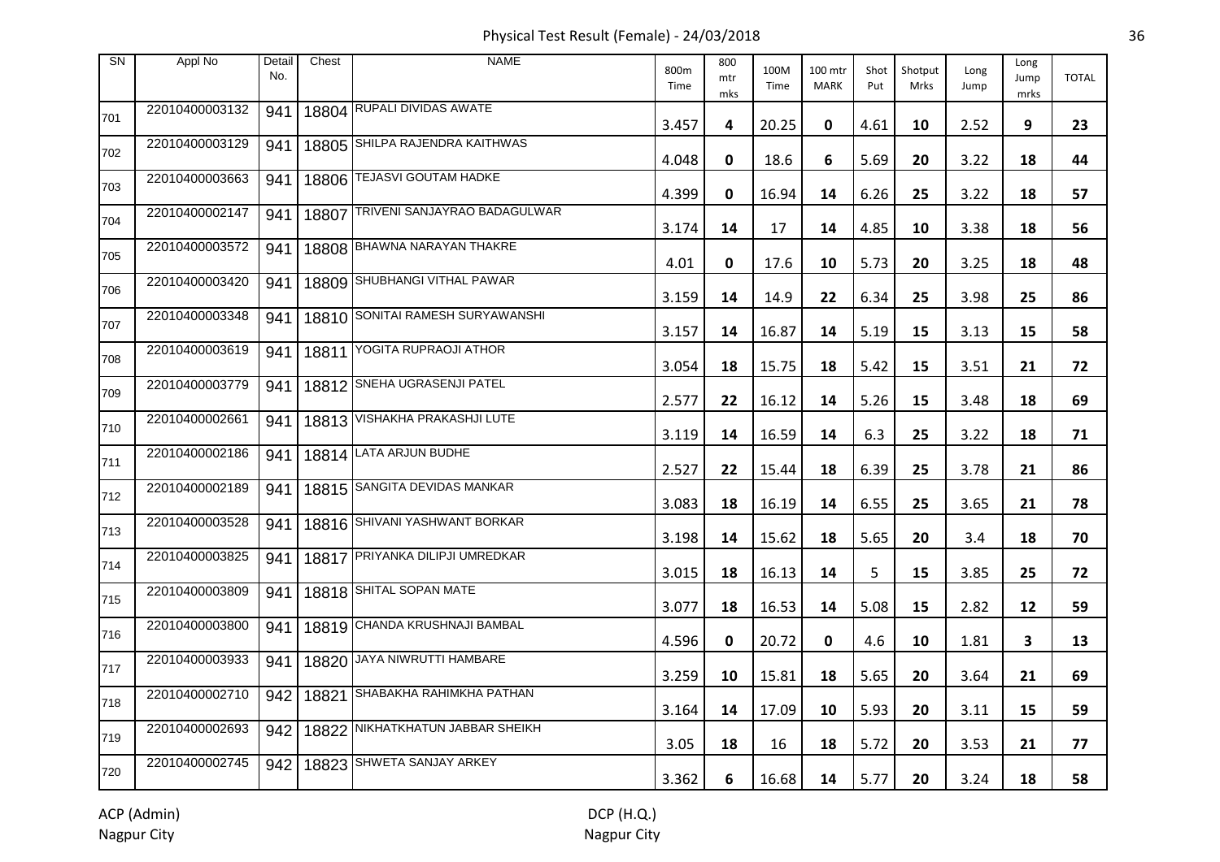# Physical Test Result (Female) - 24/03/2018

| SN | Appl No | Detail No. | Chest | NAME | 800m Time | 800 mtr mks | 100M Time | 100 mtr MARK | Shot Put | Shotput Mrks | Long Jump | Long Jump mrks | TOTAL |
|---|---|---|---|---|---|---|---|---|---|---|---|---|---|
| 701 | 22010400003132 | 941 | 18804 | RUPALI DIVIDAS AWATE | 3.457 | 4 | 20.25 | 0 | 4.61 | 10 | 2.52 | 9 | 23 |
| 702 | 22010400003129 | 941 | 18805 | SHILPA RAJENDRA KAITHWAS | 4.048 | 0 | 18.6 | 6 | 5.69 | 20 | 3.22 | 18 | 44 |
| 703 | 22010400003663 | 941 | 18806 | TEJASVI GOUTAM HADKE | 4.399 | 0 | 16.94 | 14 | 6.26 | 25 | 3.22 | 18 | 57 |
| 704 | 22010400002147 | 941 | 18807 | TRIVENI SANJAYRAO BADAGULWAR | 3.174 | 14 | 17 | 14 | 4.85 | 10 | 3.38 | 18 | 56 |
| 705 | 22010400003572 | 941 | 18808 | BHAWNA NARAYAN THAKRE | 4.01 | 0 | 17.6 | 10 | 5.73 | 20 | 3.25 | 18 | 48 |
| 706 | 22010400003420 | 941 | 18809 | SHUBHANGI VITHAL PAWAR | 3.159 | 14 | 14.9 | 22 | 6.34 | 25 | 3.98 | 25 | 86 |
| 707 | 22010400003348 | 941 | 18810 | SONITAI RAMESH SURYAWANSHI | 3.157 | 14 | 16.87 | 14 | 5.19 | 15 | 3.13 | 15 | 58 |
| 708 | 22010400003619 | 941 | 18811 | YOGITA RUPRAOJI ATHOR | 3.054 | 18 | 15.75 | 18 | 5.42 | 15 | 3.51 | 21 | 72 |
| 709 | 22010400003779 | 941 | 18812 | SNEHA UGRASENJI PATEL | 2.577 | 22 | 16.12 | 14 | 5.26 | 15 | 3.48 | 18 | 69 |
| 710 | 22010400002661 | 941 | 18813 | VISHAKHA PRAKASHJI LUTE | 3.119 | 14 | 16.59 | 14 | 6.3 | 25 | 3.22 | 18 | 71 |
| 711 | 22010400002186 | 941 | 18814 | LATA ARJUN BUDHE | 2.527 | 22 | 15.44 | 18 | 6.39 | 25 | 3.78 | 21 | 86 |
| 712 | 22010400002189 | 941 | 18815 | SANGITA DEVIDAS MANKAR | 3.083 | 18 | 16.19 | 14 | 6.55 | 25 | 3.65 | 21 | 78 |
| 713 | 22010400003528 | 941 | 18816 | SHIVANI YASHWANT BORKAR | 3.198 | 14 | 15.62 | 18 | 5.65 | 20 | 3.4 | 18 | 70 |
| 714 | 22010400003825 | 941 | 18817 | PRIYANKA DILIPJI UMREDKAR | 3.015 | 18 | 16.13 | 14 | 5 | 15 | 3.85 | 25 | 72 |
| 715 | 22010400003809 | 941 | 18818 | SHITAL SOPAN MATE | 3.077 | 18 | 16.53 | 14 | 5.08 | 15 | 2.82 | 12 | 59 |
| 716 | 22010400003800 | 941 | 18819 | CHANDA KRUSHNAJI BAMBAL | 4.596 | 0 | 20.72 | 0 | 4.6 | 10 | 1.81 | 3 | 13 |
| 717 | 22010400003933 | 941 | 18820 | JAYA NIWRUTTI HAMBARE | 3.259 | 10 | 15.81 | 18 | 5.65 | 20 | 3.64 | 21 | 69 |
| 718 | 22010400002710 | 942 | 18821 | SHABAKHA RAHIMKHA PATHAN | 3.164 | 14 | 17.09 | 10 | 5.93 | 20 | 3.11 | 15 | 59 |
| 719 | 22010400002693 | 942 | 18822 | NIKHATKHATUN JABBAR SHEIKH | 3.05 | 18 | 16 | 18 | 5.72 | 20 | 3.53 | 21 | 77 |
| 720 | 22010400002745 | 942 | 18823 | SHWETA SANJAY ARKEY | 3.362 | 6 | 16.68 | 14 | 5.77 | 20 | 3.24 | 18 | 58 |

ACP (Admin)
Nagpur City

DCP (H.Q.)
Nagpur City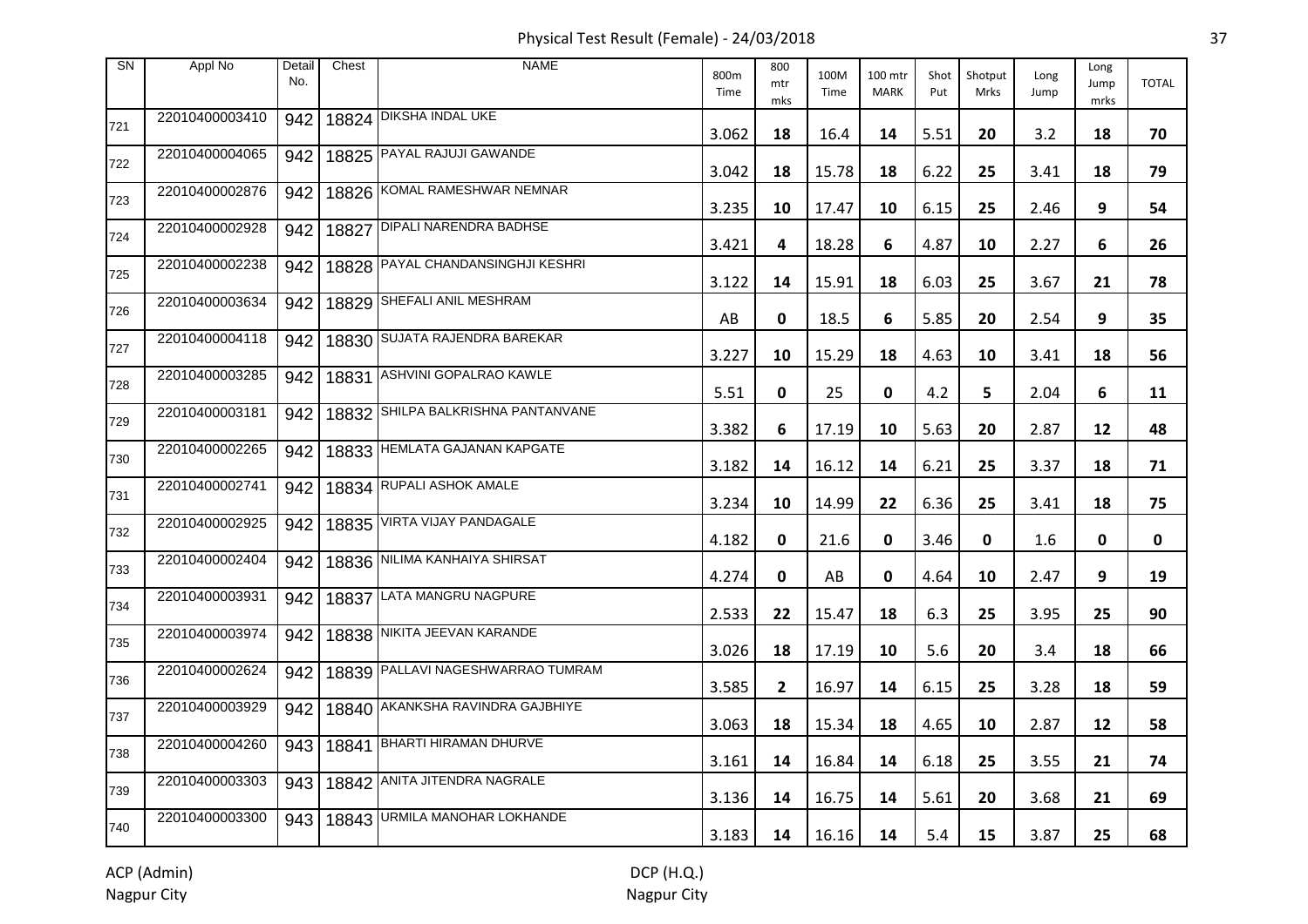# Physical Test Result (Female) - 24/03/2018

| SN | Appl No | Detail No. | Chest | NAME | 800m Time | 800 mtr mks | 100M Time | 100 mtr MARK | Shot Put | Shotput Mrks | Long Jump | Long Jump mrks | TOTAL |
|---|---|---|---|---|---|---|---|---|---|---|---|---|---|
| 721 | 22010400003410 | 942 | 18824 | DIKSHA INDAL UKE | 3.062 | 18 | 16.4 | 14 | 5.51 | 20 | 3.2 | 18 | 70 |
| 722 | 22010400004065 | 942 | 18825 | PAYAL RAJUJI GAWANDE | 3.042 | 18 | 15.78 | 18 | 6.22 | 25 | 3.41 | 18 | 79 |
| 723 | 22010400002876 | 942 | 18826 | KOMAL RAMESHWAR NEMNAR | 3.235 | 10 | 17.47 | 10 | 6.15 | 25 | 2.46 | 9 | 54 |
| 724 | 22010400002928 | 942 | 18827 | DIPALI NARENDRA BADHSE | 3.421 | 4 | 18.28 | 6 | 4.87 | 10 | 2.27 | 6 | 26 |
| 725 | 22010400002238 | 942 | 18828 | PAYAL CHANDANSINGHJI KESHRI | 3.122 | 14 | 15.91 | 18 | 6.03 | 25 | 3.67 | 21 | 78 |
| 726 | 22010400003634 | 942 | 18829 | SHEFALI ANIL MESHRAM | AB | 0 | 18.5 | 6 | 5.85 | 20 | 2.54 | 9 | 35 |
| 727 | 22010400004118 | 942 | 18830 | SUJATA RAJENDRA BAREKAR | 3.227 | 10 | 15.29 | 18 | 4.63 | 10 | 3.41 | 18 | 56 |
| 728 | 22010400003285 | 942 | 18831 | ASHVINI GOPALRAO KAWLE | 5.51 | 0 | 25 | 0 | 4.2 | 5 | 2.04 | 6 | 11 |
| 729 | 22010400003181 | 942 | 18832 | SHILPA BALKRISHNA PANTANVANE | 3.382 | 6 | 17.19 | 10 | 5.63 | 20 | 2.87 | 12 | 48 |
| 730 | 22010400002265 | 942 | 18833 | HEMLATA GAJANAN KAPGATE | 3.182 | 14 | 16.12 | 14 | 6.21 | 25 | 3.37 | 18 | 71 |
| 731 | 22010400002741 | 942 | 18834 | RUPALI ASHOK AMALE | 3.234 | 10 | 14.99 | 22 | 6.36 | 25 | 3.41 | 18 | 75 |
| 732 | 22010400002925 | 942 | 18835 | VIRTA VIJAY PANDAGALE | 4.182 | 0 | 21.6 | 0 | 3.46 | 0 | 1.6 | 0 | 0 |
| 733 | 22010400002404 | 942 | 18836 | NILIMA KANHAIYA SHIRSAT | 4.274 | 0 | AB | 0 | 4.64 | 10 | 2.47 | 9 | 19 |
| 734 | 22010400003931 | 942 | 18837 | LATA MANGRU NAGPURE | 2.533 | 22 | 15.47 | 18 | 6.3 | 25 | 3.95 | 25 | 90 |
| 735 | 22010400003974 | 942 | 18838 | NIKITA JEEVAN KARANDE | 3.026 | 18 | 17.19 | 10 | 5.6 | 20 | 3.4 | 18 | 66 |
| 736 | 22010400002624 | 942 | 18839 | PALLAVI NAGESHWARRAO TUMRAM | 3.585 | 2 | 16.97 | 14 | 6.15 | 25 | 3.28 | 18 | 59 |
| 737 | 22010400003929 | 942 | 18840 | AKANKSHA RAVINDRA GAJBHIYE | 3.063 | 18 | 15.34 | 18 | 4.65 | 10 | 2.87 | 12 | 58 |
| 738 | 22010400004260 | 943 | 18841 | BHARTI HIRAMAN DHURVE | 3.161 | 14 | 16.84 | 14 | 6.18 | 25 | 3.55 | 21 | 74 |
| 739 | 22010400003303 | 943 | 18842 | ANITA JITENDRA NAGRALE | 3.136 | 14 | 16.75 | 14 | 5.61 | 20 | 3.68 | 21 | 69 |
| 740 | 22010400003300 | 943 | 18843 | URMILA MANOHAR LOKHANDE | 3.183 | 14 | 16.16 | 14 | 5.4 | 15 | 3.87 | 25 | 68 |

ACP (Admin)
Nagpur City

DCP (H.Q.)
Nagpur City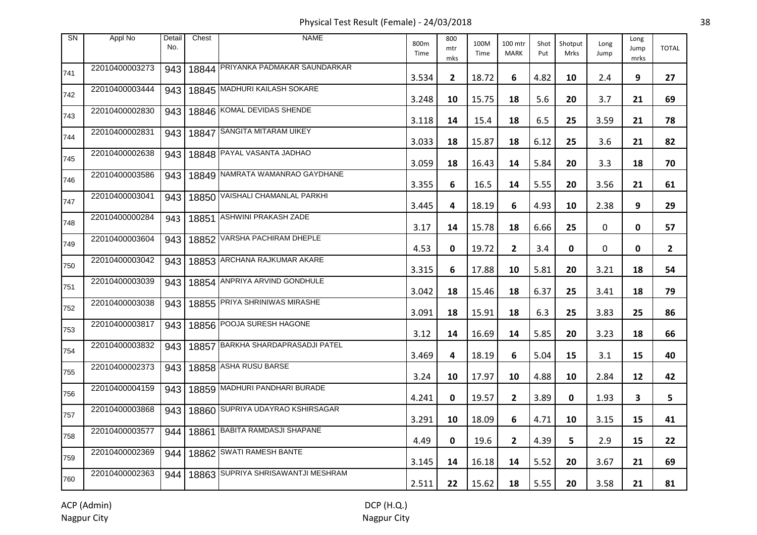# Physical Test Result (Female) - 24/03/2018

| SN | Appl No | Detail No. | Chest | NAME | 800m Time | 800 mtr mks | 100M Time | 100 mtr MARK | Shot Put | Shotput Mrks | Long Jump | Long Jump mrks | TOTAL |
|---|---|---|---|---|---|---|---|---|---|---|---|---|---|
| 741 | 22010400003273 | 943 | 18844 | PRIYANKA PADMAKAR SAUNDARKAR | 3.534 | **2** | 18.72 | **6** | 4.82 | **10** | 2.4 | **9** | **27** |
| 742 | 22010400003444 | 943 | 18845 | MADHURI KAILASH SOKARE | 3.248 | **10** | 15.75 | **18** | 5.6 | **20** | 3.7 | **21** | **69** |
| 743 | 22010400002830 | 943 | 18846 | KOMAL DEVIDAS SHENDE | 3.118 | **14** | 15.4 | **18** | 6.5 | **25** | 3.59 | **21** | **78** |
| 744 | 22010400002831 | 943 | 18847 | SANGITA MITARAM UIKEY | 3.033 | **18** | 15.87 | **18** | 6.12 | **25** | 3.6 | **21** | **82** |
| 745 | 22010400002638 | 943 | 18848 | PAYAL VASANTA JADHAO | 3.059 | **18** | 16.43 | **14** | 5.84 | **20** | 3.3 | **18** | **70** |
| 746 | 22010400003586 | 943 | 18849 | NAMRATA WAMANRAO GAYDHANE | 3.355 | **6** | 16.5 | **14** | 5.55 | **20** | 3.56 | **21** | **61** |
| 747 | 22010400003041 | 943 | 18850 | VAISHALI CHAMANLAL PARKHI | 3.445 | **4** | 18.19 | **6** | 4.93 | **10** | 2.38 | **9** | **29** |
| 748 | 22010400000284 | 943 | 18851 | ASHWINI PRAKASH ZADE | 3.17 | **14** | 15.78 | **18** | 6.66 | **25** | 0 | **0** | **57** |
| 749 | 22010400003604 | 943 | 18852 | VARSHA PACHIRAM DHEPLE | 4.53 | **0** | 19.72 | **2** | 3.4 | **0** | 0 | **0** | **2** |
| 750 | 22010400003042 | 943 | 18853 | ARCHANA RAJKUMAR AKARE | 3.315 | **6** | 17.88 | **10** | 5.81 | **20** | 3.21 | **18** | **54** |
| 751 | 22010400003039 | 943 | 18854 | ANPRIYA ARVIND GONDHULE | 3.042 | **18** | 15.46 | **18** | 6.37 | **25** | 3.41 | **18** | **79** |
| 752 | 22010400003038 | 943 | 18855 | PRIYA SHRINIWAS MIRASHE | 3.091 | **18** | 15.91 | **18** | 6.3 | **25** | 3.83 | **25** | **86** |
| 753 | 22010400003817 | 943 | 18856 | POOJA SURESH HAGONE | 3.12 | **14** | 16.69 | **14** | 5.85 | **20** | 3.23 | **18** | **66** |
| 754 | 22010400003832 | 943 | 18857 | BARKHA SHARDAPRASADJI PATEL | 3.469 | **4** | 18.19 | **6** | 5.04 | **15** | 3.1 | **15** | **40** |
| 755 | 22010400002373 | 943 | 18858 | ASHA RUSU BARSE | 3.24 | **10** | 17.97 | **10** | 4.88 | **10** | 2.84 | **12** | **42** |
| 756 | 22010400004159 | 943 | 18859 | MADHURI PANDHARI BURADE | 4.241 | **0** | 19.57 | **2** | 3.89 | **0** | 1.93 | **3** | **5** |
| 757 | 22010400003868 | 943 | 18860 | SUPRIYA UDAYRAO KSHIRSAGAR | 3.291 | **10** | 18.09 | **6** | 4.71 | **10** | 3.15 | **15** | **41** |
| 758 | 22010400003577 | 944 | 18861 | BABITA RAMDASJI SHAPANE | 4.49 | **0** | 19.6 | **2** | 4.39 | **5** | 2.9 | **15** | **22** |
| 759 | 22010400002369 | 944 | 18862 | SWATI RAMESH BANTE | 3.145 | **14** | 16.18 | **14** | 5.52 | **20** | 3.67 | **21** | **69** |
| 760 | 22010400002363 | 944 | 18863 | SUPRIYA SHRISAWANTJI MESHRAM | 2.511 | **22** | 15.62 | **18** | 5.55 | **20** | 3.58 | **21** | **81** |

ACP (Admin)
Nagpur City

DCP (H.Q.)
Nagpur City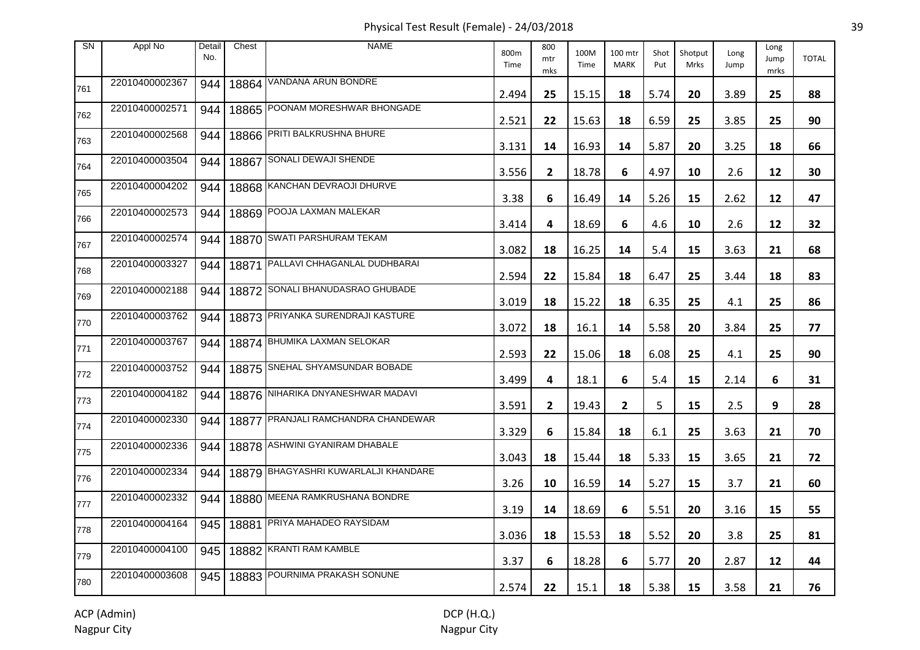Physical Test Result (Female) - 24/03/2018

| SN | Appl No | Detail No. | Chest | NAME | 800m Time | 800 mtr mks | 100M Time | 100 mtr MARK | Shot Put | Shotput Mrks | Long Jump | Long Jump mrks | TOTAL |
|---|---|---|---|---|---|---|---|---|---|---|---|---|---|
| 761 | 22010400002367 | 944 | 18864 | VANDANA ARUN BONDRE | 2.494 | 25 | 15.15 | 18 | 5.74 | 20 | 3.89 | 25 | 88 |
| 762 | 22010400002571 | 944 | 18865 | POONAM MORESHWAR BHONGADE | 2.521 | 22 | 15.63 | 18 | 6.59 | 25 | 3.85 | 25 | 90 |
| 763 | 22010400002568 | 944 | 18866 | PRITI BALKRUSHNA BHURE | 3.131 | 14 | 16.93 | 14 | 5.87 | 20 | 3.25 | 18 | 66 |
| 764 | 22010400003504 | 944 | 18867 | SONALI DEWAJI SHENDE | 3.556 | 2 | 18.78 | 6 | 4.97 | 10 | 2.6 | 12 | 30 |
| 765 | 22010400004202 | 944 | 18868 | KANCHAN DEVRAOJI DHURVE | 3.38 | 6 | 16.49 | 14 | 5.26 | 15 | 2.62 | 12 | 47 |
| 766 | 22010400002573 | 944 | 18869 | POOJA LAXMAN MALEKAR | 3.414 | 4 | 18.69 | 6 | 4.6 | 10 | 2.6 | 12 | 32 |
| 767 | 22010400002574 | 944 | 18870 | SWATI PARSHURAM TEKAM | 3.082 | 18 | 16.25 | 14 | 5.4 | 15 | 3.63 | 21 | 68 |
| 768 | 22010400003327 | 944 | 18871 | PALLAVI CHHAGANLAL DUDHBARAI | 2.594 | 22 | 15.84 | 18 | 6.47 | 25 | 3.44 | 18 | 83 |
| 769 | 22010400002188 | 944 | 18872 | SONALI BHANUDASRAO GHUBADE | 3.019 | 18 | 15.22 | 18 | 6.35 | 25 | 4.1 | 25 | 86 |
| 770 | 22010400003762 | 944 | 18873 | PRIYANKA SURENDRAJI KASTURE | 3.072 | 18 | 16.1 | 14 | 5.58 | 20 | 3.84 | 25 | 77 |
| 771 | 22010400003767 | 944 | 18874 | BHUMIKA LAXMAN SELOKAR | 2.593 | 22 | 15.06 | 18 | 6.08 | 25 | 4.1 | 25 | 90 |
| 772 | 22010400003752 | 944 | 18875 | SNEHAL SHYAMSUNDAR BOBADE | 3.499 | 4 | 18.1 | 6 | 5.4 | 15 | 2.14 | 6 | 31 |
| 773 | 22010400004182 | 944 | 18876 | NIHARIKA DNYANESHWAR MADAVI | 3.591 | 2 | 19.43 | 2 | 5 | 15 | 2.5 | 9 | 28 |
| 774 | 22010400002330 | 944 | 18877 | PRANJALI RAMCHANDRA CHANDEWAR | 3.329 | 6 | 15.84 | 18 | 6.1 | 25 | 3.63 | 21 | 70 |
| 775 | 22010400002336 | 944 | 18878 | ASHWINI GYANIRAM DHABALE | 3.043 | 18 | 15.44 | 18 | 5.33 | 15 | 3.65 | 21 | 72 |
| 776 | 22010400002334 | 944 | 18879 | BHAGYASHRI KUWARLALJI KHANDARE | 3.26 | 10 | 16.59 | 14 | 5.27 | 15 | 3.7 | 21 | 60 |
| 777 | 22010400002332 | 944 | 18880 | MEENA RAMKRUSHANA BONDRE | 3.19 | 14 | 18.69 | 6 | 5.51 | 20 | 3.16 | 15 | 55 |
| 778 | 22010400004164 | 945 | 18881 | PRIYA MAHADEO RAYSIDAM | 3.036 | 18 | 15.53 | 18 | 5.52 | 20 | 3.8 | 25 | 81 |
| 779 | 22010400004100 | 945 | 18882 | KRANTI RAM KAMBLE | 3.37 | 6 | 18.28 | 6 | 5.77 | 20 | 2.87 | 12 | 44 |
| 780 | 22010400003608 | 945 | 18883 | POURNIMA PRAKASH SONUNE | 2.574 | 22 | 15.1 | 18 | 5.38 | 15 | 3.58 | 21 | 76 |

ACP (Admin)
Nagpur City

DCP (H.Q.)
Nagpur City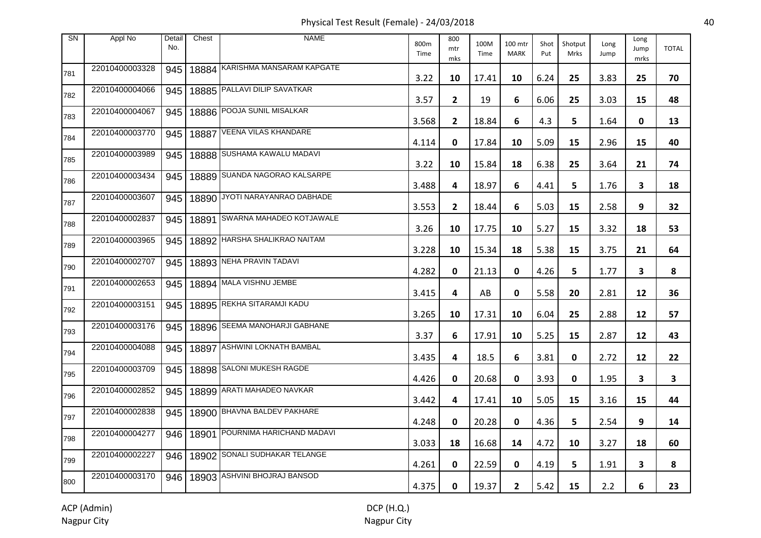# Physical Test Result (Female) - 24/03/2018

| SN | Appl No | Detail No. | Chest | NAME | 800m Time | 800 mtr mks | 100M Time | 100 mtr MARK | Shot Put | Shotput Mrks | Long Jump | Long Jump mrks | TOTAL |
|---|---|---|---|---|---|---|---|---|---|---|---|---|---|
| 781 | 22010400003328 | 945 | 18884 | KARISHMA MANSARAM KAPGATE | 3.22 | 10 | 17.41 | 10 | 6.24 | 25 | 3.83 | 25 | 70 |
| 782 | 22010400004066 | 945 | 18885 | PALLAVI DILIP SAVATKAR | 3.57 | 2 | 19 | 6 | 6.06 | 25 | 3.03 | 15 | 48 |
| 783 | 22010400004067 | 945 | 18886 | POOJA SUNIL MISALKAR | 3.568 | 2 | 18.84 | 6 | 4.3 | 5 | 1.64 | 0 | 13 |
| 784 | 22010400003770 | 945 | 18887 | VEENA VILAS KHANDARE | 4.114 | 0 | 17.84 | 10 | 5.09 | 15 | 2.96 | 15 | 40 |
| 785 | 22010400003989 | 945 | 18888 | SUSHAMA KAWALU MADAVI | 3.22 | 10 | 15.84 | 18 | 6.38 | 25 | 3.64 | 21 | 74 |
| 786 | 22010400003434 | 945 | 18889 | SUANDA NAGORAO KALSARPE | 3.488 | 4 | 18.97 | 6 | 4.41 | 5 | 1.76 | 3 | 18 |
| 787 | 22010400003607 | 945 | 18890 | JYOTI NARAYANRAO DABHADE | 3.553 | 2 | 18.44 | 6 | 5.03 | 15 | 2.58 | 9 | 32 |
| 788 | 22010400002837 | 945 | 18891 | SWARNA MAHADEO KOTJAWALE | 3.26 | 10 | 17.75 | 10 | 5.27 | 15 | 3.32 | 18 | 53 |
| 789 | 22010400003965 | 945 | 18892 | HARSHA SHALIKRAO NAITAM | 3.228 | 10 | 15.34 | 18 | 5.38 | 15 | 3.75 | 21 | 64 |
| 790 | 22010400002707 | 945 | 18893 | NEHA PRAVIN TADAVI | 4.282 | 0 | 21.13 | 0 | 4.26 | 5 | 1.77 | 3 | 8 |
| 791 | 22010400002653 | 945 | 18894 | MALA VISHNU JEMBE | 3.415 | 4 | AB | 0 | 5.58 | 20 | 2.81 | 12 | 36 |
| 792 | 22010400003151 | 945 | 18895 | REKHA SITARAMJI KADU | 3.265 | 10 | 17.31 | 10 | 6.04 | 25 | 2.88 | 12 | 57 |
| 793 | 22010400003176 | 945 | 18896 | SEEMA MANOHARJI GABHANE | 3.37 | 6 | 17.91 | 10 | 5.25 | 15 | 2.87 | 12 | 43 |
| 794 | 22010400004088 | 945 | 18897 | ASHWINI LOKNATH BAMBAL | 3.435 | 4 | 18.5 | 6 | 3.81 | 0 | 2.72 | 12 | 22 |
| 795 | 22010400003709 | 945 | 18898 | SALONI MUKESH RAGDE | 4.426 | 0 | 20.68 | 0 | 3.93 | 0 | 1.95 | 3 | 3 |
| 796 | 22010400002852 | 945 | 18899 | ARATI MAHADEO NAVKAR | 3.442 | 4 | 17.41 | 10 | 5.05 | 15 | 3.16 | 15 | 44 |
| 797 | 22010400002838 | 945 | 18900 | BHAVNA BALDEV PAKHARE | 4.248 | 0 | 20.28 | 0 | 4.36 | 5 | 2.54 | 9 | 14 |
| 798 | 22010400004277 | 946 | 18901 | POURNIMA HARICHAND MADAVI | 3.033 | 18 | 16.68 | 14 | 4.72 | 10 | 3.27 | 18 | 60 |
| 799 | 22010400002227 | 946 | 18902 | SONALI SUDHAKAR TELANGE | 4.261 | 0 | 22.59 | 0 | 4.19 | 5 | 1.91 | 3 | 8 |
| 800 | 22010400003170 | 946 | 18903 | ASHVINI BHOJRAJ BANSOD | 4.375 | 0 | 19.37 | 2 | 5.42 | 15 | 2.2 | 6 | 23 |

ACP (Admin)
Nagpur City

DCP (H.Q.)
Nagpur City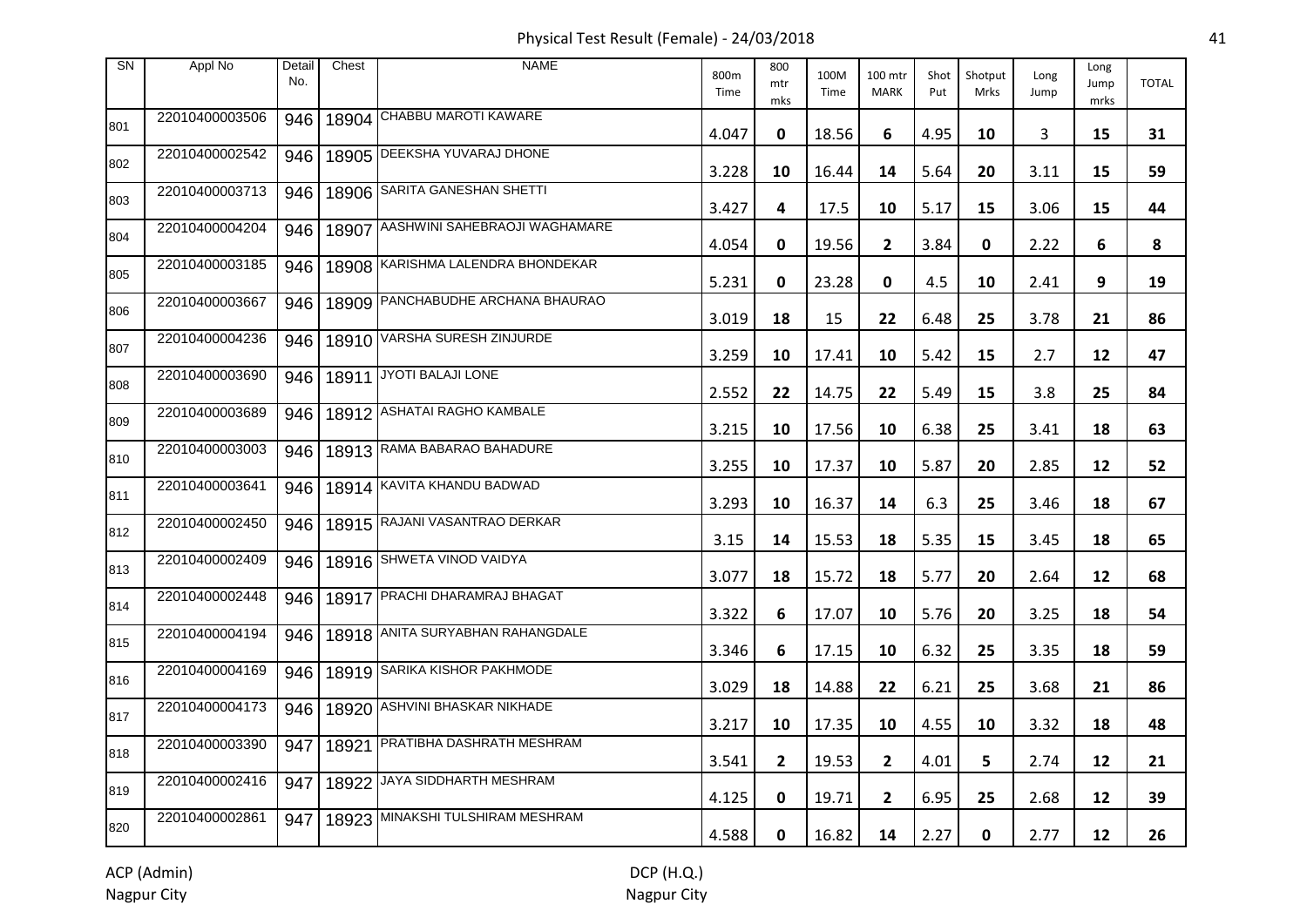# Physical Test Result (Female) - 24/03/2018

| SN | Appl No | Detail No. | Chest | NAME | 800m Time | 800 mtr mks | 100M Time | 100 mtr MARK | Shot Put | Shotput Mrks | Long Jump | Long Jump mrks | TOTAL |
|---|---|---|---|---|---|---|---|---|---|---|---|---|---|
| 801 | 22010400003506 | 946 | 18904 | CHABBU MAROTI KAWARE | 4.047 | **0** | 18.56 | **6** | 4.95 | **10** | 3 | **15** | **31** |
| 802 | 22010400002542 | 946 | 18905 | DEEKSHA YUVARAJ DHONE | 3.228 | **10** | 16.44 | **14** | 5.64 | **20** | 3.11 | **15** | **59** |
| 803 | 22010400003713 | 946 | 18906 | SARITA GANESHAN SHETTI | 3.427 | **4** | 17.5 | **10** | 5.17 | **15** | 3.06 | **15** | **44** |
| 804 | 22010400004204 | 946 | 18907 | AASHWINI SAHEBRAOJI WAGHAMARE | 4.054 | **0** | 19.56 | **2** | 3.84 | **0** | 2.22 | **6** | **8** |
| 805 | 22010400003185 | 946 | 18908 | KARISHMA LALENDRA BHONDEKAR | 5.231 | **0** | 23.28 | **0** | 4.5 | **10** | 2.41 | **9** | **19** |
| 806 | 22010400003667 | 946 | 18909 | PANCHABUDHE ARCHANA BHAURAO | 3.019 | **18** | 15 | **22** | 6.48 | **25** | 3.78 | **21** | **86** |
| 807 | 22010400004236 | 946 | 18910 | VARSHA SURESH ZINJURDE | 3.259 | **10** | 17.41 | **10** | 5.42 | **15** | 2.7 | **12** | **47** |
| 808 | 22010400003690 | 946 | 18911 | JYOTI BALAJI LONE | 2.552 | **22** | 14.75 | **22** | 5.49 | **15** | 3.8 | **25** | **84** |
| 809 | 22010400003689 | 946 | 18912 | ASHATAI RAGHO KAMBALE | 3.215 | **10** | 17.56 | **10** | 6.38 | **25** | 3.41 | **18** | **63** |
| 810 | 22010400003003 | 946 | 18913 | RAMA BABARAO BAHADURE | 3.255 | **10** | 17.37 | **10** | 5.87 | **20** | 2.85 | **12** | **52** |
| 811 | 22010400003641 | 946 | 18914 | KAVITA KHANDU BADWAD | 3.293 | **10** | 16.37 | **14** | 6.3 | **25** | 3.46 | **18** | **67** |
| 812 | 22010400002450 | 946 | 18915 | RAJANI VASANTRAO DERKAR | 3.15 | **14** | 15.53 | **18** | 5.35 | **15** | 3.45 | **18** | **65** |
| 813 | 22010400002409 | 946 | 18916 | SHWETA VINOD VAIDYA | 3.077 | **18** | 15.72 | **18** | 5.77 | **20** | 2.64 | **12** | **68** |
| 814 | 22010400002448 | 946 | 18917 | PRACHI DHARAMRAJ BHAGAT | 3.322 | **6** | 17.07 | **10** | 5.76 | **20** | 3.25 | **18** | **54** |
| 815 | 22010400004194 | 946 | 18918 | ANITA SURYABHAN RAHANGDALE | 3.346 | **6** | 17.15 | **10** | 6.32 | **25** | 3.35 | **18** | **59** |
| 816 | 22010400004169 | 946 | 18919 | SARIKA KISHOR PAKHMODE | 3.029 | **18** | 14.88 | **22** | 6.21 | **25** | 3.68 | **21** | **86** |
| 817 | 22010400004173 | 946 | 18920 | ASHVINI BHASKAR NIKHADE | 3.217 | **10** | 17.35 | **10** | 4.55 | **10** | 3.32 | **18** | **48** |
| 818 | 22010400003390 | 947 | 18921 | PRATIBHA DASHRATH MESHRAM | 3.541 | **2** | 19.53 | **2** | 4.01 | **5** | 2.74 | **12** | **21** |
| 819 | 22010400002416 | 947 | 18922 | JAYA SIDDHARTH MESHRAM | 4.125 | **0** | 19.71 | **2** | 6.95 | **25** | 2.68 | **12** | **39** |
| 820 | 22010400002861 | 947 | 18923 | MINAKSHI TULSHIRAM MESHRAM | 4.588 | **0** | 16.82 | **14** | 2.27 | **0** | 2.77 | **12** | **26** |

ACP (Admin)
Nagpur City

DCP (H.Q.)
Nagpur City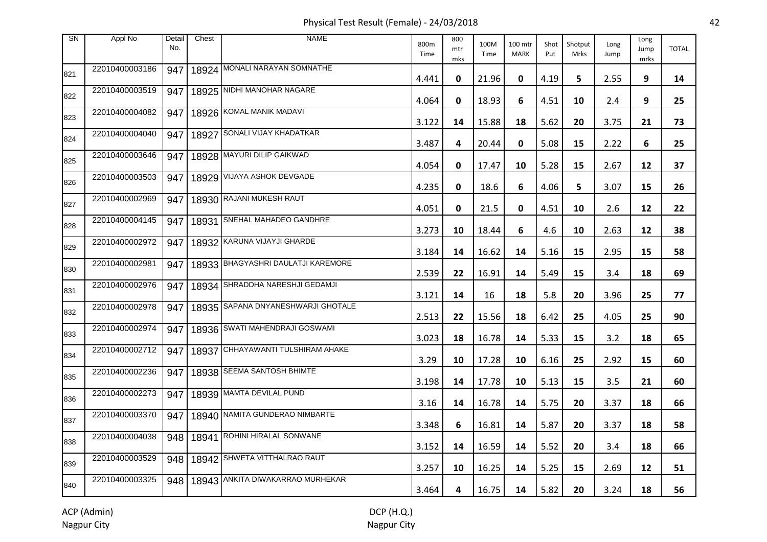# Physical Test Result (Female) - 24/03/2018

| SN | Appl No | Detail No. | Chest | NAME | 800m Time | 800 mtr mks | 100M Time | 100 mtr MARK | Shot Put | Shotput Mrks | Long Jump | Long Jump mrks | TOTAL |
|---|---|---|---|---|---|---|---|---|---|---|---|---|---|
| 821 | 22010400003186 | 947 | 18924 | MONALI NARAYAN SOMNATHE | 4.441 | 0 | 21.96 | 0 | 4.19 | 5 | 2.55 | 9 | 14 |
| 822 | 22010400003519 | 947 | 18925 | NIDHI MANOHAR NAGARE | 4.064 | 0 | 18.93 | 6 | 4.51 | 10 | 2.4 | 9 | 25 |
| 823 | 22010400004082 | 947 | 18926 | KOMAL MANIK MADAVI | 3.122 | 14 | 15.88 | 18 | 5.62 | 20 | 3.75 | 21 | 73 |
| 824 | 22010400004040 | 947 | 18927 | SONALI VIJAY KHADATKAR | 3.487 | 4 | 20.44 | 0 | 5.08 | 15 | 2.22 | 6 | 25 |
| 825 | 22010400003646 | 947 | 18928 | MAYURI DILIP GAIKWAD | 4.054 | 0 | 17.47 | 10 | 5.28 | 15 | 2.67 | 12 | 37 |
| 826 | 22010400003503 | 947 | 18929 | VIJAYA ASHOK DEVGADE | 4.235 | 0 | 18.6 | 6 | 4.06 | 5 | 3.07 | 15 | 26 |
| 827 | 22010400002969 | 947 | 18930 | RAJANI MUKESH RAUT | 4.051 | 0 | 21.5 | 0 | 4.51 | 10 | 2.6 | 12 | 22 |
| 828 | 22010400004145 | 947 | 18931 | SNEHAL MAHADEO GANDHRE | 3.273 | 10 | 18.44 | 6 | 4.6 | 10 | 2.63 | 12 | 38 |
| 829 | 22010400002972 | 947 | 18932 | KARUNA VIJAYJI GHARDE | 3.184 | 14 | 16.62 | 14 | 5.16 | 15 | 2.95 | 15 | 58 |
| 830 | 22010400002981 | 947 | 18933 | BHAGYASHRI DAULATJI KAREMORE | 2.539 | 22 | 16.91 | 14 | 5.49 | 15 | 3.4 | 18 | 69 |
| 831 | 22010400002976 | 947 | 18934 | SHRADDHA NARESHJI GEDAMJI | 3.121 | 14 | 16 | 18 | 5.8 | 20 | 3.96 | 25 | 77 |
| 832 | 22010400002978 | 947 | 18935 | SAPANA DNYANESHWARJI GHOTALE | 2.513 | 22 | 15.56 | 18 | 6.42 | 25 | 4.05 | 25 | 90 |
| 833 | 22010400002974 | 947 | 18936 | SWATI MAHENDRAJI GOSWAMI | 3.023 | 18 | 16.78 | 14 | 5.33 | 15 | 3.2 | 18 | 65 |
| 834 | 22010400002712 | 947 | 18937 | CHHAYAWANTI TULSHIRAM AHAKE | 3.29 | 10 | 17.28 | 10 | 6.16 | 25 | 2.92 | 15 | 60 |
| 835 | 22010400002236 | 947 | 18938 | SEEMA SANTOSH BHIMTE | 3.198 | 14 | 17.78 | 10 | 5.13 | 15 | 3.5 | 21 | 60 |
| 836 | 22010400002273 | 947 | 18939 | MAMTA DEVILAL PUND | 3.16 | 14 | 16.78 | 14 | 5.75 | 20 | 3.37 | 18 | 66 |
| 837 | 22010400003370 | 947 | 18940 | NAMITA GUNDERAO NIMBARTE | 3.348 | 6 | 16.81 | 14 | 5.87 | 20 | 3.37 | 18 | 58 |
| 838 | 22010400004038 | 948 | 18941 | ROHINI HIRALAL SONWANE | 3.152 | 14 | 16.59 | 14 | 5.52 | 20 | 3.4 | 18 | 66 |
| 839 | 22010400003529 | 948 | 18942 | SHWETA VITTHALRAO RAUT | 3.257 | 10 | 16.25 | 14 | 5.25 | 15 | 2.69 | 12 | 51 |
| 840 | 22010400003325 | 948 | 18943 | ANKITA DIWAKARRAO MURHEKAR | 3.464 | 4 | 16.75 | 14 | 5.82 | 20 | 3.24 | 18 | 56 |

ACP (Admin)
Nagpur City

DCP (H.Q.)
Nagpur City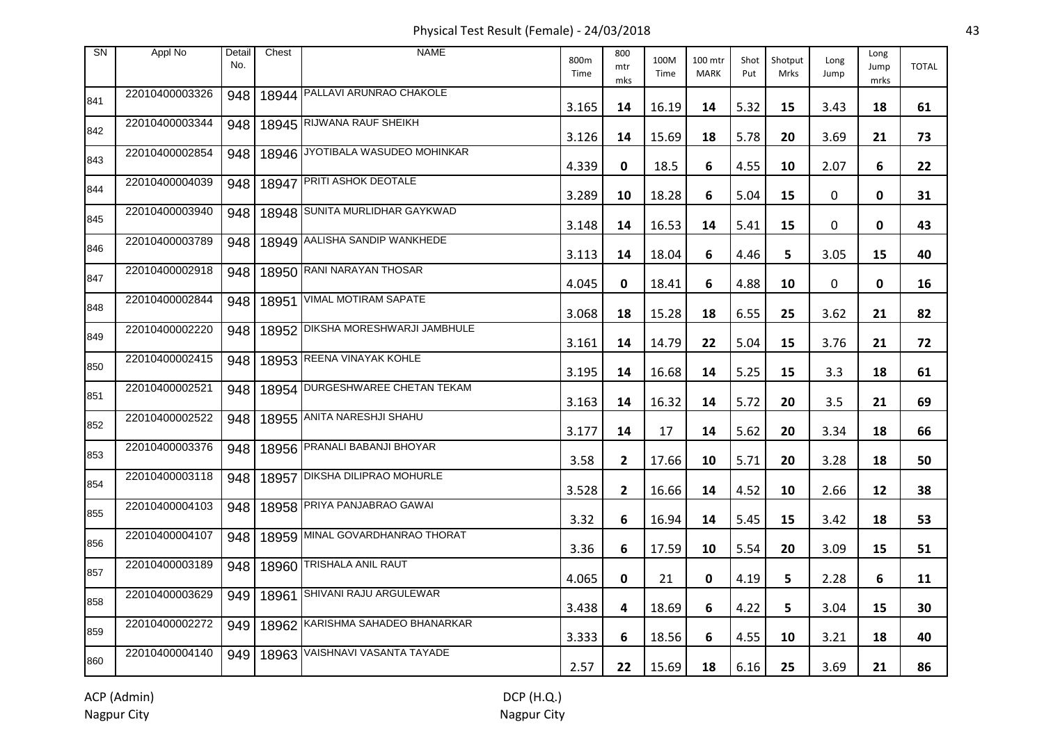Physical Test Result (Female) - 24/03/2018

| SN | Appl No | Detail No. | Chest | NAME | 800m Time | 800 mtr mks | 100M Time | 100 mtr MARK | Shot Put | Shotput Mrks | Long Jump | Long Jump mrks | TOTAL |
|---|---|---|---|---|---|---|---|---|---|---|---|---|---|
| 841 | 22010400003326 | 948 | 18944 | PALLAVI ARUNRAO CHAKOLE | 3.165 | 14 | 16.19 | 14 | 5.32 | 15 | 3.43 | 18 | 61 |
| 842 | 22010400003344 | 948 | 18945 | RIJWANA RAUF SHEIKH | 3.126 | 14 | 15.69 | 18 | 5.78 | 20 | 3.69 | 21 | 73 |
| 843 | 22010400002854 | 948 | 18946 | JYOTIBALA WASUDEO MOHINKAR | 4.339 | 0 | 18.5 | 6 | 4.55 | 10 | 2.07 | 6 | 22 |
| 844 | 22010400004039 | 948 | 18947 | PRITI ASHOK DEOTALE | 3.289 | 10 | 18.28 | 6 | 5.04 | 15 | 0 | 0 | 31 |
| 845 | 22010400003940 | 948 | 18948 | SUNITA MURLIDHAR GAYKWAD | 3.148 | 14 | 16.53 | 14 | 5.41 | 15 | 0 | 0 | 43 |
| 846 | 22010400003789 | 948 | 18949 | AALISHA SANDIP WANKHEDE | 3.113 | 14 | 18.04 | 6 | 4.46 | 5 | 3.05 | 15 | 40 |
| 847 | 22010400002918 | 948 | 18950 | RANI NARAYAN THOSAR | 4.045 | 0 | 18.41 | 6 | 4.88 | 10 | 0 | 0 | 16 |
| 848 | 22010400002844 | 948 | 18951 | VIMAL MOTIRAM SAPATE | 3.068 | 18 | 15.28 | 18 | 6.55 | 25 | 3.62 | 21 | 82 |
| 849 | 22010400002220 | 948 | 18952 | DIKSHA MORESHWARJI JAMBHULE | 3.161 | 14 | 14.79 | 22 | 5.04 | 15 | 3.76 | 21 | 72 |
| 850 | 22010400002415 | 948 | 18953 | REENA VINAYAK KOHLE | 3.195 | 14 | 16.68 | 14 | 5.25 | 15 | 3.3 | 18 | 61 |
| 851 | 22010400002521 | 948 | 18954 | DURGESHWAREE CHETAN TEKAM | 3.163 | 14 | 16.32 | 14 | 5.72 | 20 | 3.5 | 21 | 69 |
| 852 | 22010400002522 | 948 | 18955 | ANITA NARESHJI SHAHU | 3.177 | 14 | 17 | 14 | 5.62 | 20 | 3.34 | 18 | 66 |
| 853 | 22010400003376 | 948 | 18956 | PRANALI BABANJI BHOYAR | 3.58 | 2 | 17.66 | 10 | 5.71 | 20 | 3.28 | 18 | 50 |
| 854 | 22010400003118 | 948 | 18957 | DIKSHA DILIPRAO MOHURLE | 3.528 | 2 | 16.66 | 14 | 4.52 | 10 | 2.66 | 12 | 38 |
| 855 | 22010400004103 | 948 | 18958 | PRIYA PANJABRAO GAWAI | 3.32 | 6 | 16.94 | 14 | 5.45 | 15 | 3.42 | 18 | 53 |
| 856 | 22010400004107 | 948 | 18959 | MINAL GOVARDHANRAO THORAT | 3.36 | 6 | 17.59 | 10 | 5.54 | 20 | 3.09 | 15 | 51 |
| 857 | 22010400003189 | 948 | 18960 | TRISHALA ANIL RAUT | 4.065 | 0 | 21 | 0 | 4.19 | 5 | 2.28 | 6 | 11 |
| 858 | 22010400003629 | 949 | 18961 | SHIVANI RAJU ARGULEWAR | 3.438 | 4 | 18.69 | 6 | 4.22 | 5 | 3.04 | 15 | 30 |
| 859 | 22010400002272 | 949 | 18962 | KARISHMA SAHADEO BHANARKAR | 3.333 | 6 | 18.56 | 6 | 4.55 | 10 | 3.21 | 18 | 40 |
| 860 | 22010400004140 | 949 | 18963 | VAISHNAVI VASANTA TAYADE | 2.57 | 22 | 15.69 | 18 | 6.16 | 25 | 3.69 | 21 | 86 |

ACP (Admin)
Nagpur City

DCP (H.Q.)
Nagpur City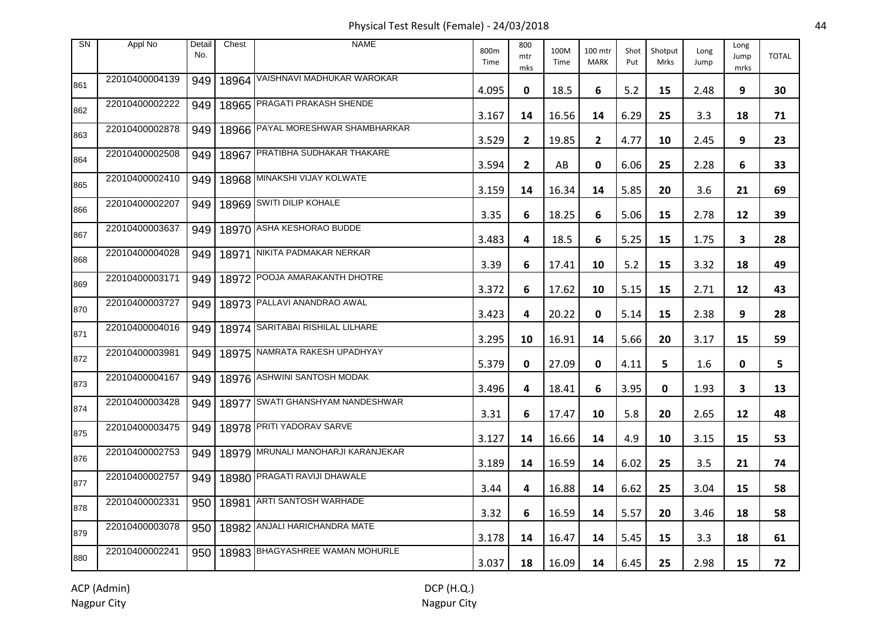Physical Test Result (Female) - 24/03/2018

| SN | Appl No | Detail No. | Chest | NAME | 800m Time | 800 mtr mks | 100M Time | 100 mtr MARK | Shot Put | Shotput Mrks | Long Jump | Long Jump mrks | TOTAL |
|---|---|---|---|---|---|---|---|---|---|---|---|---|---|
| 861 | 22010400004139 | 949 | 18964 | VAISHNAVI MADHUKAR WAROKAR | 4.095 | 0 | 18.5 | 6 | 5.2 | 15 | 2.48 | 9 | 30 |
| 862 | 22010400002222 | 949 | 18965 | PRAGATI PRAKASH SHENDE | 3.167 | 14 | 16.56 | 14 | 6.29 | 25 | 3.3 | 18 | 71 |
| 863 | 22010400002878 | 949 | 18966 | PAYAL MORESHWAR SHAMBHARKAR | 3.529 | 2 | 19.85 | 2 | 4.77 | 10 | 2.45 | 9 | 23 |
| 864 | 22010400002508 | 949 | 18967 | PRATIBHA SUDHAKAR THAKARE | 3.594 | 2 | AB | 0 | 6.06 | 25 | 2.28 | 6 | 33 |
| 865 | 22010400002410 | 949 | 18968 | MINAKSHI VIJAY KOLWATE | 3.159 | 14 | 16.34 | 14 | 5.85 | 20 | 3.6 | 21 | 69 |
| 866 | 22010400002207 | 949 | 18969 | SWITI DILIP KOHALE | 3.35 | 6 | 18.25 | 6 | 5.06 | 15 | 2.78 | 12 | 39 |
| 867 | 22010400003637 | 949 | 18970 | ASHA KESHORAO BUDDE | 3.483 | 4 | 18.5 | 6 | 5.25 | 15 | 1.75 | 3 | 28 |
| 868 | 22010400004028 | 949 | 18971 | NIKITA PADMAKAR NERKAR | 3.39 | 6 | 17.41 | 10 | 5.2 | 15 | 3.32 | 18 | 49 |
| 869 | 22010400003171 | 949 | 18972 | POOJA AMARAKANTH DHOTRE | 3.372 | 6 | 17.62 | 10 | 5.15 | 15 | 2.71 | 12 | 43 |
| 870 | 22010400003727 | 949 | 18973 | PALLAVI ANANDRAO AWAL | 3.423 | 4 | 20.22 | 0 | 5.14 | 15 | 2.38 | 9 | 28 |
| 871 | 22010400004016 | 949 | 18974 | SARITABAI RISHILAL LILHARE | 3.295 | 10 | 16.91 | 14 | 5.66 | 20 | 3.17 | 15 | 59 |
| 872 | 22010400003981 | 949 | 18975 | NAMRATA RAKESH UPADHYAY | 5.379 | 0 | 27.09 | 0 | 4.11 | 5 | 1.6 | 0 | 5 |
| 873 | 22010400004167 | 949 | 18976 | ASHWINI SANTOSH MODAK | 3.496 | 4 | 18.41 | 6 | 3.95 | 0 | 1.93 | 3 | 13 |
| 874 | 22010400003428 | 949 | 18977 | SWATI GHANSHYAM NANDESHWAR | 3.31 | 6 | 17.47 | 10 | 5.8 | 20 | 2.65 | 12 | 48 |
| 875 | 22010400003475 | 949 | 18978 | PRITI YADORAV SARVE | 3.127 | 14 | 16.66 | 14 | 4.9 | 10 | 3.15 | 15 | 53 |
| 876 | 22010400002753 | 949 | 18979 | MRUNALI MANOHARJI KARANJEKAR | 3.189 | 14 | 16.59 | 14 | 6.02 | 25 | 3.5 | 21 | 74 |
| 877 | 22010400002757 | 949 | 18980 | PRAGATI RAVIJI DHAWALE | 3.44 | 4 | 16.88 | 14 | 6.62 | 25 | 3.04 | 15 | 58 |
| 878 | 22010400002331 | 950 | 18981 | ARTI SANTOSH WARHADE | 3.32 | 6 | 16.59 | 14 | 5.57 | 20 | 3.46 | 18 | 58 |
| 879 | 22010400003078 | 950 | 18982 | ANJALI HARICHANDRA MATE | 3.178 | 14 | 16.47 | 14 | 5.45 | 15 | 3.3 | 18 | 61 |
| 880 | 22010400002241 | 950 | 18983 | BHAGYASHREE WAMAN MOHURLE | 3.037 | 18 | 16.09 | 14 | 6.45 | 25 | 2.98 | 15 | 72 |

ACP (Admin)
Nagpur City

DCP (H.Q.)
Nagpur City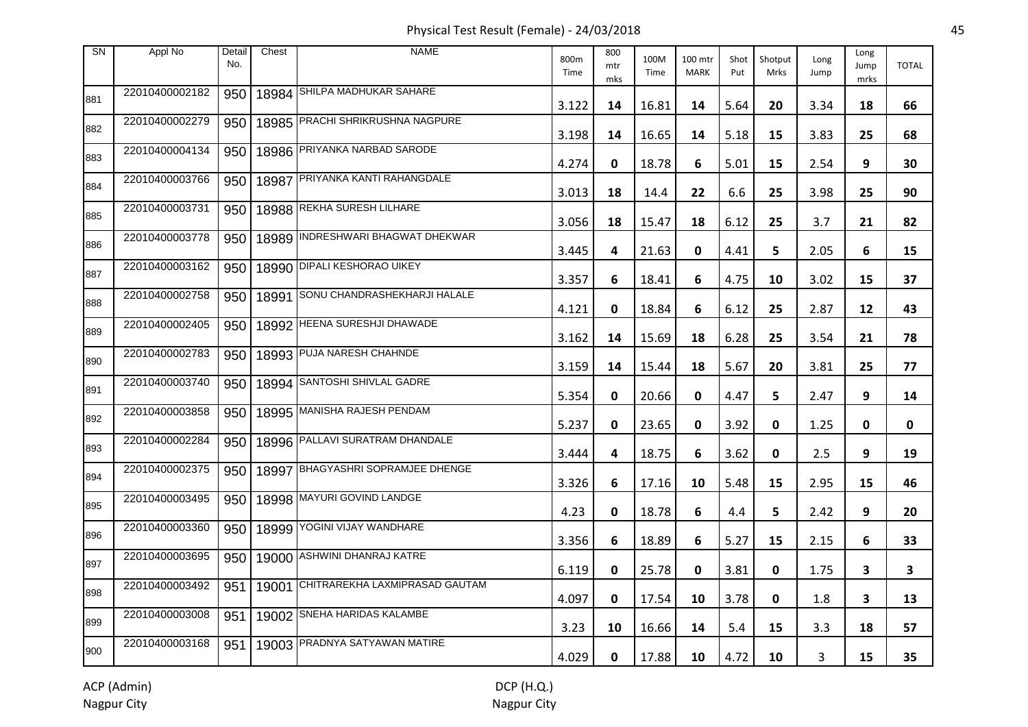# Physical Test Result (Female) - 24/03/2018

| SN | Appl No | Detail No. | Chest | NAME | 800m Time | 800 mtr mks | 100M Time | 100 mtr MARK | Shot Put | Shotput Mrks | Long Jump | Long Jump mrks | TOTAL |
|---|---|---|---|---|---|---|---|---|---|---|---|---|---|
| 881 | 22010400002182 | 950 | 18984 | SHILPA MADHUKAR SAHARE | 3.122 | 14 | 16.81 | 14 | 5.64 | 20 | 3.34 | 18 | 66 |
| 882 | 22010400002279 | 950 | 18985 | PRACHI SHRIKRUSHNA NAGPURE | 3.198 | 14 | 16.65 | 14 | 5.18 | 15 | 3.83 | 25 | 68 |
| 883 | 22010400004134 | 950 | 18986 | PRIYANKA NARBAD SARODE | 4.274 | 0 | 18.78 | 6 | 5.01 | 15 | 2.54 | 9 | 30 |
| 884 | 22010400003766 | 950 | 18987 | PRIYANKA KANTI RAHANGDALE | 3.013 | 18 | 14.4 | 22 | 6.6 | 25 | 3.98 | 25 | 90 |
| 885 | 22010400003731 | 950 | 18988 | REKHA SURESH LILHARE | 3.056 | 18 | 15.47 | 18 | 6.12 | 25 | 3.7 | 21 | 82 |
| 886 | 22010400003778 | 950 | 18989 | INDRESHWARI BHAGWAT DHEKWAR | 3.445 | 4 | 21.63 | 0 | 4.41 | 5 | 2.05 | 6 | 15 |
| 887 | 22010400003162 | 950 | 18990 | DIPALI KESHORAO UIKEY | 3.357 | 6 | 18.41 | 6 | 4.75 | 10 | 3.02 | 15 | 37 |
| 888 | 22010400002758 | 950 | 18991 | SONU CHANDRASHEKHARJI HALALE | 4.121 | 0 | 18.84 | 6 | 6.12 | 25 | 2.87 | 12 | 43 |
| 889 | 22010400002405 | 950 | 18992 | HEENA SURESHJI DHAWADE | 3.162 | 14 | 15.69 | 18 | 6.28 | 25 | 3.54 | 21 | 78 |
| 890 | 22010400002783 | 950 | 18993 | PUJA NARESH CHAHNDE | 3.159 | 14 | 15.44 | 18 | 5.67 | 20 | 3.81 | 25 | 77 |
| 891 | 22010400003740 | 950 | 18994 | SANTOSHI SHIVLAL GADRE | 5.354 | 0 | 20.66 | 0 | 4.47 | 5 | 2.47 | 9 | 14 |
| 892 | 22010400003858 | 950 | 18995 | MANISHA RAJESH PENDAM | 5.237 | 0 | 23.65 | 0 | 3.92 | 0 | 1.25 | 0 | 0 |
| 893 | 22010400002284 | 950 | 18996 | PALLAVI SURATRAM DHANDALE | 3.444 | 4 | 18.75 | 6 | 3.62 | 0 | 2.5 | 9 | 19 |
| 894 | 22010400002375 | 950 | 18997 | BHAGYASHRI SOPRAMJEE DHENGE | 3.326 | 6 | 17.16 | 10 | 5.48 | 15 | 2.95 | 15 | 46 |
| 895 | 22010400003495 | 950 | 18998 | MAYURI GOVIND LANDGE | 4.23 | 0 | 18.78 | 6 | 4.4 | 5 | 2.42 | 9 | 20 |
| 896 | 22010400003360 | 950 | 18999 | YOGINI VIJAY WANDHARE | 3.356 | 6 | 18.89 | 6 | 5.27 | 15 | 2.15 | 6 | 33 |
| 897 | 22010400003695 | 950 | 19000 | ASHWINI DHANRAJ KATRE | 6.119 | 0 | 25.78 | 0 | 3.81 | 0 | 1.75 | 3 | 3 |
| 898 | 22010400003492 | 951 | 19001 | CHITRAREKHA LAXMIPRASAD GAUTAM | 4.097 | 0 | 17.54 | 10 | 3.78 | 0 | 1.8 | 3 | 13 |
| 899 | 22010400003008 | 951 | 19002 | SNEHA HARIDAS KALAMBE | 3.23 | 10 | 16.66 | 14 | 5.4 | 15 | 3.3 | 18 | 57 |
| 900 | 22010400003168 | 951 | 19003 | PRADNYA SATYAWAN MATIRE | 4.029 | 0 | 17.88 | 10 | 4.72 | 10 | 3 | 15 | 35 |

ACP (Admin)
Nagpur City

DCP (H.Q.)
Nagpur City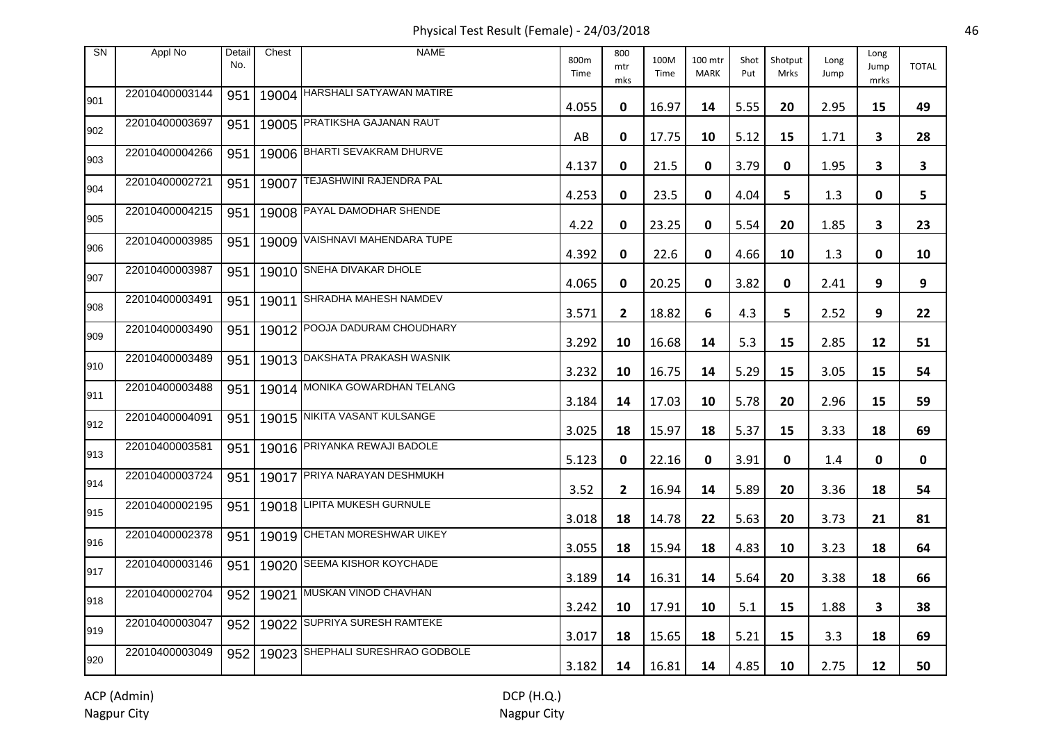# Physical Test Result (Female) - 24/03/2018

| SN | Appl No | Detail No. | Chest | NAME | 800m Time | 800 mtr mks | 100M Time | 100 mtr MARK | Shot Put | Shotput Mrks | Long Jump | Long Jump mrks | TOTAL |
|---|---|---|---|---|---|---|---|---|---|---|---|---|---|
| 901 | 22010400003144 | 951 | 19004 | HARSHALI SATYAWAN MATIRE | 4.055 | 0 | 16.97 | 14 | 5.55 | 20 | 2.95 | 15 | 49 |
| 902 | 22010400003697 | 951 | 19005 | PRATIKSHA GAJANAN RAUT | AB | 0 | 17.75 | 10 | 5.12 | 15 | 1.71 | 3 | 28 |
| 903 | 22010400004266 | 951 | 19006 | BHARTI SEVAKRAM DHURVE | 4.137 | 0 | 21.5 | 0 | 3.79 | 0 | 1.95 | 3 | 3 |
| 904 | 22010400002721 | 951 | 19007 | TEJASHWINI RAJENDRA PAL | 4.253 | 0 | 23.5 | 0 | 4.04 | 5 | 1.3 | 0 | 5 |
| 905 | 22010400004215 | 951 | 19008 | PAYAL DAMODHAR SHENDE | 4.22 | 0 | 23.25 | 0 | 5.54 | 20 | 1.85 | 3 | 23 |
| 906 | 22010400003985 | 951 | 19009 | VAISHNAVI MAHENDARA TUPE | 4.392 | 0 | 22.6 | 0 | 4.66 | 10 | 1.3 | 0 | 10 |
| 907 | 22010400003987 | 951 | 19010 | SNEHA DIVAKAR DHOLE | 4.065 | 0 | 20.25 | 0 | 3.82 | 0 | 2.41 | 9 | 9 |
| 908 | 22010400003491 | 951 | 19011 | SHRADHA MAHESH NAMDEV | 3.571 | 2 | 18.82 | 6 | 4.3 | 5 | 2.52 | 9 | 22 |
| 909 | 22010400003490 | 951 | 19012 | POOJA DADURAM CHOUDHARY | 3.292 | 10 | 16.68 | 14 | 5.3 | 15 | 2.85 | 12 | 51 |
| 910 | 22010400003489 | 951 | 19013 | DAKSHATA PRAKASH WASNIK | 3.232 | 10 | 16.75 | 14 | 5.29 | 15 | 3.05 | 15 | 54 |
| 911 | 22010400003488 | 951 | 19014 | MONIKA GOWARDHAN TELANG | 3.184 | 14 | 17.03 | 10 | 5.78 | 20 | 2.96 | 15 | 59 |
| 912 | 22010400004091 | 951 | 19015 | NIKITA VASANT KULSANGE | 3.025 | 18 | 15.97 | 18 | 5.37 | 15 | 3.33 | 18 | 69 |
| 913 | 22010400003581 | 951 | 19016 | PRIYANKA REWAJI BADOLE | 5.123 | 0 | 22.16 | 0 | 3.91 | 0 | 1.4 | 0 | 0 |
| 914 | 22010400003724 | 951 | 19017 | PRIYA NARAYAN DESHMUKH | 3.52 | 2 | 16.94 | 14 | 5.89 | 20 | 3.36 | 18 | 54 |
| 915 | 22010400002195 | 951 | 19018 | LIPITA MUKESH GURNULE | 3.018 | 18 | 14.78 | 22 | 5.63 | 20 | 3.73 | 21 | 81 |
| 916 | 22010400002378 | 951 | 19019 | CHETAN MORESHWAR UIKEY | 3.055 | 18 | 15.94 | 18 | 4.83 | 10 | 3.23 | 18 | 64 |
| 917 | 22010400003146 | 951 | 19020 | SEEMA KISHOR KOYCHADE | 3.189 | 14 | 16.31 | 14 | 5.64 | 20 | 3.38 | 18 | 66 |
| 918 | 22010400002704 | 952 | 19021 | MUSKAN VINOD CHAVHAN | 3.242 | 10 | 17.91 | 10 | 5.1 | 15 | 1.88 | 3 | 38 |
| 919 | 22010400003047 | 952 | 19022 | SUPRIYA SURESH RAMTEKE | 3.017 | 18 | 15.65 | 18 | 5.21 | 15 | 3.3 | 18 | 69 |
| 920 | 22010400003049 | 952 | 19023 | SHEPHALI SURESHRAO GODBOLE | 3.182 | 14 | 16.81 | 14 | 4.85 | 10 | 2.75 | 12 | 50 |

ACP (Admin)
Nagpur City

DCP (H.Q.)
Nagpur City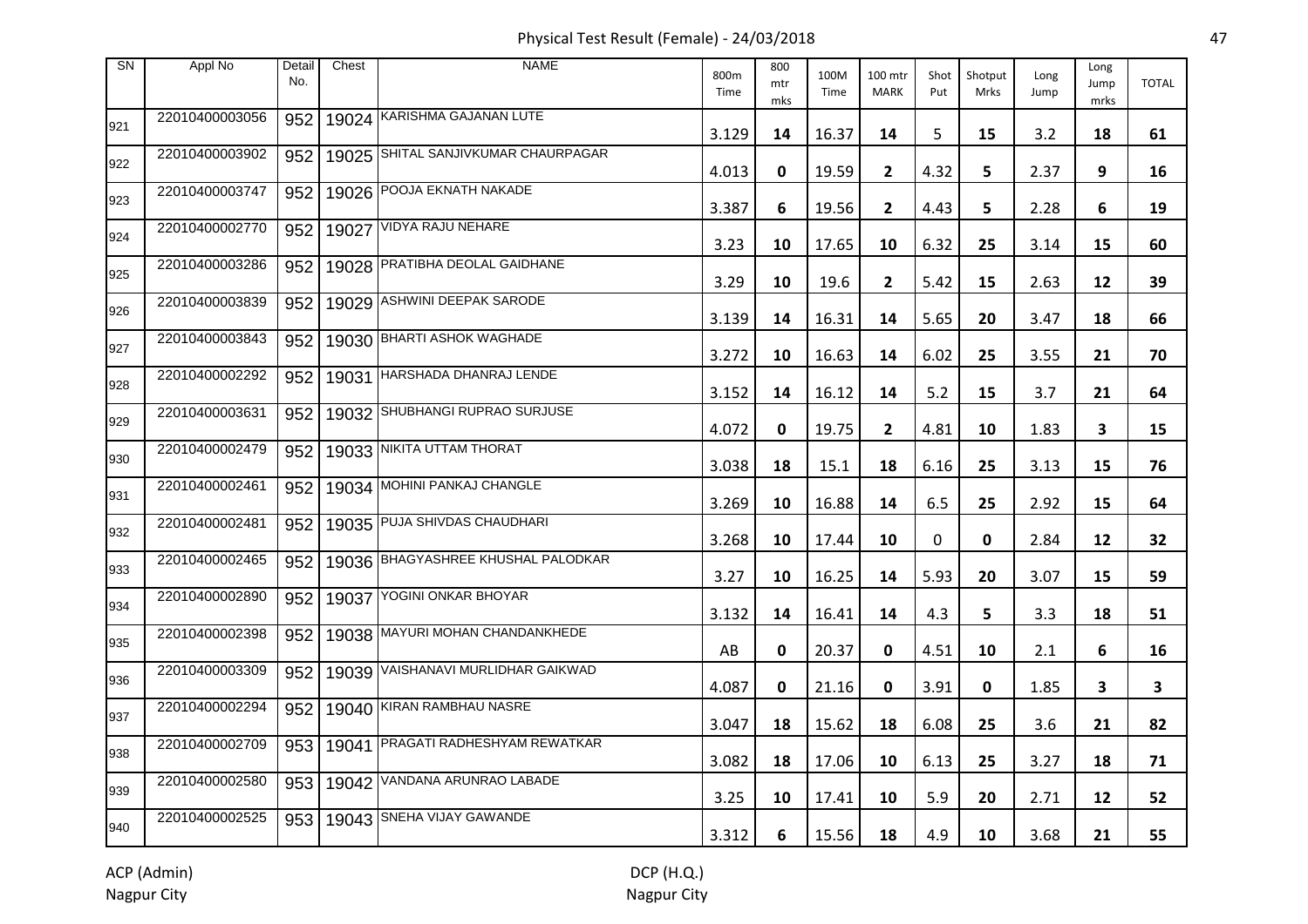# Physical Test Result (Female) - 24/03/2018

| SN | Appl No | Detail No. | Chest | NAME | 800m Time | 800 mtr mks | 100M Time | 100 mtr MARK | Shot Put | Shotput Mrks | Long Jump | Long Jump mrks | TOTAL |
|---|---|---|---|---|---|---|---|---|---|---|---|---|---|
| 921 | 22010400003056 | 952 | 19024 | KARISHMA GAJANAN LUTE | 3.129 | **14** | 16.37 | **14** | 5 | **15** | 3.2 | **18** | **61** |
| 922 | 22010400003902 | 952 | 19025 | SHITAL SANJIVKUMAR CHAURPAGAR | 4.013 | **0** | 19.59 | **2** | 4.32 | **5** | 2.37 | **9** | **16** |
| 923 | 22010400003747 | 952 | 19026 | POOJA EKNATH NAKADE | 3.387 | **6** | 19.56 | **2** | 4.43 | **5** | 2.28 | **6** | **19** |
| 924 | 22010400002770 | 952 | 19027 | VIDYA RAJU NEHARE | 3.23 | **10** | 17.65 | **10** | 6.32 | **25** | 3.14 | **15** | **60** |
| 925 | 22010400003286 | 952 | 19028 | PRATIBHA DEOLAL GAIDHANE | 3.29 | **10** | 19.6 | **2** | 5.42 | **15** | 2.63 | **12** | **39** |
| 926 | 22010400003839 | 952 | 19029 | ASHWINI DEEPAK SARODE | 3.139 | **14** | 16.31 | **14** | 5.65 | **20** | 3.47 | **18** | **66** |
| 927 | 22010400003843 | 952 | 19030 | BHARTI ASHOK WAGHADE | 3.272 | **10** | 16.63 | **14** | 6.02 | **25** | 3.55 | **21** | **70** |
| 928 | 22010400002292 | 952 | 19031 | HARSHADA DHANRAJ LENDE | 3.152 | **14** | 16.12 | **14** | 5.2 | **15** | 3.7 | **21** | **64** |
| 929 | 22010400003631 | 952 | 19032 | SHUBHANGI RUPRAO SURJUSE | 4.072 | **0** | 19.75 | **2** | 4.81 | **10** | 1.83 | **3** | **15** |
| 930 | 22010400002479 | 952 | 19033 | NIKITA UTTAM THORAT | 3.038 | **18** | 15.1 | **18** | 6.16 | **25** | 3.13 | **15** | **76** |
| 931 | 22010400002461 | 952 | 19034 | MOHINI PANKAJ CHANGLE | 3.269 | **10** | 16.88 | **14** | 6.5 | **25** | 2.92 | **15** | **64** |
| 932 | 22010400002481 | 952 | 19035 | PUJA SHIVDAS CHAUDHARI | 3.268 | **10** | 17.44 | **10** | 0 | **0** | 2.84 | **12** | **32** |
| 933 | 22010400002465 | 952 | 19036 | BHAGYASHREE KHUSHAL PALODKAR | 3.27 | **10** | 16.25 | **14** | 5.93 | **20** | 3.07 | **15** | **59** |
| 934 | 22010400002890 | 952 | 19037 | YOGINI ONKAR BHOYAR | 3.132 | **14** | 16.41 | **14** | 4.3 | **5** | 3.3 | **18** | **51** |
| 935 | 22010400002398 | 952 | 19038 | MAYURI MOHAN CHANDANKHEDE | AB | **0** | 20.37 | **0** | 4.51 | **10** | 2.1 | **6** | **16** |
| 936 | 22010400003309 | 952 | 19039 | VAISHANAVI MURLIDHAR GAIKWAD | 4.087 | **0** | 21.16 | **0** | 3.91 | **0** | 1.85 | **3** | **3** |
| 937 | 22010400002294 | 952 | 19040 | KIRAN RAMBHAU NASRE | 3.047 | **18** | 15.62 | **18** | 6.08 | **25** | 3.6 | **21** | **82** |
| 938 | 22010400002709 | 953 | 19041 | PRAGATI RADHESHYAM REWATKAR | 3.082 | **18** | 17.06 | **10** | 6.13 | **25** | 3.27 | **18** | **71** |
| 939 | 22010400002580 | 953 | 19042 | VANDANA ARUNRAO LABADE | 3.25 | **10** | 17.41 | **10** | 5.9 | **20** | 2.71 | **12** | **52** |
| 940 | 22010400002525 | 953 | 19043 | SNEHA VIJAY GAWANDE | 3.312 | **6** | 15.56 | **18** | 4.9 | **10** | 3.68 | **21** | **55** |

ACP (Admin)
Nagpur City

DCP (H.Q.)
Nagpur City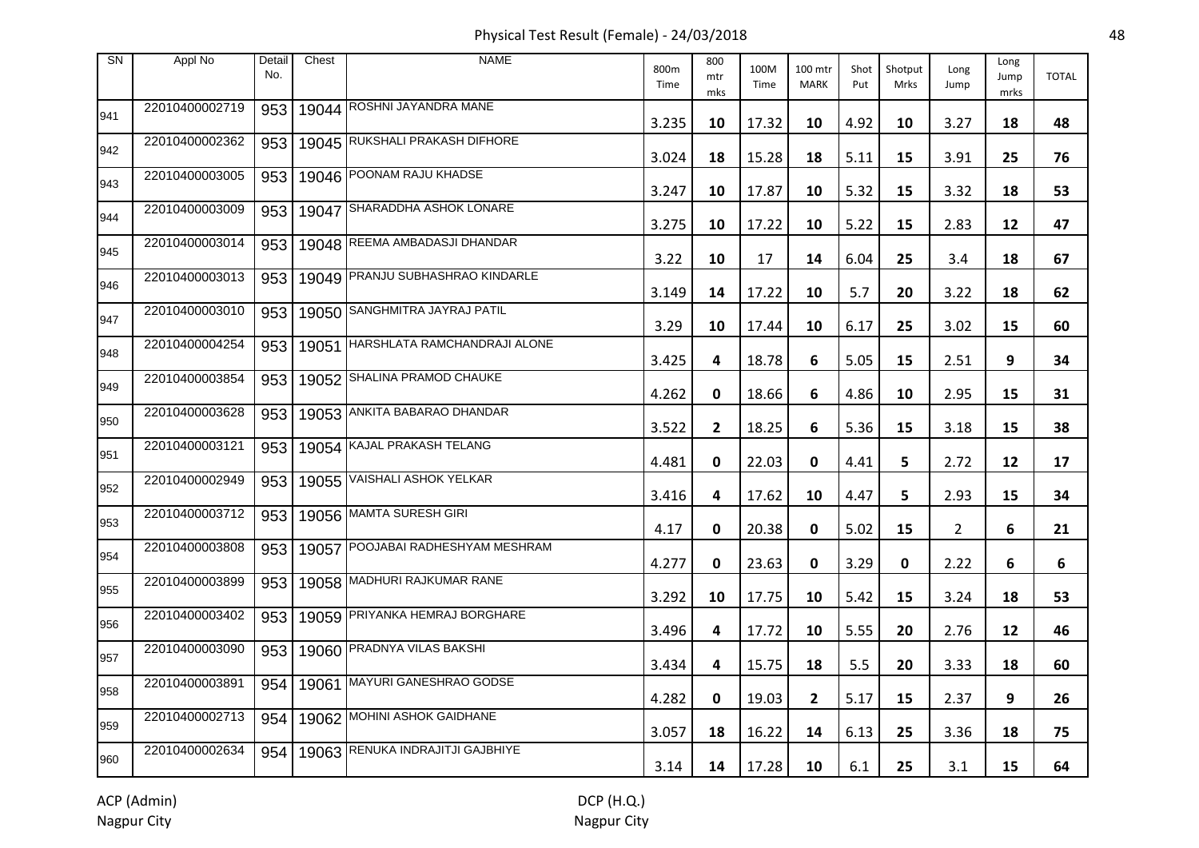# Physical Test Result (Female) - 24/03/2018

| SN | Appl No | Detail No. | Chest | NAME | 800m Time | 800 mtr mks | 100M Time | 100 mtr MARK | Shot Put | Shotput Mrks | Long Jump | Long Jump mrks | TOTAL |
|---|---|---|---|---|---|---|---|---|---|---|---|---|---|
| 941 | 22010400002719 | 953 | 19044 | ROSHNI JAYANDRA MANE | 3.235 | **10** | 17.32 | **10** | 4.92 | **10** | 3.27 | **18** | **48** |
| 942 | 22010400002362 | 953 | 19045 | RUKSHALI PRAKASH DIFHORE | 3.024 | **18** | 15.28 | **18** | 5.11 | **15** | 3.91 | **25** | **76** |
| 943 | 22010400003005 | 953 | 19046 | POONAM RAJU KHADSE | 3.247 | **10** | 17.87 | **10** | 5.32 | **15** | 3.32 | **18** | **53** |
| 944 | 22010400003009 | 953 | 19047 | SHARADDHA ASHOK LONARE | 3.275 | **10** | 17.22 | **10** | 5.22 | **15** | 2.83 | **12** | **47** |
| 945 | 22010400003014 | 953 | 19048 | REEMA AMBADASJI DHANDAR | 3.22 | **10** | 17 | **14** | 6.04 | **25** | 3.4 | **18** | **67** |
| 946 | 22010400003013 | 953 | 19049 | PRANJU SUBHASHRAO KINDARLE | 3.149 | **14** | 17.22 | **10** | 5.7 | **20** | 3.22 | **18** | **62** |
| 947 | 22010400003010 | 953 | 19050 | SANGHMITRA JAYRAJ PATIL | 3.29 | **10** | 17.44 | **10** | 6.17 | **25** | 3.02 | **15** | **60** |
| 948 | 22010400004254 | 953 | 19051 | HARSHLATA RAMCHANDRAJI ALONE | 3.425 | **4** | 18.78 | **6** | 5.05 | **15** | 2.51 | **9** | **34** |
| 949 | 22010400003854 | 953 | 19052 | SHALINA PRAMOD CHAUKE | 4.262 | **0** | 18.66 | **6** | 4.86 | **10** | 2.95 | **15** | **31** |
| 950 | 22010400003628 | 953 | 19053 | ANKITA BABARAO DHANDAR | 3.522 | **2** | 18.25 | **6** | 5.36 | **15** | 3.18 | **15** | **38** |
| 951 | 22010400003121 | 953 | 19054 | KAJAL PRAKASH TELANG | 4.481 | **0** | 22.03 | **0** | 4.41 | **5** | 2.72 | **12** | **17** |
| 952 | 22010400002949 | 953 | 19055 | VAISHALI ASHOK YELKAR | 3.416 | **4** | 17.62 | **10** | 4.47 | **5** | 2.93 | **15** | **34** |
| 953 | 22010400003712 | 953 | 19056 | MAMTA SURESH GIRI | 4.17 | **0** | 20.38 | **0** | 5.02 | **15** | 2 | **6** | **21** |
| 954 | 22010400003808 | 953 | 19057 | POOJABAI RADHESHYAM MESHRAM | 4.277 | **0** | 23.63 | **0** | 3.29 | **0** | 2.22 | **6** | **6** |
| 955 | 22010400003899 | 953 | 19058 | MADHURI RAJKUMAR RANE | 3.292 | **10** | 17.75 | **10** | 5.42 | **15** | 3.24 | **18** | **53** |
| 956 | 22010400003402 | 953 | 19059 | PRIYANKA HEMRAJ BORGHARE | 3.496 | **4** | 17.72 | **10** | 5.55 | **20** | 2.76 | **12** | **46** |
| 957 | 22010400003090 | 953 | 19060 | PRADNYA VILAS BAKSHI | 3.434 | **4** | 15.75 | **18** | 5.5 | **20** | 3.33 | **18** | **60** |
| 958 | 22010400003891 | 954 | 19061 | MAYURI GANESHRAO GODSE | 4.282 | **0** | 19.03 | **2** | 5.17 | **15** | 2.37 | **9** | **26** |
| 959 | 22010400002713 | 954 | 19062 | MOHINI ASHOK GAIDHANE | 3.057 | **18** | 16.22 | **14** | 6.13 | **25** | 3.36 | **18** | **75** |
| 960 | 22010400002634 | 954 | 19063 | RENUKA INDRAJITJI GAJBHIYE | 3.14 | **14** | 17.28 | **10** | 6.1 | **25** | 3.1 | **15** | **64** |

ACP (Admin)
Nagpur City

DCP (H.Q.)
Nagpur City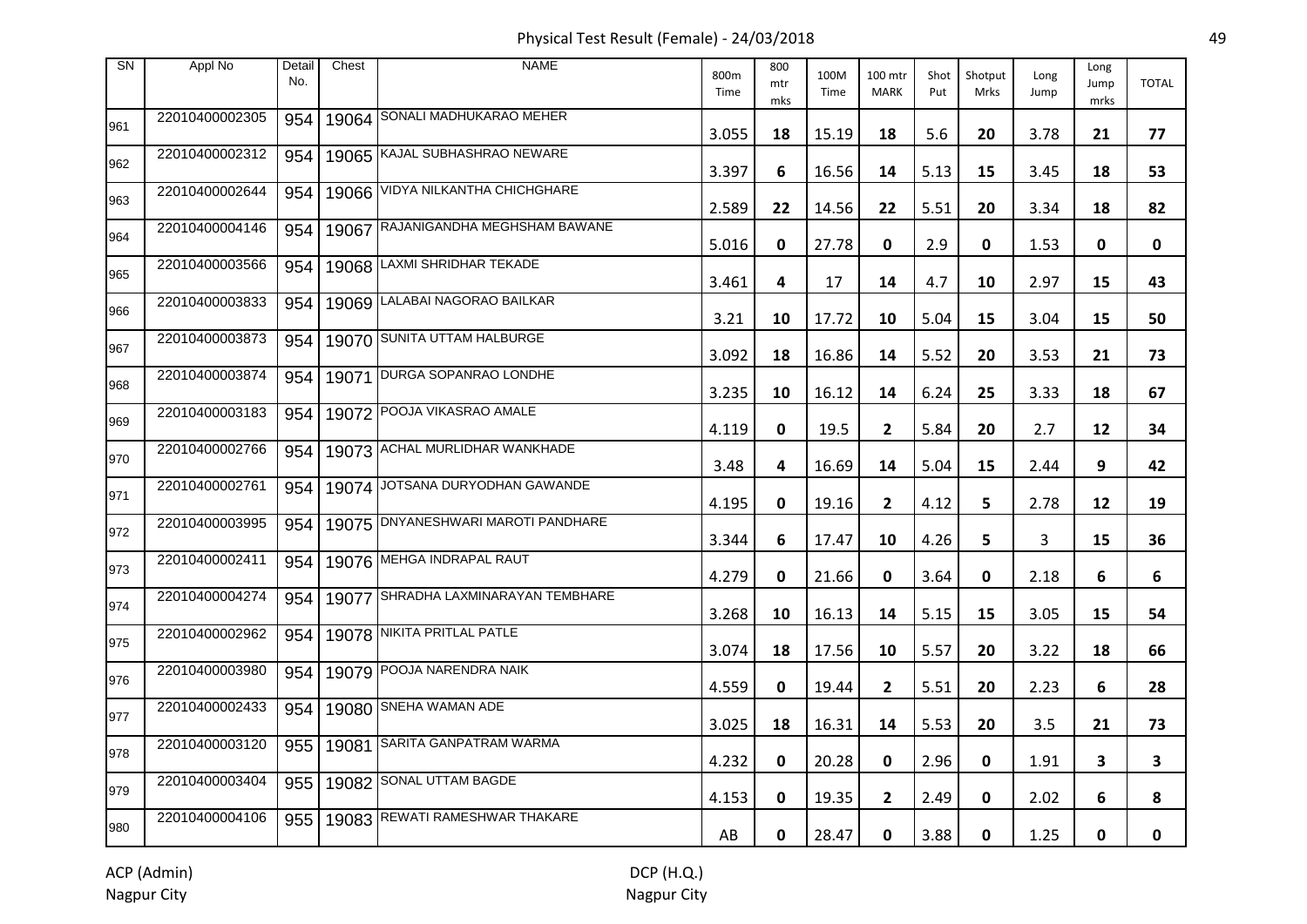# Physical Test Result (Female) - 24/03/2018

| SN | Appl No | Detail No. | Chest | NAME | 800m Time | 800 mtr mks | 100M Time | 100 mtr MARK | Shot Put | Shotput Mrks | Long Jump | Long Jump mrks | TOTAL |
|---|---|---|---|---|---|---|---|---|---|---|---|---|---|
| 961 | 22010400002305 | 954 | 19064 | SONALI MADHUKARAO MEHER | 3.055 | 18 | 15.19 | 18 | 5.6 | 20 | 3.78 | 21 | 77 |
| 962 | 22010400002312 | 954 | 19065 | KAJAL SUBHASHRAO NEWARE | 3.397 | 6 | 16.56 | 14 | 5.13 | 15 | 3.45 | 18 | 53 |
| 963 | 22010400002644 | 954 | 19066 | VIDYA NILKANTHA CHICHGHARE | 2.589 | 22 | 14.56 | 22 | 5.51 | 20 | 3.34 | 18 | 82 |
| 964 | 22010400004146 | 954 | 19067 | RAJANIGANDHA MEGHSHAM BAWANE | 5.016 | 0 | 27.78 | 0 | 2.9 | 0 | 1.53 | 0 | 0 |
| 965 | 22010400003566 | 954 | 19068 | LAXMI SHRIDHAR TEKADE | 3.461 | 4 | 17 | 14 | 4.7 | 10 | 2.97 | 15 | 43 |
| 966 | 22010400003833 | 954 | 19069 | LALABAI NAGORAO BAILKAR | 3.21 | 10 | 17.72 | 10 | 5.04 | 15 | 3.04 | 15 | 50 |
| 967 | 22010400003873 | 954 | 19070 | SUNITA UTTAM HALBURGE | 3.092 | 18 | 16.86 | 14 | 5.52 | 20 | 3.53 | 21 | 73 |
| 968 | 22010400003874 | 954 | 19071 | DURGA SOPANRAO LONDHE | 3.235 | 10 | 16.12 | 14 | 6.24 | 25 | 3.33 | 18 | 67 |
| 969 | 22010400003183 | 954 | 19072 | POOJA VIKASRAO AMALE | 4.119 | 0 | 19.5 | 2 | 5.84 | 20 | 2.7 | 12 | 34 |
| 970 | 22010400002766 | 954 | 19073 | ACHAL MURLIDHAR WANKHADE | 3.48 | 4 | 16.69 | 14 | 5.04 | 15 | 2.44 | 9 | 42 |
| 971 | 22010400002761 | 954 | 19074 | JOTSANA DURYODHAN GAWANDE | 4.195 | 0 | 19.16 | 2 | 4.12 | 5 | 2.78 | 12 | 19 |
| 972 | 22010400003995 | 954 | 19075 | DNYANESHWARI MAROTI PANDHARE | 3.344 | 6 | 17.47 | 10 | 4.26 | 5 | 3 | 15 | 36 |
| 973 | 22010400002411 | 954 | 19076 | MEHGA INDRAPAL RAUT | 4.279 | 0 | 21.66 | 0 | 3.64 | 0 | 2.18 | 6 | 6 |
| 974 | 22010400004274 | 954 | 19077 | SHRADHA LAXMINARAYAN TEMBHARE | 3.268 | 10 | 16.13 | 14 | 5.15 | 15 | 3.05 | 15 | 54 |
| 975 | 22010400002962 | 954 | 19078 | NIKITA PRITLAL PATLE | 3.074 | 18 | 17.56 | 10 | 5.57 | 20 | 3.22 | 18 | 66 |
| 976 | 22010400003980 | 954 | 19079 | POOJA NARENDRA NAIK | 4.559 | 0 | 19.44 | 2 | 5.51 | 20 | 2.23 | 6 | 28 |
| 977 | 22010400002433 | 954 | 19080 | SNEHA WAMAN ADE | 3.025 | 18 | 16.31 | 14 | 5.53 | 20 | 3.5 | 21 | 73 |
| 978 | 22010400003120 | 955 | 19081 | SARITA GANPATRAM WARMA | 4.232 | 0 | 20.28 | 0 | 2.96 | 0 | 1.91 | 3 | 3 |
| 979 | 22010400003404 | 955 | 19082 | SONAL UTTAM BAGDE | 4.153 | 0 | 19.35 | 2 | 2.49 | 0 | 2.02 | 6 | 8 |
| 980 | 22010400004106 | 955 | 19083 | REWATI RAMESHWAR THAKARE | AB | 0 | 28.47 | 0 | 3.88 | 0 | 1.25 | 0 | 0 |

ACP (Admin)
Nagpur City

DCP (H.Q.)
Nagpur City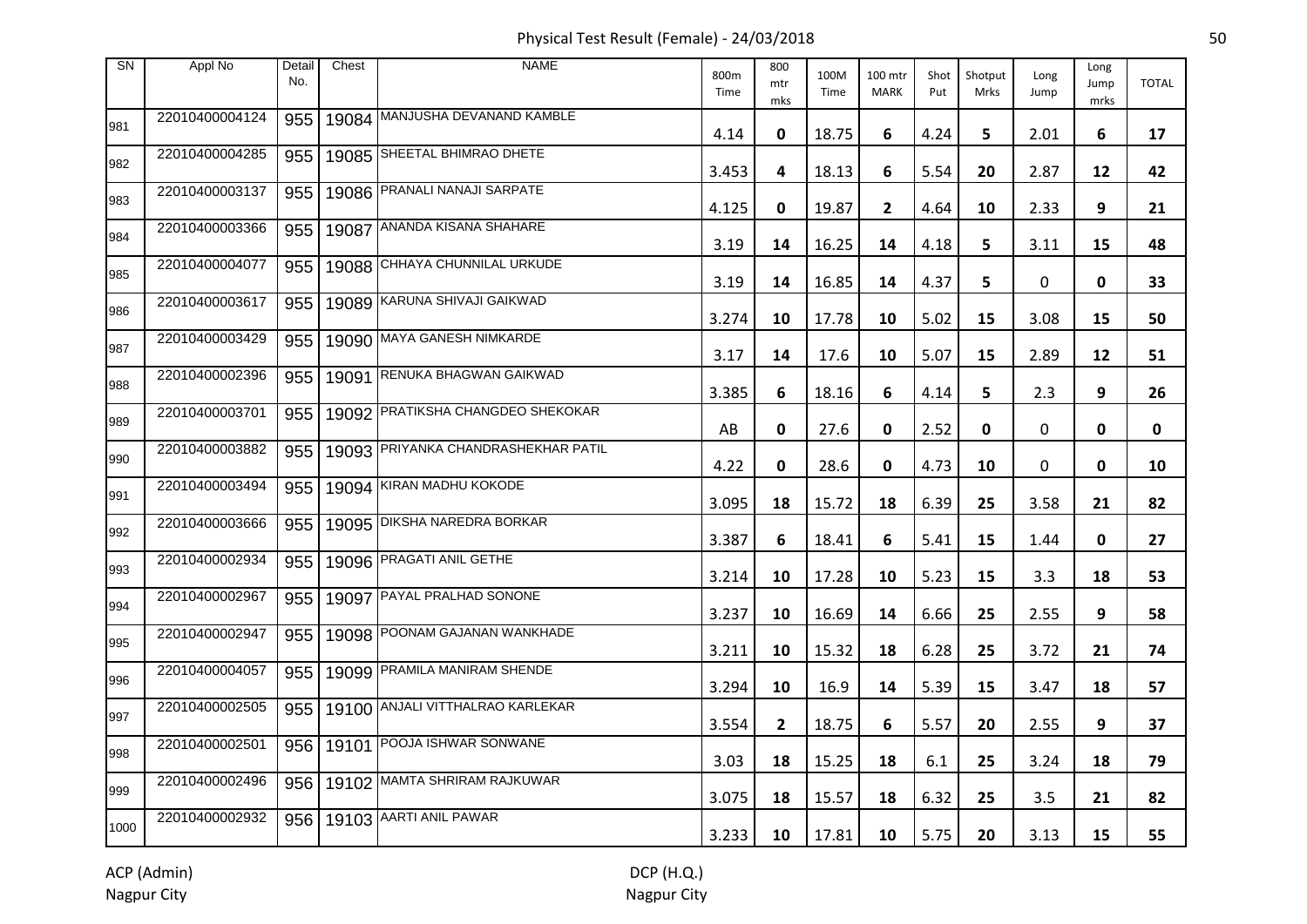# Physical Test Result (Female) - 24/03/2018

| SN | Appl No | Detail No. | Chest | NAME | 800m Time | 800 mtr mks | 100M Time | 100 mtr MARK | Shot Put | Shotput Mrks | Long Jump | Long Jump mrks | TOTAL |
|---|---|---|---|---|---|---|---|---|---|---|---|---|---|
| 981 | 22010400004124 | 955 | 19084 | MANJUSHA DEVANAND KAMBLE | 4.14 | 0 | 18.75 | 6 | 4.24 | 5 | 2.01 | 6 | 17 |
| 982 | 22010400004285 | 955 | 19085 | SHEETAL BHIMRAO DHETE | 3.453 | 4 | 18.13 | 6 | 5.54 | 20 | 2.87 | 12 | 42 |
| 983 | 22010400003137 | 955 | 19086 | PRANALI NANAJI SARPATE | 4.125 | 0 | 19.87 | 2 | 4.64 | 10 | 2.33 | 9 | 21 |
| 984 | 22010400003366 | 955 | 19087 | ANANDA KISANA SHAHARE | 3.19 | 14 | 16.25 | 14 | 4.18 | 5 | 3.11 | 15 | 48 |
| 985 | 22010400004077 | 955 | 19088 | CHHAYA CHUNNILAL URKUDE | 3.19 | 14 | 16.85 | 14 | 4.37 | 5 | 0 | 0 | 33 |
| 986 | 22010400003617 | 955 | 19089 | KARUNA SHIVAJI GAIKWAD | 3.274 | 10 | 17.78 | 10 | 5.02 | 15 | 3.08 | 15 | 50 |
| 987 | 22010400003429 | 955 | 19090 | MAYA GANESH NIMKARDE | 3.17 | 14 | 17.6 | 10 | 5.07 | 15 | 2.89 | 12 | 51 |
| 988 | 22010400002396 | 955 | 19091 | RENUKA BHAGWAN GAIKWAD | 3.385 | 6 | 18.16 | 6 | 4.14 | 5 | 2.3 | 9 | 26 |
| 989 | 22010400003701 | 955 | 19092 | PRATIKSHA CHANGDEO SHEKOKAR | AB | 0 | 27.6 | 0 | 2.52 | 0 | 0 | 0 | 0 |
| 990 | 22010400003882 | 955 | 19093 | PRIYANKA CHANDRASHEKHAR PATIL | 4.22 | 0 | 28.6 | 0 | 4.73 | 10 | 0 | 0 | 10 |
| 991 | 22010400003494 | 955 | 19094 | KIRAN MADHU KOKODE | 3.095 | 18 | 15.72 | 18 | 6.39 | 25 | 3.58 | 21 | 82 |
| 992 | 22010400003666 | 955 | 19095 | DIKSHA NAREDRA BORKAR | 3.387 | 6 | 18.41 | 6 | 5.41 | 15 | 1.44 | 0 | 27 |
| 993 | 22010400002934 | 955 | 19096 | PRAGATI ANIL GETHE | 3.214 | 10 | 17.28 | 10 | 5.23 | 15 | 3.3 | 18 | 53 |
| 994 | 22010400002967 | 955 | 19097 | PAYAL PRALHAD SONONE | 3.237 | 10 | 16.69 | 14 | 6.66 | 25 | 2.55 | 9 | 58 |
| 995 | 22010400002947 | 955 | 19098 | POONAM GAJANAN WANKHADE | 3.211 | 10 | 15.32 | 18 | 6.28 | 25 | 3.72 | 21 | 74 |
| 996 | 22010400004057 | 955 | 19099 | PRAMILA MANIRAM SHENDE | 3.294 | 10 | 16.9 | 14 | 5.39 | 15 | 3.47 | 18 | 57 |
| 997 | 22010400002505 | 955 | 19100 | ANJALI VITTHALRAO KARLEKAR | 3.554 | 2 | 18.75 | 6 | 5.57 | 20 | 2.55 | 9 | 37 |
| 998 | 22010400002501 | 956 | 19101 | POOJA ISHWAR SONWANE | 3.03 | 18 | 15.25 | 18 | 6.1 | 25 | 3.24 | 18 | 79 |
| 999 | 22010400002496 | 956 | 19102 | MAMTA SHRIRAM RAJKUWAR | 3.075 | 18 | 15.57 | 18 | 6.32 | 25 | 3.5 | 21 | 82 |
| 1000 | 22010400002932 | 956 | 19103 | AARTI ANIL PAWAR | 3.233 | 10 | 17.81 | 10 | 5.75 | 20 | 3.13 | 15 | 55 |

ACP (Admin)
Nagpur City

DCP (H.Q.)
Nagpur City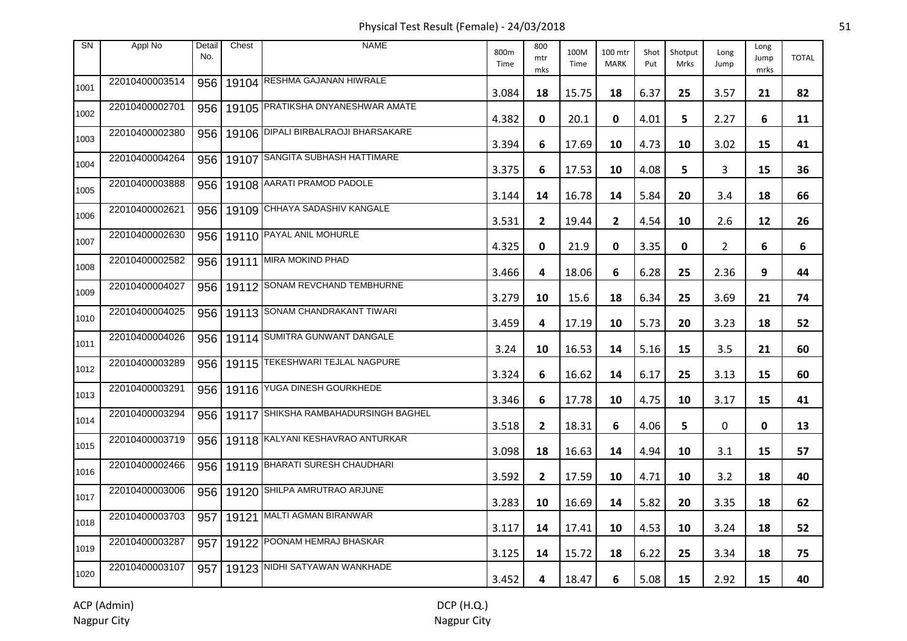# Physical Test Result (Female) - 24/03/2018

| SN | Appl No | Detail No. | Chest | NAME | 800m Time | 800 mtr mks | 100M Time | 100 mtr MARK | Shot Put | Shotput Mrks | Long Jump | Long Jump mrks | TOTAL |
|---|---|---|---|---|---|---|---|---|---|---|---|---|---|
| 1001 | 22010400003514 | 956 | 19104 | RESHMA GAJANAN HIWRALE | 3.084 | 18 | 15.75 | 18 | 6.37 | 25 | 3.57 | 21 | 82 |
| 1002 | 22010400002701 | 956 | 19105 | PRATIKSHA DNYANESHWAR AMATE | 4.382 | 0 | 20.1 | 0 | 4.01 | 5 | 2.27 | 6 | 11 |
| 1003 | 22010400002380 | 956 | 19106 | DIPALI BIRBALRAOJI BHARSAKARE | 3.394 | 6 | 17.69 | 10 | 4.73 | 10 | 3.02 | 15 | 41 |
| 1004 | 22010400004264 | 956 | 19107 | SANGITA SUBHASH HATTIMARE | 3.375 | 6 | 17.53 | 10 | 4.08 | 5 | 3 | 15 | 36 |
| 1005 | 22010400003888 | 956 | 19108 | AARATI PRAMOD PADOLE | 3.144 | 14 | 16.78 | 14 | 5.84 | 20 | 3.4 | 18 | 66 |
| 1006 | 22010400002621 | 956 | 19109 | CHHAYA SADASHIV KANGALE | 3.531 | 2 | 19.44 | 2 | 4.54 | 10 | 2.6 | 12 | 26 |
| 1007 | 22010400002630 | 956 | 19110 | PAYAL ANIL MOHURLE | 4.325 | 0 | 21.9 | 0 | 3.35 | 0 | 2 | 6 | 6 |
| 1008 | 22010400002582 | 956 | 19111 | MIRA MOKIND PHAD | 3.466 | 4 | 18.06 | 6 | 6.28 | 25 | 2.36 | 9 | 44 |
| 1009 | 22010400004027 | 956 | 19112 | SONAM REVCHAND TEMBHURNE | 3.279 | 10 | 15.6 | 18 | 6.34 | 25 | 3.69 | 21 | 74 |
| 1010 | 22010400004025 | 956 | 19113 | SONAM CHANDRAKANT TIWARI | 3.459 | 4 | 17.19 | 10 | 5.73 | 20 | 3.23 | 18 | 52 |
| 1011 | 22010400004026 | 956 | 19114 | SUMITRA GUNWANT DANGALE | 3.24 | 10 | 16.53 | 14 | 5.16 | 15 | 3.5 | 21 | 60 |
| 1012 | 22010400003289 | 956 | 19115 | TEKESHWARI TEJLAL NAGPURE | 3.324 | 6 | 16.62 | 14 | 6.17 | 25 | 3.13 | 15 | 60 |
| 1013 | 22010400003291 | 956 | 19116 | YUGA DINESH GOURKHEDE | 3.346 | 6 | 17.78 | 10 | 4.75 | 10 | 3.17 | 15 | 41 |
| 1014 | 22010400003294 | 956 | 19117 | SHIKSHA RAMBAHADURSINGH BAGHEL | 3.518 | 2 | 18.31 | 6 | 4.06 | 5 | 0 | 0 | 13 |
| 1015 | 22010400003719 | 956 | 19118 | KALYANI KESHAVRAO ANTURKAR | 3.098 | 18 | 16.63 | 14 | 4.94 | 10 | 3.1 | 15 | 57 |
| 1016 | 22010400002466 | 956 | 19119 | BHARATI SURESH CHAUDHARI | 3.592 | 2 | 17.59 | 10 | 4.71 | 10 | 3.2 | 18 | 40 |
| 1017 | 22010400003006 | 956 | 19120 | SHILPA AMRUTRAO ARJUNE | 3.283 | 10 | 16.69 | 14 | 5.82 | 20 | 3.35 | 18 | 62 |
| 1018 | 22010400003703 | 957 | 19121 | MALTI AGMAN BIRANWAR | 3.117 | 14 | 17.41 | 10 | 4.53 | 10 | 3.24 | 18 | 52 |
| 1019 | 22010400003287 | 957 | 19122 | POONAM HEMRAJ BHASKAR | 3.125 | 14 | 15.72 | 18 | 6.22 | 25 | 3.34 | 18 | 75 |
| 1020 | 22010400003107 | 957 | 19123 | NIDHI SATYAWAN WANKHADE | 3.452 | 4 | 18.47 | 6 | 5.08 | 15 | 2.92 | 15 | 40 |

ACP (Admin)
Nagpur City

DCP (H.Q.)
Nagpur City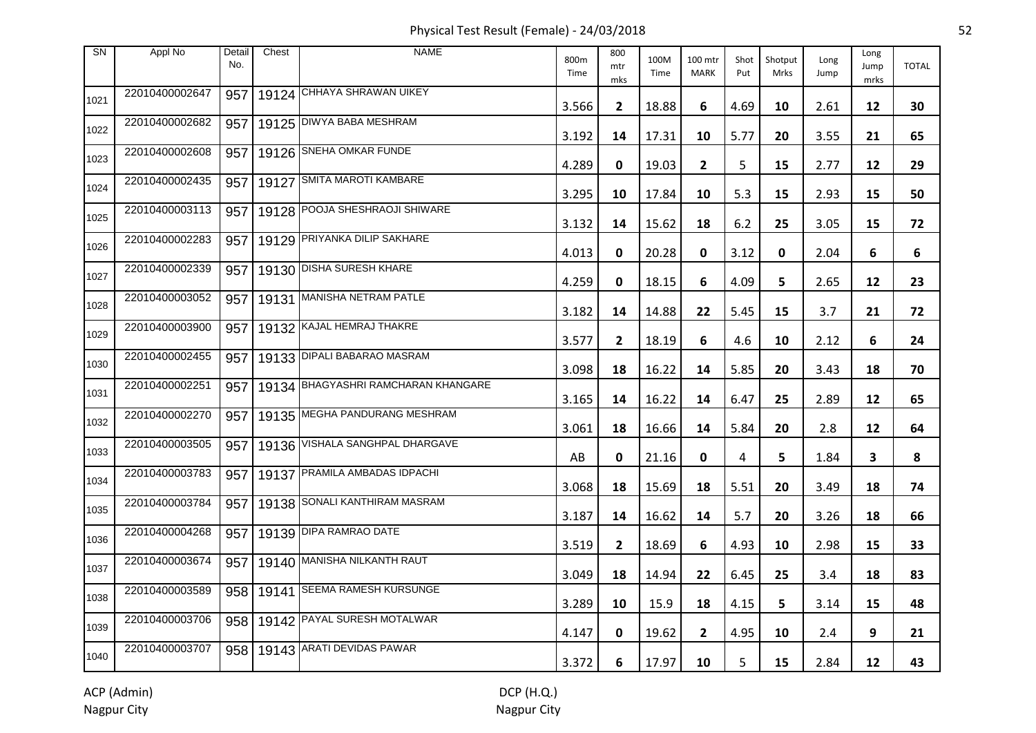# Physical Test Result (Female) - 24/03/2018

| SN | Appl No | Detail No. | Chest | NAME | 800m Time | 800 mtr mks | 100M Time | 100 mtr MARK | Shot Put | Shotput Mrks | Long Jump | Long Jump mrks | TOTAL |
|---|---|---|---|---|---|---|---|---|---|---|---|---|---|
| 1021 | 22010400002647 | 957 | 19124 | CHHAYA SHRAWAN UIKEY | 3.566 | 2 | 18.88 | 6 | 4.69 | 10 | 2.61 | 12 | 30 |
| 1022 | 22010400002682 | 957 | 19125 | DIWYA BABA MESHRAM | 3.192 | 14 | 17.31 | 10 | 5.77 | 20 | 3.55 | 21 | 65 |
| 1023 | 22010400002608 | 957 | 19126 | SNEHA OMKAR FUNDE | 4.289 | 0 | 19.03 | 2 | 5 | 15 | 2.77 | 12 | 29 |
| 1024 | 22010400002435 | 957 | 19127 | SMITA MAROTI KAMBARE | 3.295 | 10 | 17.84 | 10 | 5.3 | 15 | 2.93 | 15 | 50 |
| 1025 | 22010400003113 | 957 | 19128 | POOJA SHESHRAOJI SHIWARE | 3.132 | 14 | 15.62 | 18 | 6.2 | 25 | 3.05 | 15 | 72 |
| 1026 | 22010400002283 | 957 | 19129 | PRIYANKA DILIP SAKHARE | 4.013 | 0 | 20.28 | 0 | 3.12 | 0 | 2.04 | 6 | 6 |
| 1027 | 22010400002339 | 957 | 19130 | DISHA SURESH KHARE | 4.259 | 0 | 18.15 | 6 | 4.09 | 5 | 2.65 | 12 | 23 |
| 1028 | 22010400003052 | 957 | 19131 | MANISHA NETRAM PATLE | 3.182 | 14 | 14.88 | 22 | 5.45 | 15 | 3.7 | 21 | 72 |
| 1029 | 22010400003900 | 957 | 19132 | KAJAL HEMRAJ THAKRE | 3.577 | 2 | 18.19 | 6 | 4.6 | 10 | 2.12 | 6 | 24 |
| 1030 | 22010400002455 | 957 | 19133 | DIPALI BABARAO MASRAM | 3.098 | 18 | 16.22 | 14 | 5.85 | 20 | 3.43 | 18 | 70 |
| 1031 | 22010400002251 | 957 | 19134 | BHAGYASHRI RAMCHARAN KHANGARE | 3.165 | 14 | 16.22 | 14 | 6.47 | 25 | 2.89 | 12 | 65 |
| 1032 | 22010400002270 | 957 | 19135 | MEGHA PANDURANG MESHRAM | 3.061 | 18 | 16.66 | 14 | 5.84 | 20 | 2.8 | 12 | 64 |
| 1033 | 22010400003505 | 957 | 19136 | VISHALA SANGHPAL DHARGAVE | AB | 0 | 21.16 | 0 | 4 | 5 | 1.84 | 3 | 8 |
| 1034 | 22010400003783 | 957 | 19137 | PRAMILA AMBADAS IDPACHI | 3.068 | 18 | 15.69 | 18 | 5.51 | 20 | 3.49 | 18 | 74 |
| 1035 | 22010400003784 | 957 | 19138 | SONALI KANTHIRAM MASRAM | 3.187 | 14 | 16.62 | 14 | 5.7 | 20 | 3.26 | 18 | 66 |
| 1036 | 22010400004268 | 957 | 19139 | DIPA RAMRAO DATE | 3.519 | 2 | 18.69 | 6 | 4.93 | 10 | 2.98 | 15 | 33 |
| 1037 | 22010400003674 | 957 | 19140 | MANISHA NILKANTH RAUT | 3.049 | 18 | 14.94 | 22 | 6.45 | 25 | 3.4 | 18 | 83 |
| 1038 | 22010400003589 | 958 | 19141 | SEEMA RAMESH KURSUNGE | 3.289 | 10 | 15.9 | 18 | 4.15 | 5 | 3.14 | 15 | 48 |
| 1039 | 22010400003706 | 958 | 19142 | PAYAL SURESH MOTALWAR | 4.147 | 0 | 19.62 | 2 | 4.95 | 10 | 2.4 | 9 | 21 |
| 1040 | 22010400003707 | 958 | 19143 | ARATI DEVIDAS PAWAR | 3.372 | 6 | 17.97 | 10 | 5 | 15 | 2.84 | 12 | 43 |

ACP (Admin)
Nagpur City

DCP (H.Q.)
Nagpur City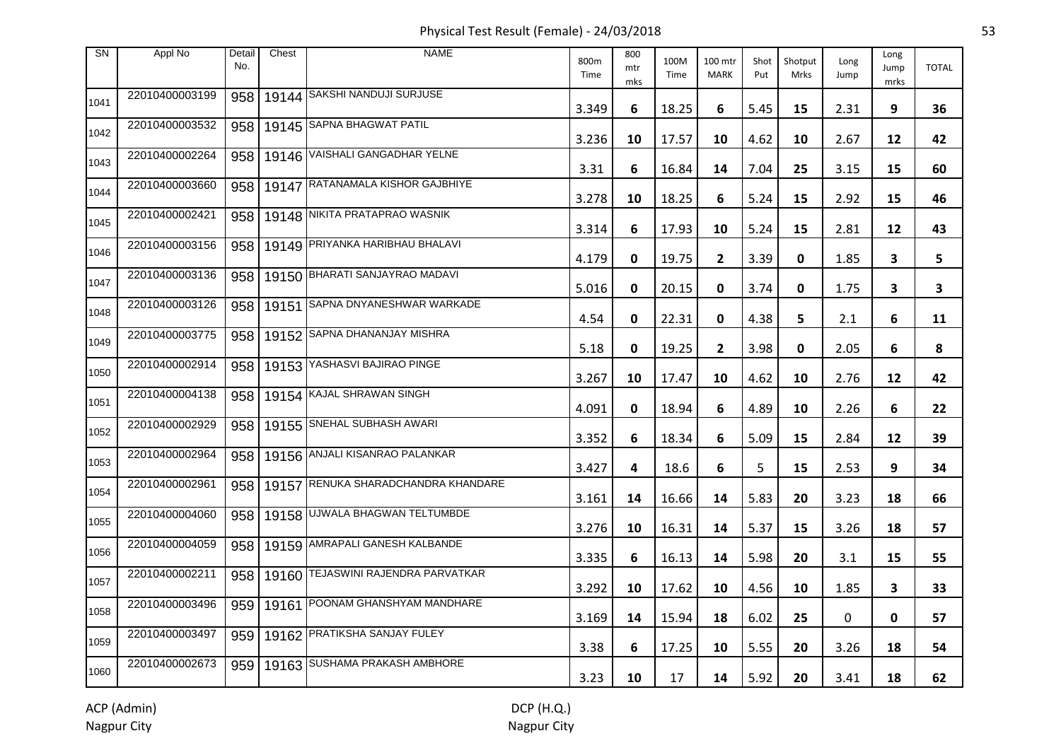# Physical Test Result (Female) - 24/03/2018

| SN | Appl No | Detail No. | Chest | NAME | 800m Time | 800 mtr mks | 100M Time | 100 mtr MARK | Shot Put | Shotput Mrks | Long Jump | Long Jump mrks | TOTAL |
|---|---|---|---|---|---|---|---|---|---|---|---|---|---|
| 1041 | 22010400003199 | 958 | 19144 | SAKSHI NANDUJI SURJUSE | 3.349 | 6 | 18.25 | 6 | 5.45 | 15 | 2.31 | 9 | 36 |
| 1042 | 22010400003532 | 958 | 19145 | SAPNA BHAGWAT PATIL | 3.236 | 10 | 17.57 | 10 | 4.62 | 10 | 2.67 | 12 | 42 |
| 1043 | 22010400002264 | 958 | 19146 | VAISHALI GANGADHAR YELNE | 3.31 | 6 | 16.84 | 14 | 7.04 | 25 | 3.15 | 15 | 60 |
| 1044 | 22010400003660 | 958 | 19147 | RATANAMALA KISHOR GAJBHIYE | 3.278 | 10 | 18.25 | 6 | 5.24 | 15 | 2.92 | 15 | 46 |
| 1045 | 22010400002421 | 958 | 19148 | NIKITA PRATAPRAO WASNIK | 3.314 | 6 | 17.93 | 10 | 5.24 | 15 | 2.81 | 12 | 43 |
| 1046 | 22010400003156 | 958 | 19149 | PRIYANKA HARIBHAU BHALAVI | 4.179 | 0 | 19.75 | 2 | 3.39 | 0 | 1.85 | 3 | 5 |
| 1047 | 22010400003136 | 958 | 19150 | BHARATI SANJAYRAO MADAVI | 5.016 | 0 | 20.15 | 0 | 3.74 | 0 | 1.75 | 3 | 3 |
| 1048 | 22010400003126 | 958 | 19151 | SAPNA DNYANESHWAR WARKADE | 4.54 | 0 | 22.31 | 0 | 4.38 | 5 | 2.1 | 6 | 11 |
| 1049 | 22010400003775 | 958 | 19152 | SAPNA DHANANJAY MISHRA | 5.18 | 0 | 19.25 | 2 | 3.98 | 0 | 2.05 | 6 | 8 |
| 1050 | 22010400002914 | 958 | 19153 | YASHASVI BAJIRAO PINGE | 3.267 | 10 | 17.47 | 10 | 4.62 | 10 | 2.76 | 12 | 42 |
| 1051 | 22010400004138 | 958 | 19154 | KAJAL SHRAWAN SINGH | 4.091 | 0 | 18.94 | 6 | 4.89 | 10 | 2.26 | 6 | 22 |
| 1052 | 22010400002929 | 958 | 19155 | SNEHAL SUBHASH AWARI | 3.352 | 6 | 18.34 | 6 | 5.09 | 15 | 2.84 | 12 | 39 |
| 1053 | 22010400002964 | 958 | 19156 | ANJALI KISANRAO PALANKAR | 3.427 | 4 | 18.6 | 6 | 5 | 15 | 2.53 | 9 | 34 |
| 1054 | 22010400002961 | 958 | 19157 | RENUKA SHARADCHANDRA KHANDARE | 3.161 | 14 | 16.66 | 14 | 5.83 | 20 | 3.23 | 18 | 66 |
| 1055 | 22010400004060 | 958 | 19158 | UJWALA BHAGWAN TELTUMBDE | 3.276 | 10 | 16.31 | 14 | 5.37 | 15 | 3.26 | 18 | 57 |
| 1056 | 22010400004059 | 958 | 19159 | AMRAPALI GANESH KALBANDE | 3.335 | 6 | 16.13 | 14 | 5.98 | 20 | 3.1 | 15 | 55 |
| 1057 | 22010400002211 | 958 | 19160 | TEJASWINI RAJENDRA PARVATKAR | 3.292 | 10 | 17.62 | 10 | 4.56 | 10 | 1.85 | 3 | 33 |
| 1058 | 22010400003496 | 959 | 19161 | POONAM GHANSHYAM MANDHARE | 3.169 | 14 | 15.94 | 18 | 6.02 | 25 | 0 | 0 | 57 |
| 1059 | 22010400003497 | 959 | 19162 | PRATIKSHA SANJAY FULEY | 3.38 | 6 | 17.25 | 10 | 5.55 | 20 | 3.26 | 18 | 54 |
| 1060 | 22010400002673 | 959 | 19163 | SUSHAMA PRAKASH AMBHORE | 3.23 | 10 | 17 | 14 | 5.92 | 20 | 3.41 | 18 | 62 |

ACP (Admin)
Nagpur City

DCP (H.Q.)
Nagpur City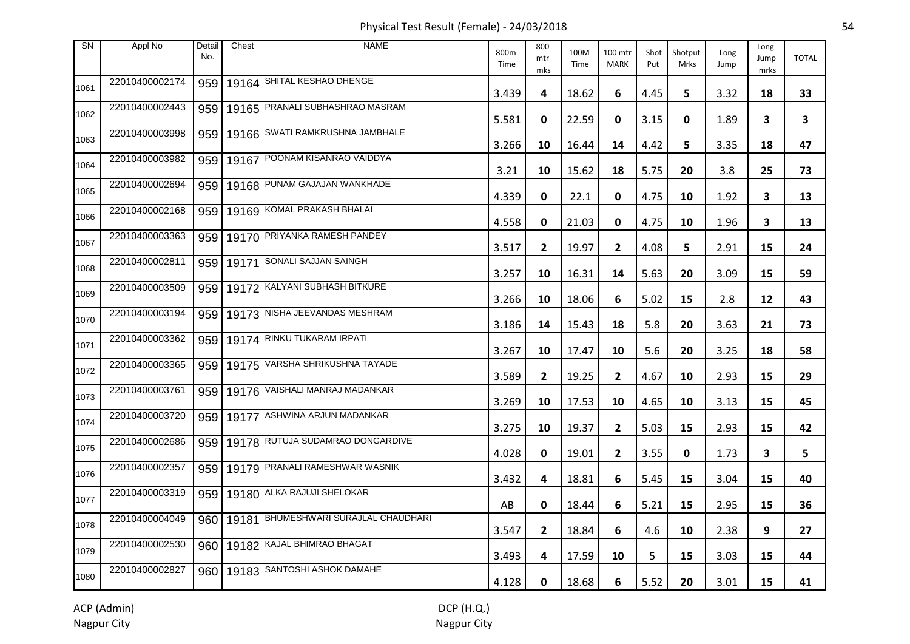Physical Test Result (Female) - 24/03/2018

| SN | Appl No | Detail No. | Chest | NAME | 800m Time | 800 mtr mks | 100M Time | 100 mtr MARK | Shot Put | Shotput Mrks | Long Jump | Long Jump mrks | TOTAL |
|---|---|---|---|---|---|---|---|---|---|---|---|---|---|
| 1061 | 22010400002174 | 959 | 19164 | SHITAL KESHAO DHENGE | 3.439 | 4 | 18.62 | 6 | 4.45 | 5 | 3.32 | 18 | 33 |
| 1062 | 22010400002443 | 959 | 19165 | PRANALI SUBHASHRAO MASRAM | 5.581 | 0 | 22.59 | 0 | 3.15 | 0 | 1.89 | 3 | 3 |
| 1063 | 22010400003998 | 959 | 19166 | SWATI RAMKRUSHNA JAMBHALE | 3.266 | 10 | 16.44 | 14 | 4.42 | 5 | 3.35 | 18 | 47 |
| 1064 | 22010400003982 | 959 | 19167 | POONAM KISANRAO VAIDDYA | 3.21 | 10 | 15.62 | 18 | 5.75 | 20 | 3.8 | 25 | 73 |
| 1065 | 22010400002694 | 959 | 19168 | PUNAM GAJAJAN WANKHADE | 4.339 | 0 | 22.1 | 0 | 4.75 | 10 | 1.92 | 3 | 13 |
| 1066 | 22010400002168 | 959 | 19169 | KOMAL PRAKASH BHALAI | 4.558 | 0 | 21.03 | 0 | 4.75 | 10 | 1.96 | 3 | 13 |
| 1067 | 22010400003363 | 959 | 19170 | PRIYANKA RAMESH PANDEY | 3.517 | 2 | 19.97 | 2 | 4.08 | 5 | 2.91 | 15 | 24 |
| 1068 | 22010400002811 | 959 | 19171 | SONALI SAJJAN SAINGH | 3.257 | 10 | 16.31 | 14 | 5.63 | 20 | 3.09 | 15 | 59 |
| 1069 | 22010400003509 | 959 | 19172 | KALYANI SUBHASH BITKURE | 3.266 | 10 | 18.06 | 6 | 5.02 | 15 | 2.8 | 12 | 43 |
| 1070 | 22010400003194 | 959 | 19173 | NISHA JEEVANDAS MESHRAM | 3.186 | 14 | 15.43 | 18 | 5.8 | 20 | 3.63 | 21 | 73 |
| 1071 | 22010400003362 | 959 | 19174 | RINKU TUKARAM IRPATI | 3.267 | 10 | 17.47 | 10 | 5.6 | 20 | 3.25 | 18 | 58 |
| 1072 | 22010400003365 | 959 | 19175 | VARSHA SHRIKUSHNA TAYADE | 3.589 | 2 | 19.25 | 2 | 4.67 | 10 | 2.93 | 15 | 29 |
| 1073 | 22010400003761 | 959 | 19176 | VAISHALI MANRAJ MADANKAR | 3.269 | 10 | 17.53 | 10 | 4.65 | 10 | 3.13 | 15 | 45 |
| 1074 | 22010400003720 | 959 | 19177 | ASHWINA ARJUN MADANKAR | 3.275 | 10 | 19.37 | 2 | 5.03 | 15 | 2.93 | 15 | 42 |
| 1075 | 22010400002686 | 959 | 19178 | RUTUJA SUDAMRAO DONGARDIVE | 4.028 | 0 | 19.01 | 2 | 3.55 | 0 | 1.73 | 3 | 5 |
| 1076 | 22010400002357 | 959 | 19179 | PRANALI RAMESHWAR WASNIK | 3.432 | 4 | 18.81 | 6 | 5.45 | 15 | 3.04 | 15 | 40 |
| 1077 | 22010400003319 | 959 | 19180 | ALKA RAJUJI SHELOKAR | AB | 0 | 18.44 | 6 | 5.21 | 15 | 2.95 | 15 | 36 |
| 1078 | 22010400004049 | 960 | 19181 | BHUMESHWARI SURAJLAL CHAUDHARI | 3.547 | 2 | 18.84 | 6 | 4.6 | 10 | 2.38 | 9 | 27 |
| 1079 | 22010400002530 | 960 | 19182 | KAJAL BHIMRAO BHAGAT | 3.493 | 4 | 17.59 | 10 | 5 | 15 | 3.03 | 15 | 44 |
| 1080 | 22010400002827 | 960 | 19183 | SANTOSHI ASHOK DAMAHE | 4.128 | 0 | 18.68 | 6 | 5.52 | 20 | 3.01 | 15 | 41 |

ACP (Admin)
Nagpur City

DCP (H.Q.)
Nagpur City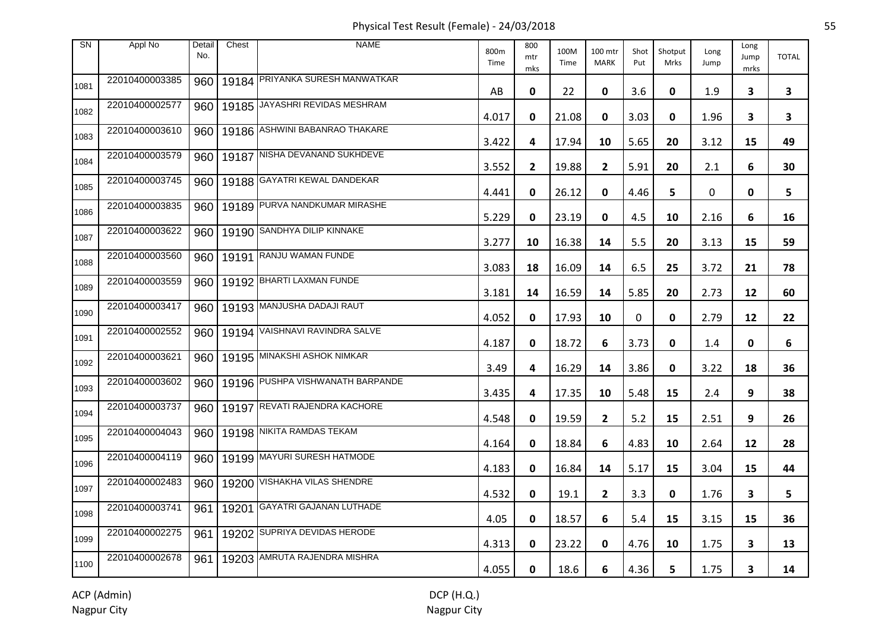Physical Test Result (Female) - 24/03/2018

| SN | Appl No | Detail No. | Chest | NAME | 800m Time | 800 mtr mks | 100M Time | 100 mtr MARK | Shot Put | Shotput Mrks | Long Jump | Long Jump mrks | TOTAL |
|---|---|---|---|---|---|---|---|---|---|---|---|---|---|
| 1081 | 22010400003385 | 960 | 19184 | PRIYANKA SURESH MANWATKAR | AB | 0 | 22 | 0 | 3.6 | 0 | 1.9 | 3 | 3 |
| 1082 | 22010400002577 | 960 | 19185 | JAYASHRI REVIDAS MESHRAM | 4.017 | 0 | 21.08 | 0 | 3.03 | 0 | 1.96 | 3 | 3 |
| 1083 | 22010400003610 | 960 | 19186 | ASHWINI BABANRAO THAKARE | 3.422 | 4 | 17.94 | 10 | 5.65 | 20 | 3.12 | 15 | 49 |
| 1084 | 22010400003579 | 960 | 19187 | NISHA DEVANAND SUKHDEVE | 3.552 | 2 | 19.88 | 2 | 5.91 | 20 | 2.1 | 6 | 30 |
| 1085 | 22010400003745 | 960 | 19188 | GAYATRI KEWAL DANDEKAR | 4.441 | 0 | 26.12 | 0 | 4.46 | 5 | 0 | 0 | 5 |
| 1086 | 22010400003835 | 960 | 19189 | PURVA NANDKUMAR MIRASHE | 5.229 | 0 | 23.19 | 0 | 4.5 | 10 | 2.16 | 6 | 16 |
| 1087 | 22010400003622 | 960 | 19190 | SANDHYA DILIP KINNAKE | 3.277 | 10 | 16.38 | 14 | 5.5 | 20 | 3.13 | 15 | 59 |
| 1088 | 22010400003560 | 960 | 19191 | RANJU WAMAN FUNDE | 3.083 | 18 | 16.09 | 14 | 6.5 | 25 | 3.72 | 21 | 78 |
| 1089 | 22010400003559 | 960 | 19192 | BHARTI LAXMAN FUNDE | 3.181 | 14 | 16.59 | 14 | 5.85 | 20 | 2.73 | 12 | 60 |
| 1090 | 22010400003417 | 960 | 19193 | MANJUSHA DADAJI RAUT | 4.052 | 0 | 17.93 | 10 | 0 | 0 | 2.79 | 12 | 22 |
| 1091 | 22010400002552 | 960 | 19194 | VAISHNAVI RAVINDRA SALVE | 4.187 | 0 | 18.72 | 6 | 3.73 | 0 | 1.4 | 0 | 6 |
| 1092 | 22010400003621 | 960 | 19195 | MINAKSHI ASHOK NIMKAR | 3.49 | 4 | 16.29 | 14 | 3.86 | 0 | 3.22 | 18 | 36 |
| 1093 | 22010400003602 | 960 | 19196 | PUSHPA VISHWANATH BARPANDE | 3.435 | 4 | 17.35 | 10 | 5.48 | 15 | 2.4 | 9 | 38 |
| 1094 | 22010400003737 | 960 | 19197 | REVATI RAJENDRA KACHORE | 4.548 | 0 | 19.59 | 2 | 5.2 | 15 | 2.51 | 9 | 26 |
| 1095 | 22010400004043 | 960 | 19198 | NIKITA RAMDAS TEKAM | 4.164 | 0 | 18.84 | 6 | 4.83 | 10 | 2.64 | 12 | 28 |
| 1096 | 22010400004119 | 960 | 19199 | MAYURI SURESH HATMODE | 4.183 | 0 | 16.84 | 14 | 5.17 | 15 | 3.04 | 15 | 44 |
| 1097 | 22010400002483 | 960 | 19200 | VISHAKHA VILAS SHENDRE | 4.532 | 0 | 19.1 | 2 | 3.3 | 0 | 1.76 | 3 | 5 |
| 1098 | 22010400003741 | 961 | 19201 | GAYATRI GAJANAN LUTHADE | 4.05 | 0 | 18.57 | 6 | 5.4 | 15 | 3.15 | 15 | 36 |
| 1099 | 22010400002275 | 961 | 19202 | SUPRIYA DEVIDAS HERODE | 4.313 | 0 | 23.22 | 0 | 4.76 | 10 | 1.75 | 3 | 13 |
| 1100 | 22010400002678 | 961 | 19203 | AMRUTA RAJENDRA MISHRA | 4.055 | 0 | 18.6 | 6 | 4.36 | 5 | 1.75 | 3 | 14 |

ACP (Admin)
Nagpur City

DCP (H.Q.)
Nagpur City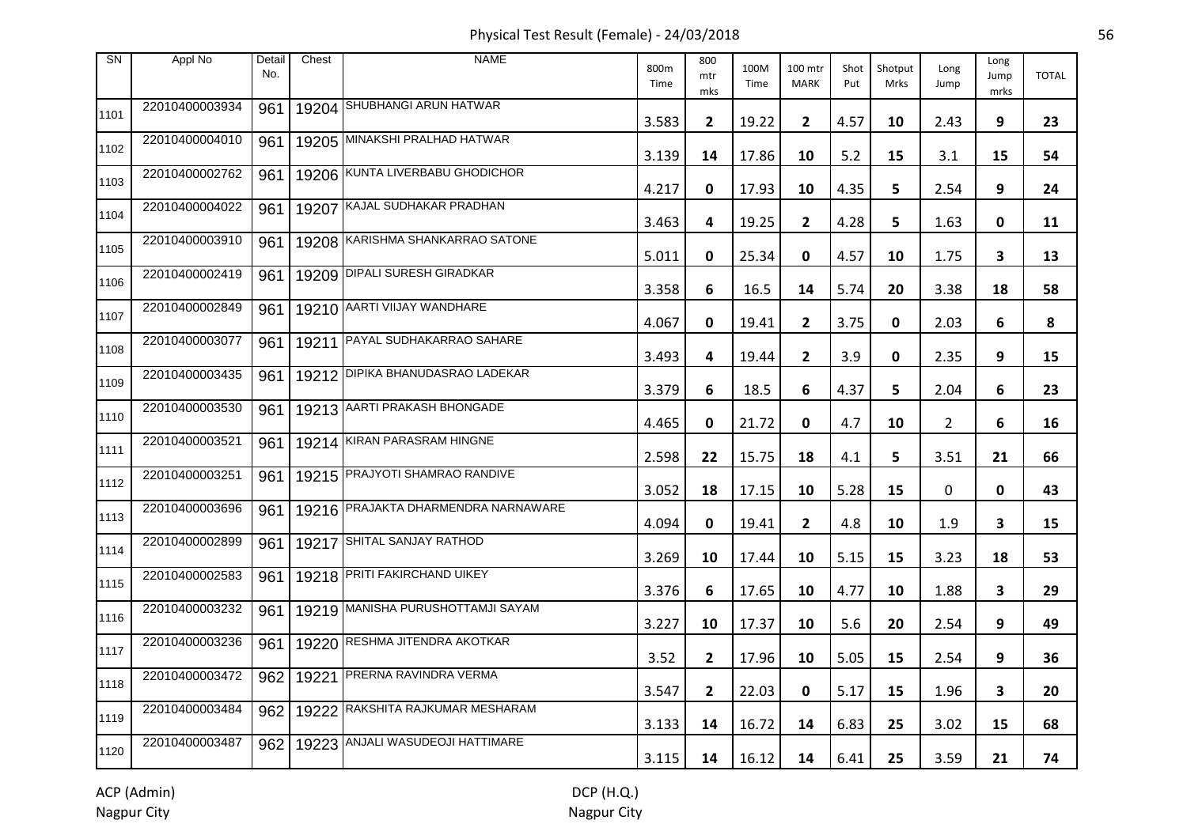# Physical Test Result (Female) - 24/03/2018

| SN | Appl No | Detail No. | Chest | NAME | 800m Time | 800 mtr mks | 100M Time | 100 mtr MARK | Shot Put | Shotput Mrks | Long Jump | Long Jump mrks | TOTAL |
|---|---|---|---|---|---|---|---|---|---|---|---|---|---|
| 1101 | 22010400003934 | 961 | 19204 | SHUBHANGI ARUN HATWAR | 3.583 | **2** | 19.22 | **2** | 4.57 | **10** | 2.43 | **9** | **23** |
| 1102 | 22010400004010 | 961 | 19205 | MINAKSHI PRALHAD HATWAR | 3.139 | **14** | 17.86 | **10** | 5.2 | **15** | 3.1 | **15** | **54** |
| 1103 | 22010400002762 | 961 | 19206 | KUNTA LIVERBABU GHODICHOR | 4.217 | **0** | 17.93 | **10** | 4.35 | **5** | 2.54 | **9** | **24** |
| 1104 | 22010400004022 | 961 | 19207 | KAJAL SUDHAKAR PRADHAN | 3.463 | **4** | 19.25 | **2** | 4.28 | **5** | 1.63 | **0** | **11** |
| 1105 | 22010400003910 | 961 | 19208 | KARISHMA SHANKARRAO SATONE | 5.011 | **0** | 25.34 | **0** | 4.57 | **10** | 1.75 | **3** | **13** |
| 1106 | 22010400002419 | 961 | 19209 | DIPALI SURESH GIRADKAR | 3.358 | **6** | 16.5 | **14** | 5.74 | **20** | 3.38 | **18** | **58** |
| 1107 | 22010400002849 | 961 | 19210 | AARTI VIIJAY WANDHARE | 4.067 | **0** | 19.41 | **2** | 3.75 | **0** | 2.03 | **6** | **8** |
| 1108 | 22010400003077 | 961 | 19211 | PAYAL SUDHAKARRAO SAHARE | 3.493 | **4** | 19.44 | **2** | 3.9 | **0** | 2.35 | **9** | **15** |
| 1109 | 22010400003435 | 961 | 19212 | DIPIKA BHANUDASRAO LADEKAR | 3.379 | **6** | 18.5 | **6** | 4.37 | **5** | 2.04 | **6** | **23** |
| 1110 | 22010400003530 | 961 | 19213 | AARTI PRAKASH BHONGADE | 4.465 | **0** | 21.72 | **0** | 4.7 | **10** | 2 | **6** | **16** |
| 1111 | 22010400003521 | 961 | 19214 | KIRAN PARASRAM HINGNE | 2.598 | **22** | 15.75 | **18** | 4.1 | **5** | 3.51 | **21** | **66** |
| 1112 | 22010400003251 | 961 | 19215 | PRAJYOTI SHAMRAO RANDIVE | 3.052 | **18** | 17.15 | **10** | 5.28 | **15** | 0 | **0** | **43** |
| 1113 | 22010400003696 | 961 | 19216 | PRAJAKTA DHARMENDRA NARNAWARE | 4.094 | **0** | 19.41 | **2** | 4.8 | **10** | 1.9 | **3** | **15** |
| 1114 | 22010400002899 | 961 | 19217 | SHITAL SANJAY RATHOD | 3.269 | **10** | 17.44 | **10** | 5.15 | **15** | 3.23 | **18** | **53** |
| 1115 | 22010400002583 | 961 | 19218 | PRITI FAKIRCHAND UIKEY | 3.376 | **6** | 17.65 | **10** | 4.77 | **10** | 1.88 | **3** | **29** |
| 1116 | 22010400003232 | 961 | 19219 | MANISHA PURUSHOTTAMJI SAYAM | 3.227 | **10** | 17.37 | **10** | 5.6 | **20** | 2.54 | **9** | **49** |
| 1117 | 22010400003236 | 961 | 19220 | RESHMA JITENDRA AKOTKAR | 3.52 | **2** | 17.96 | **10** | 5.05 | **15** | 2.54 | **9** | **36** |
| 1118 | 22010400003472 | 962 | 19221 | PRERNA RAVINDRA VERMA | 3.547 | **2** | 22.03 | **0** | 5.17 | **15** | 1.96 | **3** | **20** |
| 1119 | 22010400003484 | 962 | 19222 | RAKSHITA RAJKUMAR MESHARAM | 3.133 | **14** | 16.72 | **14** | 6.83 | **25** | 3.02 | **15** | **68** |
| 1120 | 22010400003487 | 962 | 19223 | ANJALI WASUDEOJI HATTIMARE | 3.115 | **14** | 16.12 | **14** | 6.41 | **25** | 3.59 | **21** | **74** |

ACP (Admin)
Nagpur City

DCP (H.Q.)
Nagpur City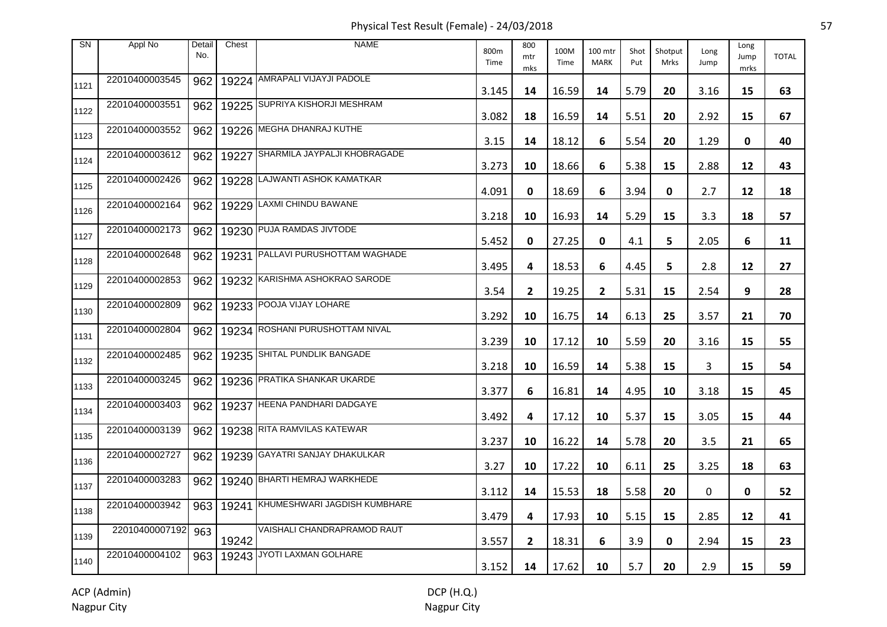# Physical Test Result (Female) - 24/03/2018

| SN | Appl No | Detail No. | Chest | NAME | 800m Time | 800 mtr mks | 100M Time | 100 mtr MARK | Shot Put | Shotput Mrks | Long Jump | Long Jump mrks | TOTAL |
|---|---|---|---|---|---|---|---|---|---|---|---|---|---|
| 1121 | 22010400003545 | 962 | 19224 | AMRAPALI VIJAYJI PADOLE | 3.145 | 14 | 16.59 | 14 | 5.79 | 20 | 3.16 | 15 | 63 |
| 1122 | 22010400003551 | 962 | 19225 | SUPRIYA KISHORJI MESHRAM | 3.082 | 18 | 16.59 | 14 | 5.51 | 20 | 2.92 | 15 | 67 |
| 1123 | 22010400003552 | 962 | 19226 | MEGHA DHANRAJ KUTHE | 3.15 | 14 | 18.12 | 6 | 5.54 | 20 | 1.29 | 0 | 40 |
| 1124 | 22010400003612 | 962 | 19227 | SHARMILA JAYPALJI KHOBRAGADE | 3.273 | 10 | 18.66 | 6 | 5.38 | 15 | 2.88 | 12 | 43 |
| 1125 | 22010400002426 | 962 | 19228 | LAJWANTI ASHOK KAMATKAR | 4.091 | 0 | 18.69 | 6 | 3.94 | 0 | 2.7 | 12 | 18 |
| 1126 | 22010400002164 | 962 | 19229 | LAXMI CHINDU BAWANE | 3.218 | 10 | 16.93 | 14 | 5.29 | 15 | 3.3 | 18 | 57 |
| 1127 | 22010400002173 | 962 | 19230 | PUJA RAMDAS JIVTODE | 5.452 | 0 | 27.25 | 0 | 4.1 | 5 | 2.05 | 6 | 11 |
| 1128 | 22010400002648 | 962 | 19231 | PALLAVI PURUSHOTTAM WAGHADE | 3.495 | 4 | 18.53 | 6 | 4.45 | 5 | 2.8 | 12 | 27 |
| 1129 | 22010400002853 | 962 | 19232 | KARISHMA ASHOKRAO SARODE | 3.54 | 2 | 19.25 | 2 | 5.31 | 15 | 2.54 | 9 | 28 |
| 1130 | 22010400002809 | 962 | 19233 | POOJA VIJAY LOHARE | 3.292 | 10 | 16.75 | 14 | 6.13 | 25 | 3.57 | 21 | 70 |
| 1131 | 22010400002804 | 962 | 19234 | ROSHANI PURUSHOTTAM NIVAL | 3.239 | 10 | 17.12 | 10 | 5.59 | 20 | 3.16 | 15 | 55 |
| 1132 | 22010400002485 | 962 | 19235 | SHITAL PUNDLIK BANGADE | 3.218 | 10 | 16.59 | 14 | 5.38 | 15 | 3 | 15 | 54 |
| 1133 | 22010400003245 | 962 | 19236 | PRATIKA SHANKAR UKARDE | 3.377 | 6 | 16.81 | 14 | 4.95 | 10 | 3.18 | 15 | 45 |
| 1134 | 22010400003403 | 962 | 19237 | HEENA PANDHARI DADGAYE | 3.492 | 4 | 17.12 | 10 | 5.37 | 15 | 3.05 | 15 | 44 |
| 1135 | 22010400003139 | 962 | 19238 | RITA RAMVILAS KATEWAR | 3.237 | 10 | 16.22 | 14 | 5.78 | 20 | 3.5 | 21 | 65 |
| 1136 | 22010400002727 | 962 | 19239 | GAYATRI SANJAY DHAKULKAR | 3.27 | 10 | 17.22 | 10 | 6.11 | 25 | 3.25 | 18 | 63 |
| 1137 | 22010400003283 | 962 | 19240 | BHARTI HEMRAJ WARKHEDE | 3.112 | 14 | 15.53 | 18 | 5.58 | 20 | 0 | 0 | 52 |
| 1138 | 22010400003942 | 963 | 19241 | KHUMESHWARI JAGDISH KUMBHARE | 3.479 | 4 | 17.93 | 10 | 5.15 | 15 | 2.85 | 12 | 41 |
| 1139 | 22010400007192 | 963 | 19242 | VAISHALI CHANDRAPRAMOD RAUT | 3.557 | 2 | 18.31 | 6 | 3.9 | 0 | 2.94 | 15 | 23 |
| 1140 | 22010400004102 | 963 | 19243 | JYOTI LAXMAN GOLHARE | 3.152 | 14 | 17.62 | 10 | 5.7 | 20 | 2.9 | 15 | 59 |

ACP (Admin)
Nagpur City

DCP (H.Q.)
Nagpur City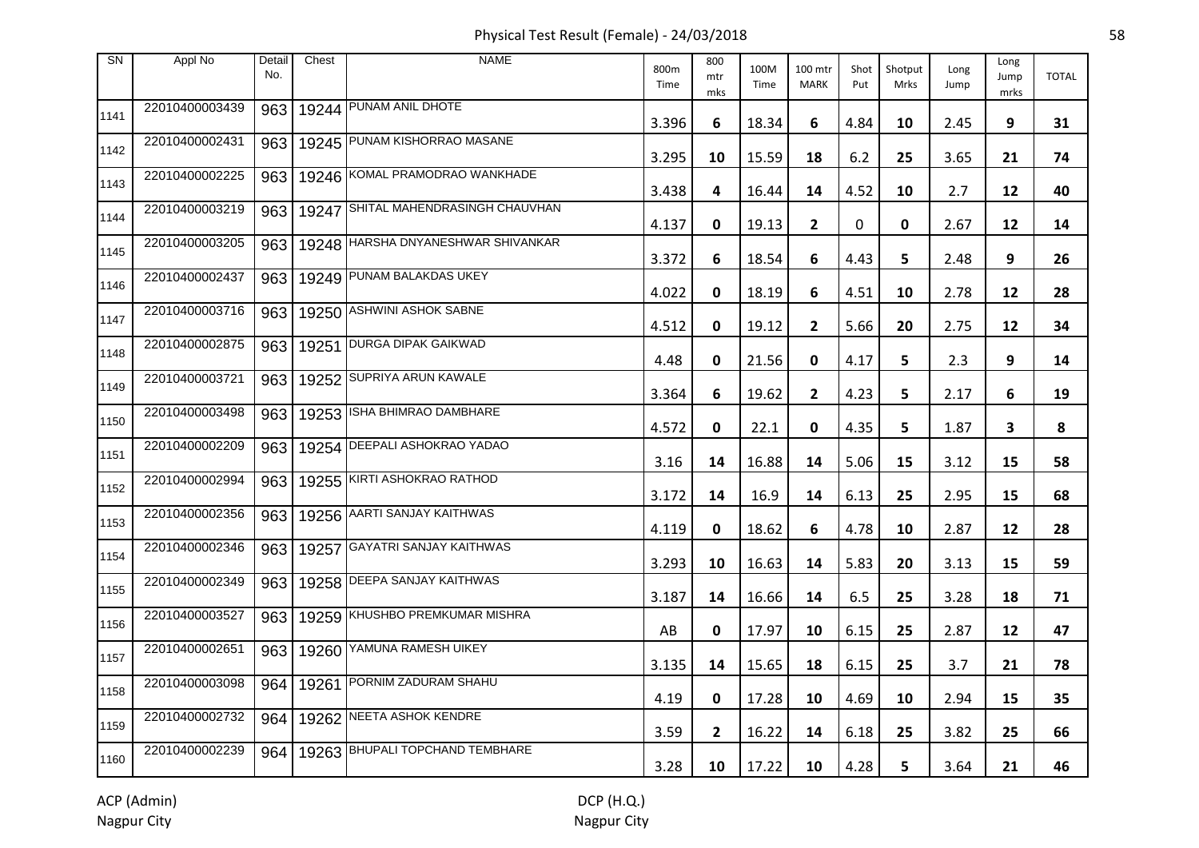# Physical Test Result (Female) - 24/03/2018

| SN | Appl No | Detail No. | Chest | NAME | 800m Time | 800 mtr mks | 100M Time | 100 mtr MARK | Shot Put | Shotput Mrks | Long Jump | Long Jump mrks | TOTAL |
|---|---|---|---|---|---|---|---|---|---|---|---|---|---|
| 1141 | 22010400003439 | 963 | 19244 | PUNAM ANIL DHOTE | 3.396 | 6 | 18.34 | 6 | 4.84 | 10 | 2.45 | 9 | 31 |
| 1142 | 22010400002431 | 963 | 19245 | PUNAM KISHORRAO MASANE | 3.295 | 10 | 15.59 | 18 | 6.2 | 25 | 3.65 | 21 | 74 |
| 1143 | 22010400002225 | 963 | 19246 | KOMAL PRAMODRAO WANKHADE | 3.438 | 4 | 16.44 | 14 | 4.52 | 10 | 2.7 | 12 | 40 |
| 1144 | 22010400003219 | 963 | 19247 | SHITAL MAHENDRASINGH CHAUVHAN | 4.137 | 0 | 19.13 | 2 | 0 | 0 | 2.67 | 12 | 14 |
| 1145 | 22010400003205 | 963 | 19248 | HARSHA DNYANESHWAR SHIVANKAR | 3.372 | 6 | 18.54 | 6 | 4.43 | 5 | 2.48 | 9 | 26 |
| 1146 | 22010400002437 | 963 | 19249 | PUNAM BALAKDAS UKEY | 4.022 | 0 | 18.19 | 6 | 4.51 | 10 | 2.78 | 12 | 28 |
| 1147 | 22010400003716 | 963 | 19250 | ASHWINI ASHOK SABNE | 4.512 | 0 | 19.12 | 2 | 5.66 | 20 | 2.75 | 12 | 34 |
| 1148 | 22010400002875 | 963 | 19251 | DURGA DIPAK GAIKWAD | 4.48 | 0 | 21.56 | 0 | 4.17 | 5 | 2.3 | 9 | 14 |
| 1149 | 22010400003721 | 963 | 19252 | SUPRIYA ARUN KAWALE | 3.364 | 6 | 19.62 | 2 | 4.23 | 5 | 2.17 | 6 | 19 |
| 1150 | 22010400003498 | 963 | 19253 | ISHA BHIMRAO DAMBHARE | 4.572 | 0 | 22.1 | 0 | 4.35 | 5 | 1.87 | 3 | 8 |
| 1151 | 22010400002209 | 963 | 19254 | DEEPALI ASHOKRAO YADAO | 3.16 | 14 | 16.88 | 14 | 5.06 | 15 | 3.12 | 15 | 58 |
| 1152 | 22010400002994 | 963 | 19255 | KIRTI ASHOKRAO RATHOD | 3.172 | 14 | 16.9 | 14 | 6.13 | 25 | 2.95 | 15 | 68 |
| 1153 | 22010400002356 | 963 | 19256 | AARTI SANJAY KAITHWAS | 4.119 | 0 | 18.62 | 6 | 4.78 | 10 | 2.87 | 12 | 28 |
| 1154 | 22010400002346 | 963 | 19257 | GAYATRI SANJAY KAITHWAS | 3.293 | 10 | 16.63 | 14 | 5.83 | 20 | 3.13 | 15 | 59 |
| 1155 | 22010400002349 | 963 | 19258 | DEEPA SANJAY KAITHWAS | 3.187 | 14 | 16.66 | 14 | 6.5 | 25 | 3.28 | 18 | 71 |
| 1156 | 22010400003527 | 963 | 19259 | KHUSHBO PREMKUMAR MISHRA | AB | 0 | 17.97 | 10 | 6.15 | 25 | 2.87 | 12 | 47 |
| 1157 | 22010400002651 | 963 | 19260 | YAMUNA RAMESH UIKEY | 3.135 | 14 | 15.65 | 18 | 6.15 | 25 | 3.7 | 21 | 78 |
| 1158 | 22010400003098 | 964 | 19261 | PORNIM ZADURAM SHAHU | 4.19 | 0 | 17.28 | 10 | 4.69 | 10 | 2.94 | 15 | 35 |
| 1159 | 22010400002732 | 964 | 19262 | NEETA ASHOK KENDRE | 3.59 | 2 | 16.22 | 14 | 6.18 | 25 | 3.82 | 25 | 66 |
| 1160 | 22010400002239 | 964 | 19263 | BHUPALI TOPCHAND TEMBHARE | 3.28 | 10 | 17.22 | 10 | 4.28 | 5 | 3.64 | 21 | 46 |

ACP (Admin)
Nagpur City

DCP (H.Q.)
Nagpur City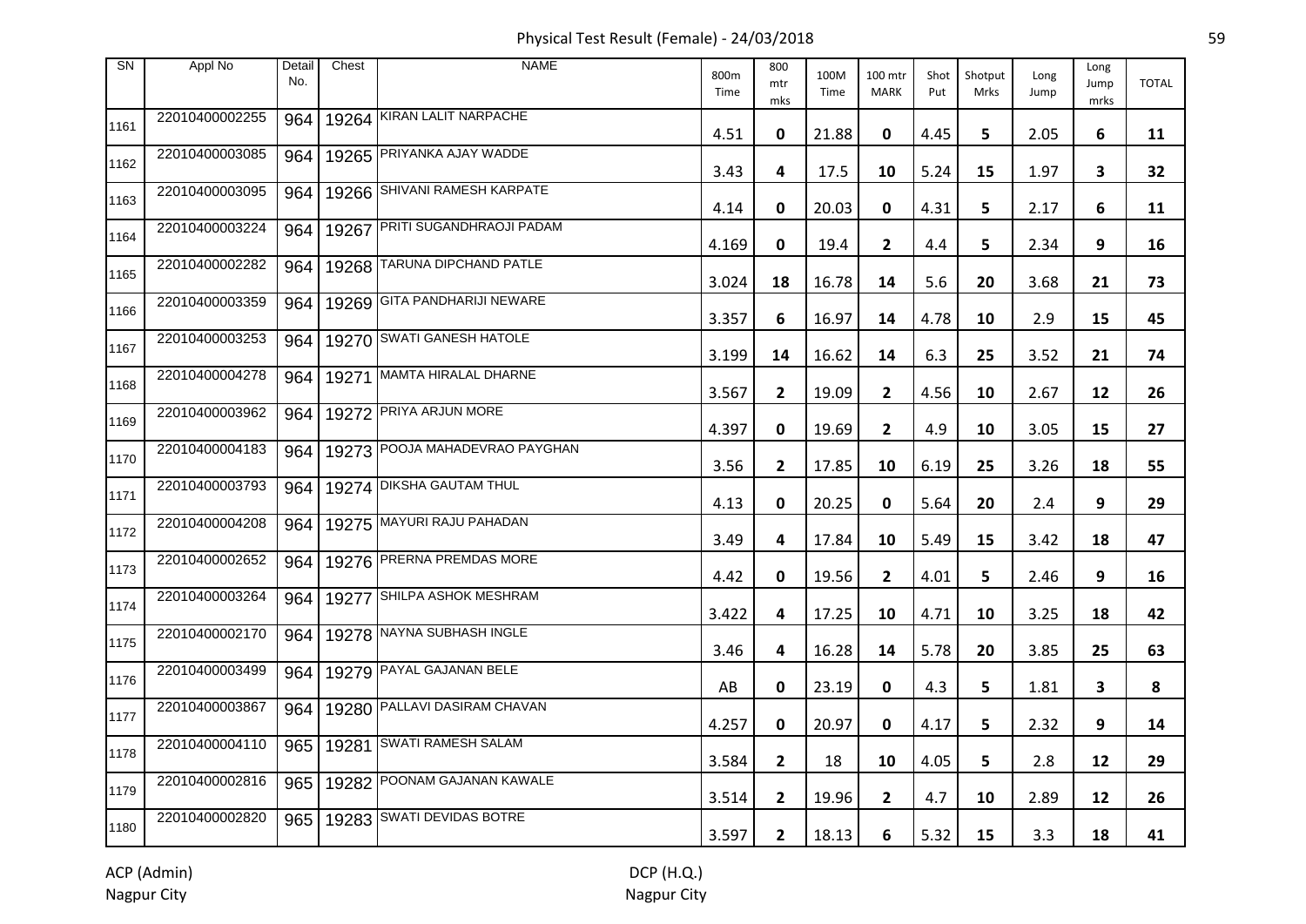# Physical Test Result (Female) - 24/03/2018

| SN | Appl No | Detail No. | Chest | NAME | 800m Time | 800 mtr mks | 100M Time | 100 mtr MARK | Shot Put | Shotput Mrks | Long Jump | Long Jump mrks | TOTAL |
|---|---|---|---|---|---|---|---|---|---|---|---|---|---|
| 1161 | 22010400002255 | 964 | 19264 | KIRAN LALIT NARPACHE | 4.51 | 0 | 21.88 | 0 | 4.45 | 5 | 2.05 | 6 | 11 |
| 1162 | 22010400003085 | 964 | 19265 | PRIYANKA AJAY WADDE | 3.43 | 4 | 17.5 | 10 | 5.24 | 15 | 1.97 | 3 | 32 |
| 1163 | 22010400003095 | 964 | 19266 | SHIVANI RAMESH KARPATE | 4.14 | 0 | 20.03 | 0 | 4.31 | 5 | 2.17 | 6 | 11 |
| 1164 | 22010400003224 | 964 | 19267 | PRITI SUGANDHRAOJI PADAM | 4.169 | 0 | 19.4 | 2 | 4.4 | 5 | 2.34 | 9 | 16 |
| 1165 | 22010400002282 | 964 | 19268 | TARUNA DIPCHAND PATLE | 3.024 | 18 | 16.78 | 14 | 5.6 | 20 | 3.68 | 21 | 73 |
| 1166 | 22010400003359 | 964 | 19269 | GITA PANDHARIJI NEWARE | 3.357 | 6 | 16.97 | 14 | 4.78 | 10 | 2.9 | 15 | 45 |
| 1167 | 22010400003253 | 964 | 19270 | SWATI GANESH HATOLE | 3.199 | 14 | 16.62 | 14 | 6.3 | 25 | 3.52 | 21 | 74 |
| 1168 | 22010400004278 | 964 | 19271 | MAMTA HIRALAL DHARNE | 3.567 | 2 | 19.09 | 2 | 4.56 | 10 | 2.67 | 12 | 26 |
| 1169 | 22010400003962 | 964 | 19272 | PRIYA ARJUN MORE | 4.397 | 0 | 19.69 | 2 | 4.9 | 10 | 3.05 | 15 | 27 |
| 1170 | 22010400004183 | 964 | 19273 | POOJA MAHADEVRAO PAYGHAN | 3.56 | 2 | 17.85 | 10 | 6.19 | 25 | 3.26 | 18 | 55 |
| 1171 | 22010400003793 | 964 | 19274 | DIKSHA GAUTAM THUL | 4.13 | 0 | 20.25 | 0 | 5.64 | 20 | 2.4 | 9 | 29 |
| 1172 | 22010400004208 | 964 | 19275 | MAYURI RAJU PAHADAN | 3.49 | 4 | 17.84 | 10 | 5.49 | 15 | 3.42 | 18 | 47 |
| 1173 | 22010400002652 | 964 | 19276 | PRERNA PREMDAS MORE | 4.42 | 0 | 19.56 | 2 | 4.01 | 5 | 2.46 | 9 | 16 |
| 1174 | 22010400003264 | 964 | 19277 | SHILPA ASHOK MESHRAM | 3.422 | 4 | 17.25 | 10 | 4.71 | 10 | 3.25 | 18 | 42 |
| 1175 | 22010400002170 | 964 | 19278 | NAYNA SUBHASH INGLE | 3.46 | 4 | 16.28 | 14 | 5.78 | 20 | 3.85 | 25 | 63 |
| 1176 | 22010400003499 | 964 | 19279 | PAYAL GAJANAN BELE | AB | 0 | 23.19 | 0 | 4.3 | 5 | 1.81 | 3 | 8 |
| 1177 | 22010400003867 | 964 | 19280 | PALLAVI DASIRAM CHAVAN | 4.257 | 0 | 20.97 | 0 | 4.17 | 5 | 2.32 | 9 | 14 |
| 1178 | 22010400004110 | 965 | 19281 | SWATI RAMESH SALAM | 3.584 | 2 | 18 | 10 | 4.05 | 5 | 2.8 | 12 | 29 |
| 1179 | 22010400002816 | 965 | 19282 | POONAM GAJANAN KAWALE | 3.514 | 2 | 19.96 | 2 | 4.7 | 10 | 2.89 | 12 | 26 |
| 1180 | 22010400002820 | 965 | 19283 | SWATI DEVIDAS BOTRE | 3.597 | 2 | 18.13 | 6 | 5.32 | 15 | 3.3 | 18 | 41 |

ACP (Admin)
Nagpur City

DCP (H.Q.)
Nagpur City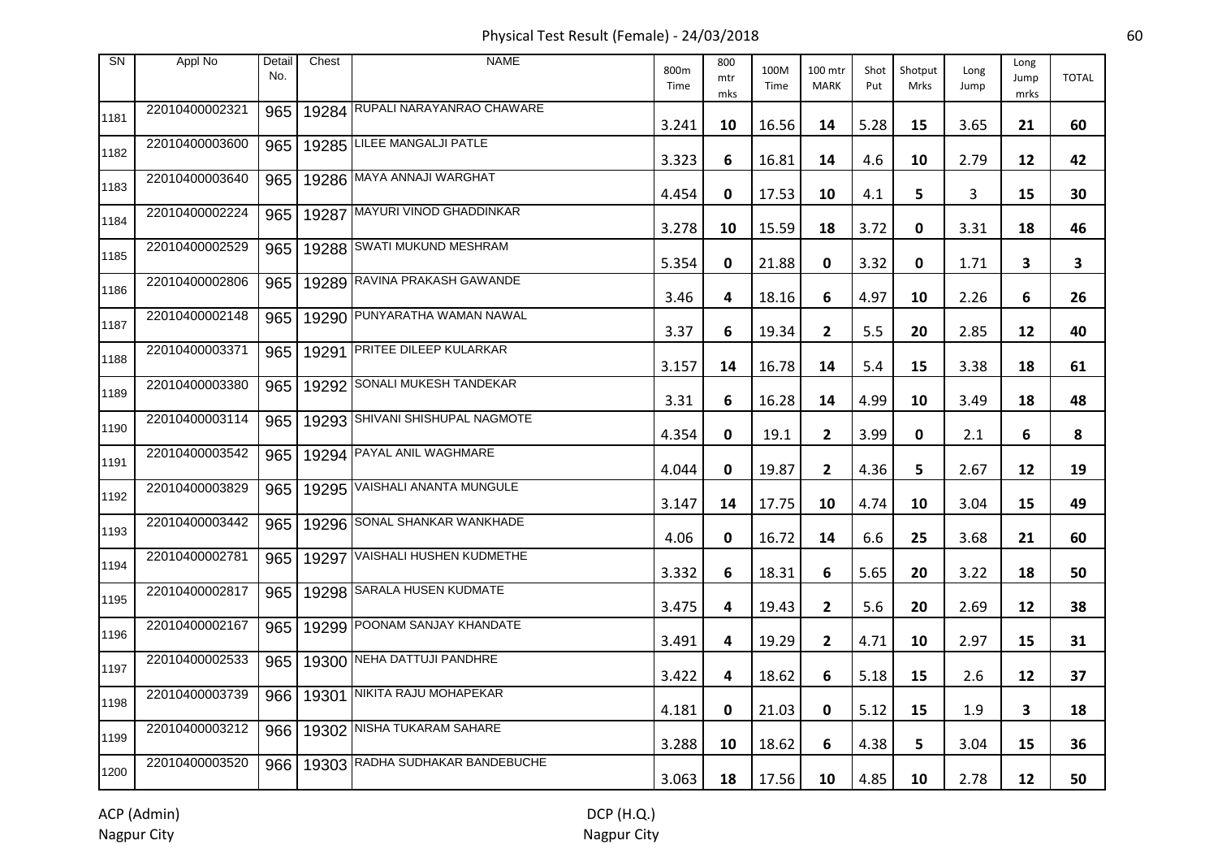# Physical Test Result (Female) - 24/03/2018

| SN | Appl No | Detail No. | Chest | NAME | 800m Time | 800 mtr mks | 100M Time | 100 mtr MARK | Shot Put | Shotput Mrks | Long Jump | Long Jump mrks | TOTAL |
|---|---|---|---|---|---|---|---|---|---|---|---|---|---|
| 1181 | 22010400002321 | 965 | 19284 | RUPALI NARAYANRAO CHAWARE | 3.241 | 10 | 16.56 | 14 | 5.28 | 15 | 3.65 | 21 | 60 |
| 1182 | 22010400003600 | 965 | 19285 | LILEE MANGALJI PATLE | 3.323 | 6 | 16.81 | 14 | 4.6 | 10 | 2.79 | 12 | 42 |
| 1183 | 22010400003640 | 965 | 19286 | MAYA ANNAJI WARGHAT | 4.454 | 0 | 17.53 | 10 | 4.1 | 5 | 3 | 15 | 30 |
| 1184 | 22010400002224 | 965 | 19287 | MAYURI VINOD GHADDINKAR | 3.278 | 10 | 15.59 | 18 | 3.72 | 0 | 3.31 | 18 | 46 |
| 1185 | 22010400002529 | 965 | 19288 | SWATI MUKUND MESHRAM | 5.354 | 0 | 21.88 | 0 | 3.32 | 0 | 1.71 | 3 | 3 |
| 1186 | 22010400002806 | 965 | 19289 | RAVINA PRAKASH GAWANDE | 3.46 | 4 | 18.16 | 6 | 4.97 | 10 | 2.26 | 6 | 26 |
| 1187 | 22010400002148 | 965 | 19290 | PUNYARATHA WAMAN NAWAL | 3.37 | 6 | 19.34 | 2 | 5.5 | 20 | 2.85 | 12 | 40 |
| 1188 | 22010400003371 | 965 | 19291 | PRITEE DILEEP KULARKAR | 3.157 | 14 | 16.78 | 14 | 5.4 | 15 | 3.38 | 18 | 61 |
| 1189 | 22010400003380 | 965 | 19292 | SONALI MUKESH TANDEKAR | 3.31 | 6 | 16.28 | 14 | 4.99 | 10 | 3.49 | 18 | 48 |
| 1190 | 22010400003114 | 965 | 19293 | SHIVANI SHISHUPAL NAGMOTE | 4.354 | 0 | 19.1 | 2 | 3.99 | 0 | 2.1 | 6 | 8 |
| 1191 | 22010400003542 | 965 | 19294 | PAYAL ANIL WAGHMARE | 4.044 | 0 | 19.87 | 2 | 4.36 | 5 | 2.67 | 12 | 19 |
| 1192 | 22010400003829 | 965 | 19295 | VAISHALI ANANTA MUNGULE | 3.147 | 14 | 17.75 | 10 | 4.74 | 10 | 3.04 | 15 | 49 |
| 1193 | 22010400003442 | 965 | 19296 | SONAL SHANKAR WANKHADE | 4.06 | 0 | 16.72 | 14 | 6.6 | 25 | 3.68 | 21 | 60 |
| 1194 | 22010400002781 | 965 | 19297 | VAISHALI HUSHEN KUDMETHE | 3.332 | 6 | 18.31 | 6 | 5.65 | 20 | 3.22 | 18 | 50 |
| 1195 | 22010400002817 | 965 | 19298 | SARALA HUSEN KUDMATE | 3.475 | 4 | 19.43 | 2 | 5.6 | 20 | 2.69 | 12 | 38 |
| 1196 | 22010400002167 | 965 | 19299 | POONAM SANJAY KHANDATE | 3.491 | 4 | 19.29 | 2 | 4.71 | 10 | 2.97 | 15 | 31 |
| 1197 | 22010400002533 | 965 | 19300 | NEHA DATTUJI PANDHRE | 3.422 | 4 | 18.62 | 6 | 5.18 | 15 | 2.6 | 12 | 37 |
| 1198 | 22010400003739 | 966 | 19301 | NIKITA RAJU MOHAPEKAR | 4.181 | 0 | 21.03 | 0 | 5.12 | 15 | 1.9 | 3 | 18 |
| 1199 | 22010400003212 | 966 | 19302 | NISHA TUKARAM SAHARE | 3.288 | 10 | 18.62 | 6 | 4.38 | 5 | 3.04 | 15 | 36 |
| 1200 | 22010400003520 | 966 | 19303 | RADHA SUDHAKAR BANDEBUCHE | 3.063 | 18 | 17.56 | 10 | 4.85 | 10 | 2.78 | 12 | 50 |

ACP (Admin)
Nagpur City

DCP (H.Q.)
Nagpur City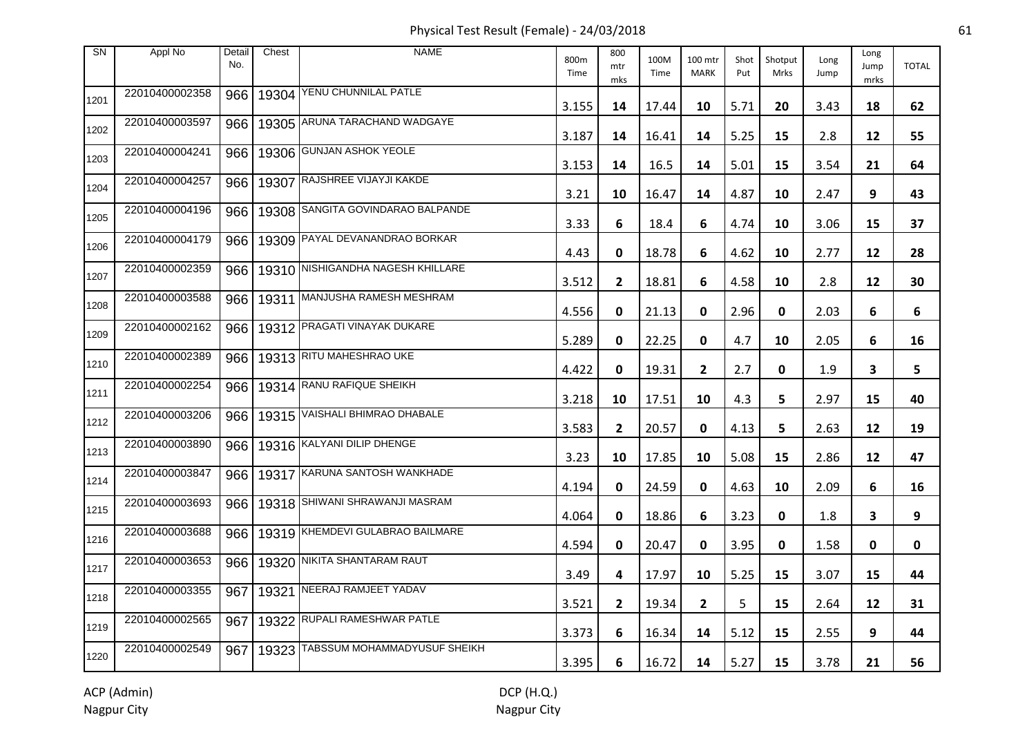# Physical Test Result (Female) - 24/03/2018

| SN | Appl No | Detail No. | Chest | NAME | 800m Time | 800 mtr mks | 100M Time | 100 mtr MARK | Shot Put | Shotput Mrks | Long Jump | Long Jump mrks | TOTAL |
|---|---|---|---|---|---|---|---|---|---|---|---|---|---|
| 1201 | 22010400002358 | 966 | 19304 | YENU CHUNNILAL PATLE | 3.155 | 14 | 17.44 | 10 | 5.71 | 20 | 3.43 | 18 | 62 |
| 1202 | 22010400003597 | 966 | 19305 | ARUNA TARACHAND WADGAYE | 3.187 | 14 | 16.41 | 14 | 5.25 | 15 | 2.8 | 12 | 55 |
| 1203 | 22010400004241 | 966 | 19306 | GUNJAN ASHOK YEOLE | 3.153 | 14 | 16.5 | 14 | 5.01 | 15 | 3.54 | 21 | 64 |
| 1204 | 22010400004257 | 966 | 19307 | RAJSHREE VIJAYJI KAKDE | 3.21 | 10 | 16.47 | 14 | 4.87 | 10 | 2.47 | 9 | 43 |
| 1205 | 22010400004196 | 966 | 19308 | SANGITA GOVINDARAO BALPANDE | 3.33 | 6 | 18.4 | 6 | 4.74 | 10 | 3.06 | 15 | 37 |
| 1206 | 22010400004179 | 966 | 19309 | PAYAL DEVANANDRAO BORKAR | 4.43 | 0 | 18.78 | 6 | 4.62 | 10 | 2.77 | 12 | 28 |
| 1207 | 22010400002359 | 966 | 19310 | NISHIGANDHA NAGESH KHILLARE | 3.512 | 2 | 18.81 | 6 | 4.58 | 10 | 2.8 | 12 | 30 |
| 1208 | 22010400003588 | 966 | 19311 | MANJUSHA RAMESH MESHRAM | 4.556 | 0 | 21.13 | 0 | 2.96 | 0 | 2.03 | 6 | 6 |
| 1209 | 22010400002162 | 966 | 19312 | PRAGATI VINAYAK DUKARE | 5.289 | 0 | 22.25 | 0 | 4.7 | 10 | 2.05 | 6 | 16 |
| 1210 | 22010400002389 | 966 | 19313 | RITU MAHESHRAO UKE | 4.422 | 0 | 19.31 | 2 | 2.7 | 0 | 1.9 | 3 | 5 |
| 1211 | 22010400002254 | 966 | 19314 | RANU RAFIQUE SHEIKH | 3.218 | 10 | 17.51 | 10 | 4.3 | 5 | 2.97 | 15 | 40 |
| 1212 | 22010400003206 | 966 | 19315 | VAISHALI BHIMRAO DHABALE | 3.583 | 2 | 20.57 | 0 | 4.13 | 5 | 2.63 | 12 | 19 |
| 1213 | 22010400003890 | 966 | 19316 | KALYANI DILIP DHENGE | 3.23 | 10 | 17.85 | 10 | 5.08 | 15 | 2.86 | 12 | 47 |
| 1214 | 22010400003847 | 966 | 19317 | KARUNA SANTOSH WANKHADE | 4.194 | 0 | 24.59 | 0 | 4.63 | 10 | 2.09 | 6 | 16 |
| 1215 | 22010400003693 | 966 | 19318 | SHIWANI SHRAWANJI MASRAM | 4.064 | 0 | 18.86 | 6 | 3.23 | 0 | 1.8 | 3 | 9 |
| 1216 | 22010400003688 | 966 | 19319 | KHEMDEVI GULABRAO BAILMARE | 4.594 | 0 | 20.47 | 0 | 3.95 | 0 | 1.58 | 0 | 0 |
| 1217 | 22010400003653 | 966 | 19320 | NIKITA SHANTARAM RAUT | 3.49 | 4 | 17.97 | 10 | 5.25 | 15 | 3.07 | 15 | 44 |
| 1218 | 22010400003355 | 967 | 19321 | NEERAJ RAMJEET YADAV | 3.521 | 2 | 19.34 | 2 | 5 | 15 | 2.64 | 12 | 31 |
| 1219 | 22010400002565 | 967 | 19322 | RUPALI RAMESHWAR PATLE | 3.373 | 6 | 16.34 | 14 | 5.12 | 15 | 2.55 | 9 | 44 |
| 1220 | 22010400002549 | 967 | 19323 | TABSSUM MOHAMMADYUSUF SHEIKH | 3.395 | 6 | 16.72 | 14 | 5.27 | 15 | 3.78 | 21 | 56 |

ACP (Admin)
Nagpur City

DCP (H.Q.)
Nagpur City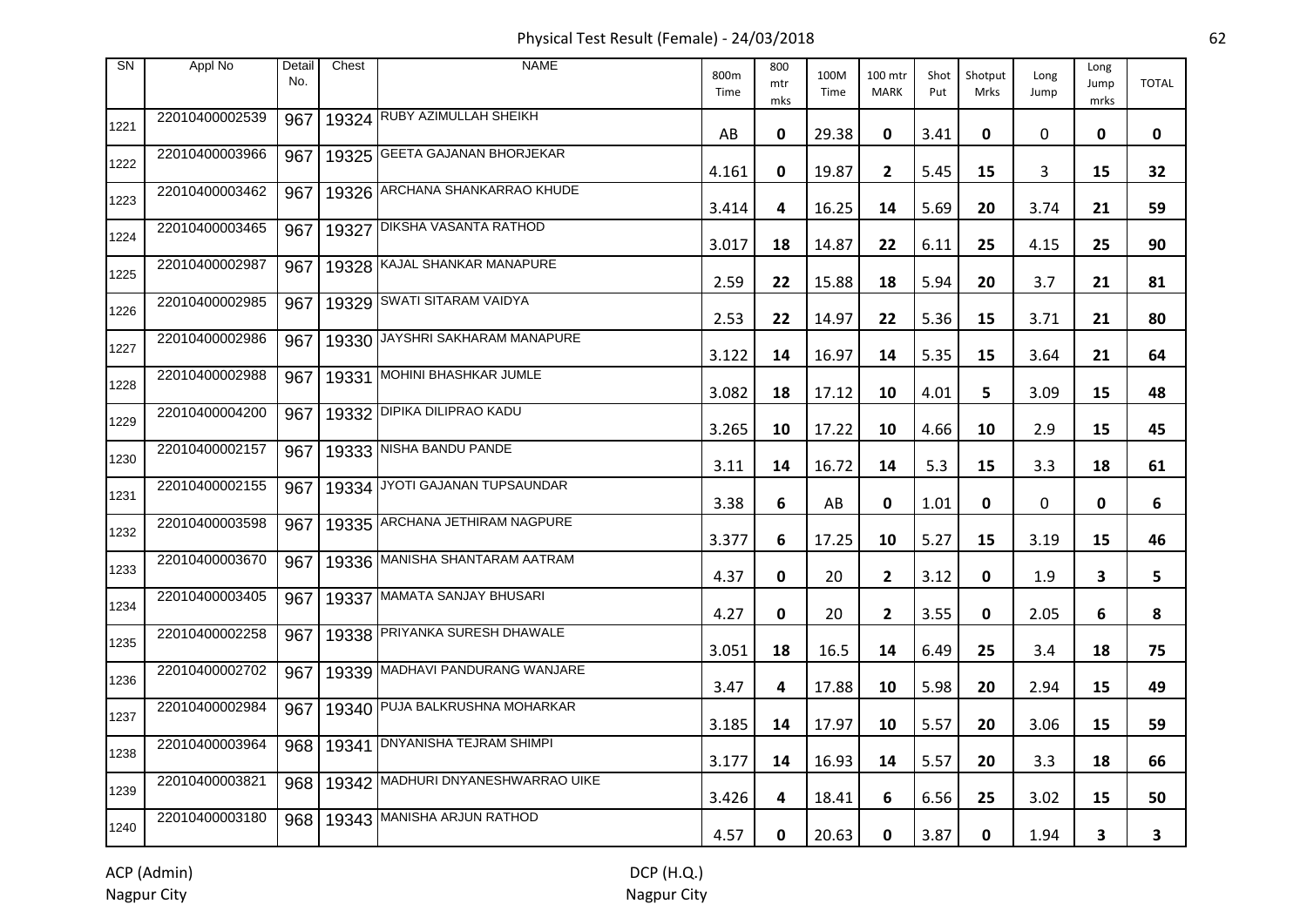# Physical Test Result (Female) - 24/03/2018

| SN | Appl No | Detail No. | Chest | NAME | 800m Time | 800 mtr mks | 100M Time | 100 mtr MARK | Shot Put | Shotput Mrks | Long Jump | Long Jump mrks | TOTAL |
|---|---|---|---|---|---|---|---|---|---|---|---|---|---|
| 1221 | 22010400002539 | 967 | 19324 | RUBY AZIMULLAH SHEIKH | AB | 0 | 29.38 | 0 | 3.41 | 0 | 0 | 0 | 0 |
| 1222 | 22010400003966 | 967 | 19325 | GEETA GAJANAN BHORJEKAR | 4.161 | 0 | 19.87 | 2 | 5.45 | 15 | 3 | 15 | 32 |
| 1223 | 22010400003462 | 967 | 19326 | ARCHANA SHANKARRAO KHUDE | 3.414 | 4 | 16.25 | 14 | 5.69 | 20 | 3.74 | 21 | 59 |
| 1224 | 22010400003465 | 967 | 19327 | DIKSHA VASANTA RATHOD | 3.017 | 18 | 14.87 | 22 | 6.11 | 25 | 4.15 | 25 | 90 |
| 1225 | 22010400002987 | 967 | 19328 | KAJAL SHANKAR MANAPURE | 2.59 | 22 | 15.88 | 18 | 5.94 | 20 | 3.7 | 21 | 81 |
| 1226 | 22010400002985 | 967 | 19329 | SWATI SITARAM VAIDYA | 2.53 | 22 | 14.97 | 22 | 5.36 | 15 | 3.71 | 21 | 80 |
| 1227 | 22010400002986 | 967 | 19330 | JAYSHRI SAKHARAM MANAPURE | 3.122 | 14 | 16.97 | 14 | 5.35 | 15 | 3.64 | 21 | 64 |
| 1228 | 22010400002988 | 967 | 19331 | MOHINI BHASHKAR JUMLE | 3.082 | 18 | 17.12 | 10 | 4.01 | 5 | 3.09 | 15 | 48 |
| 1229 | 22010400004200 | 967 | 19332 | DIPIKA DILIPRAO KADU | 3.265 | 10 | 17.22 | 10 | 4.66 | 10 | 2.9 | 15 | 45 |
| 1230 | 22010400002157 | 967 | 19333 | NISHA BANDU PANDE | 3.11 | 14 | 16.72 | 14 | 5.3 | 15 | 3.3 | 18 | 61 |
| 1231 | 22010400002155 | 967 | 19334 | JYOTI GAJANAN TUPSAUNDAR | 3.38 | 6 | AB | 0 | 1.01 | 0 | 0 | 0 | 6 |
| 1232 | 22010400003598 | 967 | 19335 | ARCHANA JETHIRAM NAGPURE | 3.377 | 6 | 17.25 | 10 | 5.27 | 15 | 3.19 | 15 | 46 |
| 1233 | 22010400003670 | 967 | 19336 | MANISHA SHANTARAM AATRAM | 4.37 | 0 | 20 | 2 | 3.12 | 0 | 1.9 | 3 | 5 |
| 1234 | 22010400003405 | 967 | 19337 | MAMATA SANJAY BHUSARI | 4.27 | 0 | 20 | 2 | 3.55 | 0 | 2.05 | 6 | 8 |
| 1235 | 22010400002258 | 967 | 19338 | PRIYANKA SURESH DHAWALE | 3.051 | 18 | 16.5 | 14 | 6.49 | 25 | 3.4 | 18 | 75 |
| 1236 | 22010400002702 | 967 | 19339 | MADHAVI PANDURANG WANJARE | 3.47 | 4 | 17.88 | 10 | 5.98 | 20 | 2.94 | 15 | 49 |
| 1237 | 22010400002984 | 967 | 19340 | PUJA BALKRUSHNA MOHARKAR | 3.185 | 14 | 17.97 | 10 | 5.57 | 20 | 3.06 | 15 | 59 |
| 1238 | 22010400003964 | 968 | 19341 | DNYANISHA TEJRAM SHIMPI | 3.177 | 14 | 16.93 | 14 | 5.57 | 20 | 3.3 | 18 | 66 |
| 1239 | 22010400003821 | 968 | 19342 | MADHURI DNYANESHWARRAO UIKE | 3.426 | 4 | 18.41 | 6 | 6.56 | 25 | 3.02 | 15 | 50 |
| 1240 | 22010400003180 | 968 | 19343 | MANISHA ARJUN RATHOD | 4.57 | 0 | 20.63 | 0 | 3.87 | 0 | 1.94 | 3 | 3 |

ACP (Admin)
Nagpur City

DCP (H.Q.)
Nagpur City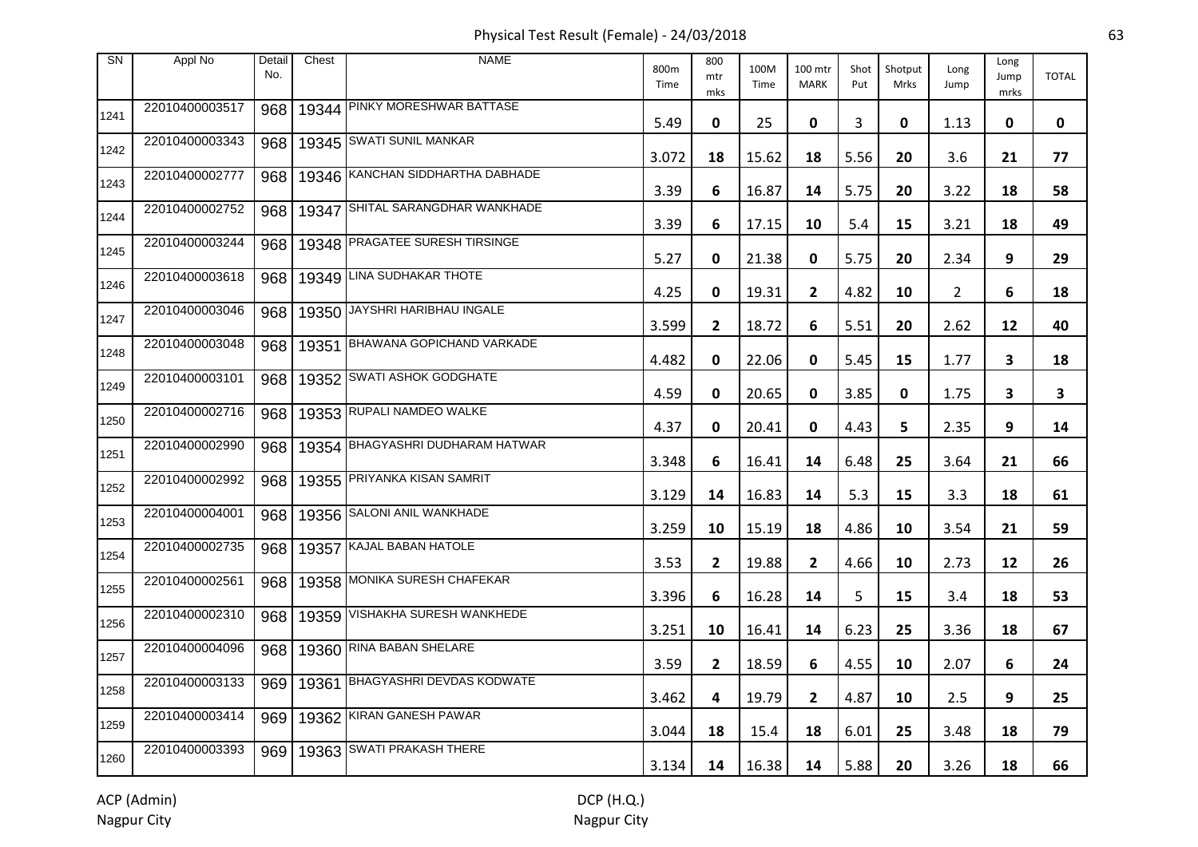Physical Test Result (Female) - 24/03/2018

| SN | Appl No | Detail No. | Chest | NAME | 800m Time | 800 mtr mks | 100M Time | 100 mtr MARK | Shot Put | Shotput Mrks | Long Jump | Long Jump mrks | TOTAL |
|---|---|---|---|---|---|---|---|---|---|---|---|---|---|
| 1241 | 22010400003517 | 968 | 19344 | PINKY MORESHWAR BATTASE | 5.49 | 0 | 25 | 0 | 3 | 0 | 1.13 | 0 | 0 |
| 1242 | 22010400003343 | 968 | 19345 | SWATI SUNIL MANKAR | 3.072 | 18 | 15.62 | 18 | 5.56 | 20 | 3.6 | 21 | 77 |
| 1243 | 22010400002777 | 968 | 19346 | KANCHAN SIDDHARTHA DABHADE | 3.39 | 6 | 16.87 | 14 | 5.75 | 20 | 3.22 | 18 | 58 |
| 1244 | 22010400002752 | 968 | 19347 | SHITAL SARANGDHAR WANKHADE | 3.39 | 6 | 17.15 | 10 | 5.4 | 15 | 3.21 | 18 | 49 |
| 1245 | 22010400003244 | 968 | 19348 | PRAGATEE SURESH TIRSINGE | 5.27 | 0 | 21.38 | 0 | 5.75 | 20 | 2.34 | 9 | 29 |
| 1246 | 22010400003618 | 968 | 19349 | LINA SUDHAKAR THOTE | 4.25 | 0 | 19.31 | 2 | 4.82 | 10 | 2 | 6 | 18 |
| 1247 | 22010400003046 | 968 | 19350 | JAYSHRI HARIBHAU INGALE | 3.599 | 2 | 18.72 | 6 | 5.51 | 20 | 2.62 | 12 | 40 |
| 1248 | 22010400003048 | 968 | 19351 | BHAWANA GOPICHAND VARKADE | 4.482 | 0 | 22.06 | 0 | 5.45 | 15 | 1.77 | 3 | 18 |
| 1249 | 22010400003101 | 968 | 19352 | SWATI ASHOK GODGHATE | 4.59 | 0 | 20.65 | 0 | 3.85 | 0 | 1.75 | 3 | 3 |
| 1250 | 22010400002716 | 968 | 19353 | RUPALI NAMDEO WALKE | 4.37 | 0 | 20.41 | 0 | 4.43 | 5 | 2.35 | 9 | 14 |
| 1251 | 22010400002990 | 968 | 19354 | BHAGYASHRI DUDHARAM HATWAR | 3.348 | 6 | 16.41 | 14 | 6.48 | 25 | 3.64 | 21 | 66 |
| 1252 | 22010400002992 | 968 | 19355 | PRIYANKA KISAN SAMRIT | 3.129 | 14 | 16.83 | 14 | 5.3 | 15 | 3.3 | 18 | 61 |
| 1253 | 22010400004001 | 968 | 19356 | SALONI ANIL WANKHADE | 3.259 | 10 | 15.19 | 18 | 4.86 | 10 | 3.54 | 21 | 59 |
| 1254 | 22010400002735 | 968 | 19357 | KAJAL BABAN HATOLE | 3.53 | 2 | 19.88 | 2 | 4.66 | 10 | 2.73 | 12 | 26 |
| 1255 | 22010400002561 | 968 | 19358 | MONIKA SURESH CHAFEKAR | 3.396 | 6 | 16.28 | 14 | 5 | 15 | 3.4 | 18 | 53 |
| 1256 | 22010400002310 | 968 | 19359 | VISHAKHA SURESH WANKHEDE | 3.251 | 10 | 16.41 | 14 | 6.23 | 25 | 3.36 | 18 | 67 |
| 1257 | 22010400004096 | 968 | 19360 | RINA BABAN SHELARE | 3.59 | 2 | 18.59 | 6 | 4.55 | 10 | 2.07 | 6 | 24 |
| 1258 | 22010400003133 | 969 | 19361 | BHAGYASHRI DEVDAS KODWATE | 3.462 | 4 | 19.79 | 2 | 4.87 | 10 | 2.5 | 9 | 25 |
| 1259 | 22010400003414 | 969 | 19362 | KIRAN GANESH PAWAR | 3.044 | 18 | 15.4 | 18 | 6.01 | 25 | 3.48 | 18 | 79 |
| 1260 | 22010400003393 | 969 | 19363 | SWATI PRAKASH THERE | 3.134 | 14 | 16.38 | 14 | 5.88 | 20 | 3.26 | 18 | 66 |

ACP (Admin)
Nagpur City

DCP (H.Q.)
Nagpur City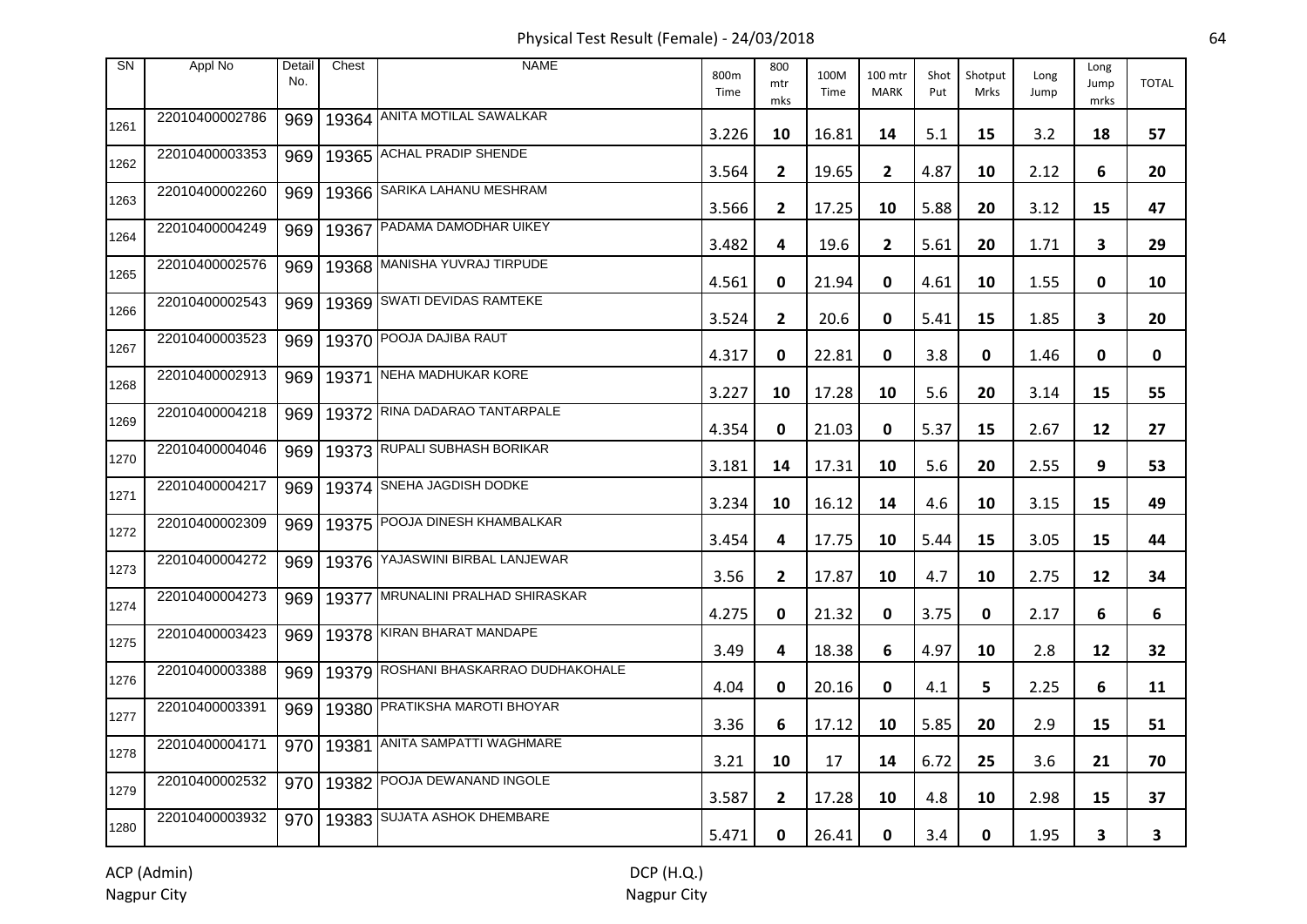# Physical Test Result (Female) - 24/03/2018

| SN | Appl No | Detail No. | Chest | NAME | 800m Time | 800 mtr mks | 100M Time | 100 mtr MARK | Shot Put | Shotput Mrks | Long Jump | Long Jump mrks | TOTAL |
|---|---|---|---|---|---|---|---|---|---|---|---|---|---|
| 1261 | 22010400002786 | 969 | 19364 | ANITA MOTILAL SAWALKAR | 3.226 | 10 | 16.81 | 14 | 5.1 | 15 | 3.2 | 18 | 57 |
| 1262 | 22010400003353 | 969 | 19365 | ACHAL PRADIP SHENDE | 3.564 | 2 | 19.65 | 2 | 4.87 | 10 | 2.12 | 6 | 20 |
| 1263 | 22010400002260 | 969 | 19366 | SARIKA LAHANU MESHRAM | 3.566 | 2 | 17.25 | 10 | 5.88 | 20 | 3.12 | 15 | 47 |
| 1264 | 22010400004249 | 969 | 19367 | PADAMA DAMODHAR UIKEY | 3.482 | 4 | 19.6 | 2 | 5.61 | 20 | 1.71 | 3 | 29 |
| 1265 | 22010400002576 | 969 | 19368 | MANISHA YUVRAJ TIRPUDE | 4.561 | 0 | 21.94 | 0 | 4.61 | 10 | 1.55 | 0 | 10 |
| 1266 | 22010400002543 | 969 | 19369 | SWATI DEVIDAS RAMTEKE | 3.524 | 2 | 20.6 | 0 | 5.41 | 15 | 1.85 | 3 | 20 |
| 1267 | 22010400003523 | 969 | 19370 | POOJA DAJIBA RAUT | 4.317 | 0 | 22.81 | 0 | 3.8 | 0 | 1.46 | 0 | 0 |
| 1268 | 22010400002913 | 969 | 19371 | NEHA MADHUKAR KORE | 3.227 | 10 | 17.28 | 10 | 5.6 | 20 | 3.14 | 15 | 55 |
| 1269 | 22010400004218 | 969 | 19372 | RINA DADARAO TANTARPALE | 4.354 | 0 | 21.03 | 0 | 5.37 | 15 | 2.67 | 12 | 27 |
| 1270 | 22010400004046 | 969 | 19373 | RUPALI SUBHASH BORIKAR | 3.181 | 14 | 17.31 | 10 | 5.6 | 20 | 2.55 | 9 | 53 |
| 1271 | 22010400004217 | 969 | 19374 | SNEHA JAGDISH DODKE | 3.234 | 10 | 16.12 | 14 | 4.6 | 10 | 3.15 | 15 | 49 |
| 1272 | 22010400002309 | 969 | 19375 | POOJA DINESH KHAMBALKAR | 3.454 | 4 | 17.75 | 10 | 5.44 | 15 | 3.05 | 15 | 44 |
| 1273 | 22010400004272 | 969 | 19376 | YAJASWINI BIRBAL LANJEWAR | 3.56 | 2 | 17.87 | 10 | 4.7 | 10 | 2.75 | 12 | 34 |
| 1274 | 22010400004273 | 969 | 19377 | MRUNALINI PRALHAD SHIRASKAR | 4.275 | 0 | 21.32 | 0 | 3.75 | 0 | 2.17 | 6 | 6 |
| 1275 | 22010400003423 | 969 | 19378 | KIRAN BHARAT MANDAPE | 3.49 | 4 | 18.38 | 6 | 4.97 | 10 | 2.8 | 12 | 32 |
| 1276 | 22010400003388 | 969 | 19379 | ROSHANI BHASKARRAO DUDHAKOHALE | 4.04 | 0 | 20.16 | 0 | 4.1 | 5 | 2.25 | 6 | 11 |
| 1277 | 22010400003391 | 969 | 19380 | PRATIKSHA MAROTI BHOYAR | 3.36 | 6 | 17.12 | 10 | 5.85 | 20 | 2.9 | 15 | 51 |
| 1278 | 22010400004171 | 970 | 19381 | ANITA SAMPATTI WAGHMARE | 3.21 | 10 | 17 | 14 | 6.72 | 25 | 3.6 | 21 | 70 |
| 1279 | 22010400002532 | 970 | 19382 | POOJA DEWANAND INGOLE | 3.587 | 2 | 17.28 | 10 | 4.8 | 10 | 2.98 | 15 | 37 |
| 1280 | 22010400003932 | 970 | 19383 | SUJATA ASHOK DHEMBARE | 5.471 | 0 | 26.41 | 0 | 3.4 | 0 | 1.95 | 3 | 3 |

ACP (Admin)
Nagpur City

DCP (H.Q.)
Nagpur City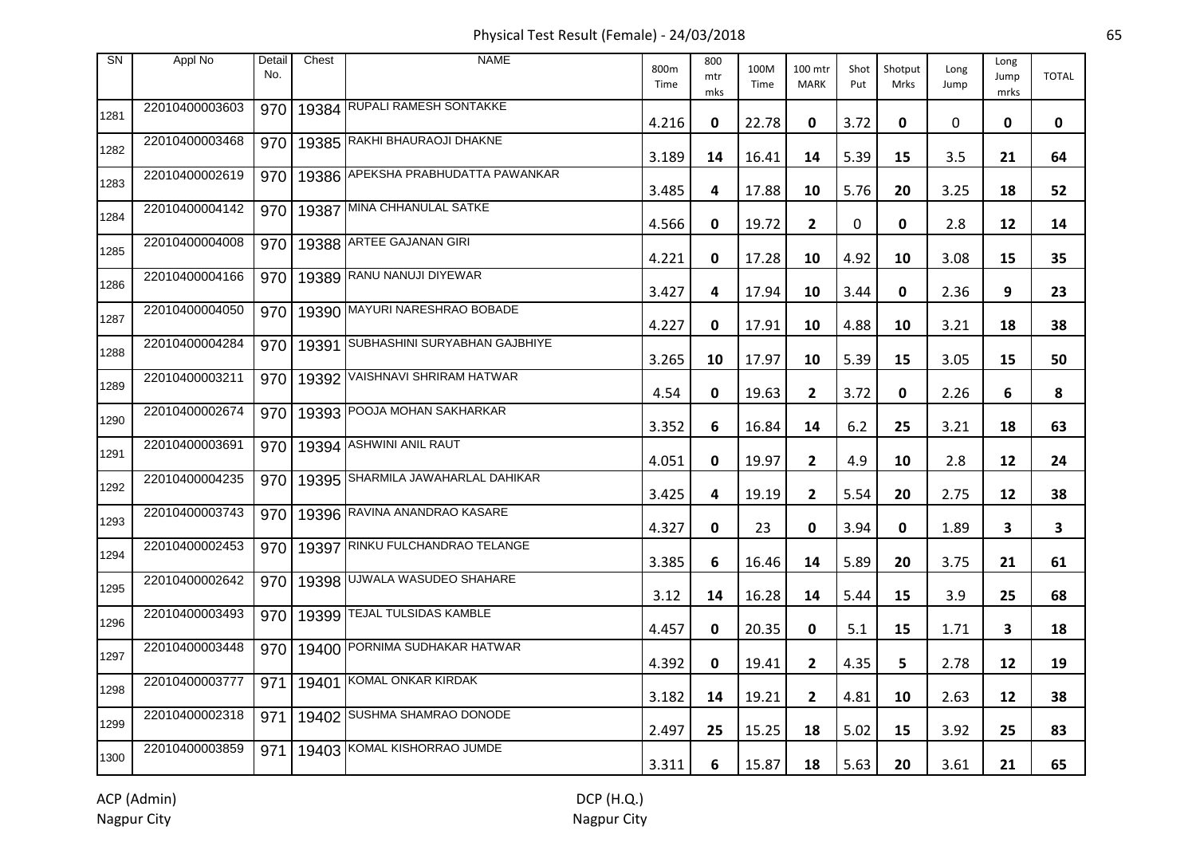# Physical Test Result (Female) - 24/03/2018

| SN | Appl No | Detail No. | Chest | NAME | 800m Time | 800 mtr mks | 100M Time | 100 mtr MARK | Shot Put | Shotput Mrks | Long Jump | Long Jump mrks | TOTAL |
|---|---|---|---|---|---|---|---|---|---|---|---|---|---|
| 1281 | 22010400003603 | 970 | 19384 | RUPALI RAMESH SONTAKKE | 4.216 | 0 | 22.78 | 0 | 3.72 | 0 | 0 | 0 | 0 |
| 1282 | 22010400003468 | 970 | 19385 | RAKHI BHAURAOJI DHAKNE | 3.189 | 14 | 16.41 | 14 | 5.39 | 15 | 3.5 | 21 | 64 |
| 1283 | 22010400002619 | 970 | 19386 | APEKSHA PRABHUDATTA PAWANKAR | 3.485 | 4 | 17.88 | 10 | 5.76 | 20 | 3.25 | 18 | 52 |
| 1284 | 22010400004142 | 970 | 19387 | MINA CHHANULAL SATKE | 4.566 | 0 | 19.72 | 2 | 0 | 0 | 2.8 | 12 | 14 |
| 1285 | 22010400004008 | 970 | 19388 | ARTEE GAJANAN GIRI | 4.221 | 0 | 17.28 | 10 | 4.92 | 10 | 3.08 | 15 | 35 |
| 1286 | 22010400004166 | 970 | 19389 | RANU NANUJI DIYEWAR | 3.427 | 4 | 17.94 | 10 | 3.44 | 0 | 2.36 | 9 | 23 |
| 1287 | 22010400004050 | 970 | 19390 | MAYURI NARESHRAO BOBADE | 4.227 | 0 | 17.91 | 10 | 4.88 | 10 | 3.21 | 18 | 38 |
| 1288 | 22010400004284 | 970 | 19391 | SUBHASHINI SURYABHAN GAJBHIYE | 3.265 | 10 | 17.97 | 10 | 5.39 | 15 | 3.05 | 15 | 50 |
| 1289 | 22010400003211 | 970 | 19392 | VAISHNAVI SHRIRAM HATWAR | 4.54 | 0 | 19.63 | 2 | 3.72 | 0 | 2.26 | 6 | 8 |
| 1290 | 22010400002674 | 970 | 19393 | POOJA MOHAN SAKHARKAR | 3.352 | 6 | 16.84 | 14 | 6.2 | 25 | 3.21 | 18 | 63 |
| 1291 | 22010400003691 | 970 | 19394 | ASHWINI ANIL RAUT | 4.051 | 0 | 19.97 | 2 | 4.9 | 10 | 2.8 | 12 | 24 |
| 1292 | 22010400004235 | 970 | 19395 | SHARMILA JAWAHARLAL DAHIKAR | 3.425 | 4 | 19.19 | 2 | 5.54 | 20 | 2.75 | 12 | 38 |
| 1293 | 22010400003743 | 970 | 19396 | RAVINA ANANDRAO KASARE | 4.327 | 0 | 23 | 0 | 3.94 | 0 | 1.89 | 3 | 3 |
| 1294 | 22010400002453 | 970 | 19397 | RINKU FULCHANDRAO TELANGE | 3.385 | 6 | 16.46 | 14 | 5.89 | 20 | 3.75 | 21 | 61 |
| 1295 | 22010400002642 | 970 | 19398 | UJWALA WASUDEO SHAHARE | 3.12 | 14 | 16.28 | 14 | 5.44 | 15 | 3.9 | 25 | 68 |
| 1296 | 22010400003493 | 970 | 19399 | TEJAL TULSIDAS KAMBLE | 4.457 | 0 | 20.35 | 0 | 5.1 | 15 | 1.71 | 3 | 18 |
| 1297 | 22010400003448 | 970 | 19400 | PORNIMA SUDHAKAR HATWAR | 4.392 | 0 | 19.41 | 2 | 4.35 | 5 | 2.78 | 12 | 19 |
| 1298 | 22010400003777 | 971 | 19401 | KOMAL ONKAR KIRDAK | 3.182 | 14 | 19.21 | 2 | 4.81 | 10 | 2.63 | 12 | 38 |
| 1299 | 22010400002318 | 971 | 19402 | SUSHMA SHAMRAO DONODE | 2.497 | 25 | 15.25 | 18 | 5.02 | 15 | 3.92 | 25 | 83 |
| 1300 | 22010400003859 | 971 | 19403 | KOMAL KISHORRAO JUMDE | 3.311 | 6 | 15.87 | 18 | 5.63 | 20 | 3.61 | 21 | 65 |

ACP (Admin)
Nagpur City

DCP (H.Q.)
Nagpur City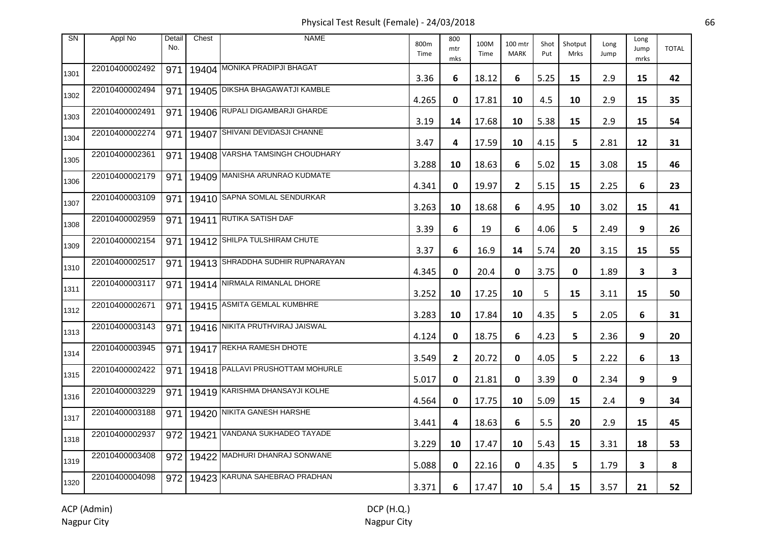# Physical Test Result (Female) - 24/03/2018

| SN | Appl No | Detail No. | Chest | NAME | 800m Time | 800 mtr mks | 100M Time | 100 mtr MARK | Shot Put | Shotput Mrks | Long Jump | Long Jump mrks | TOTAL |
|---|---|---|---|---|---|---|---|---|---|---|---|---|---|
| 1301 | 22010400002492 | 971 | 19404 | MONIKA PRADIPJI BHAGAT | 3.36 | 6 | 18.12 | 6 | 5.25 | 15 | 2.9 | 15 | 42 |
| 1302 | 22010400002494 | 971 | 19405 | DIKSHA BHAGAWATJI KAMBLE | 4.265 | 0 | 17.81 | 10 | 4.5 | 10 | 2.9 | 15 | 35 |
| 1303 | 22010400002491 | 971 | 19406 | RUPALI DIGAMBARJI GHARDE | 3.19 | 14 | 17.68 | 10 | 5.38 | 15 | 2.9 | 15 | 54 |
| 1304 | 22010400002274 | 971 | 19407 | SHIVANI DEVIDASJI CHANNE | 3.47 | 4 | 17.59 | 10 | 4.15 | 5 | 2.81 | 12 | 31 |
| 1305 | 22010400002361 | 971 | 19408 | VARSHA TAMSINGH CHOUDHARY | 3.288 | 10 | 18.63 | 6 | 5.02 | 15 | 3.08 | 15 | 46 |
| 1306 | 22010400002179 | 971 | 19409 | MANISHA ARUNRAO KUDMATE | 4.341 | 0 | 19.97 | 2 | 5.15 | 15 | 2.25 | 6 | 23 |
| 1307 | 22010400003109 | 971 | 19410 | SAPNA SOMLAL SENDURKAR | 3.263 | 10 | 18.68 | 6 | 4.95 | 10 | 3.02 | 15 | 41 |
| 1308 | 22010400002959 | 971 | 19411 | RUTIKA SATISH DAF | 3.39 | 6 | 19 | 6 | 4.06 | 5 | 2.49 | 9 | 26 |
| 1309 | 22010400002154 | 971 | 19412 | SHILPA TULSHIRAM CHUTE | 3.37 | 6 | 16.9 | 14 | 5.74 | 20 | 3.15 | 15 | 55 |
| 1310 | 22010400002517 | 971 | 19413 | SHRADDHA SUDHIR RUPNARAYAN | 4.345 | 0 | 20.4 | 0 | 3.75 | 0 | 1.89 | 3 | 3 |
| 1311 | 22010400003117 | 971 | 19414 | NIRMALA RIMANLAL DHORE | 3.252 | 10 | 17.25 | 10 | 5 | 15 | 3.11 | 15 | 50 |
| 1312 | 22010400002671 | 971 | 19415 | ASMITA GEMLAL KUMBHRE | 3.283 | 10 | 17.84 | 10 | 4.35 | 5 | 2.05 | 6 | 31 |
| 1313 | 22010400003143 | 971 | 19416 | NIKITA PRUTHVIRAJ JAISWAL | 4.124 | 0 | 18.75 | 6 | 4.23 | 5 | 2.36 | 9 | 20 |
| 1314 | 22010400003945 | 971 | 19417 | REKHA RAMESH DHOTE | 3.549 | 2 | 20.72 | 0 | 4.05 | 5 | 2.22 | 6 | 13 |
| 1315 | 22010400002422 | 971 | 19418 | PALLAVI PRUSHOTTAM MOHURLE | 5.017 | 0 | 21.81 | 0 | 3.39 | 0 | 2.34 | 9 | 9 |
| 1316 | 22010400003229 | 971 | 19419 | KARISHMA DHANSAYJI KOLHE | 4.564 | 0 | 17.75 | 10 | 5.09 | 15 | 2.4 | 9 | 34 |
| 1317 | 22010400003188 | 971 | 19420 | NIKITA GANESH HARSHE | 3.441 | 4 | 18.63 | 6 | 5.5 | 20 | 2.9 | 15 | 45 |
| 1318 | 22010400002937 | 972 | 19421 | VANDANA SUKHADEO TAYADE | 3.229 | 10 | 17.47 | 10 | 5.43 | 15 | 3.31 | 18 | 53 |
| 1319 | 22010400003408 | 972 | 19422 | MADHURI DHANRAJ SONWANE | 5.088 | 0 | 22.16 | 0 | 4.35 | 5 | 1.79 | 3 | 8 |
| 1320 | 22010400004098 | 972 | 19423 | KARUNA SAHEBRAO PRADHAN | 3.371 | 6 | 17.47 | 10 | 5.4 | 15 | 3.57 | 21 | 52 |

ACP (Admin)
Nagpur City

DCP (H.Q.)
Nagpur City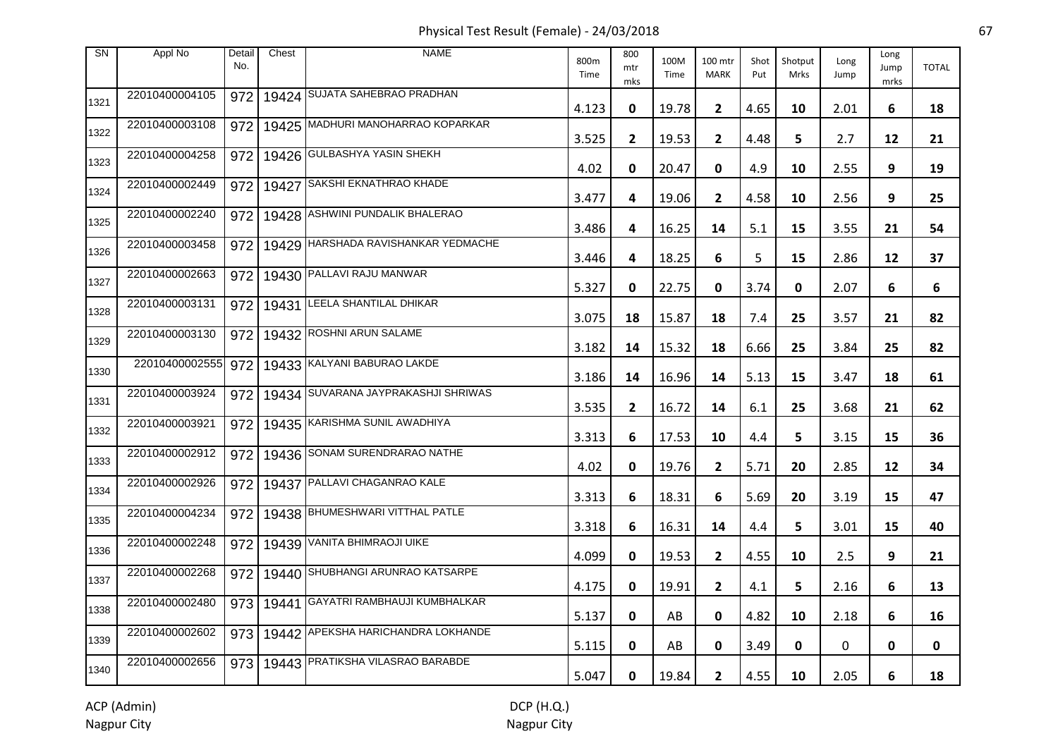# Physical Test Result (Female) - 24/03/2018

| SN | Appl No | Detail No. | Chest | NAME | 800m Time | 800 mtr mks | 100M Time | 100 mtr MARK | Shot Put | Shotput Mrks | Long Jump | Long Jump mrks | TOTAL |
|---|---|---|---|---|---|---|---|---|---|---|---|---|---|
| 1321 | 22010400004105 | 972 | 19424 | SUJATA SAHEBRAO PRADHAN | 4.123 | 0 | 19.78 | 2 | 4.65 | 10 | 2.01 | 6 | 18 |
| 1322 | 22010400003108 | 972 | 19425 | MADHURI MANOHARRAO KOPARKAR | 3.525 | 2 | 19.53 | 2 | 4.48 | 5 | 2.7 | 12 | 21 |
| 1323 | 22010400004258 | 972 | 19426 | GULBASHYA YASIN SHEKH | 4.02 | 0 | 20.47 | 0 | 4.9 | 10 | 2.55 | 9 | 19 |
| 1324 | 22010400002449 | 972 | 19427 | SAKSHI EKNATHRAO KHADE | 3.477 | 4 | 19.06 | 2 | 4.58 | 10 | 2.56 | 9 | 25 |
| 1325 | 22010400002240 | 972 | 19428 | ASHWINI PUNDALIK BHALERAO | 3.486 | 4 | 16.25 | 14 | 5.1 | 15 | 3.55 | 21 | 54 |
| 1326 | 22010400003458 | 972 | 19429 | HARSHADA RAVISHANKAR YEDMACHE | 3.446 | 4 | 18.25 | 6 | 5 | 15 | 2.86 | 12 | 37 |
| 1327 | 22010400002663 | 972 | 19430 | PALLAVI RAJU MANWAR | 5.327 | 0 | 22.75 | 0 | 3.74 | 0 | 2.07 | 6 | 6 |
| 1328 | 22010400003131 | 972 | 19431 | LEELA SHANTILAL DHIKAR | 3.075 | 18 | 15.87 | 18 | 7.4 | 25 | 3.57 | 21 | 82 |
| 1329 | 22010400003130 | 972 | 19432 | ROSHNI ARUN SALAME | 3.182 | 14 | 15.32 | 18 | 6.66 | 25 | 3.84 | 25 | 82 |
| 1330 | 22010400002555 | 972 | 19433 | KALYANI BABURAO LAKDE | 3.186 | 14 | 16.96 | 14 | 5.13 | 15 | 3.47 | 18 | 61 |
| 1331 | 22010400003924 | 972 | 19434 | SUVARANA JAYPRAKASHJI SHRIWAS | 3.535 | 2 | 16.72 | 14 | 6.1 | 25 | 3.68 | 21 | 62 |
| 1332 | 22010400003921 | 972 | 19435 | KARISHMA SUNIL AWADHIYA | 3.313 | 6 | 17.53 | 10 | 4.4 | 5 | 3.15 | 15 | 36 |
| 1333 | 22010400002912 | 972 | 19436 | SONAM SURENDRARAO NATHE | 4.02 | 0 | 19.76 | 2 | 5.71 | 20 | 2.85 | 12 | 34 |
| 1334 | 22010400002926 | 972 | 19437 | PALLAVI CHAGANRAO KALE | 3.313 | 6 | 18.31 | 6 | 5.69 | 20 | 3.19 | 15 | 47 |
| 1335 | 22010400004234 | 972 | 19438 | BHUMESHWARI VITTHAL PATLE | 3.318 | 6 | 16.31 | 14 | 4.4 | 5 | 3.01 | 15 | 40 |
| 1336 | 22010400002248 | 972 | 19439 | VANITA BHIMRAOJI UIKE | 4.099 | 0 | 19.53 | 2 | 4.55 | 10 | 2.5 | 9 | 21 |
| 1337 | 22010400002268 | 972 | 19440 | SHUBHANGI ARUNRAO KATSARPE | 4.175 | 0 | 19.91 | 2 | 4.1 | 5 | 2.16 | 6 | 13 |
| 1338 | 22010400002480 | 973 | 19441 | GAYATRI RAMBHAUJI KUMBHALKAR | 5.137 | 0 | AB | 0 | 4.82 | 10 | 2.18 | 6 | 16 |
| 1339 | 22010400002602 | 973 | 19442 | APEKSHA HARICHANDRA LOKHANDE | 5.115 | 0 | AB | 0 | 3.49 | 0 | 0 | 0 | 0 |
| 1340 | 22010400002656 | 973 | 19443 | PRATIKSHA VILASRAO BARABDE | 5.047 | 0 | 19.84 | 2 | 4.55 | 10 | 2.05 | 6 | 18 |

ACP (Admin)
Nagpur City

DCP (H.Q.)
Nagpur City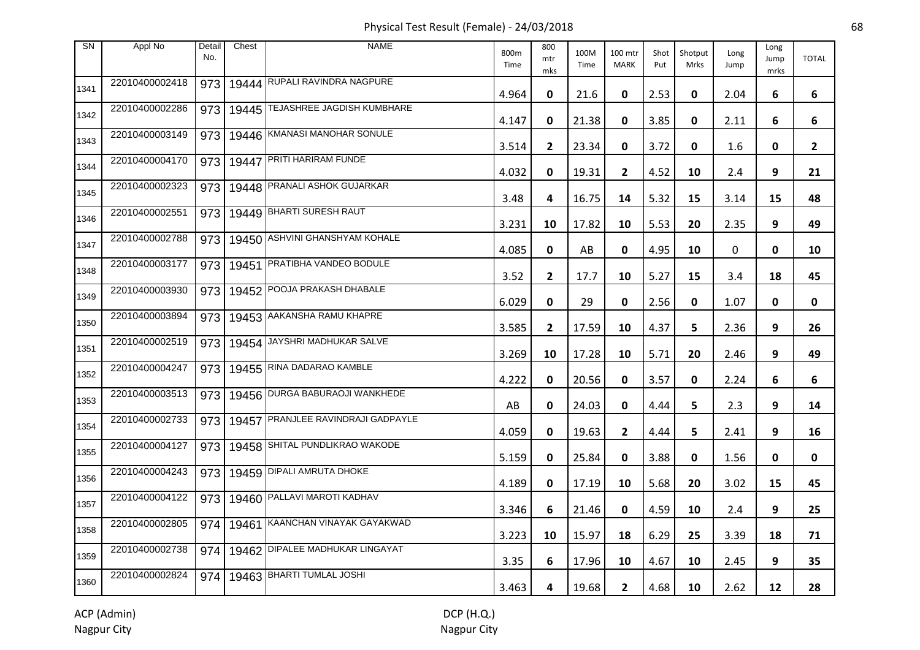# Physical Test Result (Female) - 24/03/2018

| SN | Appl No | Detail No. | Chest | NAME | 800m Time | 800 mtr mks | 100M Time | 100 mtr MARK | Shot Put | Shotput Mrks | Long Jump | Long Jump mrks | TOTAL |
|---|---|---|---|---|---|---|---|---|---|---|---|---|---|
| 1341 | 22010400002418 | 973 | 19444 | RUPALI RAVINDRA NAGPURE | 4.964 | 0 | 21.6 | 0 | 2.53 | 0 | 2.04 | 6 | 6 |
| 1342 | 22010400002286 | 973 | 19445 | TEJASHREE JAGDISH KUMBHARE | 4.147 | 0 | 21.38 | 0 | 3.85 | 0 | 2.11 | 6 | 6 |
| 1343 | 22010400003149 | 973 | 19446 | KMANASI MANOHAR SONULE | 3.514 | 2 | 23.34 | 0 | 3.72 | 0 | 1.6 | 0 | 2 |
| 1344 | 22010400004170 | 973 | 19447 | PRITI HARIRAM FUNDE | 4.032 | 0 | 19.31 | 2 | 4.52 | 10 | 2.4 | 9 | 21 |
| 1345 | 22010400002323 | 973 | 19448 | PRANALI ASHOK GUJARKAR | 3.48 | 4 | 16.75 | 14 | 5.32 | 15 | 3.14 | 15 | 48 |
| 1346 | 22010400002551 | 973 | 19449 | BHARTI SURESH RAUT | 3.231 | 10 | 17.82 | 10 | 5.53 | 20 | 2.35 | 9 | 49 |
| 1347 | 22010400002788 | 973 | 19450 | ASHVINI GHANSHYAM KOHALE | 4.085 | 0 | AB | 0 | 4.95 | 10 | 0 | 0 | 10 |
| 1348 | 22010400003177 | 973 | 19451 | PRATIBHA VANDEO BODULE | 3.52 | 2 | 17.7 | 10 | 5.27 | 15 | 3.4 | 18 | 45 |
| 1349 | 22010400003930 | 973 | 19452 | POOJA PRAKASH DHABALE | 6.029 | 0 | 29 | 0 | 2.56 | 0 | 1.07 | 0 | 0 |
| 1350 | 22010400003894 | 973 | 19453 | AAKANSHA RAMU KHAPRE | 3.585 | 2 | 17.59 | 10 | 4.37 | 5 | 2.36 | 9 | 26 |
| 1351 | 22010400002519 | 973 | 19454 | JAYSHRI MADHUKAR SALVE | 3.269 | 10 | 17.28 | 10 | 5.71 | 20 | 2.46 | 9 | 49 |
| 1352 | 22010400004247 | 973 | 19455 | RINA DADARAO KAMBLE | 4.222 | 0 | 20.56 | 0 | 3.57 | 0 | 2.24 | 6 | 6 |
| 1353 | 22010400003513 | 973 | 19456 | DURGA BABURAOJI WANKHEDE | AB | 0 | 24.03 | 0 | 4.44 | 5 | 2.3 | 9 | 14 |
| 1354 | 22010400002733 | 973 | 19457 | PRANJLEE RAVINDRAJI GADPAYLE | 4.059 | 0 | 19.63 | 2 | 4.44 | 5 | 2.41 | 9 | 16 |
| 1355 | 22010400004127 | 973 | 19458 | SHITAL PUNDLIKRAO WAKODE | 5.159 | 0 | 25.84 | 0 | 3.88 | 0 | 1.56 | 0 | 0 |
| 1356 | 22010400004243 | 973 | 19459 | DIPALI AMRUTA DHOKE | 4.189 | 0 | 17.19 | 10 | 5.68 | 20 | 3.02 | 15 | 45 |
| 1357 | 22010400004122 | 973 | 19460 | PALLAVI MAROTI KADHAV | 3.346 | 6 | 21.46 | 0 | 4.59 | 10 | 2.4 | 9 | 25 |
| 1358 | 22010400002805 | 974 | 19461 | KAANCHAN VINAYAK GAYAKWAD | 3.223 | 10 | 15.97 | 18 | 6.29 | 25 | 3.39 | 18 | 71 |
| 1359 | 22010400002738 | 974 | 19462 | DIPALEE MADHUKAR LINGAYAT | 3.35 | 6 | 17.96 | 10 | 4.67 | 10 | 2.45 | 9 | 35 |
| 1360 | 22010400002824 | 974 | 19463 | BHARTI TUMLAL JOSHI | 3.463 | 4 | 19.68 | 2 | 4.68 | 10 | 2.62 | 12 | 28 |

ACP (Admin)
Nagpur City

DCP (H.Q.)
Nagpur City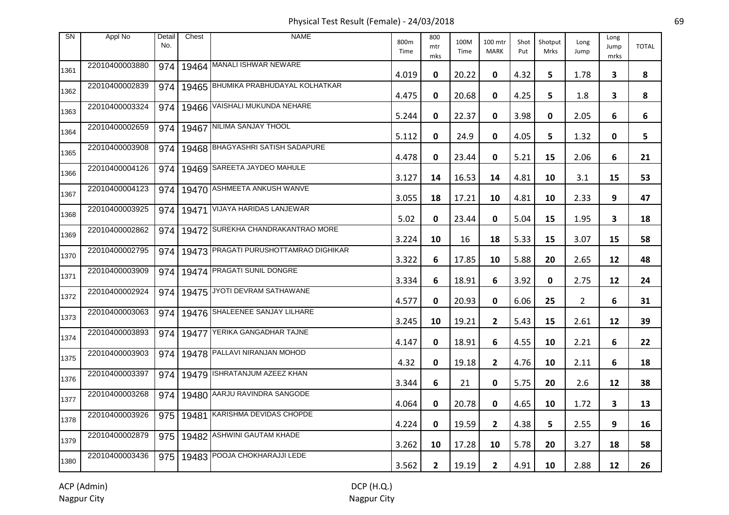# Physical Test Result (Female) - 24/03/2018

| SN | Appl No | Detail No. | Chest | NAME | 800m Time | 800 mtr mks | 100M Time | 100 mtr MARK | Shot Put | Shotput Mrks | Long Jump | Long Jump mrks | TOTAL |
|---|---|---|---|---|---|---|---|---|---|---|---|---|---|
| 1361 | 22010400003880 | 974 | 19464 | MANALI ISHWAR NEWARE | 4.019 | 0 | 20.22 | 0 | 4.32 | 5 | 1.78 | 3 | 8 |
| 1362 | 22010400002839 | 974 | 19465 | BHUMIKA PRABHUDAYAL KOLHATKAR | 4.475 | 0 | 20.68 | 0 | 4.25 | 5 | 1.8 | 3 | 8 |
| 1363 | 22010400003324 | 974 | 19466 | VAISHALI MUKUNDA NEHARE | 5.244 | 0 | 22.37 | 0 | 3.98 | 0 | 2.05 | 6 | 6 |
| 1364 | 22010400002659 | 974 | 19467 | NILIMA SANJAY THOOL | 5.112 | 0 | 24.9 | 0 | 4.05 | 5 | 1.32 | 0 | 5 |
| 1365 | 22010400003908 | 974 | 19468 | BHAGYASHRI SATISH SADAPURE | 4.478 | 0 | 23.44 | 0 | 5.21 | 15 | 2.06 | 6 | 21 |
| 1366 | 22010400004126 | 974 | 19469 | SAREETA JAYDEO MAHULE | 3.127 | 14 | 16.53 | 14 | 4.81 | 10 | 3.1 | 15 | 53 |
| 1367 | 22010400004123 | 974 | 19470 | ASHMEETA ANKUSH WANVE | 3.055 | 18 | 17.21 | 10 | 4.81 | 10 | 2.33 | 9 | 47 |
| 1368 | 22010400003925 | 974 | 19471 | VIJAYA HARIDAS LANJEWAR | 5.02 | 0 | 23.44 | 0 | 5.04 | 15 | 1.95 | 3 | 18 |
| 1369 | 22010400002862 | 974 | 19472 | SUREKHA CHANDRAKANTRAO MORE | 3.224 | 10 | 16 | 18 | 5.33 | 15 | 3.07 | 15 | 58 |
| 1370 | 22010400002795 | 974 | 19473 | PRAGATI PURUSHOTTAMRAO DIGHIKAR | 3.322 | 6 | 17.85 | 10 | 5.88 | 20 | 2.65 | 12 | 48 |
| 1371 | 22010400003909 | 974 | 19474 | PRAGATI SUNIL DONGRE | 3.334 | 6 | 18.91 | 6 | 3.92 | 0 | 2.75 | 12 | 24 |
| 1372 | 22010400002924 | 974 | 19475 | JYOTI DEVRAM SATHAWANE | 4.577 | 0 | 20.93 | 0 | 6.06 | 25 | 2 | 6 | 31 |
| 1373 | 22010400003063 | 974 | 19476 | SHALEENEE SANJAY LILHARE | 3.245 | 10 | 19.21 | 2 | 5.43 | 15 | 2.61 | 12 | 39 |
| 1374 | 22010400003893 | 974 | 19477 | YERIKA GANGADHAR TAJNE | 4.147 | 0 | 18.91 | 6 | 4.55 | 10 | 2.21 | 6 | 22 |
| 1375 | 22010400003903 | 974 | 19478 | PALLAVI NIRANJAN MOHOD | 4.32 | 0 | 19.18 | 2 | 4.76 | 10 | 2.11 | 6 | 18 |
| 1376 | 22010400003397 | 974 | 19479 | ISHRATANJUM AZEEZ KHAN | 3.344 | 6 | 21 | 0 | 5.75 | 20 | 2.6 | 12 | 38 |
| 1377 | 22010400003268 | 974 | 19480 | AARJU RAVINDRA SANGODE | 4.064 | 0 | 20.78 | 0 | 4.65 | 10 | 1.72 | 3 | 13 |
| 1378 | 22010400003926 | 975 | 19481 | KARISHMA DEVIDAS CHOPDE | 4.224 | 0 | 19.59 | 2 | 4.38 | 5 | 2.55 | 9 | 16 |
| 1379 | 22010400002879 | 975 | 19482 | ASHWINI GAUTAM KHADE | 3.262 | 10 | 17.28 | 10 | 5.78 | 20 | 3.27 | 18 | 58 |
| 1380 | 22010400003436 | 975 | 19483 | POOJA CHOKHARAJJI LEDE | 3.562 | 2 | 19.19 | 2 | 4.91 | 10 | 2.88 | 12 | 26 |

ACP (Admin)
Nagpur City

DCP (H.Q.)
Nagpur City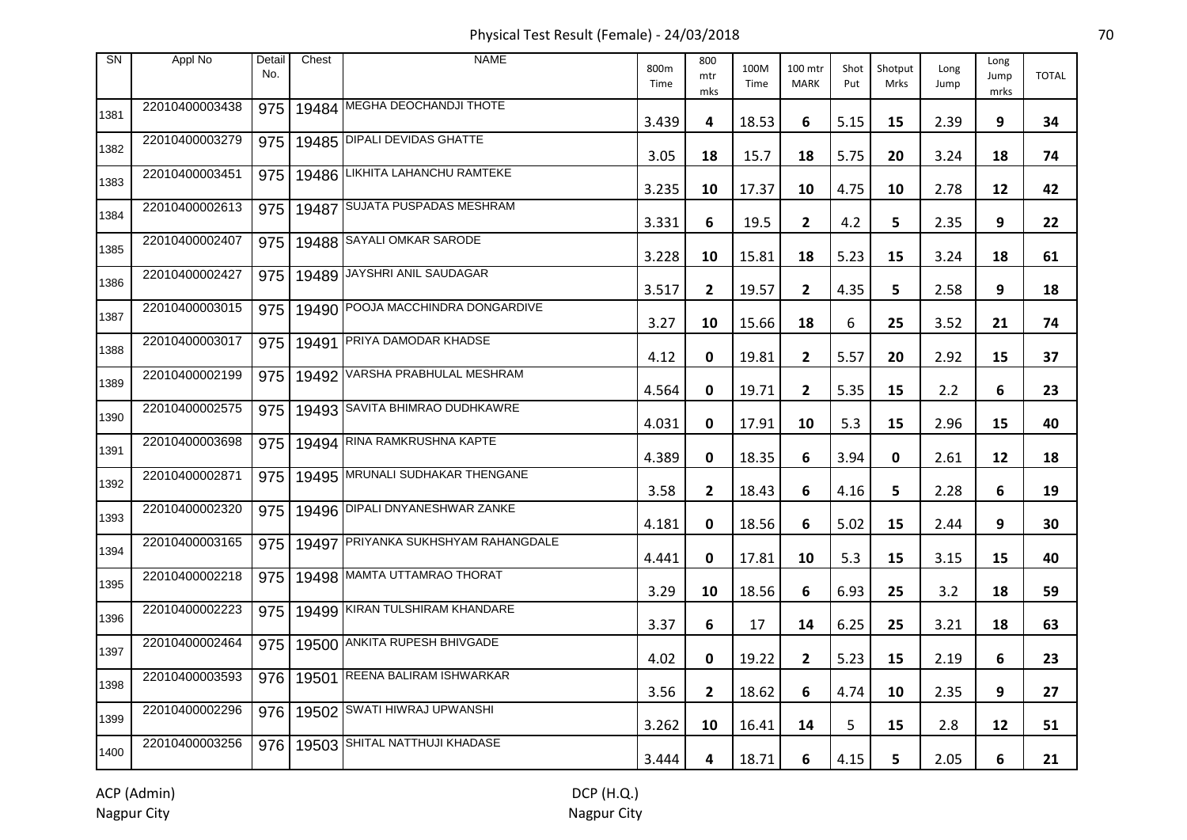Physical Test Result (Female) - 24/03/2018

| SN | Appl No | Detail No. | Chest | NAME | 800m Time | 800 mtr mks | 100M Time | 100 mtr MARK | Shot Put | Shotput Mrks | Long Jump | Long Jump mrks | TOTAL |
|---|---|---|---|---|---|---|---|---|---|---|---|---|---|
| 1381 | 22010400003438 | 975 | 19484 | MEGHA DEOCHANDJI THOTE | 3.439 | 4 | 18.53 | 6 | 5.15 | 15 | 2.39 | 9 | 34 |
| 1382 | 22010400003279 | 975 | 19485 | DIPALI DEVIDAS GHATTE | 3.05 | 18 | 15.7 | 18 | 5.75 | 20 | 3.24 | 18 | 74 |
| 1383 | 22010400003451 | 975 | 19486 | LIKHITA LAHANCHU RAMTEKE | 3.235 | 10 | 17.37 | 10 | 4.75 | 10 | 2.78 | 12 | 42 |
| 1384 | 22010400002613 | 975 | 19487 | SUJATA PUSPADAS MESHRAM | 3.331 | 6 | 19.5 | 2 | 4.2 | 5 | 2.35 | 9 | 22 |
| 1385 | 22010400002407 | 975 | 19488 | SAYALI OMKAR SARODE | 3.228 | 10 | 15.81 | 18 | 5.23 | 15 | 3.24 | 18 | 61 |
| 1386 | 22010400002427 | 975 | 19489 | JAYSHRI ANIL SAUDAGAR | 3.517 | 2 | 19.57 | 2 | 4.35 | 5 | 2.58 | 9 | 18 |
| 1387 | 22010400003015 | 975 | 19490 | POOJA MACCHINDRA DONGARDIVE | 3.27 | 10 | 15.66 | 18 | 6 | 25 | 3.52 | 21 | 74 |
| 1388 | 22010400003017 | 975 | 19491 | PRIYA DAMODAR KHADSE | 4.12 | 0 | 19.81 | 2 | 5.57 | 20 | 2.92 | 15 | 37 |
| 1389 | 22010400002199 | 975 | 19492 | VARSHA PRABHULAL MESHRAM | 4.564 | 0 | 19.71 | 2 | 5.35 | 15 | 2.2 | 6 | 23 |
| 1390 | 22010400002575 | 975 | 19493 | SAVITA BHIMRAO DUDHKAWRE | 4.031 | 0 | 17.91 | 10 | 5.3 | 15 | 2.96 | 15 | 40 |
| 1391 | 22010400003698 | 975 | 19494 | RINA RAMKRUSHNA KAPTE | 4.389 | 0 | 18.35 | 6 | 3.94 | 0 | 2.61 | 12 | 18 |
| 1392 | 22010400002871 | 975 | 19495 | MRUNALI SUDHAKAR THENGANE | 3.58 | 2 | 18.43 | 6 | 4.16 | 5 | 2.28 | 6 | 19 |
| 1393 | 22010400002320 | 975 | 19496 | DIPALI DNYANESHWAR ZANKE | 4.181 | 0 | 18.56 | 6 | 5.02 | 15 | 2.44 | 9 | 30 |
| 1394 | 22010400003165 | 975 | 19497 | PRIYANKA SUKHSHYAM RAHANGDALE | 4.441 | 0 | 17.81 | 10 | 5.3 | 15 | 3.15 | 15 | 40 |
| 1395 | 22010400002218 | 975 | 19498 | MAMTA UTTAMRAO THORAT | 3.29 | 10 | 18.56 | 6 | 6.93 | 25 | 3.2 | 18 | 59 |
| 1396 | 22010400002223 | 975 | 19499 | KIRAN TULSHIRAM KHANDARE | 3.37 | 6 | 17 | 14 | 6.25 | 25 | 3.21 | 18 | 63 |
| 1397 | 22010400002464 | 975 | 19500 | ANKITA RUPESH BHIVGADE | 4.02 | 0 | 19.22 | 2 | 5.23 | 15 | 2.19 | 6 | 23 |
| 1398 | 22010400003593 | 976 | 19501 | REENA BALIRAM ISHWARKAR | 3.56 | 2 | 18.62 | 6 | 4.74 | 10 | 2.35 | 9 | 27 |
| 1399 | 22010400002296 | 976 | 19502 | SWATI HIWRAJ UPWANSHI | 3.262 | 10 | 16.41 | 14 | 5 | 15 | 2.8 | 12 | 51 |
| 1400 | 22010400003256 | 976 | 19503 | SHITAL NATTHUJI KHADASE | 3.444 | 4 | 18.71 | 6 | 4.15 | 5 | 2.05 | 6 | 21 |

ACP (Admin)
Nagpur City

DCP (H.Q.)
Nagpur City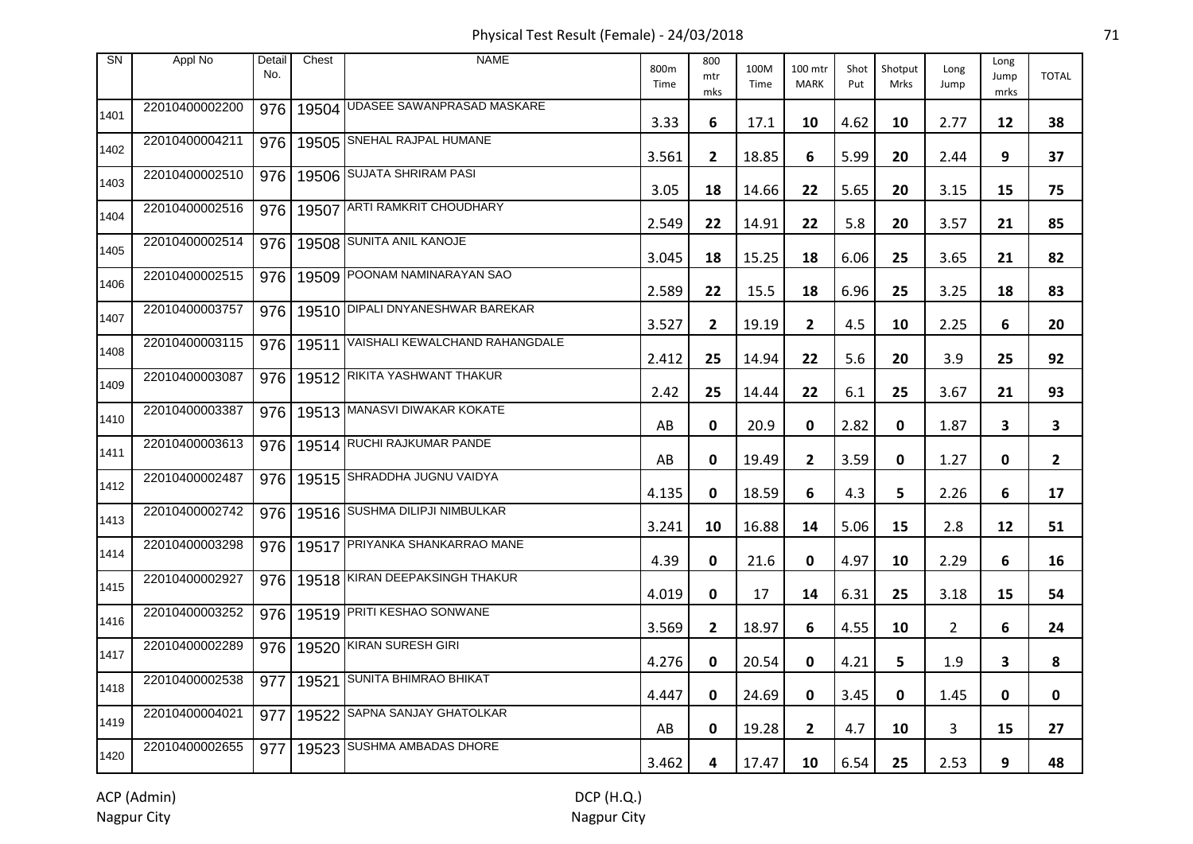# Physical Test Result (Female) - 24/03/2018

| SN | Appl No | Detail No. | Chest | NAME | 800m Time | 800 mtr mks | 100M Time | 100 mtr MARK | Shot Put | Shotput Mrks | Long Jump | Long Jump mrks | TOTAL |
|---|---|---|---|---|---|---|---|---|---|---|---|---|---|
| 1401 | 22010400002200 | 976 | 19504 | UDASEE SAWANPRASAD MASKARE | 3.33 | 6 | 17.1 | 10 | 4.62 | 10 | 2.77 | 12 | 38 |
| 1402 | 22010400004211 | 976 | 19505 | SNEHAL RAJPAL HUMANE | 3.561 | 2 | 18.85 | 6 | 5.99 | 20 | 2.44 | 9 | 37 |
| 1403 | 22010400002510 | 976 | 19506 | SUJATA SHRIRAM PASI | 3.05 | 18 | 14.66 | 22 | 5.65 | 20 | 3.15 | 15 | 75 |
| 1404 | 22010400002516 | 976 | 19507 | ARTI RAMKRIT CHOUDHARY | 2.549 | 22 | 14.91 | 22 | 5.8 | 20 | 3.57 | 21 | 85 |
| 1405 | 22010400002514 | 976 | 19508 | SUNITA ANIL KANOJE | 3.045 | 18 | 15.25 | 18 | 6.06 | 25 | 3.65 | 21 | 82 |
| 1406 | 22010400002515 | 976 | 19509 | POONAM NAMINARAYAN SAO | 2.589 | 22 | 15.5 | 18 | 6.96 | 25 | 3.25 | 18 | 83 |
| 1407 | 22010400003757 | 976 | 19510 | DIPALI DNYANESHWAR BAREKAR | 3.527 | 2 | 19.19 | 2 | 4.5 | 10 | 2.25 | 6 | 20 |
| 1408 | 22010400003115 | 976 | 19511 | VAISHALI KEWALCHAND RAHANGDALE | 2.412 | 25 | 14.94 | 22 | 5.6 | 20 | 3.9 | 25 | 92 |
| 1409 | 22010400003087 | 976 | 19512 | RIKITA YASHWANT THAKUR | 2.42 | 25 | 14.44 | 22 | 6.1 | 25 | 3.67 | 21 | 93 |
| 1410 | 22010400003387 | 976 | 19513 | MANASVI DIWAKAR KOKATE | AB | 0 | 20.9 | 0 | 2.82 | 0 | 1.87 | 3 | 3 |
| 1411 | 22010400003613 | 976 | 19514 | RUCHI RAJKUMAR PANDE | AB | 0 | 19.49 | 2 | 3.59 | 0 | 1.27 | 0 | 2 |
| 1412 | 22010400002487 | 976 | 19515 | SHRADDHA JUGNU VAIDYA | 4.135 | 0 | 18.59 | 6 | 4.3 | 5 | 2.26 | 6 | 17 |
| 1413 | 22010400002742 | 976 | 19516 | SUSHMA DILIPJI NIMBULKAR | 3.241 | 10 | 16.88 | 14 | 5.06 | 15 | 2.8 | 12 | 51 |
| 1414 | 22010400003298 | 976 | 19517 | PRIYANKA SHANKARRAO MANE | 4.39 | 0 | 21.6 | 0 | 4.97 | 10 | 2.29 | 6 | 16 |
| 1415 | 22010400002927 | 976 | 19518 | KIRAN DEEPAKSINGH THAKUR | 4.019 | 0 | 17 | 14 | 6.31 | 25 | 3.18 | 15 | 54 |
| 1416 | 22010400003252 | 976 | 19519 | PRITI KESHAO SONWANE | 3.569 | 2 | 18.97 | 6 | 4.55 | 10 | 2 | 6 | 24 |
| 1417 | 22010400002289 | 976 | 19520 | KIRAN SURESH GIRI | 4.276 | 0 | 20.54 | 0 | 4.21 | 5 | 1.9 | 3 | 8 |
| 1418 | 22010400002538 | 977 | 19521 | SUNITA BHIMRAO BHIKAT | 4.447 | 0 | 24.69 | 0 | 3.45 | 0 | 1.45 | 0 | 0 |
| 1419 | 22010400004021 | 977 | 19522 | SAPNA SANJAY GHATOLKAR | AB | 0 | 19.28 | 2 | 4.7 | 10 | 3 | 15 | 27 |
| 1420 | 22010400002655 | 977 | 19523 | SUSHMA AMBADAS DHORE | 3.462 | 4 | 17.47 | 10 | 6.54 | 25 | 2.53 | 9 | 48 |

ACP (Admin)
Nagpur City

DCP (H.Q.)
Nagpur City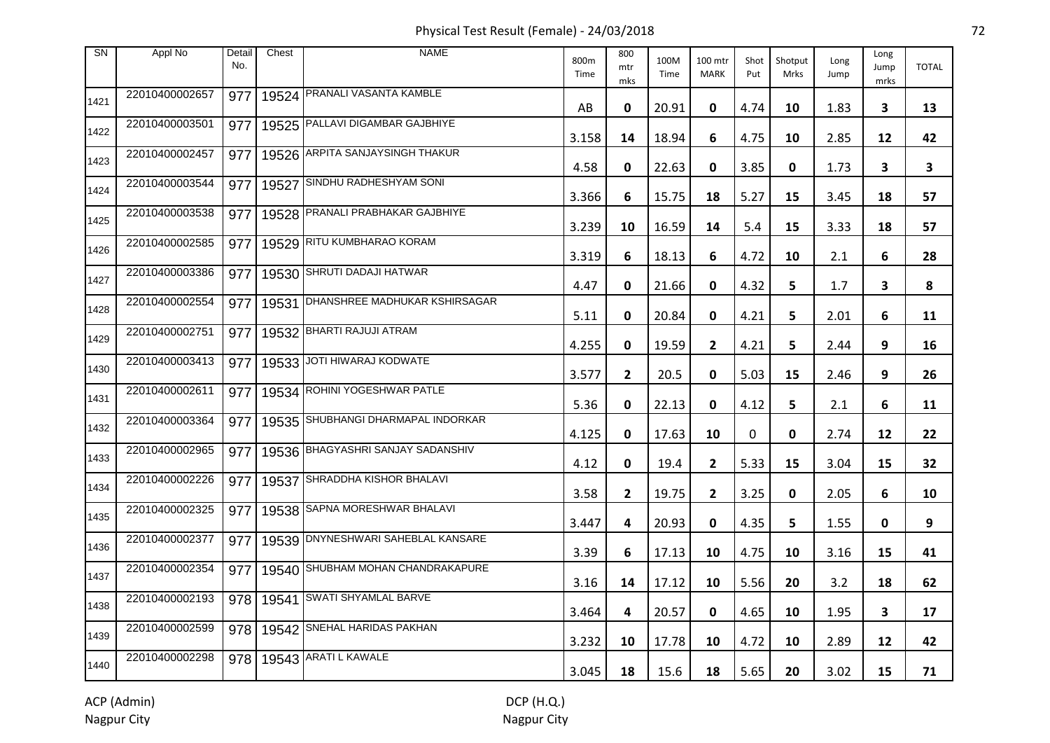# Physical Test Result (Female) - 24/03/2018

| SN | Appl No | Detail No. | Chest | NAME | 800m Time | 800 mtr mks | 100M Time | 100 mtr MARK | Shot Put | Shotput Mrks | Long Jump | Long Jump mrks | TOTAL |
|---|---|---|---|---|---|---|---|---|---|---|---|---|---|
| 1421 | 22010400002657 | 977 | 19524 | PRANALI VASANTA KAMBLE | AB | 0 | 20.91 | 0 | 4.74 | 10 | 1.83 | 3 | 13 |
| 1422 | 22010400003501 | 977 | 19525 | PALLAVI DIGAMBAR GAJBHIYE | 3.158 | 14 | 18.94 | 6 | 4.75 | 10 | 2.85 | 12 | 42 |
| 1423 | 22010400002457 | 977 | 19526 | ARPITA SANJAYSINGH THAKUR | 4.58 | 0 | 22.63 | 0 | 3.85 | 0 | 1.73 | 3 | 3 |
| 1424 | 22010400003544 | 977 | 19527 | SINDHU RADHESHYAM SONI | 3.366 | 6 | 15.75 | 18 | 5.27 | 15 | 3.45 | 18 | 57 |
| 1425 | 22010400003538 | 977 | 19528 | PRANALI PRABHAKAR GAJBHIYE | 3.239 | 10 | 16.59 | 14 | 5.4 | 15 | 3.33 | 18 | 57 |
| 1426 | 22010400002585 | 977 | 19529 | RITU KUMBHARAO KORAM | 3.319 | 6 | 18.13 | 6 | 4.72 | 10 | 2.1 | 6 | 28 |
| 1427 | 22010400003386 | 977 | 19530 | SHRUTI DADAJI HATWAR | 4.47 | 0 | 21.66 | 0 | 4.32 | 5 | 1.7 | 3 | 8 |
| 1428 | 22010400002554 | 977 | 19531 | DHANSHREE MADHUKAR KSHIRSAGAR | 5.11 | 0 | 20.84 | 0 | 4.21 | 5 | 2.01 | 6 | 11 |
| 1429 | 22010400002751 | 977 | 19532 | BHARTI RAJUJI ATRAM | 4.255 | 0 | 19.59 | 2 | 4.21 | 5 | 2.44 | 9 | 16 |
| 1430 | 22010400003413 | 977 | 19533 | JOTI HIWARAJ KODWATE | 3.577 | 2 | 20.5 | 0 | 5.03 | 15 | 2.46 | 9 | 26 |
| 1431 | 22010400002611 | 977 | 19534 | ROHINI YOGESHWAR PATLE | 5.36 | 0 | 22.13 | 0 | 4.12 | 5 | 2.1 | 6 | 11 |
| 1432 | 22010400003364 | 977 | 19535 | SHUBHANGI DHARMAPAL INDORKAR | 4.125 | 0 | 17.63 | 10 | 0 | 0 | 2.74 | 12 | 22 |
| 1433 | 22010400002965 | 977 | 19536 | BHAGYASHRI SANJAY SADANSHIV | 4.12 | 0 | 19.4 | 2 | 5.33 | 15 | 3.04 | 15 | 32 |
| 1434 | 22010400002226 | 977 | 19537 | SHRADDHA KISHOR BHALAVI | 3.58 | 2 | 19.75 | 2 | 3.25 | 0 | 2.05 | 6 | 10 |
| 1435 | 22010400002325 | 977 | 19538 | SAPNA MORESHWAR BHALAVI | 3.447 | 4 | 20.93 | 0 | 4.35 | 5 | 1.55 | 0 | 9 |
| 1436 | 22010400002377 | 977 | 19539 | DNYNESHWARI SAHEBLAL KANSARE | 3.39 | 6 | 17.13 | 10 | 4.75 | 10 | 3.16 | 15 | 41 |
| 1437 | 22010400002354 | 977 | 19540 | SHUBHAM MOHAN CHANDRAKAPURE | 3.16 | 14 | 17.12 | 10 | 5.56 | 20 | 3.2 | 18 | 62 |
| 1438 | 22010400002193 | 978 | 19541 | SWATI SHYAMLAL BARVE | 3.464 | 4 | 20.57 | 0 | 4.65 | 10 | 1.95 | 3 | 17 |
| 1439 | 22010400002599 | 978 | 19542 | SNEHAL HARIDAS PAKHAN | 3.232 | 10 | 17.78 | 10 | 4.72 | 10 | 2.89 | 12 | 42 |
| 1440 | 22010400002298 | 978 | 19543 | ARATI L KAWALE | 3.045 | 18 | 15.6 | 18 | 5.65 | 20 | 3.02 | 15 | 71 |

ACP (Admin)
Nagpur City

DCP (H.Q.)
Nagpur City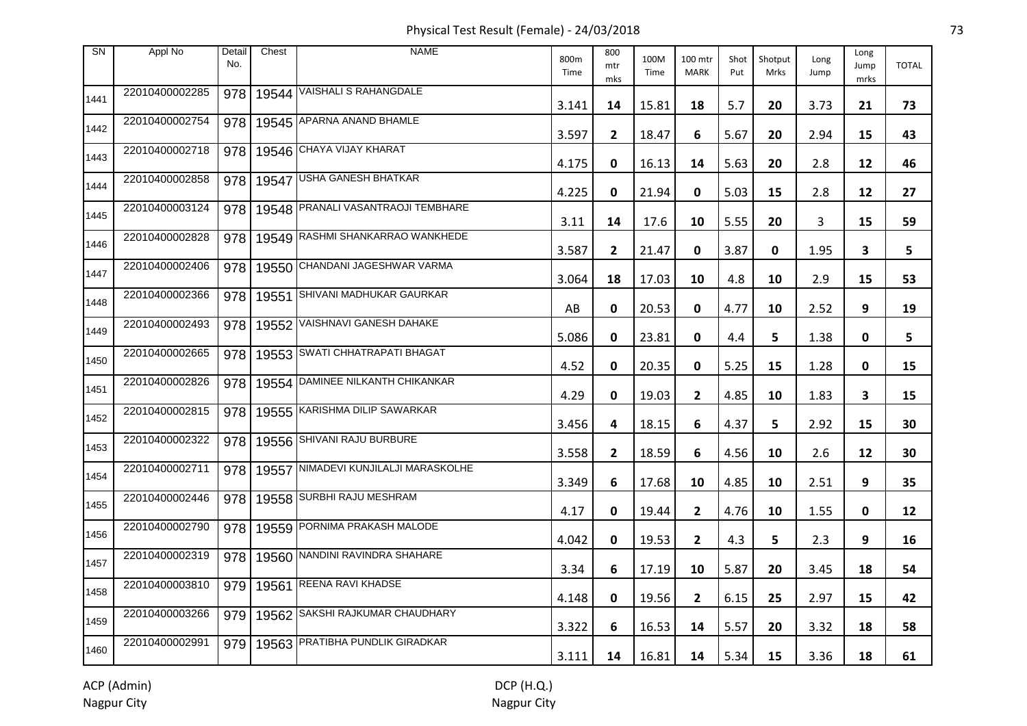Physical Test Result (Female) - 24/03/2018

| SN | Appl No | Detail No. | Chest | NAME | 800m Time | 800 mtr mks | 100M Time | 100 mtr MARK | Shot Put | Shotput Mrks | Long Jump | Long Jump mrks | TOTAL |
|---|---|---|---|---|---|---|---|---|---|---|---|---|---|
| 1441 | 22010400002285 | 978 | 19544 | VAISHALI S RAHANGDALE | 3.141 | 14 | 15.81 | 18 | 5.7 | 20 | 3.73 | 21 | 73 |
| 1442 | 22010400002754 | 978 | 19545 | APARNA ANAND BHAMLE | 3.597 | 2 | 18.47 | 6 | 5.67 | 20 | 2.94 | 15 | 43 |
| 1443 | 22010400002718 | 978 | 19546 | CHAYA VIJAY KHARAT | 4.175 | 0 | 16.13 | 14 | 5.63 | 20 | 2.8 | 12 | 46 |
| 1444 | 22010400002858 | 978 | 19547 | USHA GANESH BHATKAR | 4.225 | 0 | 21.94 | 0 | 5.03 | 15 | 2.8 | 12 | 27 |
| 1445 | 22010400003124 | 978 | 19548 | PRANALI VASANTRAOJI TEMBHARE | 3.11 | 14 | 17.6 | 10 | 5.55 | 20 | 3 | 15 | 59 |
| 1446 | 22010400002828 | 978 | 19549 | RASHMI SHANKARRAO WANKHEDE | 3.587 | 2 | 21.47 | 0 | 3.87 | 0 | 1.95 | 3 | 5 |
| 1447 | 22010400002406 | 978 | 19550 | CHANDANI JAGESHWAR VARMA | 3.064 | 18 | 17.03 | 10 | 4.8 | 10 | 2.9 | 15 | 53 |
| 1448 | 22010400002366 | 978 | 19551 | SHIVANI MADHUKAR GAURKAR | AB | 0 | 20.53 | 0 | 4.77 | 10 | 2.52 | 9 | 19 |
| 1449 | 22010400002493 | 978 | 19552 | VAISHNAVI GANESH DAHAKE | 5.086 | 0 | 23.81 | 0 | 4.4 | 5 | 1.38 | 0 | 5 |
| 1450 | 22010400002665 | 978 | 19553 | SWATI CHHATRAPATI BHAGAT | 4.52 | 0 | 20.35 | 0 | 5.25 | 15 | 1.28 | 0 | 15 |
| 1451 | 22010400002826 | 978 | 19554 | DAMINEE NILKANTH CHIKANKAR | 4.29 | 0 | 19.03 | 2 | 4.85 | 10 | 1.83 | 3 | 15 |
| 1452 | 22010400002815 | 978 | 19555 | KARISHMA DILIP SAWARKAR | 3.456 | 4 | 18.15 | 6 | 4.37 | 5 | 2.92 | 15 | 30 |
| 1453 | 22010400002322 | 978 | 19556 | SHIVANI RAJU BURBURE | 3.558 | 2 | 18.59 | 6 | 4.56 | 10 | 2.6 | 12 | 30 |
| 1454 | 22010400002711 | 978 | 19557 | NIMADEVI KUNJILALJI MARASKOLHE | 3.349 | 6 | 17.68 | 10 | 4.85 | 10 | 2.51 | 9 | 35 |
| 1455 | 22010400002446 | 978 | 19558 | SURBHI RAJU MESHRAM | 4.17 | 0 | 19.44 | 2 | 4.76 | 10 | 1.55 | 0 | 12 |
| 1456 | 22010400002790 | 978 | 19559 | PORNIMA PRAKASH MALODE | 4.042 | 0 | 19.53 | 2 | 4.3 | 5 | 2.3 | 9 | 16 |
| 1457 | 22010400002319 | 978 | 19560 | NANDINI RAVINDRA SHAHARE | 3.34 | 6 | 17.19 | 10 | 5.87 | 20 | 3.45 | 18 | 54 |
| 1458 | 22010400003810 | 979 | 19561 | REENA RAVI KHADSE | 4.148 | 0 | 19.56 | 2 | 6.15 | 25 | 2.97 | 15 | 42 |
| 1459 | 22010400003266 | 979 | 19562 | SAKSHI RAJKUMAR CHAUDHARY | 3.322 | 6 | 16.53 | 14 | 5.57 | 20 | 3.32 | 18 | 58 |
| 1460 | 22010400002991 | 979 | 19563 | PRATIBHA PUNDLIK GIRADKAR | 3.111 | 14 | 16.81 | 14 | 5.34 | 15 | 3.36 | 18 | 61 |

ACP (Admin)
Nagpur City

DCP (H.Q.)
Nagpur City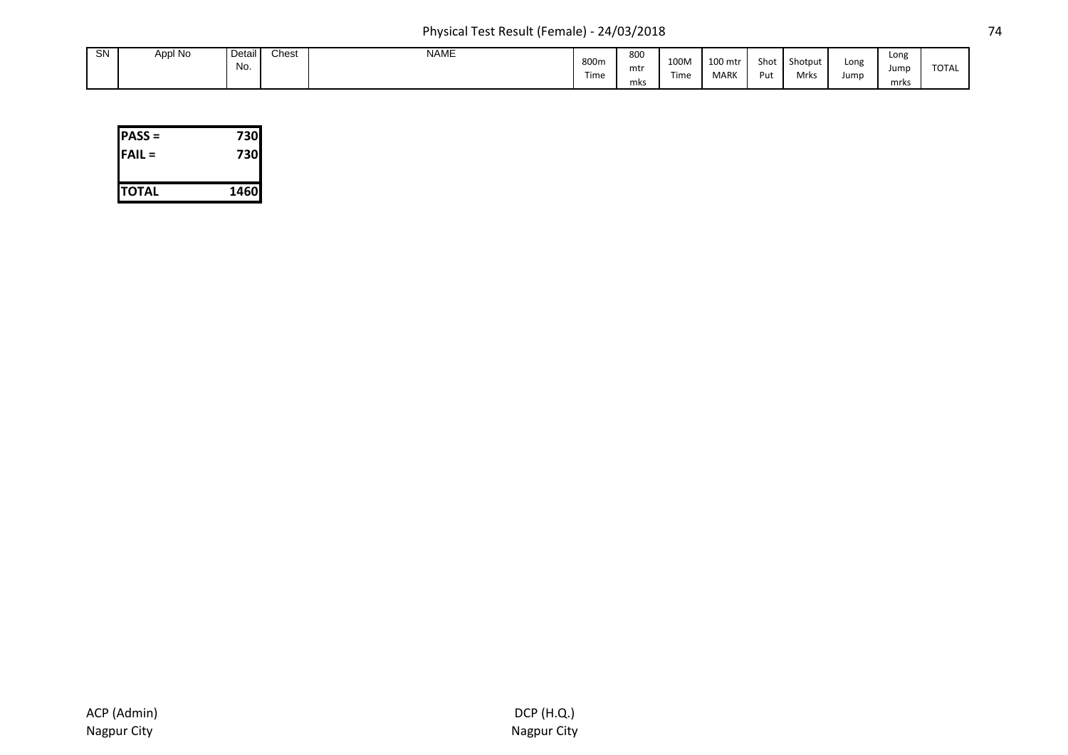# Physical Test Result (Female) - 24/03/2018

| SN | Appl No | Detail No. | Chest | NAME | 800m Time | 800 mtr mks | 100M Time | 100 mtr MARK | Shot Put | Shotput Mrks | Long Jump | Long Jump mrks | TOTAL |
|---|---|---|---|---|---|---|---|---|---|---|---|---|---|

| | |
|---|---|
| **PASS =** | **730** |
| **FAIL =** | **730** |
| | |
| **TOTAL** | **1460** |

ACP (Admin)
Nagpur City

DCP (H.Q.)
Nagpur City